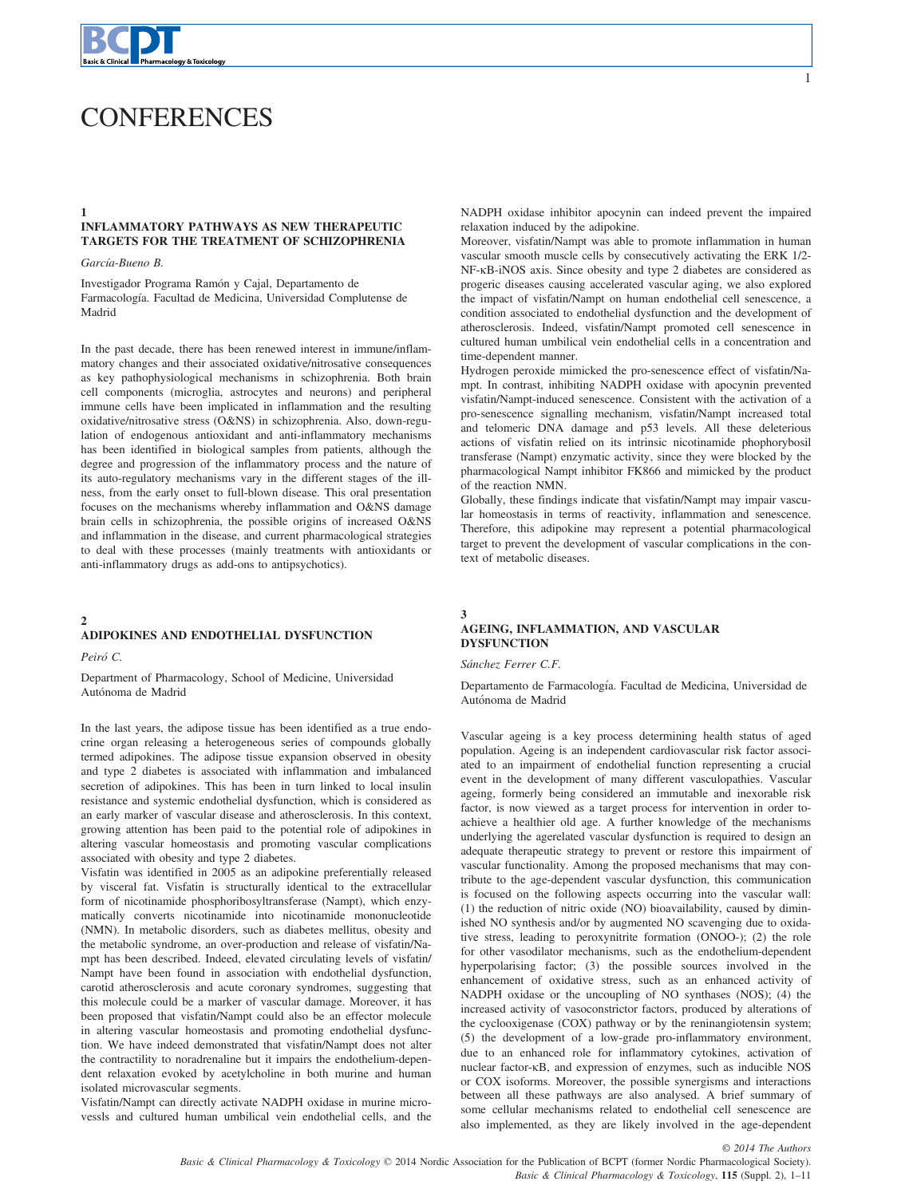# CONFERENCES

## 1

### INFLAMMATORY PATHWAYS AS NEW THERAPEUTIC TARGETS FOR THE TREATMENT OF SCHIZOPHRENIA

*García-Bueno B.*

Investigador Programa Ramón y Cajal, Departamento de Farmacología. Facultad de Medicina, Universidad Complutense de Madrid

In the past decade, there has been renewed interest in immune/inflammatory changes and their associated oxidative/nitrosative consequences as key pathophysiological mechanisms in schizophrenia. Both brain cell components (microglia, astrocytes and neurons) and peripheral immune cells have been implicated in inflammation and the resulting oxidative/nitrosative stress (O&NS) in schizophrenia. Also, down-regulation of endogenous antioxidant and anti-inflammatory mechanisms has been identified in biological samples from patients, although the degree and progression of the inflammatory process and the nature of its auto-regulatory mechanisms vary in the different stages of the illness, from the early onset to full-blown disease. This oral presentation focuses on the mechanisms whereby inflammation and O&NS damage brain cells in schizophrenia, the possible origins of increased O&NS and inflammation in the disease, and current pharmacological strategies to deal with these processes (mainly treatments with antioxidants or anti-inflammatory drugs as add-ons to antipsychotics).

## 2

### ADIPOKINES AND ENDOTHELIAL DYSFUNCTION

*Peiró C.*

Department of Pharmacology, School of Medicine, Universidad Autónoma de Madrid

In the last years, the adipose tissue has been identified as a true endocrine organ releasing a heterogeneous series of compounds globally termed adipokines. The adipose tissue expansion observed in obesity and type 2 diabetes is associated with inflammation and imbalanced secretion of adipokines. This has been in turn linked to local insulin resistance and systemic endothelial dysfunction, which is considered as an early marker of vascular disease and atherosclerosis. In this context, growing attention has been paid to the potential role of adipokines in altering vascular homeostasis and promoting vascular complications associated with obesity and type 2 diabetes.

Visfatin was identified in 2005 as an adipokine preferentially released by visceral fat. Visfatin is structurally identical to the extracellular form of nicotinamide phosphoribosyltransferase (Nampt), which enzymatically converts nicotinamide into nicotinamide mononucleotide (NMN). In metabolic disorders, such as diabetes mellitus, obesity and the metabolic syndrome, an over-production and release of visfatin/Nampt has been described. Indeed, elevated circulating levels of visfatin/Nampt have been found in association with endothelial dysfunction, carotid atherosclerosis and acute coronary syndromes, suggesting that this molecule could be a marker of vascular damage. Moreover, it has been proposed that visfatin/Nampt could also be an effector molecule in altering vascular homeostasis and promoting endothelial dysfunction. We have indeed demonstrated that visfatin/Nampt does not alter the contractility to noradrenaline but it impairs the endothelium-dependent relaxation evoked by acetylcholine in both murine and human isolated microvascular segments.

Visfatin/Nampt can directly activate NADPH oxidase in murine microvessls and cultured human umbilical vein endothelial cells, and the NADPH oxidase inhibitor apocynin can indeed prevent the impaired relaxation induced by the adipokine.

Moreover, visfatin/Nampt was able to promote inflammation in human vascular smooth muscle cells by consecutively activating the ERK 1/2-NF-κB-iNOS axis. Since obesity and type 2 diabetes are considered as progeric diseases causing accelerated vascular aging, we also explored the impact of visfatin/Nampt on human endothelial cell senescence, a condition associated to endothelial dysfunction and the development of atherosclerosis. Indeed, visfatin/Nampt promoted cell senescence in cultured human umbilical vein endothelial cells in a concentration and time-dependent manner.

Hydrogen peroxide mimicked the pro-senescence effect of visfatin/Nampt. In contrast, inhibiting NADPH oxidase with apocynin prevented visfatin/Nampt-induced senescence. Consistent with the activation of a pro-senescence signalling mechanism, visfatin/Nampt increased total and telomeric DNA damage and p53 levels. All these deleterious actions of visfatin relied on its intrinsic nicotinamide phophorybosil transferase (Nampt) enzymatic activity, since they were blocked by the pharmacological Nampt inhibitor FK866 and mimicked by the product of the reaction NMN.

Globally, these findings indicate that visfatin/Nampt may impair vascular homeostasis in terms of reactivity, inflammation and senescence. Therefore, this adipokine may represent a potential pharmacological target to prevent the development of vascular complications in the context of metabolic diseases.

## 3

### AGEING, INFLAMMATION, AND VASCULAR DYSFUNCTION

*Sánchez Ferrer C.F.*

Departamento de Farmacología. Facultad de Medicina, Universidad de Autónoma de Madrid

Vascular ageing is a key process determining health status of aged population. Ageing is an independent cardiovascular risk factor associated to an impairment of endothelial function representing a crucial event in the development of many different vasculopathies. Vascular ageing, formerly being considered an immutable and inexorable risk factor, is now viewed as a target process for intervention in order to achieve a healthier old age. A further knowledge of the mechanisms underlying the agerelated vascular dysfunction is required to design an adequate therapeutic strategy to prevent or restore this impairment of vascular functionality. Among the proposed mechanisms that may contribute to the age-dependent vascular dysfunction, this communication is focused on the following aspects occurring into the vascular wall: (1) the reduction of nitric oxide (NO) bioavailability, caused by diminished NO synthesis and/or by augmented NO scavenging due to oxidative stress, leading to peroxynitrite formation (ONOO-); (2) the role for other vasodilator mechanisms, such as the endothelium-dependent hyperpolarising factor; (3) the possible sources involved in the enhancement of oxidative stress, such as an enhanced activity of NADPH oxidase or the uncoupling of NO synthases (NOS); (4) the increased activity of vasoconstrictor factors, produced by alterations of the cyclooxigenase (COX) pathway or by the reninangiotensin system; (5) the development of a low-grade pro-inflammatory environment, due to an enhanced role for inflammatory cytokines, activation of nuclear factor-κB, and expression of enzymes, such as inducible NOS or COX isoforms. Moreover, the possible synergisms and interactions between all these pathways are also analysed. A brief summary of some cellular mechanisms related to endothelial cell senescence are also implemented, as they are likely involved in the age-dependent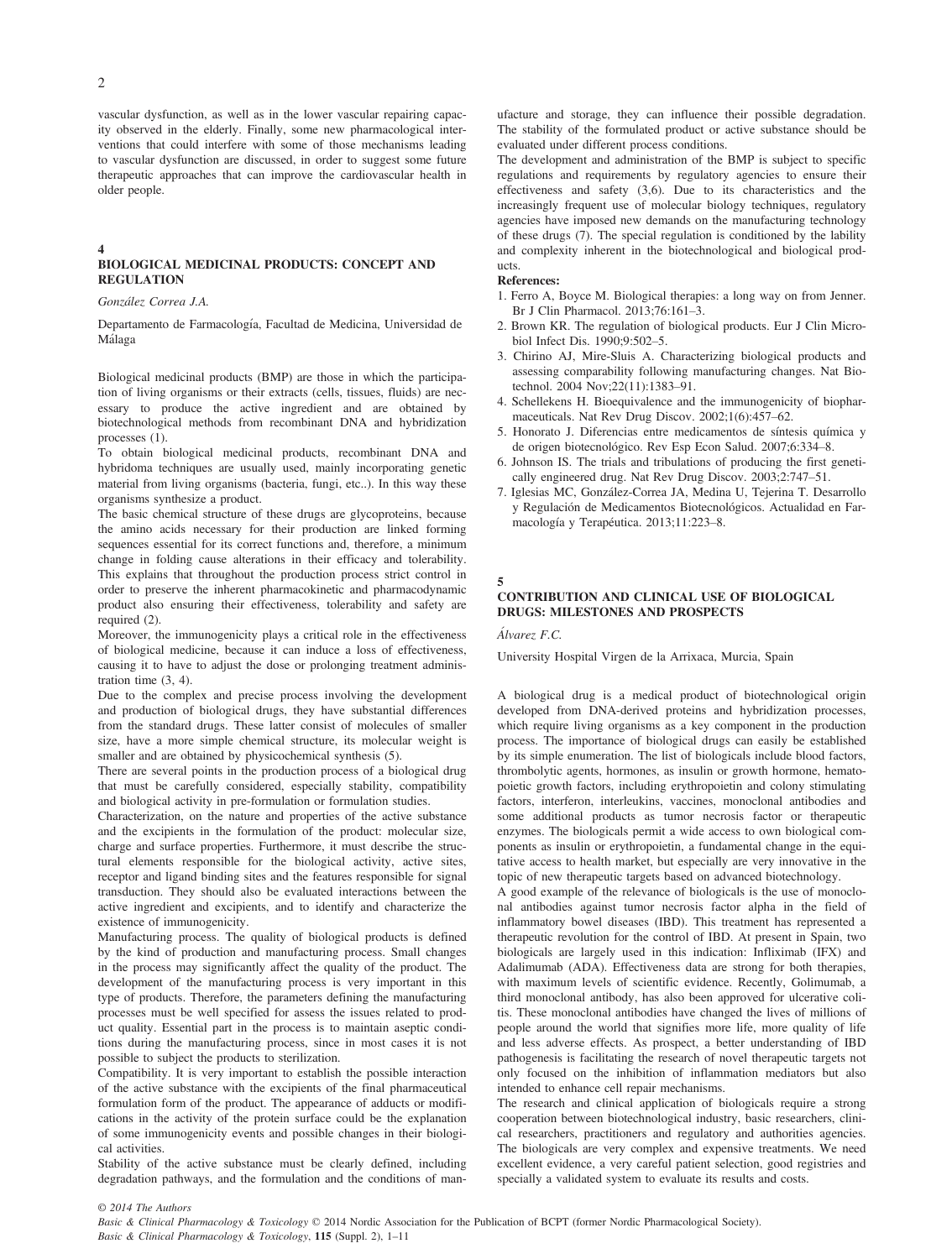vascular dysfunction, as well as in the lower vascular repairing capacity observed in the elderly. Finally, some new pharmacological interventions that could interfere with some of those mechanisms leading to vascular dysfunction are discussed, in order to suggest some future therapeutic approaches that can improve the cardiovascular health in older people.

## 4
## BIOLOGICAL MEDICINAL PRODUCTS: CONCEPT AND REGULATION

*González Correa J.A.*

Departamento de Farmacología, Facultad de Medicina, Universidad de Málaga

Biological medicinal products (BMP) are those in which the participation of living organisms or their extracts (cells, tissues, fluids) are necessary to produce the active ingredient and are obtained by biotechnological methods from recombinant DNA and hybridization processes (1).

To obtain biological medicinal products, recombinant DNA and hybridoma techniques are usually used, mainly incorporating genetic material from living organisms (bacteria, fungi, etc..). In this way these organisms synthesize a product.

The basic chemical structure of these drugs are glycoproteins, because the amino acids necessary for their production are linked forming sequences essential for its correct functions and, therefore, a minimum change in folding cause alterations in their efficacy and tolerability. This explains that throughout the production process strict control in order to preserve the inherent pharmacokinetic and pharmacodynamic product also ensuring their effectiveness, tolerability and safety are required (2).

Moreover, the immunogenicity plays a critical role in the effectiveness of biological medicine, because it can induce a loss of effectiveness, causing it to have to adjust the dose or prolonging treatment administration time (3, 4).

Due to the complex and precise process involving the development and production of biological drugs, they have substantial differences from the standard drugs. These latter consist of molecules of smaller size, have a more simple chemical structure, its molecular weight is smaller and are obtained by physicochemical synthesis (5).

There are several points in the production process of a biological drug that must be carefully considered, especially stability, compatibility and biological activity in pre-formulation or formulation studies.

Characterization, on the nature and properties of the active substance and the excipients in the formulation of the product: molecular size, charge and surface properties. Furthermore, it must describe the structural elements responsible for the biological activity, active sites, receptor and ligand binding sites and the features responsible for signal transduction. They should also be evaluated interactions between the active ingredient and excipients, and to identify and characterize the existence of immunogenicity.

Manufacturing process. The quality of biological products is defined by the kind of production and manufacturing process. Small changes in the process may significantly affect the quality of the product. The development of the manufacturing process is very important in this type of products. Therefore, the parameters defining the manufacturing processes must be well specified for assess the issues related to product quality. Essential part in the process is to maintain aseptic conditions during the manufacturing process, since in most cases it is not possible to subject the products to sterilization.

Compatibility. It is very important to establish the possible interaction of the active substance with the excipients of the final pharmaceutical formulation form of the product. The appearance of adducts or modifications in the activity of the protein surface could be the explanation of some immunogenicity events and possible changes in their biological activities.

Stability of the active substance must be clearly defined, including degradation pathways, and the formulation and the conditions of manufacture and storage, they can influence their possible degradation. The stability of the formulated product or active substance should be evaluated under different process conditions.

The development and administration of the BMP is subject to specific regulations and requirements by regulatory agencies to ensure their effectiveness and safety (3,6). Due to its characteristics and the increasingly frequent use of molecular biology techniques, regulatory agencies have imposed new demands on the manufacturing technology of these drugs (7). The special regulation is conditioned by the lability and complexity inherent in the biotechnological and biological products.

**References:**

1. Ferro A, Boyce M. Biological therapies: a long way on from Jenner. Br J Clin Pharmacol. 2013;76:161–3.
2. Brown KR. The regulation of biological products. Eur J Clin Microbiol Infect Dis. 1990;9:502–5.
3. Chirino AJ, Mire-Sluis A. Characterizing biological products and assessing comparability following manufacturing changes. Nat Biotechnol. 2004 Nov;22(11):1383–91.
4. Schellekens H. Bioequivalence and the immunogenicity of biopharmaceuticals. Nat Rev Drug Discov. 2002;1(6):457–62.
5. Honorato J. Diferencias entre medicamentos de síntesis química y de origen biotecnológico. Rev Esp Econ Salud. 2007;6:334–8.
6. Johnson IS. The trials and tribulations of producing the first genetically engineered drug. Nat Rev Drug Discov. 2003;2:747–51.
7. Iglesias MC, González-Correa JA, Medina U, Tejerina T. Desarrollo y Regulación de Medicamentos Biotecnológicos. Actualidad en Farmacología y Terapéutica. 2013;11:223–8.

## 5
## CONTRIBUTION AND CLINICAL USE OF BIOLOGICAL DRUGS: MILESTONES AND PROSPECTS

*Álvarez F.C.*

University Hospital Virgen de la Arrixaca, Murcia, Spain

A biological drug is a medical product of biotechnological origin developed from DNA-derived proteins and hybridization processes, which require living organisms as a key component in the production process. The importance of biological drugs can easily be established by its simple enumeration. The list of biologicals include blood factors, thrombolytic agents, hormones, as insulin or growth hormone, hematopoietic growth factors, including erythropoietin and colony stimulating factors, interferon, interleukins, vaccines, monoclonal antibodies and some additional products as tumor necrosis factor or therapeutic enzymes. The biologicals permit a wide access to own biological components as insulin or erythropoietin, a fundamental change in the equitative access to health market, but especially are very innovative in the topic of new therapeutic targets based on advanced biotechnology.

A good example of the relevance of biologicals is the use of monoclonal antibodies against tumor necrosis factor alpha in the field of inflammatory bowel diseases (IBD). This treatment has represented a therapeutic revolution for the control of IBD. At present in Spain, two biologicals are largely used in this indication: Infliximab (IFX) and Adalimumab (ADA). Effectiveness data are strong for both therapies, with maximum levels of scientific evidence. Recently, Golimumab, a third monoclonal antibody, has also been approved for ulcerative colitis. These monoclonal antibodies have changed the lives of millions of people around the world that signifies more life, more quality of life and less adverse effects. As prospect, a better understanding of IBD pathogenesis is facilitating the research of novel therapeutic targets not only focused on the inhibition of inflammation mediators but also intended to enhance cell repair mechanisms.

The research and clinical application of biologicals require a strong cooperation between biotechnological industry, basic researchers, clinical researchers, practitioners and regulatory and authorities agencies. The biologicals are very complex and expensive treatments. We need excellent evidence, a very careful patient selection, good registries and specially a validated system to evaluate its results and costs.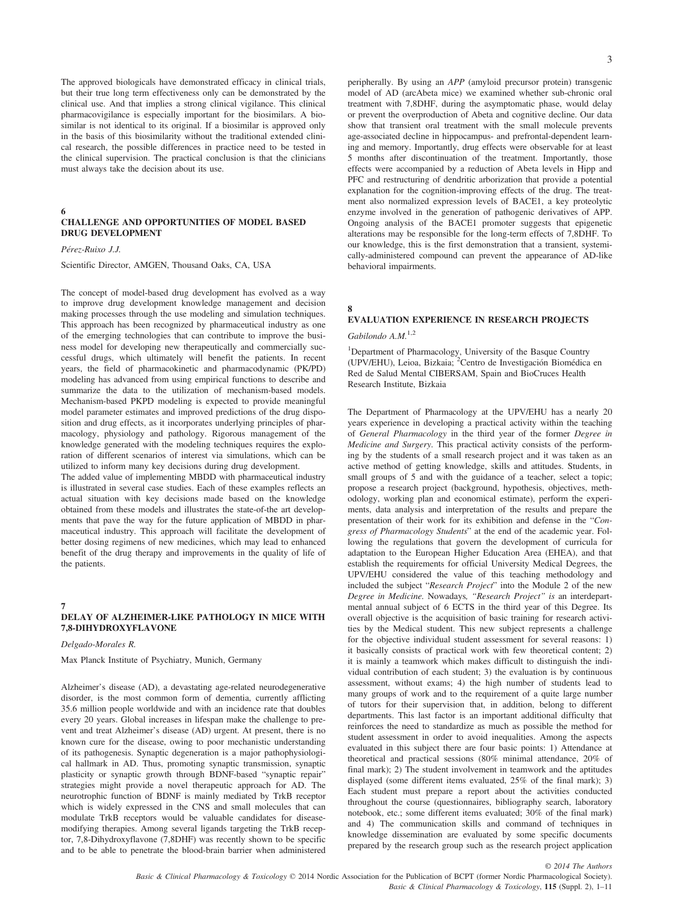The approved biologicals have demonstrated efficacy in clinical trials, but their true long term effectiveness only can be demonstrated by the clinical use. And that implies a strong clinical vigilance. This clinical pharmacovigilance is especially important for the biosimilars. A biosimilar is not identical to its original. If a biosimilar is approved only in the basis of this biosimilarity without the traditional extended clinical research, the possible differences in practice need to be tested in the clinical supervision. The practical conclusion is that the clinicians must always take the decision about its use.

## 6
## CHALLENGE AND OPPORTUNITIES OF MODEL BASED DRUG DEVELOPMENT

*Pérez-Ruixo J.J.*

Scientific Director, AMGEN, Thousand Oaks, CA, USA

The concept of model-based drug development has evolved as a way to improve drug development knowledge management and decision making processes through the use modeling and simulation techniques. This approach has been recognized by pharmaceutical industry as one of the emerging technologies that can contribute to improve the business model for developing new therapeutically and commercially successful drugs, which ultimately will benefit the patients. In recent years, the field of pharmacokinetic and pharmacodynamic (PK/PD) modeling has advanced from using empirical functions to describe and summarize the data to the utilization of mechanism-based models. Mechanism-based PKPD modeling is expected to provide meaningful model parameter estimates and improved predictions of the drug disposition and drug effects, as it incorporates underlying principles of pharmacology, physiology and pathology. Rigorous management of the knowledge generated with the modeling techniques requires the exploration of different scenarios of interest via simulations, which can be utilized to inform many key decisions during drug development.

The added value of implementing MBDD with pharmaceutical industry is illustrated in several case studies. Each of these examples reflects an actual situation with key decisions made based on the knowledge obtained from these models and illustrates the state-of-the art developments that pave the way for the future application of MBDD in pharmaceutical industry. This approach will facilitate the development of better dosing regimens of new medicines, which may lead to enhanced benefit of the drug therapy and improvements in the quality of life of the patients.

## 7
## DELAY OF ALZHEIMER-LIKE PATHOLOGY IN MICE WITH 7,8-DIHYDROXYFLAVONE

*Delgado-Morales R.*

Max Planck Institute of Psychiatry, Munich, Germany

Alzheimer's disease (AD), a devastating age-related neurodegenerative disorder, is the most common form of dementia, currently afflicting 35.6 million people worldwide and with an incidence rate that doubles every 20 years. Global increases in lifespan make the challenge to prevent and treat Alzheimer's disease (AD) urgent. At present, there is no known cure for the disease, owing to poor mechanistic understanding of its pathogenesis. Synaptic degeneration is a major pathophysiological hallmark in AD. Thus, promoting synaptic transmission, synaptic plasticity or synaptic growth through BDNF-based "synaptic repair" strategies might provide a novel therapeutic approach for AD. The neurotrophic function of BDNF is mainly mediated by TrkB receptor which is widely expressed in the CNS and small molecules that can modulate TrkB receptors would be valuable candidates for disease-modifying therapies. Among several ligands targeting the TrkB receptor, 7,8-Dihydroxyflavone (7,8DHF) was recently shown to be specific and to be able to penetrate the blood-brain barrier when administered peripherally. By using an *APP* (amyloid precursor protein) transgenic model of AD (arcAbeta mice) we examined whether sub-chronic oral treatment with 7,8DHF, during the asymptomatic phase, would delay or prevent the overproduction of Abeta and cognitive decline. Our data show that transient oral treatment with the small molecule prevents age-associated decline in hippocampus- and prefrontal-dependent learning and memory. Importantly, drug effects were observable for at least 5 months after discontinuation of the treatment. Importantly, those effects were accompanied by a reduction of Abeta levels in Hipp and PFC and restructuring of dendritic arborization that provide a potential explanation for the cognition-improving effects of the drug. The treatment also normalized expression levels of BACE1, a key proteolytic enzyme involved in the generation of pathogenic derivatives of APP. Ongoing analysis of the BACE1 promoter suggests that epigenetic alterations may be responsible for the long-term effects of 7,8DHF. To our knowledge, this is the first demonstration that a transient, systemically-administered compound can prevent the appearance of AD-like behavioral impairments.

## 8
## EVALUATION EXPERIENCE IN RESEARCH PROJECTS

*Gabilondo A.M.*[1,2]

[1]Department of Pharmacology, University of the Basque Country (UPV/EHU), Leioa, Bizkaia; [2]Centro de Investigación Biomédica en Red de Salud Mental CIBERSAM, Spain and BioCruces Health Research Institute, Bizkaia

The Department of Pharmacology at the UPV/EHU has a nearly 20 years experience in developing a practical activity within the teaching of *General Pharmacology* in the third year of the former *Degree in Medicine and Surgery*. This practical activity consists of the performing by the students of a small research project and it was taken as an active method of getting knowledge, skills and attitudes. Students, in small groups of 5 and with the guidance of a teacher, select a topic; propose a research project (background, hypothesis, objectives, methodology, working plan and economical estimate), perform the experiments, data analysis and interpretation of the results and prepare the presentation of their work for its exhibition and defense in the "*Congress of Pharmacology Students*" at the end of the academic year. Following the regulations that govern the development of curricula for adaptation to the European Higher Education Area (EHEA), and that establish the requirements for official University Medical Degrees, the UPV/EHU considered the value of this teaching methodology and included the subject "*Research Project*" into the Module 2 of the new *Degree in Medicine*. Nowadays*, "Research Project" is* an interdepartmental annual subject of 6 ECTS in the third year of this Degree. Its overall objective is the acquisition of basic training for research activities by the Medical student. This new subject represents a challenge for the objective individual student assessment for several reasons: 1) it basically consists of practical work with few theoretical content; 2) it is mainly a teamwork which makes difficult to distinguish the individual contribution of each student; 3) the evaluation is by continuous assessment, without exams; 4) the high number of students lead to many groups of work and to the requirement of a quite large number of tutors for their supervision that, in addition, belong to different departments. This last factor is an important additional difficulty that reinforces the need to standardize as much as possible the method for student assessment in order to avoid inequalities. Among the aspects evaluated in this subject there are four basic points: 1) Attendance at theoretical and practical sessions (80% minimal attendance, 20% of final mark); 2) The student involvement in teamwork and the aptitudes displayed (some different items evaluated, 25% of the final mark); 3) Each student must prepare a report about the activities conducted throughout the course (questionnaires, bibliography search, laboratory notebook, etc.; some different items evaluated; 30% of the final mark) and 4) The communication skills and command of techniques in knowledge dissemination are evaluated by some specific documents prepared by the research group such as the research project application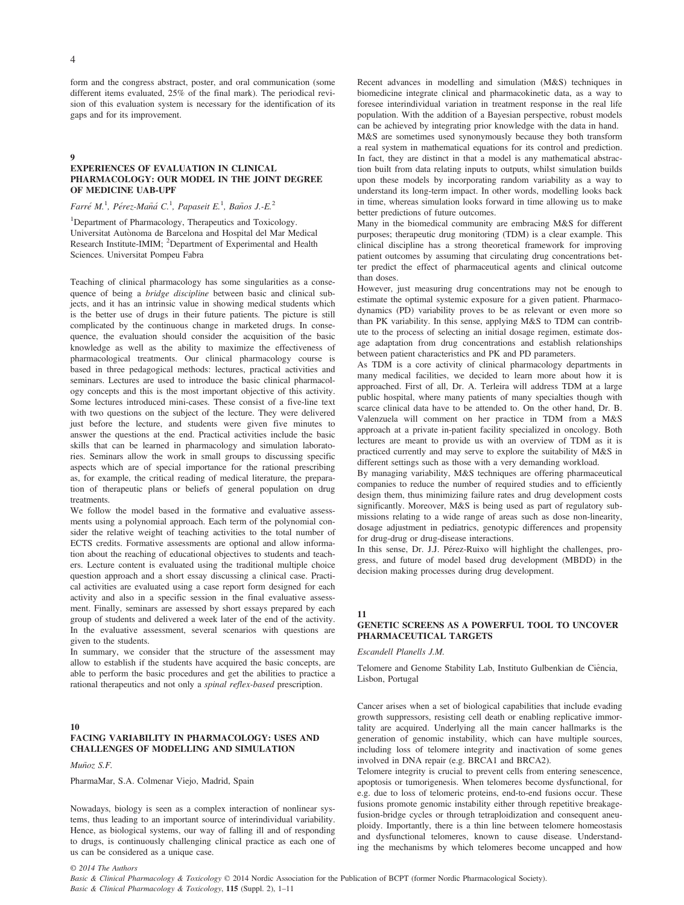form and the congress abstract, poster, and oral communication (some different items evaluated, 25% of the final mark). The periodical revision of this evaluation system is necessary for the identification of its gaps and for its improvement.

## 9

## EXPERIENCES OF EVALUATION IN CLINICAL PHARMACOLOGY: OUR MODEL IN THE JOINT DEGREE OF MEDICINE UAB-UPF

*Farré M.*[1], *Pérez-Mañá C.*[1], *Papaseit E.*[1], *Baños J.-E.*[2]

[1]Department of Pharmacology, Therapeutics and Toxicology. Universitat Autònoma de Barcelona and Hospital del Mar Medical Research Institute-IMIM; [2]Department of Experimental and Health Sciences. Universitat Pompeu Fabra

Teaching of clinical pharmacology has some singularities as a consequence of being a *bridge discipline* between basic and clinical subjects, and it has an intrinsic value in showing medical students which is the better use of drugs in their future patients. The picture is still complicated by the continuous change in marketed drugs. In consequence, the evaluation should consider the acquisition of the basic knowledge as well as the ability to maximize the effectiveness of pharmacological treatments. Our clinical pharmacology course is based in three pedagogical methods: lectures, practical activities and seminars. Lectures are used to introduce the basic clinical pharmacology concepts and this is the most important objective of this activity. Some lectures introduced mini-cases. These consist of a five-line text with two questions on the subject of the lecture. They were delivered just before the lecture, and students were given five minutes to answer the questions at the end. Practical activities include the basic skills that can be learned in pharmacology and simulation laboratories. Seminars allow the work in small groups to discussing specific aspects which are of special importance for the rational prescribing as, for example, the critical reading of medical literature, the preparation of therapeutic plans or beliefs of general population on drug treatments.

We follow the model based in the formative and evaluative assessments using a polynomial approach. Each term of the polynomial consider the relative weight of teaching activities to the total number of ECTS credits. Formative assessments are optional and allow information about the reaching of educational objectives to students and teachers. Lecture content is evaluated using the traditional multiple choice question approach and a short essay discussing a clinical case. Practical activities are evaluated using a case report form designed for each activity and also in a specific session in the final evaluative assessment. Finally, seminars are assessed by short essays prepared by each group of students and delivered a week later of the end of the activity. In the evaluative assessment, several scenarios with questions are given to the students.

In summary, we consider that the structure of the assessment may allow to establish if the students have acquired the basic concepts, are able to perform the basic procedures and get the abilities to practice a rational therapeutics and not only a *spinal reflex-based* prescription.

## 10

## FACING VARIABILITY IN PHARMACOLOGY: USES AND CHALLENGES OF MODELLING AND SIMULATION

*Muñoz S.F.*

PharmaMar, S.A. Colmenar Viejo, Madrid, Spain

Nowadays, biology is seen as a complex interaction of nonlinear systems, thus leading to an important source of interindividual variability. Hence, as biological systems, our way of falling ill and of responding to drugs, is continuously challenging clinical practice as each one of us can be considered as a unique case.

Recent advances in modelling and simulation (M&S) techniques in biomedicine integrate clinical and pharmacokinetic data, as a way to foresee interindividual variation in treatment response in the real life population. With the addition of a Bayesian perspective, robust models can be achieved by integrating prior knowledge with the data in hand.

M&S are sometimes used synonymously because they both transform a real system in mathematical equations for its control and prediction. In fact, they are distinct in that a model is any mathematical abstraction built from data relating inputs to outputs, whilst simulation builds upon these models by incorporating random variability as a way to understand its long-term impact. In other words, modelling looks back in time, whereas simulation looks forward in time allowing us to make better predictions of future outcomes.

Many in the biomedical community are embracing M&S for different purposes; therapeutic drug monitoring (TDM) is a clear example. This clinical discipline has a strong theoretical framework for improving patient outcomes by assuming that circulating drug concentrations better predict the effect of pharmaceutical agents and clinical outcome than doses.

However, just measuring drug concentrations may not be enough to estimate the optimal systemic exposure for a given patient. Pharmacodynamics (PD) variability proves to be as relevant or even more so than PK variability. In this sense, applying M&S to TDM can contribute to the process of selecting an initial dosage regimen, estimate dosage adaptation from drug concentrations and establish relationships between patient characteristics and PK and PD parameters.

As TDM is a core activity of clinical pharmacology departments in many medical facilities, we decided to learn more about how it is approached. First of all, Dr. A. Terleira will address TDM at a large public hospital, where many patients of many specialties though with scarce clinical data have to be attended to. On the other hand, Dr. B. Valenzuela will comment on her practice in TDM from a M&S approach at a private in-patient facility specialized in oncology. Both lectures are meant to provide us with an overview of TDM as it is practiced currently and may serve to explore the suitability of M&S in different settings such as those with a very demanding workload.

By managing variability, M&S techniques are offering pharmaceutical companies to reduce the number of required studies and to efficiently design them, thus minimizing failure rates and drug development costs significantly. Moreover, M&S is being used as part of regulatory submissions relating to a wide range of areas such as dose non-linearity, dosage adjustment in pediatrics, genotypic differences and propensity for drug-drug or drug-disease interactions.

In this sense, Dr. J.J. Pérez-Ruixo will highlight the challenges, progress, and future of model based drug development (MBDD) in the decision making processes during drug development.

## 11

## GENETIC SCREENS AS A POWERFUL TOOL TO UNCOVER PHARMACEUTICAL TARGETS

*Escandell Planells J.M.*

Telomere and Genome Stability Lab, Instituto Gulbenkian de Ciência, Lisbon, Portugal

Cancer arises when a set of biological capabilities that include evading growth suppressors, resisting cell death or enabling replicative immortality are acquired. Underlying all the main cancer hallmarks is the generation of genomic instability, which can have multiple sources, including loss of telomere integrity and inactivation of some genes involved in DNA repair (e.g. BRCA1 and BRCA2).

Telomere integrity is crucial to prevent cells from entering senescence, apoptosis or tumorigenesis. When telomeres become dysfunctional, for e.g. due to loss of telomeric proteins, end-to-end fusions occur. These fusions promote genomic instability either through repetitive breakage-fusion-bridge cycles or through tetraploidization and consequent aneuploidy. Importantly, there is a thin line between telomere homeostasis and dysfunctional telomeres, known to cause disease. Understanding the mechanisms by which telomeres become uncapped and how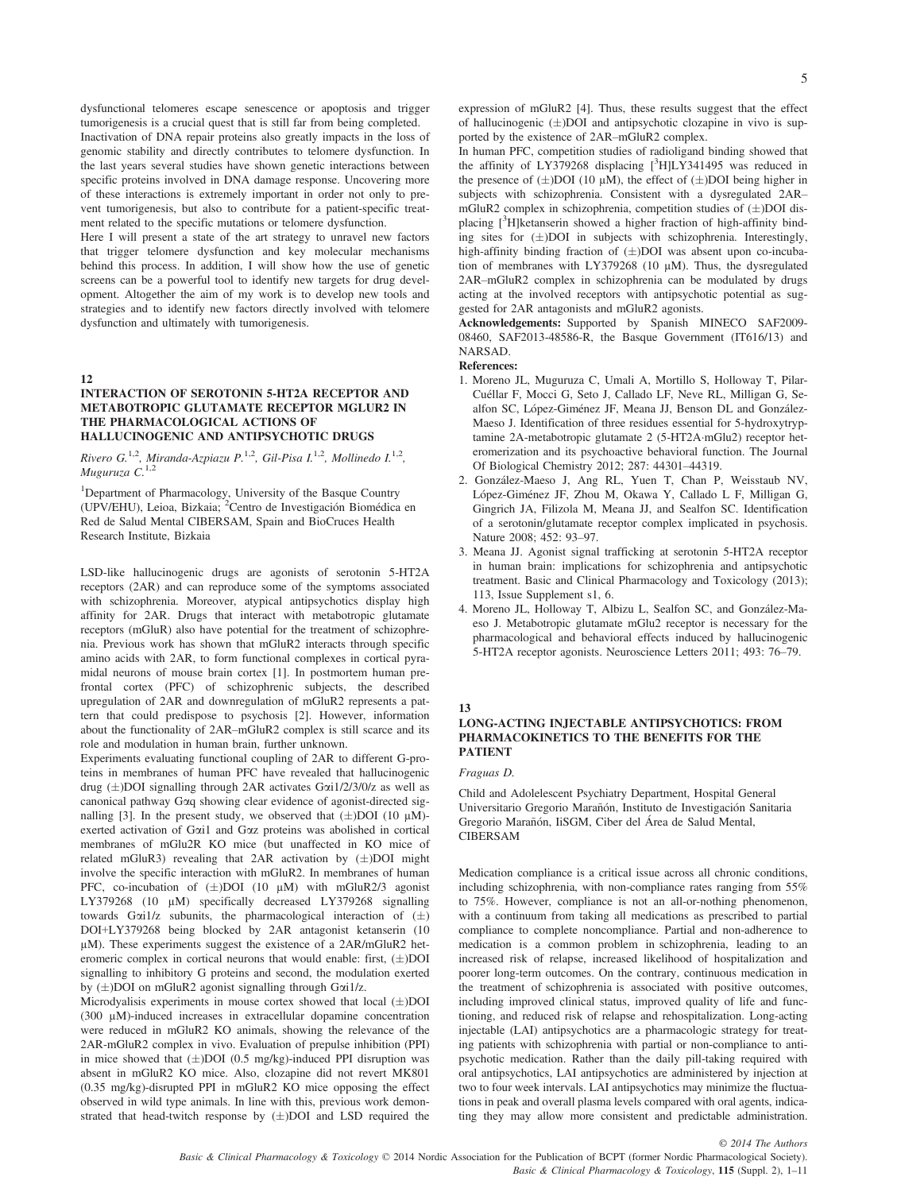dysfunctional telomeres escape senescence or apoptosis and trigger tumorigenesis is a crucial quest that is still far from being completed. Inactivation of DNA repair proteins also greatly impacts in the loss of genomic stability and directly contributes to telomere dysfunction. In the last years several studies have shown genetic interactions between specific proteins involved in DNA damage response. Uncovering more of these interactions is extremely important in order not only to prevent tumorigenesis, but also to contribute for a patient-specific treatment related to the specific mutations or telomere dysfunction.

Here I will present a state of the art strategy to unravel new factors that trigger telomere dysfunction and key molecular mechanisms behind this process. In addition, I will show how the use of genetic screens can be a powerful tool to identify new targets for drug development. Altogether the aim of my work is to develop new tools and strategies and to identify new factors directly involved with telomere dysfunction and ultimately with tumorigenesis.

## 12

## INTERACTION OF SEROTONIN 5-HT2A RECEPTOR AND METABOTROPIC GLUTAMATE RECEPTOR MGLUR2 IN THE PHARMACOLOGICAL ACTIONS OF HALLUCINOGENIC AND ANTIPSYCHOTIC DRUGS

*Rivero G.*[1,2], *Miranda-Azpiazu P.*[1,2], *Gil-Pisa I.*[1,2], *Mollinedo I.*[1,2], *Muguruza C.*[1,2]

[1]Department of Pharmacology, University of the Basque Country (UPV/EHU), Leioa, Bizkaia; [2]Centro de Investigación Biomédica en Red de Salud Mental CIBERSAM, Spain and BioCruces Health Research Institute, Bizkaia

LSD-like hallucinogenic drugs are agonists of serotonin 5-HT2A receptors (2AR) and can reproduce some of the symptoms associated with schizophrenia. Moreover, atypical antipsychotics display high affinity for 2AR. Drugs that interact with metabotropic glutamate receptors (mGluR) also have potential for the treatment of schizophrenia. Previous work has shown that mGluR2 interacts through specific amino acids with 2AR, to form functional complexes in cortical pyramidal neurons of mouse brain cortex [1]. In postmortem human prefrontal cortex (PFC) of schizophrenic subjects, the described upregulation of 2AR and downregulation of mGluR2 represents a pattern that could predispose to psychosis [2]. However, information about the functionality of 2AR–mGluR2 complex is still scarce and its role and modulation in human brain, further unknown.

Experiments evaluating functional coupling of 2AR to different G-proteins in membranes of human PFC have revealed that hallucinogenic drug (±)DOI signalling through 2AR activates Gαi1/2/3/0/z as well as canonical pathway Gαq showing clear evidence of agonist-directed signalling [3]. In the present study, we observed that (±)DOI (10 μM)-exerted activation of Gαi1 and Gαz proteins was abolished in cortical membranes of mGlu2R KO mice (but unaffected in KO mice of related mGluR3) revealing that 2AR activation by (±)DOI might involve the specific interaction with mGluR2. In membranes of human PFC, co-incubation of (±)DOI (10 μM) with mGluR2/3 agonist LY379268 (10 μM) specifically decreased LY379268 signalling towards Gαi1/z subunits, the pharmacological interaction of (±) DOI+LY379268 being blocked by 2AR antagonist ketanserin (10 μM). These experiments suggest the existence of a 2AR/mGluR2 heteromeric complex in cortical neurons that would enable: first, (±)DOI signalling to inhibitory G proteins and second, the modulation exerted by (±)DOI on mGluR2 agonist signalling through Gαi1/z.

Microdyalisis experiments in mouse cortex showed that local (±)DOI (300 μM)-induced increases in extracellular dopamine concentration were reduced in mGluR2 KO animals, showing the relevance of the 2AR-mGluR2 complex in vivo. Evaluation of prepulse inhibition (PPI) in mice showed that (±)DOI (0.5 mg/kg)-induced PPI disruption was absent in mGluR2 KO mice. Also, clozapine did not revert MK801 (0.35 mg/kg)-disrupted PPI in mGluR2 KO mice opposing the effect observed in wild type animals. In line with this, previous work demonstrated that head-twitch response by (±)DOI and LSD required the expression of mGluR2 [4]. Thus, these results suggest that the effect of hallucinogenic (±)DOI and antipsychotic clozapine in vivo is supported by the existence of 2AR–mGluR2 complex.

In human PFC, competition studies of radioligand binding showed that the affinity of LY379268 displacing [$^{3}$H]LY341495 was reduced in the presence of (±)DOI (10 μM), the effect of (±)DOI being higher in subjects with schizophrenia. Consistent with a dysregulated 2AR–mGluR2 complex in schizophrenia, competition studies of (±)DOI displacing [$^{3}$H]ketanserin showed a higher fraction of high-affinity binding sites for (±)DOI in subjects with schizophrenia. Interestingly, high-affinity binding fraction of (±)DOI was absent upon co-incubation of membranes with LY379268 (10 μM). Thus, the dysregulated 2AR–mGluR2 complex in schizophrenia can be modulated by drugs acting at the involved receptors with antipsychotic potential as suggested for 2AR antagonists and mGluR2 agonists.

**Acknowledgements:** Supported by Spanish MINECO SAF2009-08460, SAF2013-48586-R, the Basque Government (IT616/13) and NARSAD.

**References:**

1. Moreno JL, Muguruza C, Umali A, Mortillo S, Holloway T, Pilar-Cuéllar F, Mocci G, Seto J, Callado LF, Neve RL, Milligan G, Sealfon SC, López-Giménez JF, Meana JJ, Benson DL and González-Maeso J. Identification of three residues essential for 5-hydroxytryptamine 2A-metabotropic glutamate 2 (5-HT2A·mGlu2) receptor heteromerization and its psychoactive behavioral function. The Journal Of Biological Chemistry 2012; 287: 44301–44319.
2. González-Maeso J, Ang RL, Yuen T, Chan P, Weisstaub NV, López-Giménez JF, Zhou M, Okawa Y, Callado L F, Milligan G, Gingrich JA, Filizola M, Meana JJ, and Sealfon SC. Identification of a serotonin/glutamate receptor complex implicated in psychosis. Nature 2008; 452: 93–97.
3. Meana JJ. Agonist signal trafficking at serotonin 5-HT2A receptor in human brain: implications for schizophrenia and antipsychotic treatment. Basic and Clinical Pharmacology and Toxicology (2013); 113, Issue Supplement s1, 6.
4. Moreno JL, Holloway T, Albizu L, Sealfon SC, and González-Maeso J. Metabotropic glutamate mGlu2 receptor is necessary for the pharmacological and behavioral effects induced by hallucinogenic 5-HT2A receptor agonists. Neuroscience Letters 2011; 493: 76–79.

## 13

## LONG-ACTING INJECTABLE ANTIPSYCHOTICS: FROM PHARMACOKINETICS TO THE BENEFITS FOR THE PATIENT

*Fraguas D.*

Child and Adolelescent Psychiatry Department, Hospital General Universitario Gregorio Marañón, Instituto de Investigación Sanitaria Gregorio Marañón, IiSGM, Ciber del Área de Salud Mental, CIBERSAM

Medication compliance is a critical issue across all chronic conditions, including schizophrenia, with non-compliance rates ranging from 55% to 75%. However, compliance is not an all-or-nothing phenomenon, with a continuum from taking all medications as prescribed to partial compliance to complete noncompliance. Partial and non-adherence to medication is a common problem in schizophrenia, leading to an increased risk of relapse, increased likelihood of hospitalization and poorer long-term outcomes. On the contrary, continuous medication in the treatment of schizophrenia is associated with positive outcomes, including improved clinical status, improved quality of life and functioning, and reduced risk of relapse and rehospitalization. Long-acting injectable (LAI) antipsychotics are a pharmacologic strategy for treating patients with schizophrenia with partial or non-compliance to antipsychotic medication. Rather than the daily pill-taking required with oral antipsychotics, LAI antipsychotics are administered by injection at two to four week intervals. LAI antipsychotics may minimize the fluctuations in peak and overall plasma levels compared with oral agents, indicating they may allow more consistent and predictable administration.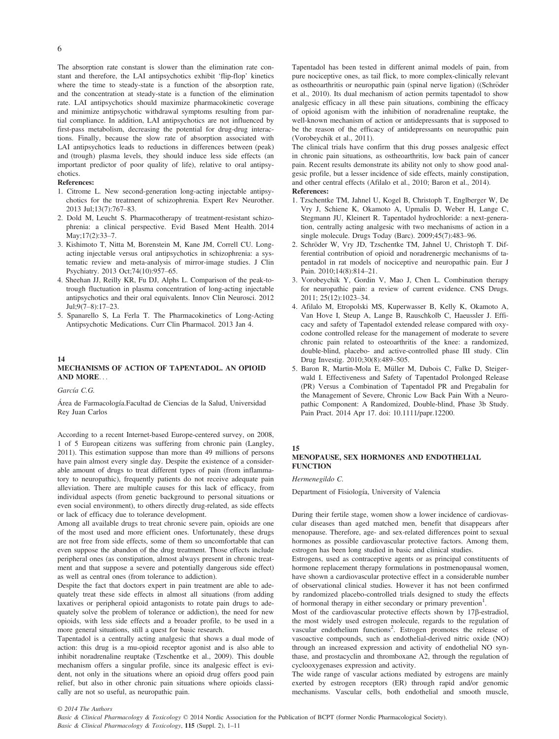The absorption rate constant is slower than the elimination rate constant and therefore, the LAI antipsychotics exhibit 'flip-flop' kinetics where the time to steady-state is a function of the absorption rate, and the concentration at steady-state is a function of the elimination rate. LAI antipsychotics should maximize pharmacokinetic coverage and minimize antipsychotic withdrawal symptoms resulting from partial compliance. In addition, LAI antipsychotics are not influenced by first-pass metabolism, decreasing the potential for drug-drug interactions. Finally, because the slow rate of absorption associated with LAI antipsychotics leads to reductions in differences between (peak) and (trough) plasma levels, they should induce less side effects (an important predictor of poor quality of life), relative to oral antipsychotics.

**References:**

1. Citrome L. New second-generation long-acting injectable antipsychotics for the treatment of schizophrenia. Expert Rev Neurother. 2013 Jul;13(7):767–83.
2. Dold M, Leucht S. Pharmacotherapy of treatment-resistant schizophrenia: a clinical perspective. Evid Based Ment Health. 2014 May;17(2):33–7.
3. Kishimoto T, Nitta M, Borenstein M, Kane JM, Correll CU. Long-acting injectable versus oral antipsychotics in schizophrenia: a systematic review and meta-analysis of mirror-image studies. J Clin Psychiatry. 2013 Oct;74(10):957–65.
4. Sheehan JJ, Reilly KR, Fu DJ, Alphs L. Comparison of the peak-to-trough fluctuation in plasma concentration of long-acting injectable antipsychotics and their oral equivalents. Innov Clin Neurosci. 2012 Jul;9(7–8):17–23.
5. Spanarello S, La Ferla T. The Pharmacokinetics of Long-Acting Antipsychotic Medications. Curr Clin Pharmacol. 2013 Jan 4.

## 14
## MECHANISMS OF ACTION OF TAPENTADOL. AN OPIOID AND MORE…

*García C.G.*

Área de Farmacología.Facultad de Ciencias de la Salud, Universidad Rey Juan Carlos

According to a recent Internet-based Europe-centered survey, on 2008, 1 of 5 European citizens was suffering from chronic pain (Langley, 2011). This estimation suppose than more than 49 millions of persons have pain almost every single day. Despite the existence of a considerable amount of drugs to treat different types of pain (from inflammatory to neuropathic), frequently patients do not receive adequate pain alleviation. There are multiple causes for this lack of efficacy, from individual aspects (from genetic background to personal situations or even social environment), to others directly drug-related, as side effects or lack of efficacy due to tolerance development.

Among all available drugs to treat chronic severe pain, opioids are one of the most used and more efficient ones. Unfortunately, these drugs are not free from side effects, some of them so uncomfortable that can even suppose the abandon of the drug treatment. Those effects include peripheral ones (as constipation, almost always present in chronic treatment and that suppose a severe and potentially dangerous side effect) as well as central ones (from tolerance to addiction).

Despite the fact that doctors expert in pain treatment are able to adequately treat these side effects in almost all situations (from adding laxatives or peripheral opioid antagonists to rotate pain drugs to adequately solve the problem of tolerance or addiction), the need for new opioids, with less side effects and a broader profile, to be used in a more general situations, still a quest for basic research.

Tapentadol is a centrally acting analgesic that shows a dual mode of action: this drug is a mu-opioid receptor agonist and is also able to inhibit noradrenaline reuptake (Tzschentke et al., 2009). This double mechanism offers a singular profile, since its analgesic effect is evident, not only in the situations where an opioid drug offers good pain relief, but also in other chronic pain situations where opioids classically are not so useful, as neuropathic pain.

Tapentadol has been tested in different animal models of pain, from pure nociceptive ones, as tail flick, to more complex-clinically relevant as ostheoarthritis or neuropathic pain (spinal nerve ligation) ((Schröder et al., 2010). Its dual mechanism of action permits tapentadol to show analgesic efficacy in all these pain situations, combining the efficacy of opioid agonism with the inhibition of noradrenaline reuptake, the well-known mechanism of action or antidepressants that is supposed to be the reason of the efficacy of antidepressants on neuropathic pain (Vorobeychik et al., 2011).

The clinical trials have confirm that this drug posses analgesic effect in chronic pain situations, as ostheoarthritis, low back pain of cancer pain. Recent results demonstrate its ability not only to show good analgesic profile, but a lesser incidence of side effects, mainly constipation, and other central effects (Afilalo et al., 2010; Baron et al., 2014).

**References:**

1. Tzschentke TM, Jahnel U, Kogel B, Christoph T, Englberger W, De Vry J, Schiene K, Okamoto A, Upmalis D, Weber H, Lange C, Stegmann JU, Kleinert R. Tapentadol hydrochloride: a next-generation, centrally acting analgesic with two mechanisms of action in a single molecule. Drugs Today (Barc). 2009;45(7):483–96.
2. Schröder W, Vry JD, Tzschentke TM, Jahnel U, Christoph T. Differential contribution of opioid and noradrenergic mechanisms of tapentadol in rat models of nociceptive and neuropathic pain. Eur J Pain. 2010;14(8):814–21.
3. Vorobeychik Y, Gordin V, Mao J, Chen L. Combination therapy for neuropathic pain: a review of current evidence. CNS Drugs. 2011; 25(12):1023–34.
4. Afilalo M, Etropolski MS, Kuperwasser B, Kelly K, Okamoto A, Van Hove I, Steup A, Lange B, Rauschkolb C, Haeussler J. Efficacy and safety of Tapentadol extended release compared with oxycodone controlled release for the management of moderate to severe chronic pain related to osteoarthritis of the knee: a randomized, double-blind, placebo- and active-controlled phase III study. Clin Drug Investig. 2010;30(8):489–505.
5. Baron R, Martin-Mola E, Müller M, Dubois C, Falke D, Steigerwald I. Effectiveness and Safety of Tapentadol Prolonged Release (PR) Versus a Combination of Tapentadol PR and Pregabalin for the Management of Severe, Chronic Low Back Pain With a Neuropathic Component: A Randomized, Double-blind, Phase 3b Study. Pain Pract. 2014 Apr 17. doi: 10.1111/papr.12200.

## 15
## MENOPAUSE, SEX HORMONES AND ENDOTHELIAL FUNCTION

*Hermenegildo C.*

Department of Fisiología, University of Valencia

During their fertile stage, women show a lower incidence of cardiovascular diseases than aged matched men, benefit that disappears after menopause. Therefore, age- and sex-related differences point to sexual hormones as possible cardiovascular protective factors. Among them, estrogen has been long studied in basic and clinical studies.

Estrogens, used as contraceptive agents or as principal constituents of hormone replacement therapy formulations in postmenopausal women, have shown a cardiovascular protective effect in a considerable number of observational clinical studies. However it has not been confirmed by randomized placebo-controlled trials designed to study the effects of hormonal therapy in either secondary or primary prevention[1].

Most of the cardiovascular protective effects shown by 17β-estradiol, the most widely used estrogen molecule, regards to the regulation of vascular endothelium functions[2]. Estrogen promotes the release of vasoactive compounds, such as endothelial-derived nitric oxide (NO) through an increased expression and activity of endothelial NO synthase, and prostacyclin and thromboxane A2, through the regulation of cyclooxygenases expression and activity.

The wide range of vascular actions mediated by estrogens are mainly exerted by estrogen receptors (ER) through rapid and/or genomic mechanisms. Vascular cells, both endothelial and smooth muscle,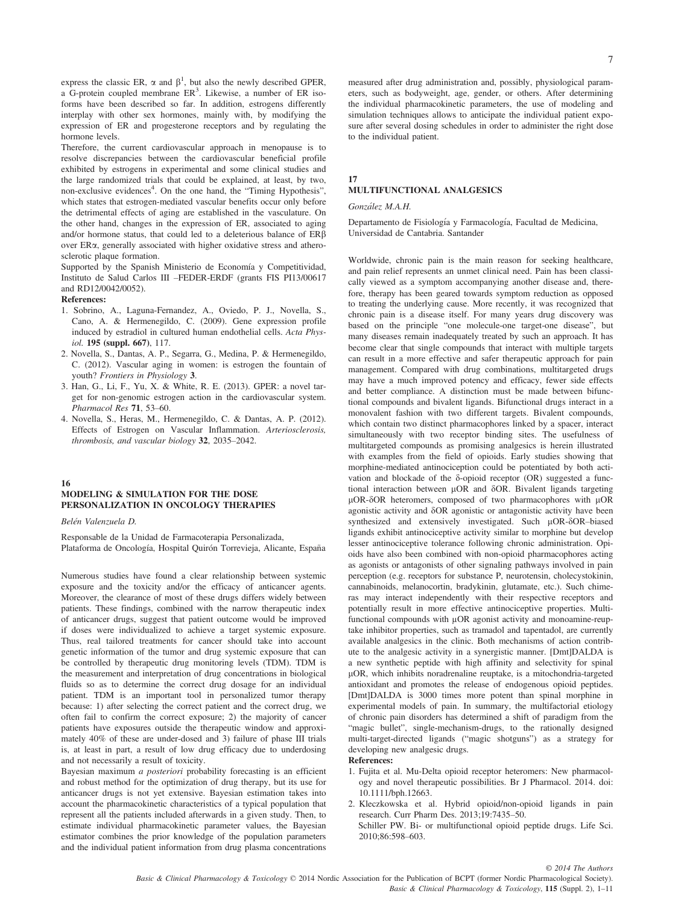express the classic ER, α and β[1], but also the newly described GPER, a G-protein coupled membrane ER[3]. Likewise, a number of ER isoforms have been described so far. In addition, estrogens differently interplay with other sex hormones, mainly with, by modifying the expression of ER and progesterone receptors and by regulating the hormone levels.

Therefore, the current cardiovascular approach in menopause is to resolve discrepancies between the cardiovascular beneficial profile exhibited by estrogens in experimental and some clinical studies and the large randomized trials that could be explained, at least, by two, non-exclusive evidences[4]. On the one hand, the "Timing Hypothesis", which states that estrogen-mediated vascular benefits occur only before the detrimental effects of aging are established in the vasculature. On the other hand, changes in the expression of ER, associated to aging and/or hormone status, that could led to a deleterious balance of ERβ over ERα, generally associated with higher oxidative stress and atherosclerotic plaque formation.

Supported by the Spanish Ministerio de Economía y Competitividad, Instituto de Salud Carlos III –FEDER-ERDF (grants FIS PI13/00617 and RD12/0042/0052).

**References:**

1. Sobrino, A., Laguna-Fernandez, A., Oviedo, P. J., Novella, S., Cano, A. & Hermenegildo, C. (2009). Gene expression profile induced by estradiol in cultured human endothelial cells. *Acta Physiol.* **195 (suppl. 667)**, 117.
2. Novella, S., Dantas, A. P., Segarra, G., Medina, P. & Hermenegildo, C. (2012). Vascular aging in women: is estrogen the fountain of youth? *Frontiers in Physiology* **3**.
3. Han, G., Li, F., Yu, X. & White, R. E. (2013). GPER: a novel target for non-genomic estrogen action in the cardiovascular system. *Pharmacol Res* **71**, 53–60.
4. Novella, S., Heras, M., Hermenegildo, C. & Dantas, A. P. (2012). Effects of Estrogen on Vascular Inflammation. *Arteriosclerosis, thrombosis, and vascular biology* **32**, 2035–2042.

## 16
## MODELING & SIMULATION FOR THE DOSE PERSONALIZATION IN ONCOLOGY THERAPIES

*Belén Valenzuela D.*

Responsable de la Unidad de Farmacoterapia Personalizada, Plataforma de Oncología, Hospital Quirón Torrevieja, Alicante, España

Numerous studies have found a clear relationship between systemic exposure and the toxicity and/or the efficacy of anticancer agents. Moreover, the clearance of most of these drugs differs widely between patients. These findings, combined with the narrow therapeutic index of anticancer drugs, suggest that patient outcome would be improved if doses were individualized to achieve a target systemic exposure. Thus, real tailored treatments for cancer should take into account genetic information of the tumor and drug systemic exposure that can be controlled by therapeutic drug monitoring levels (TDM). TDM is the measurement and interpretation of drug concentrations in biological fluids so as to determine the correct drug dosage for an individual patient. TDM is an important tool in personalized tumor therapy because: 1) after selecting the correct patient and the correct drug, we often fail to confirm the correct exposure; 2) the majority of cancer patients have exposures outside the therapeutic window and approximately 40% of these are under-dosed and 3) failure of phase III trials is, at least in part, a result of low drug efficacy due to underdosing and not necessarily a result of toxicity.

Bayesian maximum *a posteriori* probability forecasting is an efficient and robust method for the optimization of drug therapy, but its use for anticancer drugs is not yet extensive. Bayesian estimation takes into account the pharmacokinetic characteristics of a typical population that represent all the patients included afterwards in a given study. Then, to estimate individual pharmacokinetic parameter values, the Bayesian estimator combines the prior knowledge of the population parameters and the individual patient information from drug plasma concentrations measured after drug administration and, possibly, physiological parameters, such as bodyweight, age, gender, or others. After determining the individual pharmacokinetic parameters, the use of modeling and simulation techniques allows to anticipate the individual patient exposure after several dosing schedules in order to administer the right dose to the individual patient.

## 17
## MULTIFUNCTIONAL ANALGESICS

*González M.A.H.*

Departamento de Fisiología y Farmacología, Facultad de Medicina, Universidad de Cantabria. Santander

Worldwide, chronic pain is the main reason for seeking healthcare, and pain relief represents an unmet clinical need. Pain has been classically viewed as a symptom accompanying another disease and, therefore, therapy has been geared towards symptom reduction as opposed to treating the underlying cause. More recently, it was recognized that chronic pain is a disease itself. For many years drug discovery was based on the principle "one molecule-one target-one disease", but many diseases remain inadequately treated by such an approach. It has become clear that single compounds that interact with multiple targets can result in a more effective and safer therapeutic approach for pain management. Compared with drug combinations, multitargeted drugs may have a much improved potency and efficacy, fewer side effects and better compliance. A distinction must be made between bifunctional compounds and bivalent ligands. Bifunctional drugs interact in a monovalent fashion with two different targets. Bivalent compounds, which contain two distinct pharmacophores linked by a spacer, interact simultaneously with two receptor binding sites. The usefulness of multitargeted compounds as promising analgesics is herein illustrated with examples from the field of opioids. Early studies showing that morphine-mediated antinociception could be potentiated by both activation and blockade of the δ-opioid receptor (OR) suggested a functional interaction between μOR and δOR. Bivalent ligands targeting μOR-δOR heteromers, composed of two pharmacophores with μOR agonistic activity and δOR agonistic or antagonistic activity have been synthesized and extensively investigated. Such μOR-δOR–biased ligands exhibit antinociceptive activity similar to morphine but develop lesser antinociceptive tolerance following chronic administration. Opioids have also been combined with non-opioid pharmacophores acting as agonists or antagonists of other signaling pathways involved in pain perception (e.g. receptors for substance P, neurotensin, cholecystokinin, cannabinoids, melanocortin, bradykinin, glutamate, etc.). Such chimeras may interact independently with their respective receptors and potentially result in more effective antinociceptive properties. Multifunctional compounds with μOR agonist activity and monoamine-reuptake inhibitor properties, such as tramadol and tapentadol, are currently available analgesics in the clinic. Both mechanisms of action contribute to the analgesic activity in a synergistic manner. [Dmt]DALDA is a new synthetic peptide with high affinity and selectivity for spinal μOR, which inhibits noradrenaline reuptake, is a mitochondria-targeted antioxidant and promotes the release of endogenous opioid peptides. [Dmt]DALDA is 3000 times more potent than spinal morphine in experimental models of pain. In summary, the multifactorial etiology of chronic pain disorders has determined a shift of paradigm from the "magic bullet", single-mechanism-drugs, to the rationally designed multi-target-directed ligands ("magic shotguns") as a strategy for developing new analgesic drugs.

**References:**

1. Fujita et al. Mu-Delta opioid receptor heteromers: New pharmacology and novel therapeutic possibilities. Br J Pharmacol. 2014. doi: 10.1111/bph.12663.
2. Kleczkowska et al. Hybrid opioid/non-opioid ligands in pain research. Curr Pharm Des. 2013;19:7435–50.
   Schiller PW. Bi- or multifunctional opioid peptide drugs. Life Sci. 2010;86:598–603.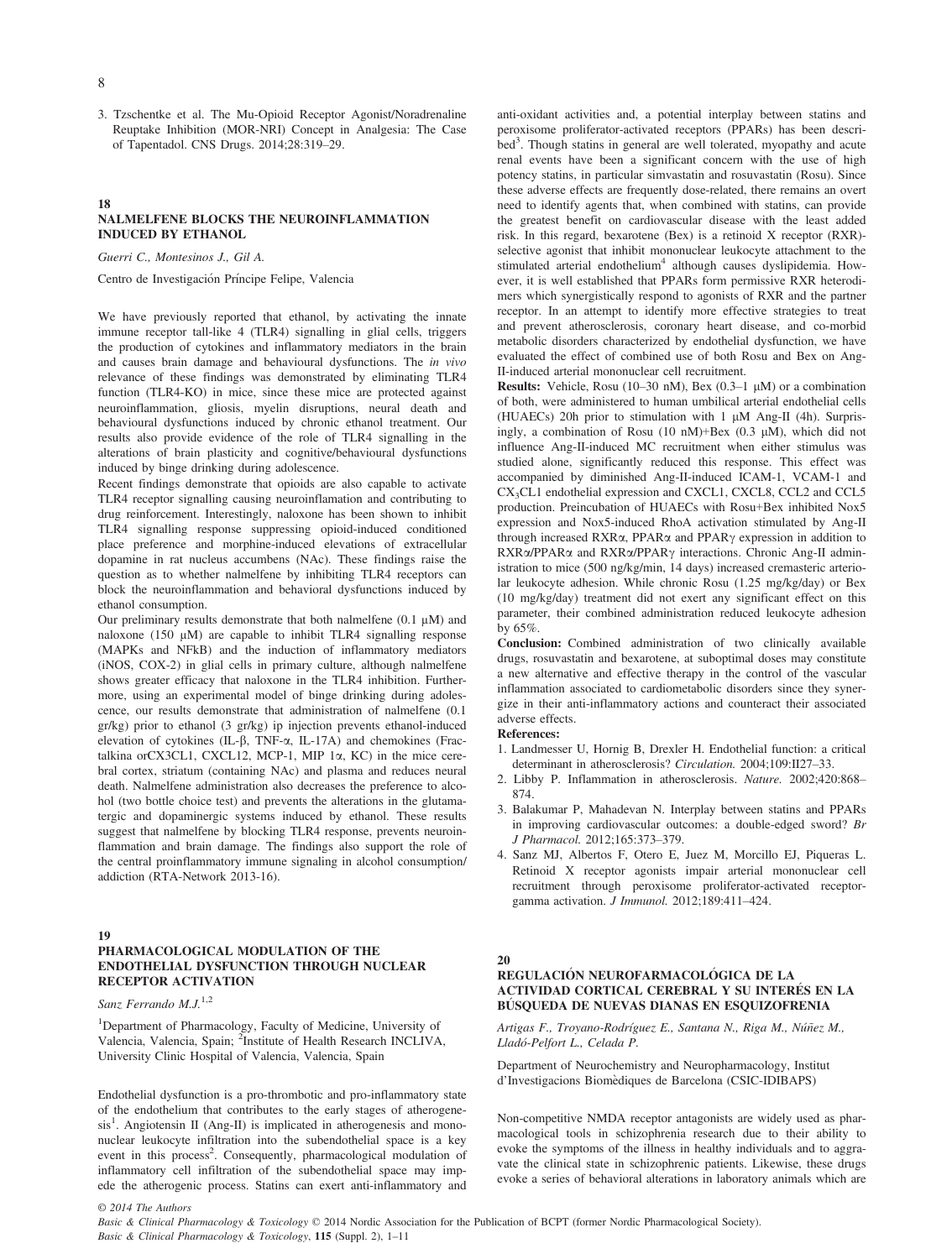3. Tzschentke et al. The Mu-Opioid Receptor Agonist/Noradrenaline Reuptake Inhibition (MOR-NRI) Concept in Analgesia: The Case of Tapentadol. CNS Drugs. 2014;28:319–29.

## 18
## NALMELFENE BLOCKS THE NEUROINFLAMMATION INDUCED BY ETHANOL

*Guerri C., Montesinos J., Gil A.*

Centro de Investigación Príncipe Felipe, Valencia

We have previously reported that ethanol, by activating the innate immune receptor tall-like 4 (TLR4) signalling in glial cells, triggers the production of cytokines and inflammatory mediators in the brain and causes brain damage and behavioural dysfunctions. The *in vivo* relevance of these findings was demonstrated by eliminating TLR4 function (TLR4-KO) in mice, since these mice are protected against neuroinflammation, gliosis, myelin disruptions, neural death and behavioural dysfunctions induced by chronic ethanol treatment. Our results also provide evidence of the role of TLR4 signalling in the alterations of brain plasticity and cognitive/behavioural dysfunctions induced by binge drinking during adolescence.

Recent findings demonstrate that opioids are also capable to activate TLR4 receptor signalling causing neuroinflamation and contributing to drug reinforcement. Interestingly, naloxone has been shown to inhibit TLR4 signalling response suppressing opioid-induced conditioned place preference and morphine-induced elevations of extracellular dopamine in rat nucleus accumbens (NAc). These findings raise the question as to whether nalmelfene by inhibiting TLR4 receptors can block the neuroinflammation and behavioral dysfunctions induced by ethanol consumption.

Our preliminary results demonstrate that both nalmelfene (0.1 μM) and naloxone (150 μM) are capable to inhibit TLR4 signalling response (MAPKs and NFkB) and the induction of inflammatory mediators (iNOS, COX-2) in glial cells in primary culture, although nalmelfene shows greater efficacy that naloxone in the TLR4 inhibition. Furthermore, using an experimental model of binge drinking during adolescence, our results demonstrate that administration of nalmelfene (0.1 gr/kg) prior to ethanol (3 gr/kg) ip injection prevents ethanol-induced elevation of cytokines (IL-β, TNF-α, IL-17A) and chemokines (Fractalkina orCX3CL1, CXCL12, MCP-1, MIP 1α, KC) in the mice cerebral cortex, striatum (containing NAc) and plasma and reduces neural death. Nalmelfene administration also decreases the preference to alcohol (two bottle choice test) and prevents the alterations in the glutamatergic and dopaminergic systems induced by ethanol. These results suggest that nalmelfene by blocking TLR4 response, prevents neuroinflammation and brain damage. The findings also support the role of the central proinflammatory immune signaling in alcohol consumption/addiction (RTA-Network 2013-16).

## 19
## PHARMACOLOGICAL MODULATION OF THE ENDOTHELIAL DYSFUNCTION THROUGH NUCLEAR RECEPTOR ACTIVATION

*Sanz Ferrando M.J.*[1,2]

[1]Department of Pharmacology, Faculty of Medicine, University of Valencia, Valencia, Spain; [2]Institute of Health Research INCLIVA, University Clinic Hospital of Valencia, Valencia, Spain

Endothelial dysfunction is a pro-thrombotic and pro-inflammatory state of the endothelium that contributes to the early stages of atherogenesis[1]. Angiotensin II (Ang-II) is implicated in atherogenesis and mononuclear leukocyte infiltration into the subendothelial space is a key event in this process[2]. Consequently, pharmacological modulation of inflammatory cell infiltration of the subendothelial space may impede the atherogenic process. Statins can exert anti-inflammatory and anti-oxidant activities and, a potential interplay between statins and peroxisome proliferator-activated receptors (PPARs) has been described[3]. Though statins in general are well tolerated, myopathy and acute renal events have been a significant concern with the use of high potency statins, in particular simvastatin and rosuvastatin (Rosu). Since these adverse effects are frequently dose-related, there remains an overt need to identify agents that, when combined with statins, can provide the greatest benefit on cardiovascular disease with the least added risk. In this regard, bexarotene (Bex) is a retinoid X receptor (RXR)-selective agonist that inhibit mononuclear leukocyte attachment to the stimulated arterial endothelium[4] although causes dyslipidemia. However, it is well established that PPARs form permissive RXR heterodimers which synergistically respond to agonists of RXR and the partner receptor. In an attempt to identify more effective strategies to treat and prevent atherosclerosis, coronary heart disease, and co-morbid metabolic disorders characterized by endothelial dysfunction, we have evaluated the effect of combined use of both Rosu and Bex on Ang-II-induced arterial mononuclear cell recruitment.

**Results:** Vehicle, Rosu (10–30 nM), Bex (0.3–1 μM) or a combination of both, were administered to human umbilical arterial endothelial cells (HUAECs) 20h prior to stimulation with 1 μM Ang-II (4h). Surprisingly, a combination of Rosu (10 nM)+Bex (0.3 μM), which did not influence Ang-II-induced MC recruitment when either stimulus was studied alone, significantly reduced this response. This effect was accompanied by diminished Ang-II-induced ICAM-1, VCAM-1 and $CX_3CL1$ endothelial expression and CXCL1, CXCL8, CCL2 and CCL5 production. Preincubation of HUAECs with Rosu+Bex inhibited Nox5 expression and Nox5-induced RhoA activation stimulated by Ang-II through increased RXRα, PPARα and PPARγ expression in addition to RXRα/PPARα and RXRα/PPARγ interactions. Chronic Ang-II administration to mice (500 ng/kg/min, 14 days) increased cremasteric arteriolar leukocyte adhesion. While chronic Rosu (1.25 mg/kg/day) or Bex (10 mg/kg/day) treatment did not exert any significant effect on this parameter, their combined administration reduced leukocyte adhesion by 65%.

**Conclusion:** Combined administration of two clinically available drugs, rosuvastatin and bexarotene, at suboptimal doses may constitute a new alternative and effective therapy in the control of the vascular inflammation associated to cardiometabolic disorders since they synergize in their anti-inflammatory actions and counteract their associated adverse effects.

**References:**

1. Landmesser U, Hornig B, Drexler H. Endothelial function: a critical determinant in atherosclerosis? *Circulation.* 2004;109:II27–33.
2. Libby P. Inflammation in atherosclerosis. *Nature.* 2002;420:868–874.
3. Balakumar P, Mahadevan N. Interplay between statins and PPARs in improving cardiovascular outcomes: a double-edged sword? *Br J Pharmacol.* 2012;165:373–379.
4. Sanz MJ, Albertos F, Otero E, Juez M, Morcillo EJ, Piqueras L. Retinoid X receptor agonists impair arterial mononuclear cell recruitment through peroxisome proliferator-activated receptor-gamma activation. *J Immunol.* 2012;189:411–424.

## 20
## REGULACIÓN NEUROFARMACOLÓGICA DE LA ACTIVIDAD CORTICAL CEREBRAL Y SU INTERÉS EN LA BÚSQUEDA DE NUEVAS DIANAS EN ESQUIZOFRENIA

*Artigas F., Troyano-Rodríguez E., Santana N., Riga M., Núñez M., Lladó-Pelfort L., Celada P.*

Department of Neurochemistry and Neuropharmacology, Institut d'Investigacions Biomèdiques de Barcelona (CSIC-IDIBAPS)

Non-competitive NMDA receptor antagonists are widely used as pharmacological tools in schizophrenia research due to their ability to evoke the symptoms of the illness in healthy individuals and to aggravate the clinical state in schizophrenic patients. Likewise, these drugs evoke a series of behavioral alterations in laboratory animals which are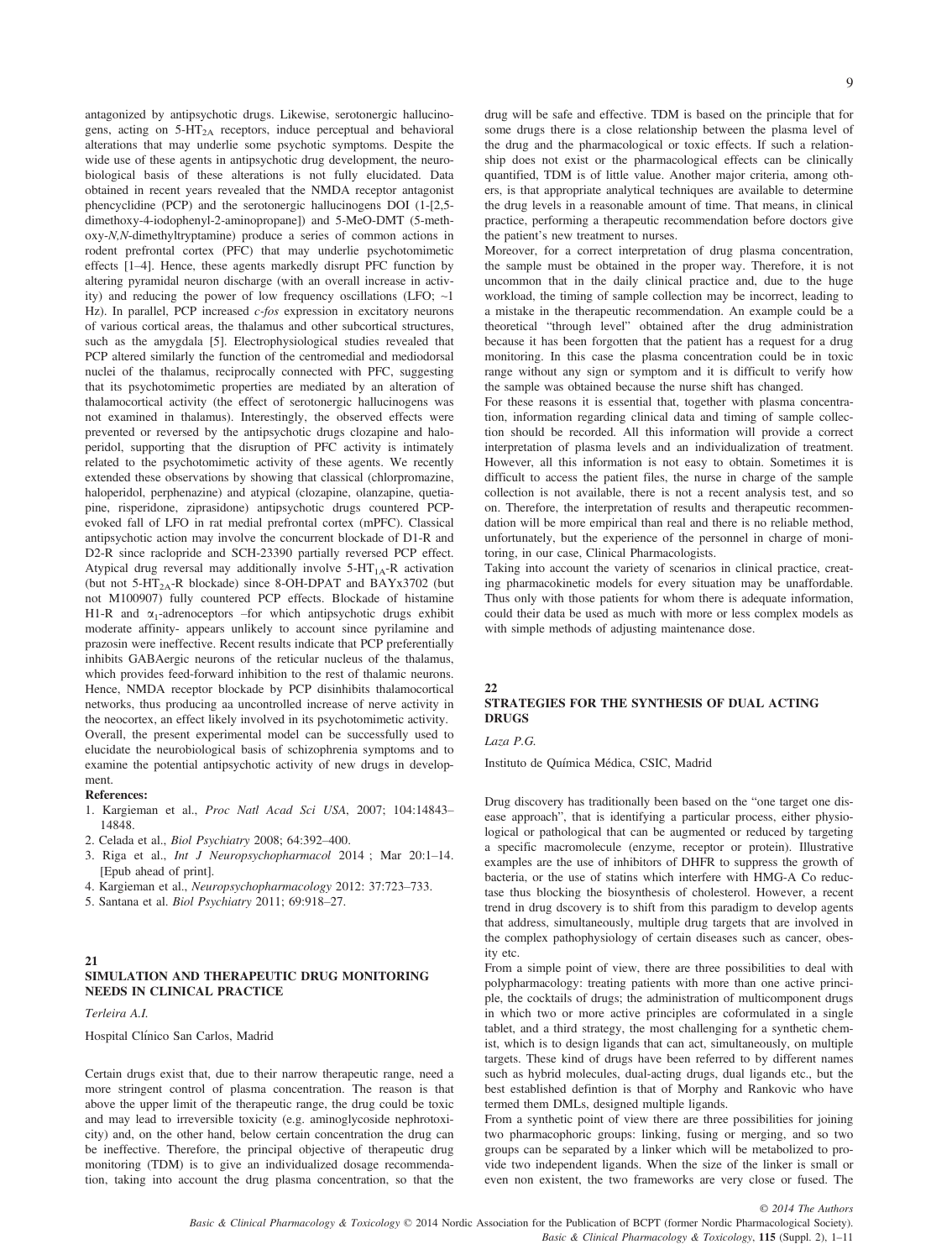antagonized by antipsychotic drugs. Likewise, serotonergic hallucinogens, acting on 5-$HT_{2A}$ receptors, induce perceptual and behavioral alterations that may underlie some psychotic symptoms. Despite the wide use of these agents in antipsychotic drug development, the neurobiological basis of these alterations is not fully elucidated. Data obtained in recent years revealed that the NMDA receptor antagonist phencyclidine (PCP) and the serotonergic hallucinogens DOI (1-[2,5-dimethoxy-4-iodophenyl-2-aminopropane]) and 5-MeO-DMT (5-methoxy-*N,N*-dimethyltryptamine) produce a series of common actions in rodent prefrontal cortex (PFC) that may underlie psychotomimetic effects [1–4]. Hence, these agents markedly disrupt PFC function by altering pyramidal neuron discharge (with an overall increase in activity) and reducing the power of low frequency oscillations (LFO; ~1 Hz). In parallel, PCP increased *c-fos* expression in excitatory neurons of various cortical areas, the thalamus and other subcortical structures, such as the amygdala [5]. Electrophysiological studies revealed that PCP altered similarly the function of the centromedial and mediodorsal nuclei of the thalamus, reciprocally connected with PFC, suggesting that its psychotomimetic properties are mediated by an alteration of thalamocortical activity (the effect of serotonergic hallucinogens was not examined in thalamus). Interestingly, the observed effects were prevented or reversed by the antipsychotic drugs clozapine and haloperidol, supporting that the disruption of PFC activity is intimately related to the psychotomimetic activity of these agents. We recently extended these observations by showing that classical (chlorpromazine, haloperidol, perphenazine) and atypical (clozapine, olanzapine, quetiapine, risperidone, ziprasidone) antipsychotic drugs countered PCP-evoked fall of LFO in rat medial prefrontal cortex (mPFC). Classical antipsychotic action may involve the concurrent blockade of D1-R and D2-R since raclopride and SCH-23390 partially reversed PCP effect. Atypical drug reversal may additionally involve 5-$HT_{1A}$-R activation (but not 5-$HT_{2A}$-R blockade) since 8-OH-DPAT and BAYx3702 (but not M100907) fully countered PCP effects. Blockade of histamine H1-R and $\alpha_1$-adrenoceptors –for which antipsychotic drugs exhibit moderate affinity- appears unlikely to account since pyrilamine and prazosin were ineffective. Recent results indicate that PCP preferentially inhibits GABAergic neurons of the reticular nucleus of the thalamus, which provides feed-forward inhibition to the rest of thalamic neurons. Hence, NMDA receptor blockade by PCP disinhibits thalamocortical networks, thus producing aa uncontrolled increase of nerve activity in the neocortex, an effect likely involved in its psychotomimetic activity.
Overall, the present experimental model can be successfully used to elucidate the neurobiological basis of schizophrenia symptoms and to examine the potential antipsychotic activity of new drugs in development.

**References:**

1. Kargieman et al., *Proc Natl Acad Sci USA*, 2007; 104:14843–14848.
2. Celada et al., *Biol Psychiatry* 2008; 64:392–400.
3. Riga et al., *Int J Neuropsychopharmacol* 2014 ; Mar 20:1–14. [Epub ahead of print].
4. Kargieman et al., *Neuropsychopharmacology* 2012: 37:723–733.
5. Santana et al. *Biol Psychiatry* 2011; 69:918–27.

## 21
## SIMULATION AND THERAPEUTIC DRUG MONITORING NEEDS IN CLINICAL PRACTICE

*Terleira A.I.*

Hospital Clínico San Carlos, Madrid

Certain drugs exist that, due to their narrow therapeutic range, need a more stringent control of plasma concentration. The reason is that above the upper limit of the therapeutic range, the drug could be toxic and may lead to irreversible toxicity (e.g. aminoglycoside nephrotoxicity) and, on the other hand, below certain concentration the drug can be ineffective. Therefore, the principal objective of therapeutic drug monitoring (TDM) is to give an individualized dosage recommendation, taking into account the drug plasma concentration, so that the drug will be safe and effective. TDM is based on the principle that for some drugs there is a close relationship between the plasma level of the drug and the pharmacological or toxic effects. If such a relationship does not exist or the pharmacological effects can be clinically quantified, TDM is of little value. Another major criteria, among others, is that appropriate analytical techniques are available to determine the drug levels in a reasonable amount of time. That means, in clinical practice, performing a therapeutic recommendation before doctors give the patient's new treatment to nurses.
Moreover, for a correct interpretation of drug plasma concentration, the sample must be obtained in the proper way. Therefore, it is not uncommon that in the daily clinical practice and, due to the huge workload, the timing of sample collection may be incorrect, leading to a mistake in the therapeutic recommendation. An example could be a theoretical "through level" obtained after the drug administration because it has been forgotten that the patient has a request for a drug monitoring. In this case the plasma concentration could be in toxic range without any sign or symptom and it is difficult to verify how the sample was obtained because the nurse shift has changed.
For these reasons it is essential that, together with plasma concentration, information regarding clinical data and timing of sample collection should be recorded. All this information will provide a correct interpretation of plasma levels and an individualization of treatment. However, all this information is not easy to obtain. Sometimes it is difficult to access the patient files, the nurse in charge of the sample collection is not available, there is not a recent analysis test, and so on. Therefore, the interpretation of results and therapeutic recommendation will be more empirical than real and there is no reliable method, unfortunately, but the experience of the personnel in charge of monitoring, in our case, Clinical Pharmacologists.
Taking into account the variety of scenarios in clinical practice, creating pharmacokinetic models for every situation may be unaffordable. Thus only with those patients for whom there is adequate information, could their data be used as much with more or less complex models as with simple methods of adjusting maintenance dose.

## 22
## STRATEGIES FOR THE SYNTHESIS OF DUAL ACTING DRUGS

*Laza P.G.*

Instituto de Química Médica, CSIC, Madrid

Drug discovery has traditionally been based on the "one target one disease approach", that is identifying a particular process, either physiological or pathological that can be augmented or reduced by targeting a specific macromolecule (enzyme, receptor or protein). Illustrative examples are the use of inhibitors of DHFR to suppress the growth of bacteria, or the use of statins which interfere with HMG-A Co reductase thus blocking the biosynthesis of cholesterol. However, a recent trend in drug dscovery is to shift from this paradigm to develop agents that address, simultaneously, multiple drug targets that are involved in the complex pathophysiology of certain diseases such as cancer, obesity etc.
From a simple point of view, there are three possibilities to deal with polypharmacology: treating patients with more than one active principle, the cocktails of drugs; the administration of multicomponent drugs in which two or more active principles are coformulated in a single tablet, and a third strategy, the most challenging for a synthetic chemist, which is to design ligands that can act, simultaneously, on multiple targets. These kind of drugs have been referred to by different names such as hybrid molecules, dual-acting drugs, dual ligands etc., but the best established defintion is that of Morphy and Rankovic who have termed them DMLs, designed multiple ligands.
From a synthetic point of view there are three possibilities for joining two pharmacophoric groups: linking, fusing or merging, and so two groups can be separated by a linker which will be metabolized to provide two independent ligands. When the size of the linker is small or even non existent, the two frameworks are very close or fused. The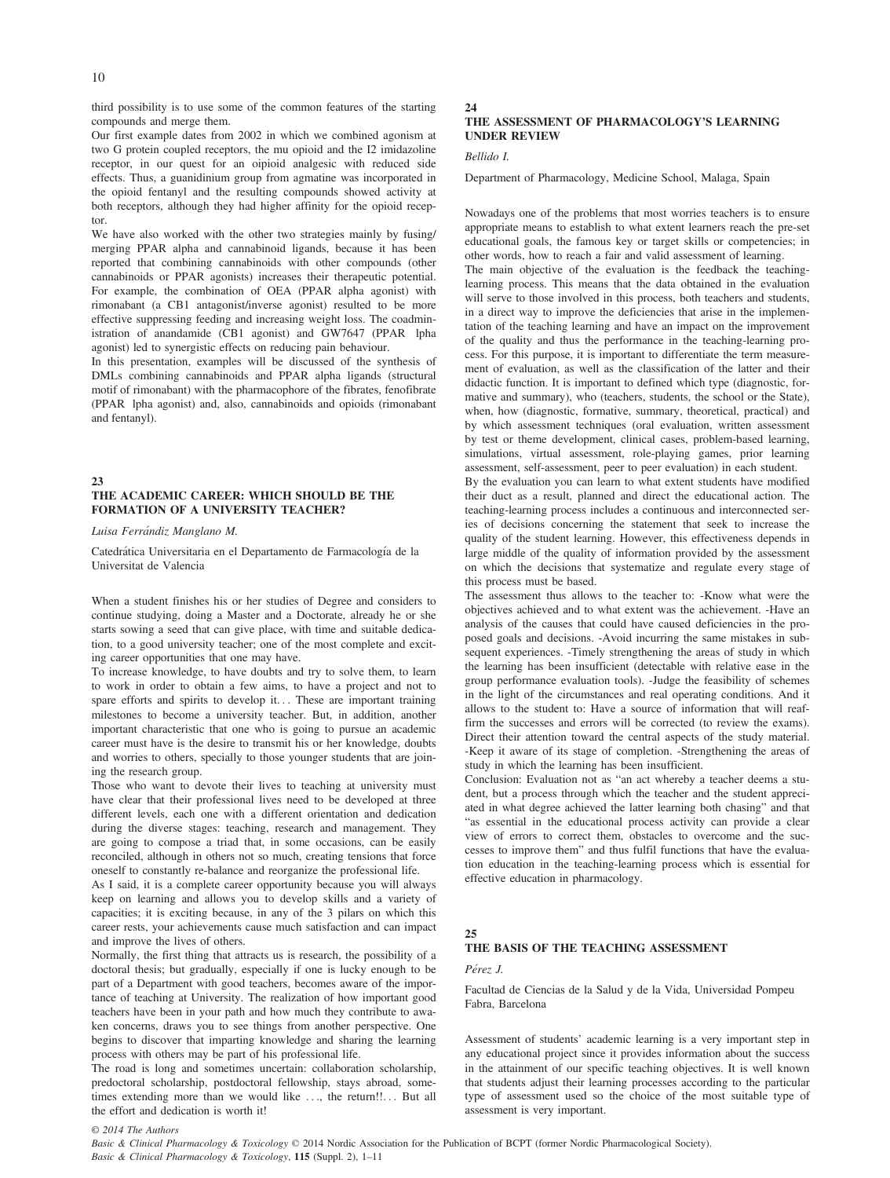third possibility is to use some of the common features of the starting compounds and merge them.

Our first example dates from 2002 in which we combined agonism at two G protein coupled receptors, the mu opioid and the I2 imidazoline receptor, in our quest for an oipioid analgesic with reduced side effects. Thus, a guanidinium group from agmatine was incorporated in the opioid fentanyl and the resulting compounds showed activity at both receptors, although they had higher affinity for the opioid receptor.

We have also worked with the other two strategies mainly by fusing/merging PPAR alpha and cannabinoid ligands, because it has been reported that combining cannabinoids with other compounds (other cannabinoids or PPAR agonists) increases their therapeutic potential. For example, the combination of OEA (PPAR alpha agonist) with rimonabant (a CB1 antagonist/inverse agonist) resulted to be more effective suppressing feeding and increasing weight loss. The coadministration of anandamide (CB1 agonist) and GW7647 (PPAR lpha agonist) led to synergistic effects on reducing pain behaviour.

In this presentation, examples will be discussed of the synthesis of DMLs combining cannabinoids and PPAR alpha ligands (structural motif of rimonabant) with the pharmacophore of the fibrates, fenofibrate (PPAR lpha agonist) and, also, cannabinoids and opioids (rimonabant and fentanyl).

## 23
## THE ACADEMIC CAREER: WHICH SHOULD BE THE FORMATION OF A UNIVERSITY TEACHER?

*Luisa Ferrándiz Manglano M.*

Catedrática Universitaria en el Departamento de Farmacología de la Universitat de Valencia

When a student finishes his or her studies of Degree and considers to continue studying, doing a Master and a Doctorate, already he or she starts sowing a seed that can give place, with time and suitable dedication, to a good university teacher; one of the most complete and exciting career opportunities that one may have.

To increase knowledge, to have doubts and try to solve them, to learn to work in order to obtain a few aims, to have a project and not to spare efforts and spirits to develop it… These are important training milestones to become a university teacher. But, in addition, another important characteristic that one who is going to pursue an academic career must have is the desire to transmit his or her knowledge, doubts and worries to others, specially to those younger students that are joining the research group.

Those who want to devote their lives to teaching at university must have clear that their professional lives need to be developed at three different levels, each one with a different orientation and dedication during the diverse stages: teaching, research and management. They are going to compose a triad that, in some occasions, can be easily reconciled, although in others not so much, creating tensions that force oneself to constantly re-balance and reorganize the professional life.

As I said, it is a complete career opportunity because you will always keep on learning and allows you to develop skills and a variety of capacities; it is exciting because, in any of the 3 pilars on which this career rests, your achievements cause much satisfaction and can impact and improve the lives of others.

Normally, the first thing that attracts us is research, the possibility of a doctoral thesis; but gradually, especially if one is lucky enough to be part of a Department with good teachers, becomes aware of the importance of teaching at University. The realization of how important good teachers have been in your path and how much they contribute to awaken concerns, draws you to see things from another perspective. One begins to discover that imparting knowledge and sharing the learning process with others may be part of his professional life.

The road is long and sometimes uncertain: collaboration scholarship, predoctoral scholarship, postdoctoral fellowship, stays abroad, sometimes extending more than we would like …, the return!!… But all the effort and dedication is worth it!

## 24
## THE ASSESSMENT OF PHARMACOLOGY'S LEARNING UNDER REVIEW

*Bellido I.*

Department of Pharmacology, Medicine School, Malaga, Spain

Nowadays one of the problems that most worries teachers is to ensure appropriate means to establish to what extent learners reach the pre-set educational goals, the famous key or target skills or competencies; in other words, how to reach a fair and valid assessment of learning.

The main objective of the evaluation is the feedback the teaching-learning process. This means that the data obtained in the evaluation will serve to those involved in this process, both teachers and students, in a direct way to improve the deficiencies that arise in the implementation of the teaching learning and have an impact on the improvement of the quality and thus the performance in the teaching-learning process. For this purpose, it is important to differentiate the term measurement of evaluation, as well as the classification of the latter and their didactic function. It is important to defined which type (diagnostic, formative and summary), who (teachers, students, the school or the State), when, how (diagnostic, formative, summary, theoretical, practical) and by which assessment techniques (oral evaluation, written assessment by test or theme development, clinical cases, problem-based learning, simulations, virtual assessment, role-playing games, prior learning assessment, self-assessment, peer to peer evaluation) in each student.

By the evaluation you can learn to what extent students have modified their duct as a result, planned and direct the educational action. The teaching-learning process includes a continuous and interconnected series of decisions concerning the statement that seek to increase the quality of the student learning. However, this effectiveness depends in large middle of the quality of information provided by the assessment on which the decisions that systematize and regulate every stage of this process must be based.

The assessment thus allows to the teacher to: -Know what were the objectives achieved and to what extent was the achievement. -Have an analysis of the causes that could have caused deficiencies in the proposed goals and decisions. -Avoid incurring the same mistakes in subsequent experiences. -Timely strengthening the areas of study in which the learning has been insufficient (detectable with relative ease in the group performance evaluation tools). -Judge the feasibility of schemes in the light of the circumstances and real operating conditions. And it allows to the student to: Have a source of information that will reaffirm the successes and errors will be corrected (to review the exams). Direct their attention toward the central aspects of the study material. -Keep it aware of its stage of completion. -Strengthening the areas of study in which the learning has been insufficient.

Conclusion: Evaluation not as "an act whereby a teacher deems a student, but a process through which the teacher and the student appreciated in what degree achieved the latter learning both chasing" and that "as essential in the educational process activity can provide a clear view of errors to correct them, obstacles to overcome and the successes to improve them" and thus fulfil functions that have the evaluation education in the teaching-learning process which is essential for effective education in pharmacology.

## 25
## THE BASIS OF THE TEACHING ASSESSMENT

*Pérez J.*

Facultad de Ciencias de la Salud y de la Vida, Universidad Pompeu Fabra, Barcelona

Assessment of students' academic learning is a very important step in any educational project since it provides information about the success in the attainment of our specific teaching objectives. It is well known that students adjust their learning processes according to the particular type of assessment used so the choice of the most suitable type of assessment is very important.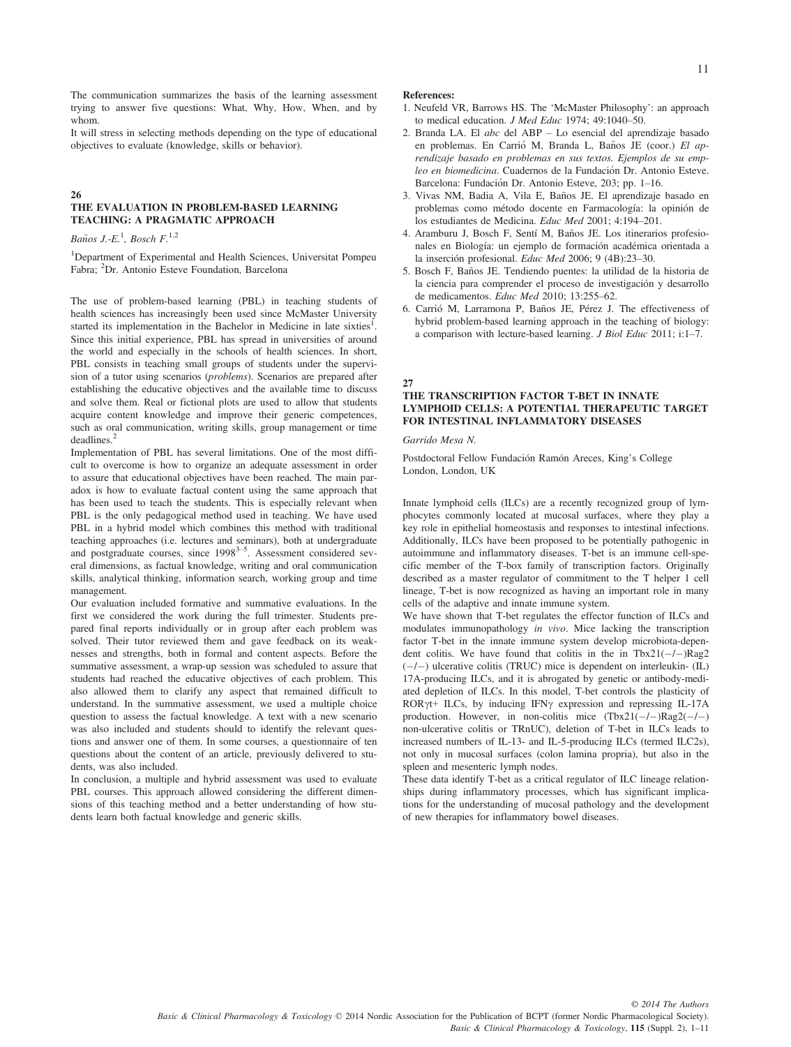The communication summarizes the basis of the learning assessment trying to answer five questions: What, Why, How, When, and by whom.

It will stress in selecting methods depending on the type of educational objectives to evaluate (knowledge, skills or behavior).

## 26

### THE EVALUATION IN PROBLEM-BASED LEARNING TEACHING: A PRAGMATIC APPROACH

*Baños J.-E.*[1], *Bosch F.*[1,2]

[1]Department of Experimental and Health Sciences, Universitat Pompeu Fabra; [2]Dr. Antonio Esteve Foundation, Barcelona

The use of problem-based learning (PBL) in teaching students of health sciences has increasingly been used since McMaster University started its implementation in the Bachelor in Medicine in late sixties[1]. Since this initial experience, PBL has spread in universities of around the world and especially in the schools of health sciences. In short, PBL consists in teaching small groups of students under the supervision of a tutor using scenarios (*problems*). Scenarios are prepared after establishing the educative objectives and the available time to discuss and solve them. Real or fictional plots are used to allow that students acquire content knowledge and improve their generic competences, such as oral communication, writing skills, group management or time deadlines.[2]

Implementation of PBL has several limitations. One of the most difficult to overcome is how to organize an adequate assessment in order to assure that educational objectives have been reached. The main paradox is how to evaluate factual content using the same approach that has been used to teach the students. This is especially relevant when PBL is the only pedagogical method used in teaching. We have used PBL in a hybrid model which combines this method with traditional teaching approaches (i.e. lectures and seminars), both at undergraduate and postgraduate courses, since 1998[3–5]. Assessment considered several dimensions, as factual knowledge, writing and oral communication skills, analytical thinking, information search, working group and time management.

Our evaluation included formative and summative evaluations. In the first we considered the work during the full trimester. Students prepared final reports individually or in group after each problem was solved. Their tutor reviewed them and gave feedback on its weaknesses and strengths, both in formal and content aspects. Before the summative assessment, a wrap-up session was scheduled to assure that students had reached the educative objectives of each problem. This also allowed them to clarify any aspect that remained difficult to understand. In the summative assessment, we used a multiple choice question to assess the factual knowledge. A text with a new scenario was also included and students should to identify the relevant questions and answer one of them. In some courses, a questionnaire of ten questions about the content of an article, previously delivered to students, was also included.

In conclusion, a multiple and hybrid assessment was used to evaluate PBL courses. This approach allowed considering the different dimensions of this teaching method and a better understanding of how students learn both factual knowledge and generic skills.

**References:**

1. Neufeld VR, Barrows HS. The 'McMaster Philosophy': an approach to medical education. *J Med Educ* 1974; 49:1040–50.
2. Branda LA. El *abc* del ABP – Lo esencial del aprendizaje basado en problemas. En Carrió M, Branda L, Baños JE (coor.) *El aprendizaje basado en problemas en sus textos. Ejemplos de su empleo en biomedicina*. Cuadernos de la Fundación Dr. Antonio Esteve. Barcelona: Fundación Dr. Antonio Esteve, 203; pp. 1–16.
3. Vivas NM, Badia A, Vila E, Baños JE. El aprendizaje basado en problemas como método docente en Farmacología: la opinión de los estudiantes de Medicina. *Educ Med* 2001; 4:194–201.
4. Aramburu J, Bosch F, Sentí M, Baños JE. Los itinerarios profesionales en Biología: un ejemplo de formación académica orientada a la inserción profesional. *Educ Med* 2006; 9 (4B):23–30.
5. Bosch F, Baños JE. Tendiendo puentes: la utilidad de la historia de la ciencia para comprender el proceso de investigación y desarrollo de medicamentos. *Educ Med* 2010; 13:255–62.
6. Carrió M, Larramona P, Baños JE, Pérez J. The effectiveness of hybrid problem-based learning approach in the teaching of biology: a comparison with lecture-based learning. *J Biol Educ* 2011; i:1–7.

## 27

### THE TRANSCRIPTION FACTOR T-BET IN INNATE LYMPHOID CELLS: A POTENTIAL THERAPEUTIC TARGET FOR INTESTINAL INFLAMMATORY DISEASES

*Garrido Mesa N.*

Postdoctoral Fellow Fundación Ramón Areces, King's College London, London, UK

Innate lymphoid cells (ILCs) are a recently recognized group of lymphocytes commonly located at mucosal surfaces, where they play a key role in epithelial homeostasis and responses to intestinal infections. Additionally, ILCs have been proposed to be potentially pathogenic in autoimmune and inflammatory diseases. T-bet is an immune cell-specific member of the T-box family of transcription factors. Originally described as a master regulator of commitment to the T helper 1 cell lineage, T-bet is now recognized as having an important role in many cells of the adaptive and innate immune system.

We have shown that T-bet regulates the effector function of ILCs and modulates immunopathology *in vivo*. Mice lacking the transcription factor T-bet in the innate immune system develop microbiota-dependent colitis. We have found that colitis in the in Tbx21(−/−)Rag2(−/−) ulcerative colitis (TRUC) mice is dependent on interleukin- (IL) 17A-producing ILCs, and it is abrogated by genetic or antibody-mediated depletion of ILCs. In this model, T-bet controls the plasticity of RORγt+ ILCs, by inducing IFNγ expression and repressing IL-17A production. However, in non-colitis mice (Tbx21(−/−)Rag2(−/−) non-ulcerative colitis or TRnUC), deletion of T-bet in ILCs leads to increased numbers of IL-13- and IL-5-producing ILCs (termed ILC2s), not only in mucosal surfaces (colon lamina propria), but also in the spleen and mesenteric lymph nodes.

These data identify T-bet as a critical regulator of ILC lineage relationships during inflammatory processes, which has significant implications for the understanding of mucosal pathology and the development of new therapies for inflammatory bowel diseases.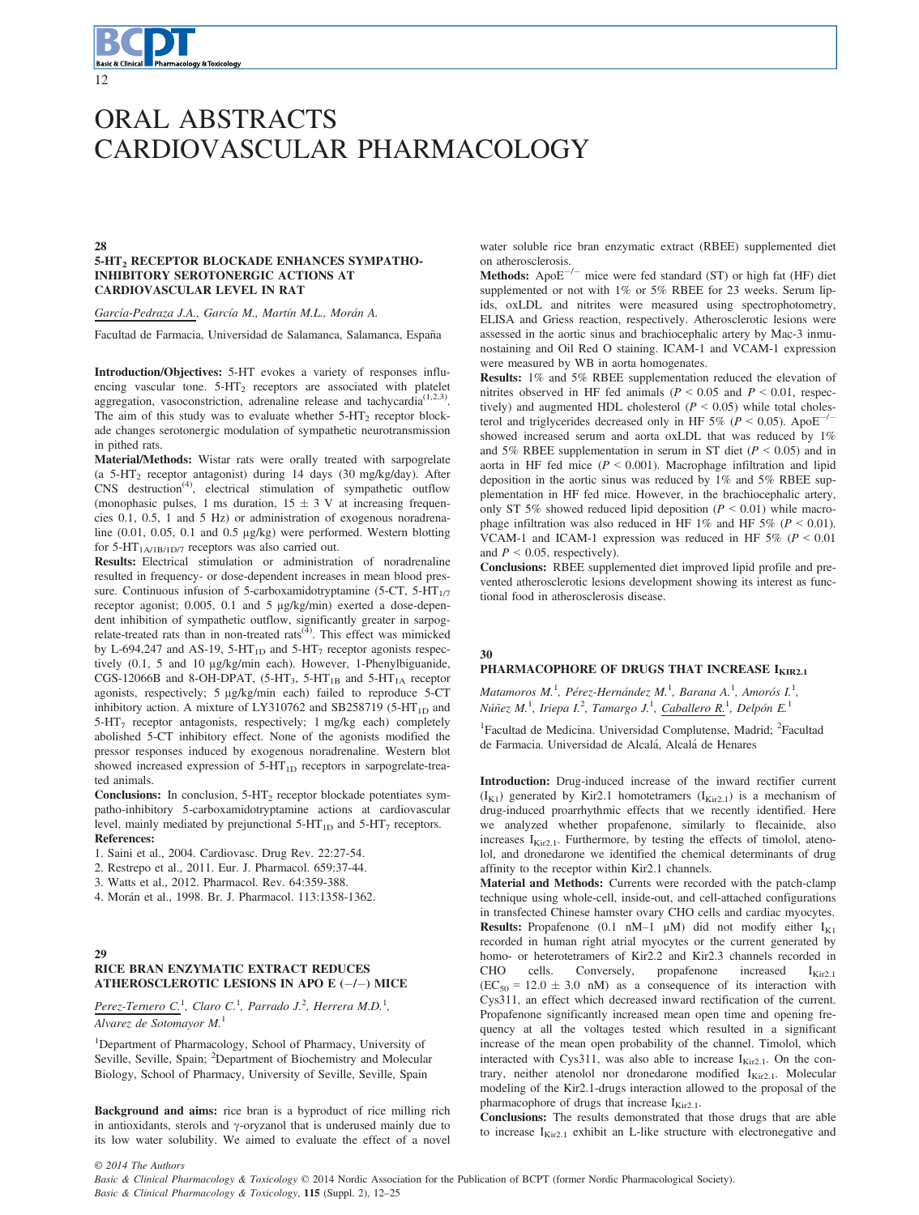# ORAL ABSTRACTS CARDIOVASCULAR PHARMACOLOGY

## 28

### $5\text{-}HT_2$ RECEPTOR BLOCKADE ENHANCES SYMPATHO-INHIBITORY SEROTONERGIC ACTIONS AT CARDIOVASCULAR LEVEL IN RAT

García-Pedraza J.A., García M., Martín M.L., Morán A.

Facultad de Farmacia, Universidad de Salamanca, Salamanca, España

**Introduction/Objectives:** 5-HT evokes a variety of responses influencing vascular tone. $5\text{-}HT_2$ receptors are associated with platelet aggregation, vasoconstriction, adrenaline release and tachycardia[1,2,3]. The aim of this study was to evaluate whether $5\text{-}HT_2$ receptor blockade changes serotonergic modulation of sympathetic neurotransmission in pithed rats.

**Material/Methods:** Wistar rats were orally treated with sarpogrelate (a $5\text{-}HT_2$ receptor antagonist) during 14 days (30 mg/kg/day). After CNS destruction[4], electrical stimulation of sympathetic outflow (monophasic pulses, 1 ms duration, 15 ± 3 V at increasing frequencies 0.1, 0.5, 1 and 5 Hz) or administration of exogenous noradrenaline (0.01, 0.05, 0.1 and 0.5 μg/kg) were performed. Western blotting for $5\text{-}HT_{1A/1B/1D/7}$ receptors was also carried out.

**Results:** Electrical stimulation or administration of noradrenaline resulted in frequency- or dose-dependent increases in mean blood pressure. Continuous infusion of 5-carboxamidotryptamine (5-CT, $5\text{-}HT_{1/7}$ receptor agonist; 0.005, 0.1 and 5 μg/kg/min) exerted a dose-dependent inhibition of sympathetic outflow, significantly greater in sarpogrelate-treated rats than in non-treated rats[4]. This effect was mimicked by L-694,247 and AS-19, $5\text{-}HT_{1D}$ and $5\text{-}HT_7$ receptor agonists respectively (0.1, 5 and 10 μg/kg/min each). However, 1-Phenylbiguanide, CGS-12066B and 8-OH-DPAT, ($5\text{-}HT_3$, $5\text{-}HT_{1B}$ and $5\text{-}HT_{1A}$ receptor agonists, respectively; 5 μg/kg/min each) failed to reproduce 5-CT inhibitory action. A mixture of LY310762 and SB258719 ($5\text{-}HT_{1D}$ and $5\text{-}HT_7$ receptor antagonists, respectively; 1 mg/kg each) completely abolished 5-CT inhibitory effect. None of the agonists modified the pressor responses induced by exogenous noradrenaline. Western blot showed increased expression of $5\text{-}HT_{1D}$ receptors in sarpogrelate-treated animals.

**Conclusions:** In conclusion, $5\text{-}HT_2$ receptor blockade potentiates sympatho-inhibitory 5-carboxamidotryptamine actions at cardiovascular level, mainly mediated by prejunctional $5\text{-}HT_{1D}$ and $5\text{-}HT_7$ receptors.

**References:**

1. Saini et al., 2004. Cardiovasc. Drug Rev. 22:27-54.
2. Restrepo et al., 2011. Eur. J. Pharmacol. 659:37-44.
3. Watts et al., 2012. Pharmacol. Rev. 64:359-388.
4. Morán et al., 1998. Br. J. Pharmacol. 113:1358-1362.

## 29

### RICE BRAN ENZYMATIC EXTRACT REDUCES ATHEROSCLEROTIC LESIONS IN APO E (−/−) MICE

Perez-Ternero C.[1], Claro C.[1], Parrado J.[2], Herrera M.D.[1], Alvarez de Sotomayor M.[1]

[1]Department of Pharmacology, School of Pharmacy, University of Seville, Seville, Spain; [2]Department of Biochemistry and Molecular Biology, School of Pharmacy, University of Seville, Seville, Spain

**Background and aims:** rice bran is a byproduct of rice milling rich in antioxidants, sterols and γ-oryzanol that is underused mainly due to its low water solubility. We aimed to evaluate the effect of a novel water soluble rice bran enzymatic extract (RBEE) supplemented diet on atherosclerosis.

**Methods:** $ApoE^{-/-}$ mice were fed standard (ST) or high fat (HF) diet supplemented or not with 1% or 5% RBEE for 23 weeks. Serum lipids, oxLDL and nitrites were measured using spectrophotometry, ELISA and Griess reaction, respectively. Atherosclerotic lesions were assessed in the aortic sinus and brachiocephalic artery by Mac-3 immunostaining and Oil Red O staining. ICAM-1 and VCAM-1 expression were measured by WB in aorta homogenates.

**Results:** 1% and 5% RBEE supplementation reduced the elevation of nitrites observed in HF fed animals ($P < 0.05$ and $P < 0.01$, respectively) and augmented HDL cholesterol ($P < 0.05$) while total cholesterol and triglycerides decreased only in HF 5% ($P < 0.05$). $ApoE^{-/-}$ showed increased serum and aorta oxLDL that was reduced by 1% and 5% RBEE supplementation in serum in ST diet ($P < 0.05$) and in aorta in HF fed mice ($P < 0.001$). Macrophage infiltration and lipid deposition in the aortic sinus was reduced by 1% and 5% RBEE supplementation in HF fed mice. However, in the brachiocephalic artery, only ST 5% showed reduced lipid deposition ($P < 0.01$) while macrophage infiltration was also reduced in HF 1% and HF 5% ($P < 0.01$). VCAM-1 and ICAM-1 expression was reduced in HF 5% ($P < 0.01$ and $P < 0.05$, respectively).

**Conclusions:** RBEE supplemented diet improved lipid profile and prevented atherosclerotic lesions development showing its interest as functional food in atherosclerosis disease.

## 30

### PHARMACOPHORE OF DRUGS THAT INCREASE $I_{KIR2.1}$

Matamoros M.[1], Pérez-Hernández M.[1], Barana A.[1], Amorós I.[1], Núñez M.[1], Iriepa I.[2], Tamargo J.[1], Caballero R.[1], Delpón E.[1]

[1]Facultad de Medicina. Universidad Complutense, Madrid; [2]Facultad de Farmacia. Universidad de Alcalá, Alcalá de Henares

**Introduction:** Drug-induced increase of the inward rectifier current ($I_{K1}$) generated by Kir2.1 homotetramers ($I_{Kir2.1}$) is a mechanism of drug-induced proarrhythmic effects that we recently identified. Here we analyzed whether propafenone, similarly to flecainide, also increases $I_{Kir2.1}$. Furthermore, by testing the effects of timolol, atenolol, and dronedarone we identified the chemical determinants of drug affinity to the receptor within Kir2.1 channels.

**Material and Methods:** Currents were recorded with the patch-clamp technique using whole-cell, inside-out, and cell-attached configurations in transfected Chinese hamster ovary CHO cells and cardiac myocytes.

**Results:** Propafenone (0.1 nM–1 μM) did not modify either $I_{K1}$ recorded in human right atrial myocytes or the current generated by homo- or heterotetramers of Kir2.2 and Kir2.3 channels recorded in CHO cells. Conversely, propafenone increased $I_{Kir2.1}$ ($EC_{50}$ = 12.0 ± 3.0 nM) as a consequence of its interaction with Cys311, an effect which decreased inward rectification of the current. Propafenone significantly increased mean open time and opening frequency at all the voltages tested which resulted in a significant increase of the mean open probability of the channel. Timolol, which interacted with Cys311, was also able to increase $I_{Kir2.1}$. On the contrary, neither atenolol nor dronedarone modified $I_{Kir2.1}$. Molecular modeling of the Kir2.1-drugs interaction allowed to the proposal of the pharmacophore of drugs that increase $I_{Kir2.1}$.

**Conclusions:** The results demonstrated that those drugs that are able to increase $I_{Kir2.1}$ exhibit an L-like structure with electronegative and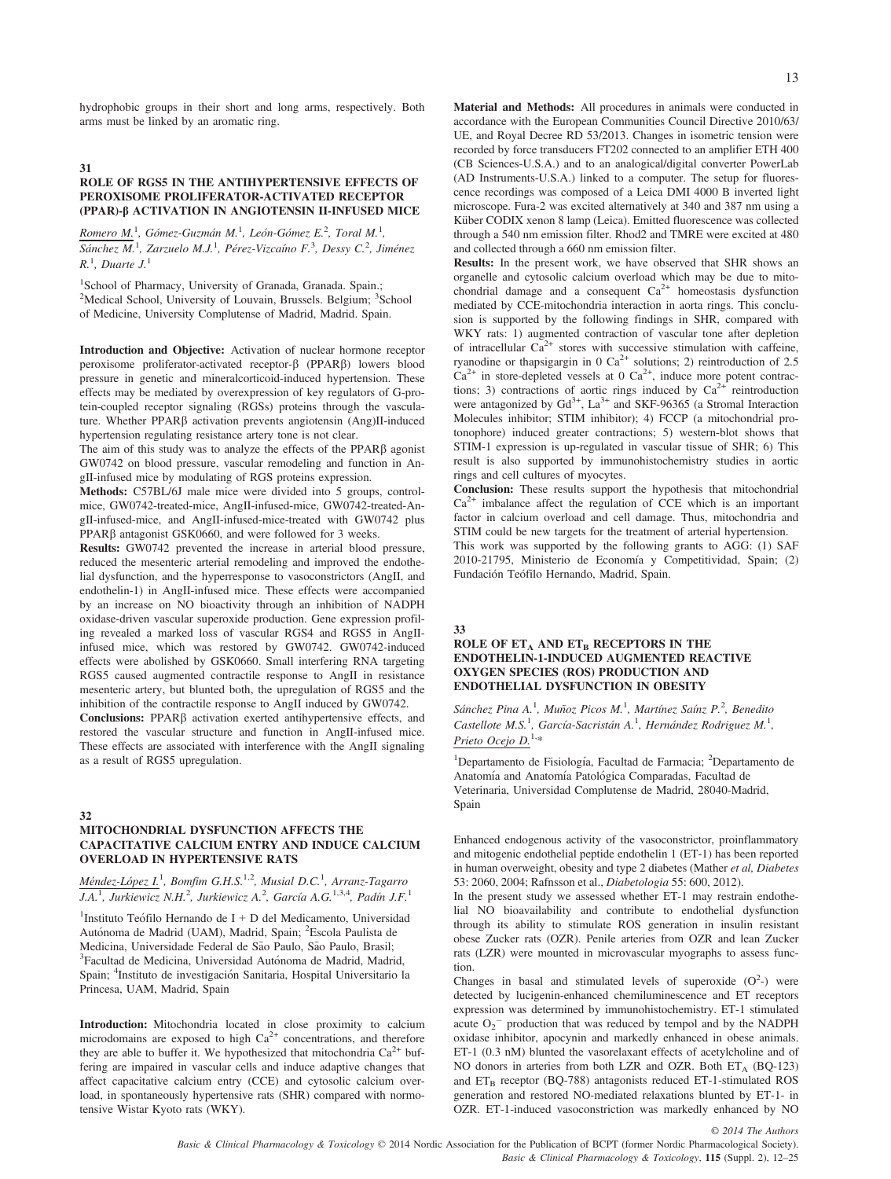hydrophobic groups in their short and long arms, respectively. Both arms must be linked by an aromatic ring.

## 31

### ROLE OF RGS5 IN THE ANTIHYPERTENSIVE EFFECTS OF PEROXISOME PROLIFERATOR-ACTIVATED RECEPTOR (PPAR)-β ACTIVATION IN ANGIOTENSIN II-INFUSED MICE

Romero M.[1], Gómez-Guzmán M.[1], León-Gómez E.[2], Toral M.[1], Sánchez M.[1], Zarzuelo M.J.[1], Pérez-Vizcaíno F.[3], Dessy C.[2], Jiménez R.[1], Duarte J.[1]

[1]School of Pharmacy, University of Granada, Granada. Spain.; [2]Medical School, University of Louvain, Brussels. Belgium; [3]School of Medicine, University Complutense of Madrid, Madrid. Spain.

**Introduction and Objective:** Activation of nuclear hormone receptor peroxisome proliferator-activated receptor-β (PPARβ) lowers blood pressure in genetic and mineralcorticoid-induced hypertension. These effects may be mediated by overexpression of key regulators of G-protein-coupled receptor signaling (RGSs) proteins through the vasculature. Whether PPARβ activation prevents angiotensin (Ang)II-induced hypertension regulating resistance artery tone is not clear.

The aim of this study was to analyze the effects of the PPARβ agonist GW0742 on blood pressure, vascular remodeling and function in AngII-infused mice by modulating of RGS proteins expression.

**Methods:** C57BL/6J male mice were divided into 5 groups, control-mice, GW0742-treated-mice, AngII-infused-mice, GW0742-treated-AngII-infused-mice, and AngII-infused-mice-treated with GW0742 plus PPARβ antagonist GSK0660, and were followed for 3 weeks.

**Results:** GW0742 prevented the increase in arterial blood pressure, reduced the mesenteric arterial remodeling and improved the endothelial dysfunction, and the hyperresponse to vasoconstrictors (AngII, and endothelin-1) in AngII-infused mice. These effects were accompanied by an increase on NO bioactivity through an inhibition of NADPH oxidase-driven vascular superoxide production. Gene expression profiling revealed a marked loss of vascular RGS4 and RGS5 in AngII-infused mice, which was restored by GW0742. GW0742-induced effects were abolished by GSK0660. Small interfering RNA targeting RGS5 caused augmented contractile response to AngII in resistance mesenteric artery, but blunted both, the upregulation of RGS5 and the inhibition of the contractile response to AngII induced by GW0742.

**Conclusions:** PPARβ activation exerted antihypertensive effects, and restored the vascular structure and function in AngII-infused mice. These effects are associated with interference with the AngII signaling as a result of RGS5 upregulation.

## 32

### MITOCHONDRIAL DYSFUNCTION AFFECTS THE CAPACITATIVE CALCIUM ENTRY AND INDUCE CALCIUM OVERLOAD IN HYPERTENSIVE RATS

Méndez-López I.[1], Bomfim G.H.S.[1,2], Musial D.C.[1], Arranz-Tagarro J.A.[1], Jurkiewicz N.H.[2], Jurkiewicz A.[2], García A.G.[1,3,4], Padín J.F.[1]

[1]Instituto Teófilo Hernando de I + D del Medicamento, Universidad Autónoma de Madrid (UAM), Madrid, Spain; [2]Escola Paulista de Medicina, Universidade Federal de São Paulo, São Paulo, Brasil; [3]Facultad de Medicina, Universidad Autónoma de Madrid, Madrid, Spain; [4]Instituto de investigación Sanitaria, Hospital Universitario la Princesa, UAM, Madrid, Spain

**Introduction:** Mitochondria located in close proximity to calcium microdomains are exposed to high $Ca^{2+}$ concentrations, and therefore they are able to buffer it. We hypothesized that mitochondria $Ca^{2+}$ buffering are impaired in vascular cells and induce adaptive changes that affect capacitative calcium entry (CCE) and cytosolic calcium overload, in spontaneously hypertensive rats (SHR) compared with normotensive Wistar Kyoto rats (WKY).

**Material and Methods:** All procedures in animals were conducted in accordance with the European Communities Council Directive 2010/63/UE, and Royal Decree RD 53/2013. Changes in isometric tension were recorded by force transducers FT202 connected to an amplifier ETH 400 (CB Sciences-U.S.A.) and to an analogical/digital converter PowerLab (AD Instruments-U.S.A.) linked to a computer. The setup for fluorescence recordings was composed of a Leica DMI 4000 B inverted light microscope. Fura-2 was excited alternatively at 340 and 387 nm using a Küber CODIX xenon 8 lamp (Leica). Emitted fluorescence was collected through a 540 nm emission filter. Rhod2 and TMRE were excited at 480 and collected through a 660 nm emission filter.

**Results:** In the present work, we have observed that SHR shows an organelle and cytosolic calcium overload which may be due to mitochondrial damage and a consequent $Ca^{2+}$ homeostasis dysfunction mediated by CCE-mitochondria interaction in aorta rings. This conclusion is supported by the following findings in SHR, compared with WKY rats: 1) augmented contraction of vascular tone after depletion of intracellular $Ca^{2+}$ stores with successive stimulation with caffeine, ryanodine or thapsigargin in 0 $Ca^{2+}$ solutions; 2) reintroduction of 2.5 $Ca^{2+}$ in store-depleted vessels at 0 $Ca^{2+}$, induce more potent contractions; 3) contractions of aortic rings induced by $Ca^{2+}$ reintroduction were antagonized by $Gd^{3+}$, $La^{3+}$ and SKF-96365 (a Stromal Interaction Molecules inhibitor; STIM inhibitor); 4) FCCP (a mitochondrial protonophore) induced greater contractions; 5) western-blot shows that STIM-1 expression is up-regulated in vascular tissue of SHR; 6) This result is also supported by immunohistochemistry studies in aortic rings and cell cultures of myocytes.

**Conclusion:** These results support the hypothesis that mitochondrial $Ca^{2+}$ imbalance affect the regulation of CCE which is an important factor in calcium overload and cell damage. Thus, mitochondria and STIM could be new targets for the treatment of arterial hypertension.

This work was supported by the following grants to AGG: (1) SAF 2010-21795, Ministerio de Economía y Competitividad, Spain; (2) Fundación Teófilo Hernando, Madrid, Spain.

## 33

### ROLE OF $ET_A$ AND $ET_B$ RECEPTORS IN THE ENDOTHELIN-1-INDUCED AUGMENTED REACTIVE OXYGEN SPECIES (ROS) PRODUCTION AND ENDOTHELIAL DYSFUNCTION IN OBESITY

Sánchez Pina A.[1], Muñoz Picos M.[1], Martínez Saínz P.[2], Benedito Castellote M.S.[1], García-Sacristán A.[1], Hernández Rodriguez M.[1], Prieto Ocejo D.[1,*]

[1]Departamento de Fisiología, Facultad de Farmacia; [2]Departamento de Anatomía and Anatomía Patológica Comparadas, Facultad de Veterinaria, Universidad Complutense de Madrid, 28040-Madrid, Spain

Enhanced endogenous activity of the vasoconstrictor, proinflammatory and mitogenic endothelial peptide endothelin 1 (ET-1) has been reported in human overweight, obesity and type 2 diabetes (Mather *et al, Diabetes* 53: 2060, 2004; Rafnsson et al., *Diabetologia* 55: 600, 2012).

In the present study we assessed whether ET-1 may restrain endothelial NO bioavailability and contribute to endothelial dysfunction through its ability to stimulate ROS generation in insulin resistant obese Zucker rats (OZR). Penile arteries from OZR and lean Zucker rats (LZR) were mounted in microvascular myographs to assess function.

Changes in basal and stimulated levels of superoxide ($O^{2}$-) were detected by lucigenin-enhanced chemiluminescence and ET receptors expression was determined by immunohistochemistry. ET-1 stimulated acute $O_2^-$ production that was reduced by tempol and by the NADPH oxidase inhibitor, apocynin and markedly enhanced in obese animals. ET-1 (0.3 nM) blunted the vasorelaxant effects of acetylcholine and of NO donors in arteries from both LZR and OZR. Both $ET_A$ (BQ-123) and $ET_B$ receptor (BQ-788) antagonists reduced ET-1-stimulated ROS generation and restored NO-mediated relaxations blunted by ET-1- in OZR. ET-1-induced vasoconstriction was markedly enhanced by NO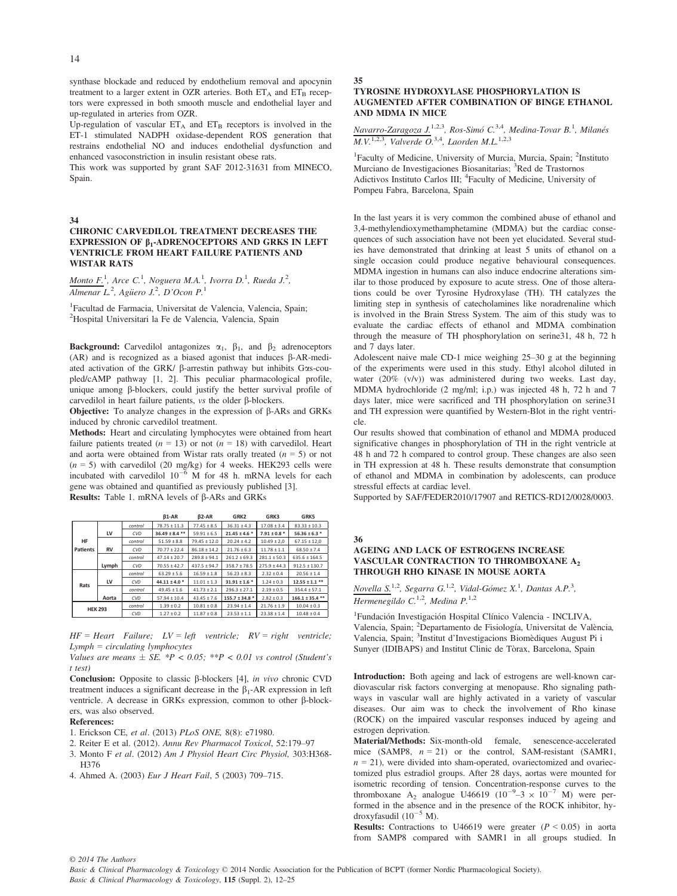synthase blockade and reduced by endothelium removal and apocynin treatment to a larger extent in OZR arteries. Both $ET_A$ and $ET_B$ receptors were expressed in both smooth muscle and endothelial layer and up-regulated in arteries from OZR.

Up-regulation of vascular $ET_A$ and $ET_B$ receptors is involved in the ET-1 stimulated NADPH oxidase-dependent ROS generation that restrains endothelial NO and induces endothelial dysfunction and enhanced vasoconstriction in insulin resistant obese rats.

This work was supported by grant SAF 2012-31631 from MINECO, Spain.

## 34

### CHRONIC CARVEDILOL TREATMENT DECREASES THE EXPRESSION OF $\beta_1$-ADRENOCEPTORS AND GRKS IN LEFT VENTRICLE FROM HEART FAILURE PATIENTS AND WISTAR RATS

Monto F.[1], Arce C.[1], Noguera M.A.[1], Ivorra D.[1], Rueda J.[2], Almenar L.[2], Agüero J.[2], D'Ocon P.[1]

[1]Facultad de Farmacia, Universitat de Valencia, Valencia, Spain; [2]Hospital Universitari la Fe de Valencia, Valencia, Spain

**Background:** Carvedilol antagonizes $\alpha_1$, $\beta_1$, and $\beta_2$ adrenoceptors (AR) and is recognized as a biased agonist that induces β-AR-mediated activation of the GRK/ β-arrestin pathway but inhibits Gαs-coupled/cAMP pathway [1, 2]. This peculiar pharmacological profile, unique among β-blockers, could justify the better survival profile of carvedilol in heart failure patients, *vs* the older β-blockers.

**Objective:** To analyze changes in the expression of β-ARs and GRKs induced by chronic carvedilol treatment.

**Methods:** Heart and circulating lymphocytes were obtained from heart failure patients treated ($n = 13$) or not ($n = 18$) with carvedilol. Heart and aorta were obtained from Wistar rats orally treated ($n = 5$) or not ($n = 5$) with carvedilol (20 mg/kg) for 4 weeks. HEK293 cells were incubated with carvedilol $10^{-6}$ M for 48 h. mRNA levels for each gene was obtained and quantified as previously published [3].

**Results:** Table 1. mRNA levels of β-ARs and GRKs

| | | | β1-AR | β2-AR | GRK2 | GRK3 | GRK5 |
|---|---|---|---|---|---|---|---|
| HF Patients | LV | control | 78.75 ± 11.3 | 77.45 ± 8.5 | 36.31 ± 4.3 | 17.08 ± 3.4 | 83.33 ± 10.3 |
| | | CVD | **36.49 ± 8.4 \*\*** | 59.91 ± 6.5 | **21.45 ± 4.6 \*** | **7.91 ± 0.8 \*** | **56.36 ± 6.3 \*** |
| | RV | control | 51.59 ± 8.8 | 79.45 ± 12.0 | 20.24 ± 4.2 | 10.49 ± 2,0 | 67.15 ± 12,0 |
| | | CVD | 70.77 ± 22.4 | 86.18 ± 14.2 | 21.76 ± 6.3 | 11.78 ± 1.1 | 68.50 ± 7.4 |
| | Lymph | control | 47.14 ± 20.7 | 289.8 ± 94.1 | 261.2 ± 69.3 | 281.1 ± 50.3 | 635.6 ± 164.5 |
| | | CVD | 70.55 ± 42.7 | 437.5 ± 94.7 | 358.7 ± 78.5 | 275.9 ± 44.3 | 912.5 ± 130.7 |
| Rats | LV | control | 63.29 ± 5.6 | 16.59 ± 1.8 | 56.23 ± 8.3 | 2.32 ± 0.4 | 20.56 ± 1.4 |
| | | CVD | **44.11 ± 4.0 \*** | 11.01 ± 1.3 | **31.91 ± 1.6 \*** | 1.24 ± 0.3 | **12.55 ± 1.1 \*\*** |
| | Aorta | control | 49.45 ± 1.6 | 41.73 ± 2.1 | 296.3 ± 27.1 | 2.19 ± 0.5 | 354.4 ± 57.1 |
| | | CVD | 57.94 ± 10.4 | 43.45 ± 7.6 | **155.7 ± 34.8 \*** | 2.82 ± 0.3 | **166.1 ± 35.4 \*\*** |
| HEK 293 | | control | 1.39 ± 0.2 | 10.81 ± 0.8 | 23.94 ± 1.4 | 21.76 ± 1.9 | 10.04 ± 0.3 |
| | | CVD | 1.27 ± 0.2 | 11.87 ± 0.8 | 23.53 ± 1.1 | 23.38 ± 1.4 | 10.48 ± 0.4 |

*HF = Heart Failure; LV = left ventricle; RV = right ventricle; Lymph = circulating lymphocytes*

*Values are means ± SE. \*P < 0.05; \*\*P < 0.01 vs control (Student's t test)*

**Conclusion:** Opposite to classic β-blockers [4], *in vivo* chronic CVD treatment induces a significant decrease in the $\beta_1$-AR expression in left ventricle. A decrease in GRKs expression, common to other β-blockers, was also observed.

**References:**

1. Erickson CE, *et al*. (2013) *PLoS ONE,* 8(8): e71980.
2. Reiter E et al. (2012). *Annu Rev Pharmacol Toxicol*, 52:179–97
3. Monto F *et al*. (2012) *Am J Physiol Heart Circ Physiol,* 303:H368-H376
4. Ahmed A. (2003) *Eur J Heart Fail*, 5 (2003) 709–715.

## 35

### TYROSINE HYDROXYLASE PHOSPHORYLATION IS AUGMENTED AFTER COMBINATION OF BINGE ETHANOL AND MDMA IN MICE

Navarro-Zaragoza J.[1,2,3], Ros-Simó C.[3,4], Medina-Tovar B.[1], Milanés M.V.[1,2,3], Valverde O.[3,4], Laorden M.L.[1,2,3]

[1]Faculty of Medicine, University of Murcia, Murcia, Spain; [2]Instituto Murciano de Investigaciones Biosanitarias; [3]Red de Trastornos Adictivos Instituto Carlos III; [4]Faculty of Medicine, University of Pompeu Fabra, Barcelona, Spain

In the last years it is very common the combined abuse of ethanol and 3,4-methylendioxymethamphetamine (MDMA) but the cardiac consequences of such association have not been yet elucidated. Several studies have demonstrated that drinking at least 5 units of ethanol on a single occasion could produce negative behavioural consequences. MDMA ingestion in humans can also induce endocrine alterations similar to those produced by exposure to acute stress. One of those alterations could be over Tyrosine Hydroxylase (TH). TH catalyzes the limiting step in synthesis of catecholamines like noradrenaline which is involved in the Brain Stress System. The aim of this study was to evaluate the cardiac effects of ethanol and MDMA combination through the measure of TH phosphorylation on serine31, 48 h, 72 h and 7 days later.

Adolescent naive male CD-1 mice weighing 25–30 g at the beginning of the experiments were used in this study. Ethyl alcohol diluted in water (20% (v/v)) was administered during two weeks. Last day, MDMA hydrochloride (2 mg/ml; i.p.) was injected 48 h, 72 h and 7 days later, mice were sacrificed and TH phosphorylation on serine31 and TH expression were quantified by Western-Blot in the right ventricle.

Our results showed that combination of ethanol and MDMA produced significative changes in phosphorylation of TH in the right ventricle at 48 h and 72 h compared to control group. These changes are also seen in TH expression at 48 h. These results demonstrate that consumption of ethanol and MDMA in combination by adolescents, can produce stressful effects at cardiac level.

Supported by SAF/FEDER2010/17907 and RETICS-RD12/0028/0003.

## 36

### AGEING AND LACK OF ESTROGENS INCREASE VASCULAR CONTRACTION TO THROMBOXANE $A_2$ THROUGH RHO KINASE IN MOUSE AORTA

Novella S.[1,2], Segarra G.[1,2], Vidal-Gómez X.[1], Dantas A.P.[3], Hermenegildo C.[1,2], Medina P.[1,2]

[1]Fundación Investigación Hospital Clínico Valencia - INCLIVA, Valencia, Spain; [2]Departamento de Fisiología, Universitat de València, Valencia, Spain; [3]Institut d'Investigacions Biomèdiques August Pi i Sunyer (IDIBAPS) and Institut Clinic de Tòrax, Barcelona, Spain

**Introduction:** Both ageing and lack of estrogens are well-known cardiovascular risk factors converging at menopause. Rho signaling pathways in vascular wall are highly activated in a variety of vascular diseases. Our aim was to check the involvement of Rho kinase (ROCK) on the impaired vascular responses induced by ageing and estrogen deprivation.

**Material/Methods:** Six-month-old female, senescence-accelerated mice (SAMP8, $n = 21$) or the control, SAM-resistant (SAMR1, $n = 21$), were divided into sham-operated, ovariectomized and ovariectomized plus estradiol groups. After 28 days, aortas were mounted for isometric recording of tension. Concentration-response curves to the thromboxane $A_2$ analogue U46619 ($10^{-9}$–$3 \times 10^{-7}$ M) were performed in the absence and in the presence of the ROCK inhibitor, hydroxyfasudil ($10^{-5}$ M).

**Results:** Contractions to U46619 were greater ($P < 0.05$) in aorta from SAMP8 compared with SAMR1 in all groups studied. In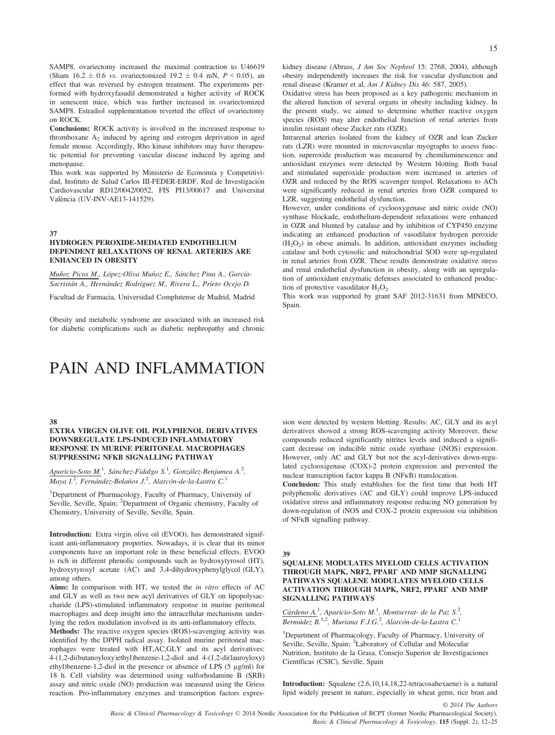SAMP8, ovariectomy increased the maximal contraction to U46619 (Sham 16.2 ± 0.6 *vs.* ovariectomized 19.2 ± 0.4 mN, $P < 0.05$), an effect that was reversed by estrogen treatment. The experiments performed with hydroxyfasudil demonstrated a higher activity of ROCK in senescent mice, which was further increased in ovariectomized SAMP8. Estradiol supplementation reverted the effect of ovariectomy on ROCK.

**Conclusions:** ROCK activity is involved in the increased response to thromboxane $A_2$ induced by ageing and estrogen deprivation in aged female mouse. Accordingly, Rho kinase inhibitors may have therapeutic potential for preventing vascular disease induced by ageing and menopause.

This work was supported by Ministerio de Economía y Competitividad, Instituto de Salud Carlos III-FEDER-ERDF, Red de Investigación Cardiovascular RD12/0042/0052, FIS PI13/00617 and Universitat València (UV-INV-AE13-141529).

### 37

### HYDROGEN PEROXIDE-MEDIATED ENDOTHELIUM DEPENDENT RELAXATIONS OF RENAL ARTERIES ARE ENHANCED IN OBESITY

Muñoz Picos M., López-Oliva Muñoz E., Sánchez Pina A., García-Sacristán A., Hernández Rodríguez M., Rivera L., Prieto Ocejo D.

Facultad de Farmacia, Universidad Complutense de Madrid, Madrid

Obesity and metabolic syndrome are associated with an increased risk for diabetic complications such as diabetic nephropathy and chronic kidney disease (Abrass, *J Am Soc Nephrol* 15: 2768, 2004), although obesity independently increases the risk for vascular dysfunction and renal disease (Kramer et al, *Am J Kidney Dis* 46: 587, 2005).

Oxidative stress has been proposed as a key pathogenic mechanism in the altered function of several organs in obesity including kidney. In the present study, we aimed to determine whether reactive oxygen species (ROS) may alter endothelial function of renal arteries from insulin resistant obese Zucker rats (OZR).

Intrarenal arteries isolated from the kidney of OZR and lean Zucker rats (LZR) were mounted in microvascular myographs to assess function, superoxide production was measured by chemiluminescence and antioxidant enzymes were detected by Western blotting. Both basal and stimulated superoxide production were increased in arteries of OZR and reduced by the ROS scavenger tempol. Relaxations to ACh were significantly reduced in renal arteries from OZR compared to LZR, suggesting endothelial dysfunction.

However, under conditions of cyclooxygenase and nitric oxide (NO) synthase blockade, endothelium-dependent relaxations were enhanced in OZR and blunted by catalase and by inhibition of CYP450 enzyme indicating an enhanced production of vasodilator hydrogen peroxide ($H_2O_2$) in obese animals. In addition, antioxidant enzymes including catalase and both cytosolic and mitochondrial SOD were up-regulated in renal arteries from OZR. These results demonstrate oxidative stress and renal endothelial dysfunction in obesity, along with an upregulation of antioxidant enzymatic defenses associated to enhanced production of protective vasodilator $H_2O_2$.

This work was supported by grant SAF 2012-31631 from MINECO, Spain.

# PAIN AND INFLAMMATION

### 38

### EXTRA VIRGEN OLIVE OIL POLYPHENOL DERIVATIVES DOWNREGULATE LPS-INDUCED INFLAMMATORY RESPONSE IN MURINE PERITONEAL MACROPHAGES SUPPRESSING NFKB SIGNALLING PATHWAY

Aparicio-Soto M.[1], Sánchez-Fidalgo S.[1], González-Benjumea A.[2], Maya I.[2], Fernández-Bolaños J.[2], Alarcón-de-la-Lastra C.[1]

[1]Department of Pharmacology, Faculty of Pharmacy, University of Seville, Seville, Spain; [2]Department of Organic chemistry, Faculty of Chemistry, University of Seville, Seville, Spain.

**Introduction:** Extra virgin olive oil (EVOO), has demonstrated significant anti-inflammatory properties. Nowadays, it is clear that its minor components have an important role in these beneficial effects. EVOO is rich in different phenolic compounds such as hydroxytyrosol (HT), hydroxytyrosyl acetate (AC) and 3,4-dihydroxyphenylglycol (GLY), among others.

**Aims:** In comparison with HT, we tested the *in vitro* effects of AC and GLY as well as two new acyl derivatives of GLY on lipopolysaccharide (LPS)-stimulated inflammatory response in murine peritoneal macrophages and deep insight into the intracellular mechanisms underlying the redox modulation involved in its anti-inflammatory effects.

**Methods:** The reactive oxygen species (ROS)-scavenging activity was identified by the DPPH radical assay. Isolated murine peritoneal macrophages were treated with HT,AC,GLY and its acyl derivatives: 4-(1,2-di(butanoyloxy)ethyl)benzene-1,2-diol and 4-(1,2-di(lauroyloxy) ethyl)benzene-1,2-diol in the presence or absence of LPS (5 μg/ml) for 18 h. Cell viability was determined using sulforhodamine B (SRB) assay and nitric oxide (NO) production was measured using the Griess reaction. Pro-inflammatory enzymes and transcription factors expression were detected by western blotting. Results: AC, GLY and its acyl derivatives showed a strong ROS-scavenging activity Moreover, these compounds reduced significantly nitrites levels and induced a significant decrease on inducible nitric oxide synthase (iNOS) expression. However, only AC and GLY but not the acyl-derivatives down-regulated cyclooxigenase (COX)-2 protein expression and prevented the nuclear transcription factor kappa B (NFκB) translocation.

**Conclusion:** This study establishes for the first time that both HT polyphenolic derivatives (AC and GLY) could improve LPS-induced oxidative stress and inflammatory response reducing NO generation by down-regulation of iNOS and COX-2 protein expression via inhibition of NFκB signalling pathway.

### 39

### SQUALENE MODULATES MYELOID CELLS ACTIVATION THROUGH MAPK, NRF2, PPARΓ AND MMP SIGNALLING PATHWAYS SQUALENE MODULATES MYELOID CELLS ACTIVATION THROUGH MAPK, NRF2, PPARΓ AND MMP SIGNALLING PATHWAYS

Cárdeno A.[1], Aparicio-Soto M.[1], Montserrat- de la Paz S.[2], Bermúdez B.[1,2], Muriana F.J.G.[2], Alarcón-de-la-Lastra C.[1]

[1]Department of Pharmacology, Faculty of Pharmacy, University of Seville, Seville, Spain; [2]Laboratory of Cellular and Molecular Nutrition, Instituto de la Grasa, Consejo Superior de Investigaciones Científicas (CSIC), Seville, Spain

**Introduction:** Squalene (2,6,10,14,18,22-tetracosahexaene) is a natural lipid widely present in nature, especially in wheat germ, rice bran and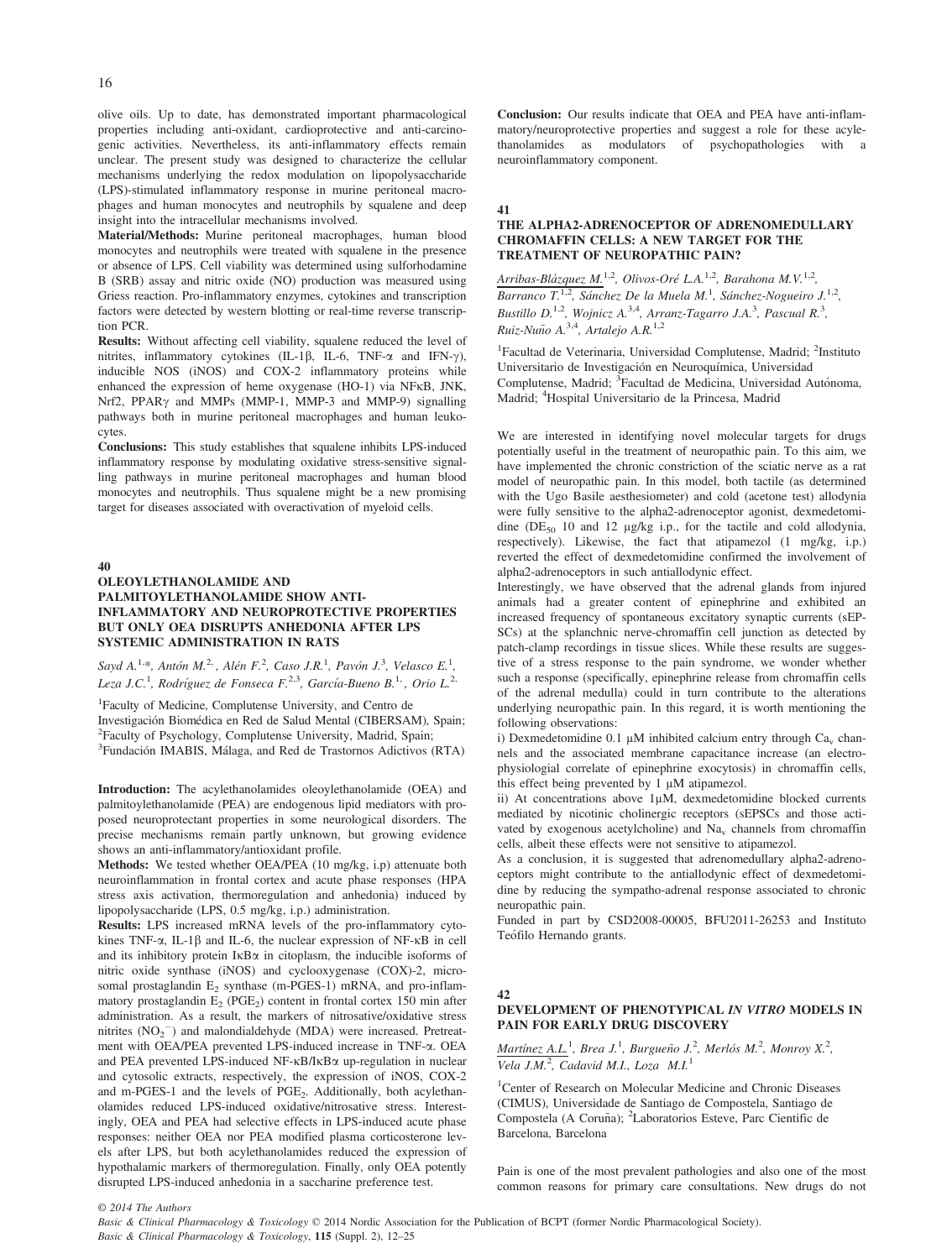olive oils. Up to date, has demonstrated important pharmacological properties including anti-oxidant, cardioprotective and anti-carcinogenic activities. Nevertheless, its anti-inflammatory effects remain unclear. The present study was designed to characterize the cellular mechanisms underlying the redox modulation on lipopolysaccharide (LPS)-stimulated inflammatory response in murine peritoneal macrophages and human monocytes and neutrophils by squalene and deep insight into the intracellular mechanisms involved.

**Material/Methods:** Murine peritoneal macrophages, human blood monocytes and neutrophils were treated with squalene in the presence or absence of LPS. Cell viability was determined using sulforhodamine B (SRB) assay and nitric oxide (NO) production was measured using Griess reaction. Pro-inflammatory enzymes, cytokines and transcription factors were detected by western blotting or real-time reverse transcription PCR.

**Results:** Without affecting cell viability, squalene reduced the level of nitrites, inflammatory cytokines (IL-1β, IL-6, TNF-α and IFN-γ), inducible NOS (iNOS) and COX-2 inflammatory proteins while enhanced the expression of heme oxygenase (HO-1) via NFκB, JNK, Nrf2, PPARγ and MMPs (MMP-1, MMP-3 and MMP-9) signalling pathways both in murine peritoneal macrophages and human leukocytes.

**Conclusions:** This study establishes that squalene inhibits LPS-induced inflammatory response by modulating oxidative stress-sensitive signalling pathways in murine peritoneal macrophages and human blood monocytes and neutrophils. Thus squalene might be a new promising target for diseases associated with overactivation of myeloid cells.

## 40

### OLEOYLETHANOLAMIDE AND PALMITOYLETHANOLAMIDE SHOW ANTI-INFLAMMATORY AND NEUROPROTECTIVE PROPERTIES BUT ONLY OEA DISRUPTS ANHEDONIA AFTER LPS SYSTEMIC ADMINISTRATION IN RATS

*Sayd A.[1,*], Antón M.[2,], Alén F.[2], Caso J.R.[1], Pavón J.[3], Velasco E.[1], Leza J.C.[1], Rodríguez de Fonseca F.[2,3], García-Bueno B.[1,], Orio L.[2]*

[1]Faculty of Medicine, Complutense University, and Centro de Investigación Biomédica en Red de Salud Mental (CIBERSAM), Spain; [2]Faculty of Psychology, Complutense University, Madrid, Spain; [3]Fundación IMABIS, Málaga, and Red de Trastornos Adictivos (RTA)

**Introduction:** The acylethanolamides oleoylethanolamide (OEA) and palmitoylethanolamide (PEA) are endogenous lipid mediators with proposed neuroprotectant properties in some neurological disorders. The precise mechanisms remain partly unknown, but growing evidence shows an anti-inflammatory/antioxidant profile.

**Methods:** We tested whether OEA/PEA (10 mg/kg, i.p) attenuate both neuroinflammation in frontal cortex and acute phase responses (HPA stress axis activation, thermoregulation and anhedonia) induced by lipopolysaccharide (LPS, 0.5 mg/kg, i.p.) administration.

**Results:** LPS increased mRNA levels of the pro-inflammatory cytokines TNF-α, IL-1β and IL-6, the nuclear expression of NF-κB in cell and its inhibitory protein IκBα in citoplasm, the inducible isoforms of nitric oxide synthase (iNOS) and cyclooxygenase (COX)-2, microsomal prostaglandin $E_2$ synthase (m-PGES-1) mRNA, and pro-inflammatory prostaglandin $E_2$ ($PGE_2$) content in frontal cortex 150 min after administration. As a result, the markers of nitrosative/oxidative stress nitrites ($NO_2^-$) and malondialdehyde (MDA) were increased. Pretreatment with OEA/PEA prevented LPS-induced increase in TNF-α. OEA and PEA prevented LPS-induced NF-κB/IκBα up-regulation in nuclear and cytosolic extracts, respectively, the expression of iNOS, COX-2 and m-PGES-1 and the levels of $PGE_2$. Additionally, both acylethanolamides reduced LPS-induced oxidative/nitrosative stress. Interestingly, OEA and PEA had selective effects in LPS-induced acute phase responses: neither OEA nor PEA modified plasma corticosterone levels after LPS, but both acylethanolamides reduced the expression of hypothalamic markers of thermoregulation. Finally, only OEA potently disrupted LPS-induced anhedonia in a saccharine preference test.

**Conclusion:** Our results indicate that OEA and PEA have anti-inflammatory/neuroprotective properties and suggest a role for these acylethanolamides as modulators of psychopathologies with a neuroinflammatory component.

## 41

### THE ALPHA2-ADRENOCEPTOR OF ADRENOMEDULLARY CHROMAFFIN CELLS: A NEW TARGET FOR THE TREATMENT OF NEUROPATHIC PAIN?

*Arribas-Blázquez M.[1,2], Olivos-Oré L.A.[1,2], Barahona M.V.[1,2], Barranco T.[1,2], Sánchez De la Muela M.[1], Sánchez-Nogueiro J.[1,2], Bustillo D.[1,2], Wojnicz A.[3,4], Arranz-Tagarro J.A.[3], Pascual R.[3], Ruiz-Nuño A.[3,4], Artalejo A.R.[1,2]*

[1]Facultad de Veterinaria, Universidad Complutense, Madrid; [2]Instituto Universitario de Investigación en Neuroquímica, Universidad Complutense, Madrid; [3]Facultad de Medicina, Universidad Autónoma, Madrid; [4]Hospital Universitario de la Princesa, Madrid

We are interested in identifying novel molecular targets for drugs potentially useful in the treatment of neuropathic pain. To this aim, we have implemented the chronic constriction of the sciatic nerve as a rat model of neuropathic pain. In this model, both tactile (as determined with the Ugo Basile aesthesiometer) and cold (acetone test) allodynia were fully sensitive to the alpha2-adrenoceptor agonist, dexmedetomidine ($DE_{50}$ 10 and 12 μg/kg i.p., for the tactile and cold allodynia, respectively). Likewise, the fact that atipamezol (1 mg/kg, i.p.) reverted the effect of dexmedetomidine confirmed the involvement of alpha2-adrenoceptors in such antiallodynic effect.

Interestingly, we have observed that the adrenal glands from injured animals had a greater content of epinephrine and exhibited an increased frequency of spontaneous excitatory synaptic currents (sEPSCs) at the splanchnic nerve-chromaffin cell junction as detected by patch-clamp recordings in tissue slices. While these results are suggestive of a stress response to the pain syndrome, we wonder whether such a response (specifically, epinephrine release from chromaffin cells of the adrenal medulla) could in turn contribute to the alterations underlying neuropathic pain. In this regard, it is worth mentioning the following observations:

i) Dexmedetomidine 0.1 μM inhibited calcium entry through $Ca_v$ channels and the associated membrane capacitance increase (an electrophysiologial correlate of epinephrine exocytosis) in chromaffin cells, this effect being prevented by 1 μM atipamezol.

ii) At concentrations above 1μM, dexmedetomidine blocked currents mediated by nicotinic cholinergic receptors (sEPSCs and those activated by exogenous acetylcholine) and $Na_v$ channels from chromaffin cells, albeit these effects were not sensitive to atipamezol.

As a conclusion, it is suggested that adrenomedullary alpha2-adrenoceptors might contribute to the antiallodynic effect of dexmedetomidine by reducing the sympatho-adrenal response associated to chronic neuropathic pain.

Funded in part by CSD2008-00005, BFU2011-26253 and Instituto Teófilo Hernando grants.

## 42

### DEVELOPMENT OF PHENOTYPICAL *IN VITRO* MODELS IN PAIN FOR EARLY DRUG DISCOVERY

*Martínez A.L.[1], Brea J.[1], Burgueño J.[2], Merlós M.[2], Monroy X.[2], Vela J.M.[2], Cadavid M.I., Loza M.I.[1]*

[1]Center of Research on Molecular Medicine and Chronic Diseases (CIMUS), Universidade de Santiago de Compostela, Santiago de Compostela (A Coruña); [2]Laboratorios Esteve, Parc Cientific de Barcelona, Barcelona

Pain is one of the most prevalent pathologies and also one of the most common reasons for primary care consultations. New drugs do not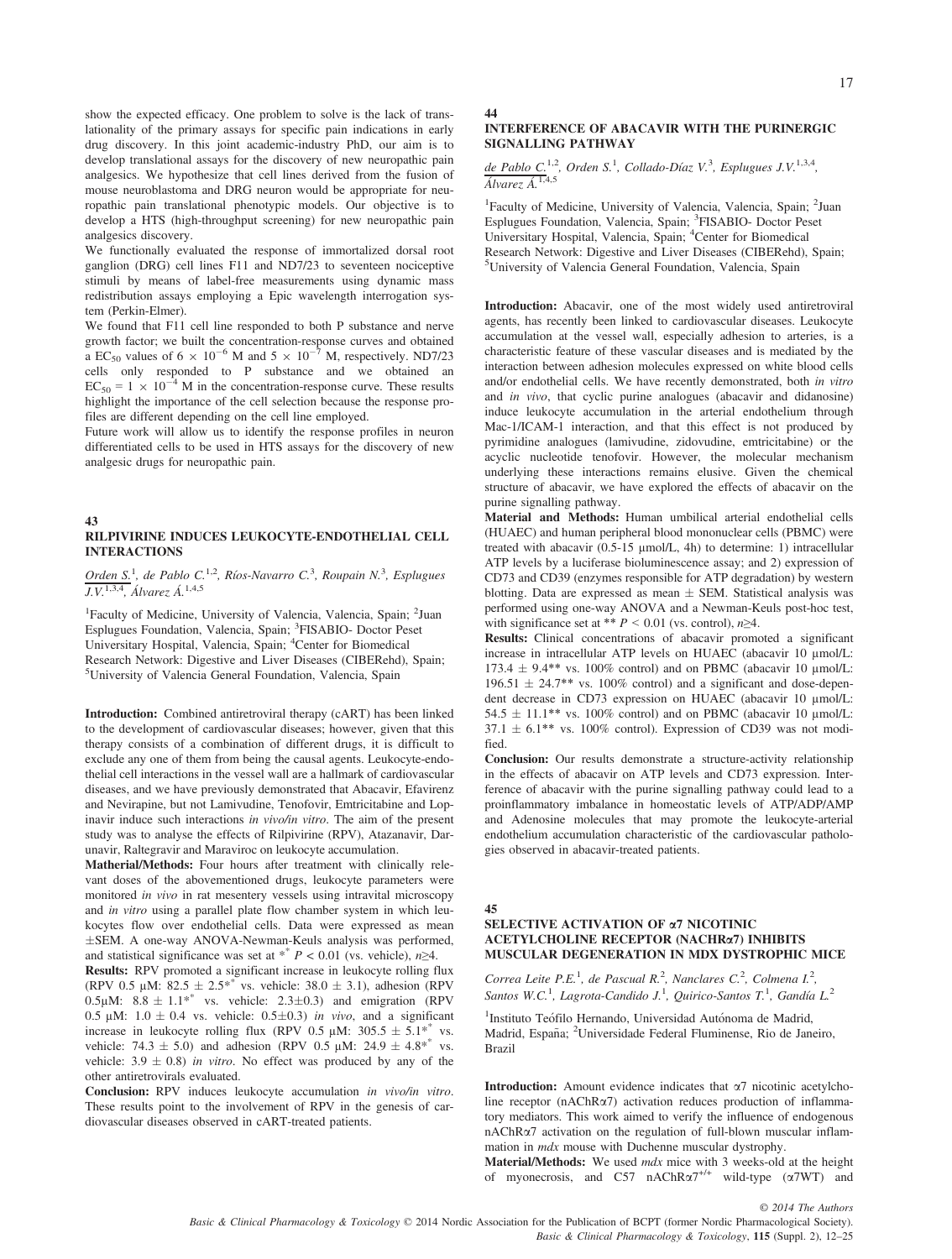show the expected efficacy. One problem to solve is the lack of translationality of the primary assays for specific pain indications in early drug discovery. In this joint academic-industry PhD, our aim is to develop translational assays for the discovery of new neuropathic pain analgesics. We hypothesize that cell lines derived from the fusion of mouse neuroblastoma and DRG neuron would be appropriate for neuropathic pain translational phenotypic models. Our objective is to develop a HTS (high-throughput screening) for new neuropathic pain analgesics discovery.

We functionally evaluated the response of immortalized dorsal root ganglion (DRG) cell lines F11 and ND7/23 to seventeen nociceptive stimuli by means of label-free measurements using dynamic mass redistribution assays employing a Epic wavelength interrogation system (Perkin-Elmer).

We found that F11 cell line responded to both P substance and nerve growth factor; we built the concentration-response curves and obtained a $EC_{50}$ values of $6 \times 10^{-6}$ M and $5 \times 10^{-7}$ M, respectively. ND7/23 cells only responded to P substance and we obtained an $EC_{50} = 1 \times 10^{-4}$ M in the concentration-response curve. These results highlight the importance of the cell selection because the response profiles are different depending on the cell line employed.

Future work will allow us to identify the response profiles in neuron differentiated cells to be used in HTS assays for the discovery of new analgesic drugs for neuropathic pain.

## 43

### RILPIVIRINE INDUCES LEUKOCYTE-ENDOTHELIAL CELL INTERACTIONS

*Orden S.*[1], *de Pablo C.*[1,2], *Ríos-Navarro C.*[3], *Roupain N.*[3], *Esplugues J.V.*[1,3,4], *Álvarez Á.*[1,4,5]

[1]Faculty of Medicine, University of Valencia, Valencia, Spain; [2]Juan Esplugues Foundation, Valencia, Spain; [3]FISABIO- Doctor Peset Universitary Hospital, Valencia, Spain; [4]Center for Biomedical Research Network: Digestive and Liver Diseases (CIBERehd), Spain; [5]University of Valencia General Foundation, Valencia, Spain

**Introduction:** Combined antiretroviral therapy (cART) has been linked to the development of cardiovascular diseases; however, given that this therapy consists of a combination of different drugs, it is difficult to exclude any one of them from being the causal agents. Leukocyte-endothelial cell interactions in the vessel wall are a hallmark of cardiovascular diseases, and we have previously demonstrated that Abacavir, Efavirenz and Nevirapine, but not Lamivudine, Tenofovir, Emtricitabine and Lopinavir induce such interactions *in vivo/in vitro*. The aim of the present study was to analyse the effects of Rilpivirine (RPV), Atazanavir, Darunavir, Raltegravir and Maraviroc on leukocyte accumulation.

**Matherial/Methods:** Four hours after treatment with clinically relevant doses of the abovementioned drugs, leukocyte parameters were monitored *in vivo* in rat mesentery vessels using intravital microscopy and *in vitro* using a parallel plate flow chamber system in which leukocytes flow over endothelial cells. Data were expressed as mean ±SEM. A one-way ANOVA-Newman-Keuls analysis was performed, and statistical significance was set at $^{*^*}$ $P < 0.01$ (vs. vehicle), $n \geq 4$.

**Results:** RPV promoted a significant increase in leukocyte rolling flux (RPV 0.5 μM: 82.5 ± 2.5$^{**}$ vs. vehicle: 38.0 ± 3.1), adhesion (RPV 0.5μM: 8.8 ± 1.1$^{**}$ vs. vehicle: 2.3±0.3) and emigration (RPV 0.5 μM: 1.0 ± 0.4 vs. vehicle: 0.5±0.3) *in vivo*, and a significant increase in leukocyte rolling flux (RPV 0.5 μM: 305.5 ± 5.1$^{**}$ vs. vehicle: 74.3 ± 5.0) and adhesion (RPV 0.5 μM: 24.9 ± 4.8$^{**}$ vs. vehicle: 3.9 ± 0.8) *in vitro*. No effect was produced by any of the other antiretrovirals evaluated.

**Conclusion:** RPV induces leukocyte accumulation *in vivo/in vitro*. These results point to the involvement of RPV in the genesis of cardiovascular diseases observed in cART-treated patients.

## 44

### INTERFERENCE OF ABACAVIR WITH THE PURINERGIC SIGNALLING PATHWAY

*de Pablo C.*[1,2], *Orden S.*[1], *Collado-Díaz V.*[3], *Esplugues J.V.*[1,3,4], *Álvarez Á.*[1,4,5]

[1]Faculty of Medicine, University of Valencia, Valencia, Spain; [2]Juan Esplugues Foundation, Valencia, Spain; [3]FISABIO- Doctor Peset Universitary Hospital, Valencia, Spain; [4]Center for Biomedical Research Network: Digestive and Liver Diseases (CIBERehd), Spain; [5]University of Valencia General Foundation, Valencia, Spain

**Introduction:** Abacavir, one of the most widely used antiretroviral agents, has recently been linked to cardiovascular diseases. Leukocyte accumulation at the vessel wall, especially adhesion to arteries, is a characteristic feature of these vascular diseases and is mediated by the interaction between adhesion molecules expressed on white blood cells and/or endothelial cells. We have recently demonstrated, both *in vitro* and *in vivo*, that cyclic purine analogues (abacavir and didanosine) induce leukocyte accumulation in the arterial endothelium through Mac-1/ICAM-1 interaction, and that this effect is not produced by pyrimidine analogues (lamivudine, zidovudine, emtricitabine) or the acyclic nucleotide tenofovir. However, the molecular mechanism underlying these interactions remains elusive. Given the chemical structure of abacavir, we have explored the effects of abacavir on the purine signalling pathway.

**Material and Methods:** Human umbilical arterial endothelial cells (HUAEC) and human peripheral blood mononuclear cells (PBMC) were treated with abacavir (0.5-15 μmol/L, 4h) to determine: 1) intracellular ATP levels by a luciferase bioluminescence assay; and 2) expression of CD73 and CD39 (enzymes responsible for ATP degradation) by western blotting. Data are expressed as mean ± SEM. Statistical analysis was performed using one-way ANOVA and a Newman-Keuls post-hoc test, with significance set at ** $P < 0.01$ (vs. control), $n \geq 4$.

**Results:** Clinical concentrations of abacavir promoted a significant increase in intracellular ATP levels on HUAEC (abacavir 10 μmol/L: 173.4 ± 9.4** vs. 100% control) and on PBMC (abacavir 10 μmol/L: 196.51 ± 24.7** vs. 100% control) and a significant and dose-dependent decrease in CD73 expression on HUAEC (abacavir 10 μmol/L: 54.5 ± 11.1** vs. 100% control) and on PBMC (abacavir 10 μmol/L: 37.1 ± 6.1** vs. 100% control). Expression of CD39 was not modified.

**Conclusion:** Our results demonstrate a structure-activity relationship in the effects of abacavir on ATP levels and CD73 expression. Interference of abacavir with the purine signalling pathway could lead to a proinflammatory imbalance in homeostatic levels of ATP/ADP/AMP and Adenosine molecules that may promote the leukocyte-arterial endothelium accumulation characteristic of the cardiovascular pathologies observed in abacavir-treated patients.

## 45

### SELECTIVE ACTIVATION OF α7 NICOTINIC ACETYLCHOLINE RECEPTOR (NACHRα7) INHIBITS MUSCULAR DEGENERATION IN MDX DYSTROPHIC MICE

*Correa Leite P.E.*[1], *de Pascual R.*[2], *Nanclares C.*[2], *Colmena I.*[2], *Santos W.C.*[1], *Lagrota-Candido J.*[1], *Quirico-Santos T.*[1], *Gandía L.*[2]

[1]Instituto Teófilo Hernando, Universidad Autónoma de Madrid, Madrid, España; [2]Universidade Federal Fluminense, Rio de Janeiro, Brazil

**Introduction:** Amount evidence indicates that α7 nicotinic acetylcholine receptor (nAChRα7) activation reduces production of inflammatory mediators. This work aimed to verify the influence of endogenous nAChRα7 activation on the regulation of full-blown muscular inflammation in *mdx* mouse with Duchenne muscular dystrophy.

**Material/Methods:** We used *mdx* mice with 3 weeks-old at the height of myonecrosis, and C57 nAChRα7$^{+/+}$ wild-type (α7WT) and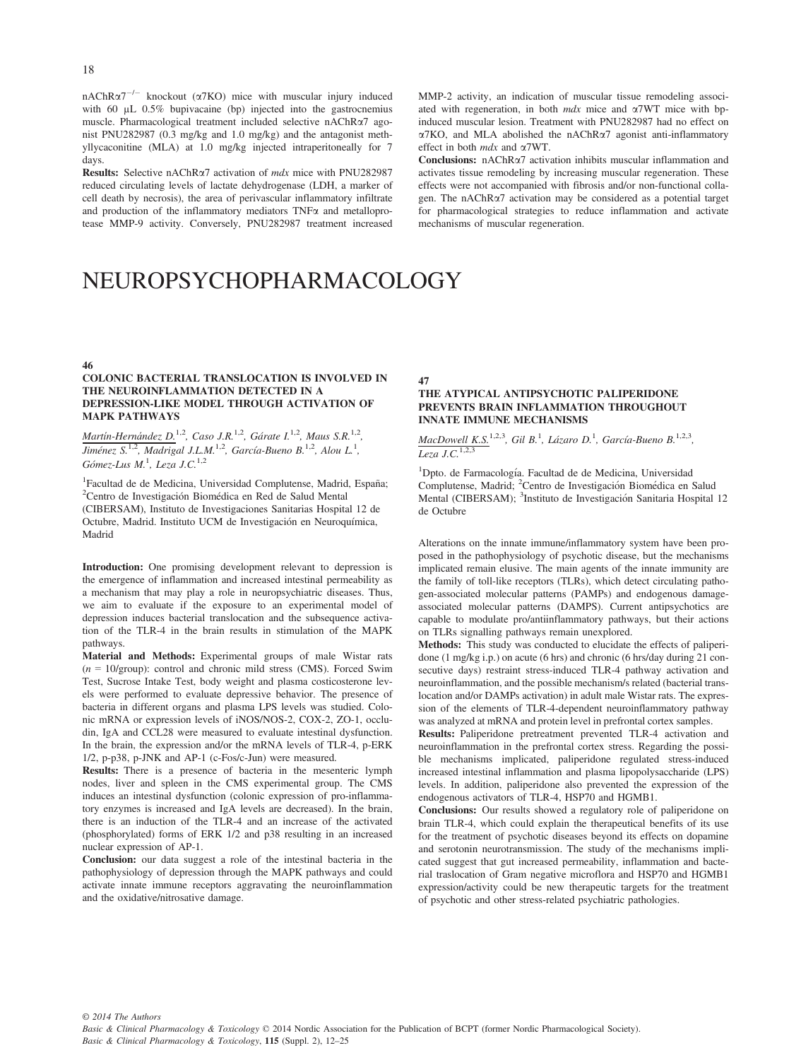nAChRα7$^{-/-}$ knockout (α7KO) mice with muscular injury induced with 60 μL 0.5% bupivacaine (bp) injected into the gastrocnemius muscle. Pharmacological treatment included selective nAChRα7 agonist PNU282987 (0.3 mg/kg and 1.0 mg/kg) and the antagonist methyllycaconitine (MLA) at 1.0 mg/kg injected intraperitoneally for 7 days.

**Results:** Selective nAChRα7 activation of *mdx* mice with PNU282987 reduced circulating levels of lactate dehydrogenase (LDH, a marker of cell death by necrosis), the area of perivascular inflammatory infiltrate and production of the inflammatory mediators TNFα and metalloprotease MMP-9 activity. Conversely, PNU282987 treatment increased MMP-2 activity, an indication of muscular tissue remodeling associated with regeneration, in both *mdx* mice and α7WT mice with bp-induced muscular lesion. Treatment with PNU282987 had no effect on α7KO, and MLA abolished the nAChRα7 agonist anti-inflammatory effect in both *mdx* and α7WT.

**Conclusions:** nAChRα7 activation inhibits muscular inflammation and activates tissue remodeling by increasing muscular regeneration. These effects were not accompanied with fibrosis and/or non-functional collagen. The nAChRα7 activation may be considered as a potential target for pharmacological strategies to reduce inflammation and activate mechanisms of muscular regeneration.

# NEUROPSYCHOPHARMACOLOGY

**46**

### COLONIC BACTERIAL TRANSLOCATION IS INVOLVED IN THE NEUROINFLAMMATION DETECTED IN A DEPRESSION-LIKE MODEL THROUGH ACTIVATION OF MAPK PATHWAYS

*Martín-Hernández D.*[1,2], *Caso J.R.*[1,2], *Gárate I.*[1,2], *Maus S.R.*[1,2], *Jiménez S.*[1,2], *Madrigal J.L.M.*[1,2], *García-Bueno B.*[1,2], *Alou L.*[1], *Gómez-Lus M.*[1], *Leza J.C.*[1,2]

[1]Facultad de de Medicina, Universidad Complutense, Madrid, España; [2]Centro de Investigación Biomédica en Red de Salud Mental (CIBERSAM), Instituto de Investigaciones Sanitarias Hospital 12 de Octubre, Madrid. Instituto UCM de Investigación en Neuroquímica, Madrid

**Introduction:** One promising development relevant to depression is the emergence of inflammation and increased intestinal permeability as a mechanism that may play a role in neuropsychiatric diseases. Thus, we aim to evaluate if the exposure to an experimental model of depression induces bacterial translocation and the subsequence activation of the TLR-4 in the brain results in stimulation of the MAPK pathways.

**Material and Methods:** Experimental groups of male Wistar rats ($n$ = 10/group): control and chronic mild stress (CMS). Forced Swim Test, Sucrose Intake Test, body weight and plasma costicosterone levels were performed to evaluate depressive behavior. The presence of bacteria in different organs and plasma LPS levels was studied. Colonic mRNA or expression levels of iNOS/NOS-2, COX-2, ZO-1, occludin, IgA and CCL28 were measured to evaluate intestinal dysfunction. In the brain, the expression and/or the mRNA levels of TLR-4, p-ERK 1/2, p-p38, p-JNK and AP-1 (c-Fos/c-Jun) were measured.

**Results:** There is a presence of bacteria in the mesenteric lymph nodes, liver and spleen in the CMS experimental group. The CMS induces an intestinal dysfunction (colonic expression of pro-inflammatory enzymes is increased and IgA levels are decreased). In the brain, there is an induction of the TLR-4 and an increase of the activated (phosphorylated) forms of ERK 1/2 and p38 resulting in an increased nuclear expression of AP-1.

**Conclusion:** our data suggest a role of the intestinal bacteria in the pathophysiology of depression through the MAPK pathways and could activate innate immune receptors aggravating the neuroinflammation and the oxidative/nitrosative damage.

**47**

### THE ATYPICAL ANTIPSYCHOTIC PALIPERIDONE PREVENTS BRAIN INFLAMMATION THROUGHOUT INNATE IMMUNE MECHANISMS

*MacDowell K.S.*[1,2,3], *Gil B.*[1], *Lázaro D.*[1], *García-Bueno B.*[1,2,3], *Leza J.C.*[1,2,3]

[1]Dpto. de Farmacología. Facultad de de Medicina, Universidad Complutense, Madrid; [2]Centro de Investigación Biomédica en Salud Mental (CIBERSAM); [3]Instituto de Investigación Sanitaria Hospital 12 de Octubre

Alterations on the innate immune/inflammatory system have been proposed in the pathophysiology of psychotic disease, but the mechanisms implicated remain elusive. The main agents of the innate immunity are the family of toll-like receptors (TLRs), which detect circulating pathogen-associated molecular patterns (PAMPs) and endogenous damage-associated molecular patterns (DAMPS). Current antipsychotics are capable to modulate pro/antiinflammatory pathways, but their actions on TLRs signalling pathways remain unexplored.

**Methods:** This study was conducted to elucidate the effects of paliperidone (1 mg/kg i.p.) on acute (6 hrs) and chronic (6 hrs/day during 21 consecutive days) restraint stress-induced TLR-4 pathway activation and neuroinflammation, and the possible mechanism/s related (bacterial translocation and/or DAMPs activation) in adult male Wistar rats. The expression of the elements of TLR-4-dependent neuroinflammatory pathway was analyzed at mRNA and protein level in prefrontal cortex samples.

**Results:** Paliperidone pretreatment prevented TLR-4 activation and neuroinflammation in the prefrontal cortex stress. Regarding the possible mechanisms implicated, paliperidone regulated stress-induced increased intestinal inflammation and plasma lipopolysaccharide (LPS) levels. In addition, paliperidone also prevented the expression of the endogenous activators of TLR-4, HSP70 and HGMB1.

**Conclusions:** Our results showed a regulatory role of paliperidone on brain TLR-4, which could explain the therapeutical benefits of its use for the treatment of psychotic diseases beyond its effects on dopamine and serotonin neurotransmission. The study of the mechanisms implicated suggest that gut increased permeability, inflammation and bacterial traslocation of Gram negative microflora and HSP70 and HGMB1 expression/activity could be new therapeutic targets for the treatment of psychotic and other stress-related psychiatric pathologies.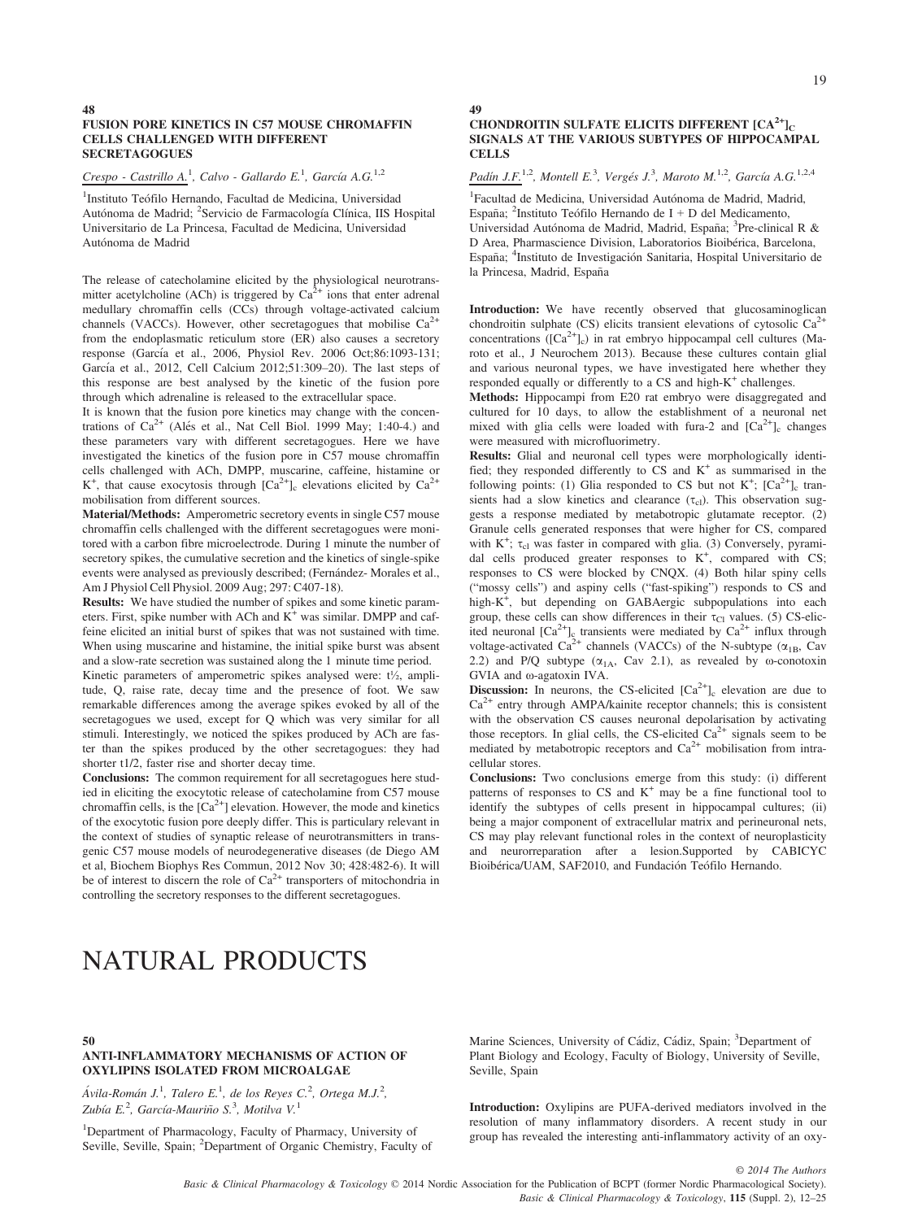## 48

### FUSION PORE KINETICS IN C57 MOUSE CHROMAFFIN CELLS CHALLENGED WITH DIFFERENT SECRETAGOGUES

*Crespo - Castrillo A.*[1], Calvo - Gallardo E.[1], García A.G.[1,2]

[1]Instituto Teófilo Hernando, Facultad de Medicina, Universidad Autónoma de Madrid; [2]Servicio de Farmacología Clínica, IIS Hospital Universitario de La Princesa, Facultad de Medicina, Universidad Autónoma de Madrid

The release of catecholamine elicited by the physiological neurotransmitter acetylcholine (ACh) is triggered by $Ca^{2+}$ ions that enter adrenal medullary chromaffin cells (CCs) through voltage-activated calcium channels (VACCs). However, other secretagogues that mobilise $Ca^{2+}$ from the endoplasmatic reticulum store (ER) also causes a secretory response (García et al., 2006, Physiol Rev. 2006 Oct;86:1093-131; García et al., 2012, Cell Calcium 2012;51:309–20). The last steps of this response are best analysed by the kinetic of the fusion pore through which adrenaline is released to the extracellular space.

It is known that the fusion pore kinetics may change with the concentrations of $Ca^{2+}$ (Alés et al., Nat Cell Biol. 1999 May; 1:40-4.) and these parameters vary with different secretagogues. Here we have investigated the kinetics of the fusion pore in C57 mouse chromaffin cells challenged with ACh, DMPP, muscarine, caffeine, histamine or $K^{+}$, that cause exocytosis through $[Ca^{2+}]_c$ elevations elicited by $Ca^{2+}$ mobilisation from different sources.

**Material/Methods:** Amperometric secretory events in single C57 mouse chromaffin cells challenged with the different secretagogues were monitored with a carbon fibre microelectrode. During 1 minute the number of secretory spikes, the cumulative secretion and the kinetics of single-spike events were analysed as previously described; (Fernández- Morales et al., Am J Physiol Cell Physiol. 2009 Aug; 297: C407-18).

**Results:** We have studied the number of spikes and some kinetic parameters. First, spike number with ACh and $K^{+}$ was similar. DMPP and caffeine elicited an initial burst of spikes that was not sustained with time. When using muscarine and histamine, the initial spike burst was absent and a slow-rate secretion was sustained along the 1 minute time period.

Kinetic parameters of amperometric spikes analysed were: $t½$, amplitude, Q, raise rate, decay time and the presence of foot. We saw remarkable differences among the average spikes evoked by all of the secretagogues we used, except for Q which was very similar for all stimuli. Interestingly, we noticed the spikes produced by ACh are faster than the spikes produced by the other secretagogues: they had shorter t1/2, faster rise and shorter decay time.

**Conclusions:** The common requirement for all secretagogues here studied in eliciting the exocytotic release of catecholamine from C57 mouse chromaffin cells, is the $[Ca^{2+}]$ elevation. However, the mode and kinetics of the exocytotic fusion pore deeply differ. This is particulary relevant in the context of studies of synaptic release of neurotransmitters in transgenic C57 mouse models of neurodegenerative diseases (de Diego AM et al, Biochem Biophys Res Commun, 2012 Nov 30; 428:482-6). It will be of interest to discern the role of $Ca^{2+}$ transporters of mitochondria in controlling the secretory responses to the different secretagogues.

## 49

### CHONDROITIN SULFATE ELICITS DIFFERENT $[CA^{2+}]_C$ SIGNALS AT THE VARIOUS SUBTYPES OF HIPPOCAMPAL CELLS

*Padín J.F.*[1,2], Montell E.[3], Vergés J.[3], Maroto M.[1,2], García A.G.[1,2,4]

[1]Facultad de Medicina, Universidad Autónoma de Madrid, Madrid, España; [2]Instituto Teófilo Hernando de I + D del Medicamento, Universidad Autónoma de Madrid, Madrid, España; [3]Pre-clinical R & D Area, Pharmascience Division, Laboratorios Bioibérica, Barcelona, España; [4]Instituto de Investigación Sanitaria, Hospital Universitario de la Princesa, Madrid, España

**Introduction:** We have recently observed that glucosaminoglican chondroitin sulphate (CS) elicits transient elevations of cytosolic $Ca^{2+}$ concentrations ($[Ca^{2+}]_c$) in rat embryo hippocampal cell cultures (Maroto et al., J Neurochem 2013). Because these cultures contain glial and various neuronal types, we have investigated here whether they responded equally or differently to a CS and high-$K^{+}$ challenges.

**Methods:** Hippocampi from E20 rat embryo were disaggregated and cultured for 10 days, to allow the establishment of a neuronal net mixed with glia cells were loaded with fura-2 and $[Ca^{2+}]_c$ changes were measured with microfluorimetry.

**Results:** Glial and neuronal cell types were morphologically identified; they responded differently to CS and $K^{+}$ as summarised in the following points: (1) Glia responded to CS but not $K^{+}$; $[Ca^{2+}]_c$ transients had a slow kinetics and clearance ($\tau_{cl}$). This observation suggests a response mediated by metabotropic glutamate receptor. (2) Granule cells generated responses that were higher for CS, compared with $K^{+}$; $\tau_{cl}$ was faster in compared with glia. (3) Conversely, pyramidal cells produced greater responses to $K^{+}$, compared with CS; responses to CS were blocked by CNQX. (4) Both hilar spiny cells ("mossy cells") and aspiny cells ("fast-spiking") responds to CS and high-$K^{+}$, but depending on GABAergic subpopulations into each group, these cells can show differences in their $\tau_{Cl}$ values. (5) CS-elicited neuronal $[Ca^{2+}]_c$ transients were mediated by $Ca^{2+}$ influx through voltage-activated $Ca^{2+}$ channels (VACCs) of the N-subtype ($\alpha_{1B}$, Cav 2.2) and P/Q subtype ($\alpha_{1A}$, Cav 2.1), as revealed by ω-conotoxin GVIA and ω-agatoxin IVA.

**Discussion:** In neurons, the CS-elicited $[Ca^{2+}]_c$ elevation are due to $Ca^{2+}$ entry through AMPA/kainite receptor channels; this is consistent with the observation CS causes neuronal depolarisation by activating those receptors. In glial cells, the CS-elicited $Ca^{2+}$ signals seem to be mediated by metabotropic receptors and $Ca^{2+}$ mobilisation from intracellular stores.

**Conclusions:** Two conclusions emerge from this study: (i) different patterns of responses to CS and $K^{+}$ may be a fine functional tool to identify the subtypes of cells present in hippocampal cultures; (ii) being a major component of extracellular matrix and perineuronal nets, CS may play relevant functional roles in the context of neuroplasticity and neurorreparation after a lesion.Supported by CABICYC Bioibérica/UAM, SAF2010, and Fundación Teófilo Hernando.

# NATURAL PRODUCTS

## 50

### ANTI-INFLAMMATORY MECHANISMS OF ACTION OF OXYLIPINS ISOLATED FROM MICROALGAE

*Ávila-Román J.*[1], Talero E.[1], de los Reyes C.[2], Ortega M.J.[2], Zubía E.[2], García-Mauriño S.[3], Motilva V.[1]

[1]Department of Pharmacology, Faculty of Pharmacy, University of Seville, Seville, Spain; [2]Department of Organic Chemistry, Faculty of Marine Sciences, University of Cádiz, Cádiz, Spain; [3]Department of Plant Biology and Ecology, Faculty of Biology, University of Seville, Seville, Spain

**Introduction:** Oxylipins are PUFA-derived mediators involved in the resolution of many inflammatory disorders. A recent study in our group has revealed the interesting anti-inflammatory activity of an oxy-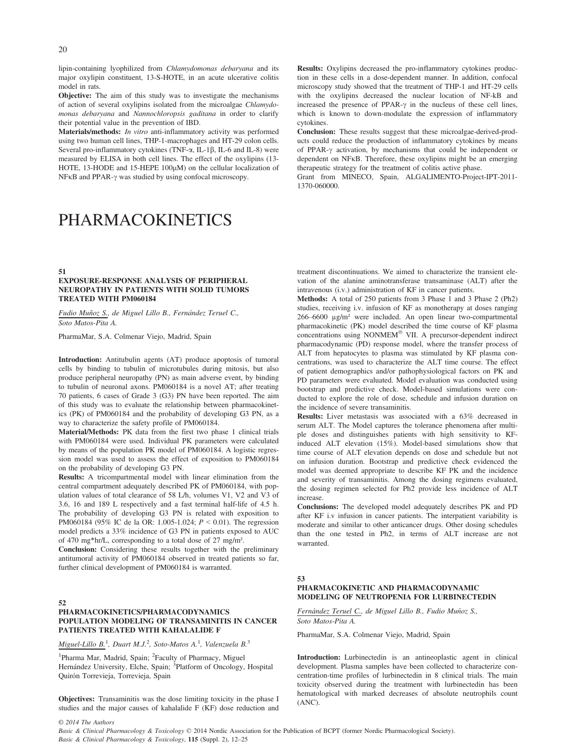lipin-containing lyophilized from *Chlamydomonas debaryana* and its major oxylipin constituent, 13-S-HOTE, in an acute ulcerative colitis model in rats.

**Objective:** The aim of this study was to investigate the mechanisms of action of several oxylipins isolated from the microalgae *Chlamydomonas debaryana* and *Nannochloropsis gaditana* in order to clarify their potential value in the prevention of IBD.

**Materials/methods:** *In vitro* anti-inflammatory activity was performed using two human cell lines, THP-1-macrophages and HT-29 colon cells. Several pro-inflammatory cytokines (TNF-α, IL-1β, IL-6 and IL-8) were measured by ELISA in both cell lines. The effect of the oxylipins (13-HOTE, 13-HODE and 15-HEPE 100μM) on the cellular localization of NFκB and PPAR-γ was studied by using confocal microscopy.

**Results:** Oxylipins decreased the pro-inflammatory cytokines production in these cells in a dose-dependent manner. In addition, confocal microscopy study showed that the treatment of THP-1 and HT-29 cells with the oxylipins decreased the nuclear location of NF-kB and increased the presence of PPAR-γ in the nucleus of these cell lines, which is known to down-modulate the expression of inflammatory cytokines.

**Conclusion:** These results suggest that these microalgae-derived-products could reduce the production of inflammatory cytokines by means of PPAR-γ activation, by mechanisms that could be independent or dependent on NFκB. Therefore, these oxylipins might be an emerging therapeutic strategy for the treatment of colitis active phase.

Grant from MINECO, Spain, ALGALIMENTO-Project-IPT-2011-1370-060000.

# PHARMACOKINETICS

## 51

### EXPOSURE-RESPONSE ANALYSIS OF PERIPHERAL NEUROPATHY IN PATIENTS WITH SOLID TUMORS TREATED WITH PM060184

Fudio Muñoz S., de Miguel Lillo B., Fernández Teruel C., Soto Matos-Pita A.

PharmaMar, S.A. Colmenar Viejo, Madrid, Spain

**Introduction:** Antitubulin agents (AT) produce apoptosis of tumoral cells by binding to tubulin of microtubules during mitosis, but also produce peripheral neuropathy (PN) as main adverse event, by binding to tubulin of neuronal axons. PM060184 is a novel AT; after treating 70 patients, 6 cases of Grade 3 (G3) PN have been reported. The aim of this study was to evaluate the relationship between pharmacokinetics (PK) of PM060184 and the probability of developing G3 PN, as a way to characterize the safety profile of PM060184.

**Material/Methods:** PK data from the first two phase 1 clinical trials with PM060184 were used. Individual PK parameters were calculated by means of the population PK model of PM060184. A logistic regression model was used to assess the effect of exposition to PM060184 on the probability of developing G3 PN.

**Results:** A tricompartmental model with linear elimination from the central compartment adequately described PK of PM060184, with population values of total clearance of 58 L/h, volumes V1, V2 and V3 of 3.6, 16 and 189 L respectively and a fast terminal half-life of 4.5 h. The probability of developing G3 PN is related with exposition to PM060184 (95% IC de la OR: 1.005-1.024; $P < 0.01$). The regression model predicts a 33% incidence of G3 PN in patients exposed to AUC of 470 mg*hr/L, corresponding to a total dose of 27 mg/m².

**Conclusion:** Considering these results together with the preliminary antitumoral activity of PM060184 observed in treated patients so far, further clinical development of PM060184 is warranted.

## 52

### PHARMACOKINETICS/PHARMACODYNAMICS POPULATION MODELING OF TRANSAMINITIS IN CANCER PATIENTS TREATED WITH KAHALALIDE F

Miguel-Lillo B.[1], Duart M.J.[2], Soto-Matos A.[1], Valenzuela B.[3]

[1]Pharma Mar, Madrid, Spain; [2]Faculty of Pharmacy, Miguel Hernández University, Elche, Spain; [3]Platform of Oncology, Hospital Quirón Torrevieja, Torrevieja, Spain

**Objectives:** Transaminitis was the dose limiting toxicity in the phase I studies and the major causes of kahalalide F (KF) dose reduction and treatment discontinuations. We aimed to characterize the transient elevation of the alanine aminotransferase transaminase (ALT) after the intravenous (i.v.) administration of KF in cancer patients.

**Methods:** A total of 250 patients from 3 Phase 1 and 3 Phase 2 (Ph2) studies, receiving i.v. infusion of KF as monotherapy at doses ranging 266–6600 μg/m² were included. An open linear two-compartmental pharmacokinetic (PK) model described the time course of KF plasma concentrations using NONMEM® VII. A precursor-dependent indirect pharmacodynamic (PD) response model, where the transfer process of ALT from hepatocytes to plasma was stimulated by KF plasma concentrations, was used to characterize the ALT time course. The effect of patient demographics and/or pathophysiological factors on PK and PD parameters were evaluated. Model evaluation was conducted using bootstrap and predictive check. Model-based simulations were conducted to explore the role of dose, schedule and infusion duration on the incidence of severe transaminitis.

**Results:** Liver metastasis was associated with a 63% decreased in serum ALT. The Model captures the tolerance phenomena after multiple doses and distinguishes patients with high sensitivity to KF-induced ALT elevation (15%). Model-based simulations show that time course of ALT elevation depends on dose and schedule but not on infusion duration. Bootstrap and predictive check evidenced the model was deemed appropriate to describe KF PK and the incidence and severity of transaminitis. Among the dosing regimens evaluated, the dosing regimen selected for Ph2 provide less incidence of ALT increase.

**Conclusions:** The developed model adequately describes PK and PD after KF i.v infusion in cancer patients. The interpatient variability is moderate and similar to other anticancer drugs. Other dosing schedules than the one tested in Ph2, in terms of ALT increase are not warranted.

## 53

### PHARMACOKINETIC AND PHARMACODYNAMIC MODELING OF NEUTROPENIA FOR LURBINECTEDIN

Fernández Teruel C., de Miguel Lillo B., Fudio Muñoz S., Soto Matos-Pita A.

PharmaMar, S.A. Colmenar Viejo, Madrid, Spain

**Introduction:** Lurbinectedin is an antineoplastic agent in clinical development. Plasma samples have been collected to characterize concentration-time profiles of lurbinectedin in 8 clinical trials. The main toxicity observed during the treatment with lurbinectedin has been hematological with marked decreases of absolute neutrophils count (ANC).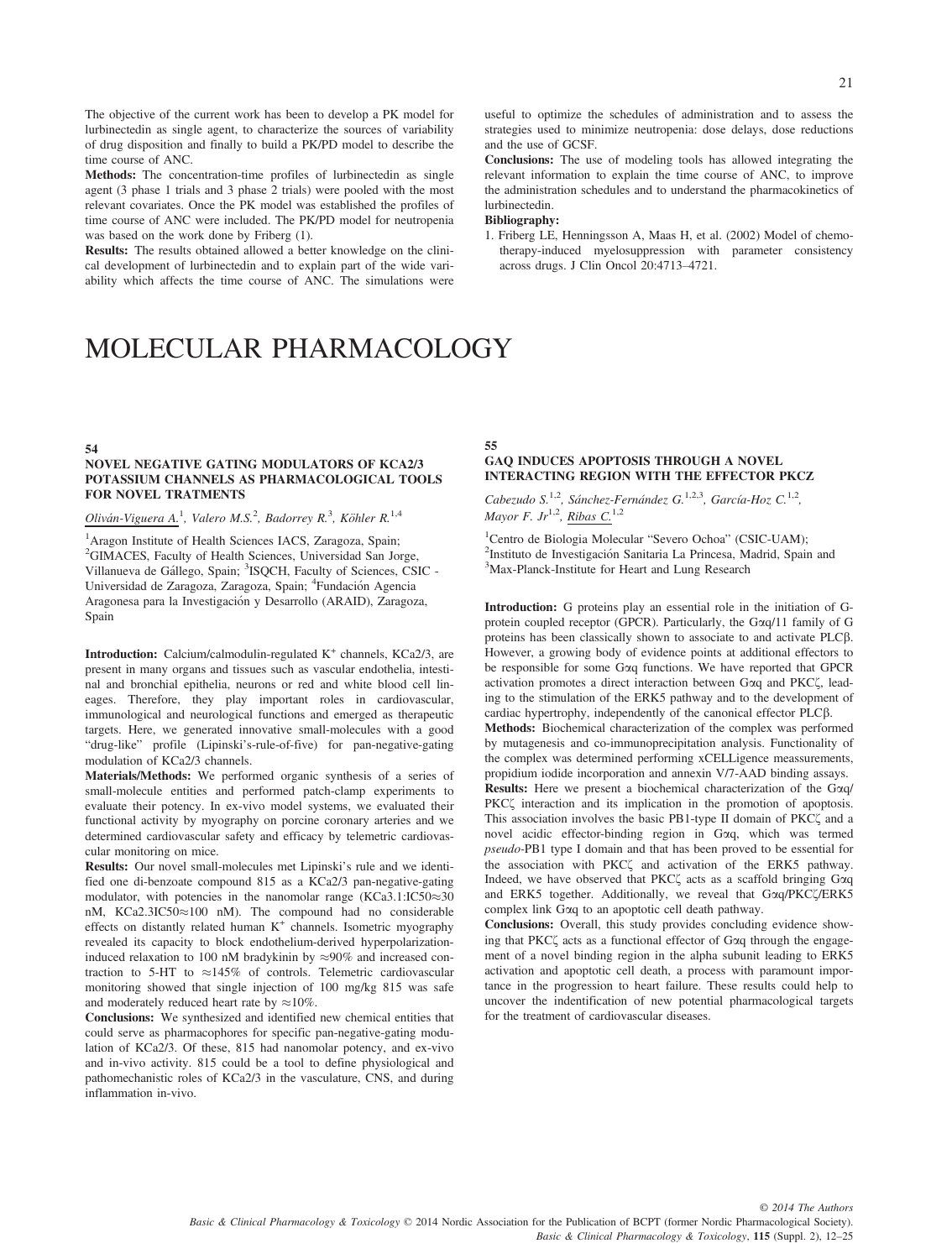The objective of the current work has been to develop a PK model for lurbinectedin as single agent, to characterize the sources of variability of drug disposition and finally to build a PK/PD model to describe the time course of ANC.

**Methods:** The concentration-time profiles of lurbinectedin as single agent (3 phase 1 trials and 3 phase 2 trials) were pooled with the most relevant covariates. Once the PK model was established the profiles of time course of ANC were included. The PK/PD model for neutropenia was based on the work done by Friberg (1).

**Results:** The results obtained allowed a better knowledge on the clinical development of lurbinectedin and to explain part of the wide variability which affects the time course of ANC. The simulations were useful to optimize the schedules of administration and to assess the strategies used to minimize neutropenia: dose delays, dose reductions and the use of GCSF.

**Conclusions:** The use of modeling tools has allowed integrating the relevant information to explain the time course of ANC, to improve the administration schedules and to understand the pharmacokinetics of lurbinectedin.

**Bibliography:**

1. Friberg LE, Henningsson A, Maas H, et al. (2002) Model of chemotherapy-induced myelosuppression with parameter consistency across drugs. J Clin Oncol 20:4713–4721.

# MOLECULAR PHARMACOLOGY

**54**

### NOVEL NEGATIVE GATING MODULATORS OF KCA2/3 POTASSIUM CHANNELS AS PHARMACOLOGICAL TOOLS FOR NOVEL TRATMENTS

*Oliván-Viguera A.*[1], *Valero M.S.*[2], *Badorrey R.*[3], *Köhler R.*[1,4]

[1]Aragon Institute of Health Sciences IACS, Zaragoza, Spain; [2]GIMACES, Faculty of Health Sciences, Universidad San Jorge, Villanueva de Gállego, Spain; [3]ISQCH, Faculty of Sciences, CSIC - Universidad de Zaragoza, Zaragoza, Spain; [4]Fundación Agencia Aragonesa para la Investigación y Desarrollo (ARAID), Zaragoza, Spain

**Introduction:** Calcium/calmodulin-regulated $K^+$ channels, KCa2/3, are present in many organs and tissues such as vascular endothelia, intestinal and bronchial epithelia, neurons or red and white blood cell lineages. Therefore, they play important roles in cardiovascular, immunological and neurological functions and emerged as therapeutic targets. Here, we generated innovative small-molecules with a good "drug-like" profile (Lipinski's-rule-of-five) for pan-negative-gating modulation of KCa2/3 channels.

**Materials/Methods:** We performed organic synthesis of a series of small-molecule entities and performed patch-clamp experiments to evaluate their potency. In ex-vivo model systems, we evaluated their functional activity by myography on porcine coronary arteries and we determined cardiovascular safety and efficacy by telemetric cardiovascular monitoring on mice.

**Results:** Our novel small-molecules met Lipinski's rule and we identified one di-benzoate compound 815 as a KCa2/3 pan-negative-gating modulator, with potencies in the nanomolar range (KCa3.1:IC50≈30 nM, KCa2.3IC50≈100 nM). The compound had no considerable effects on distantly related human $K^+$ channels. Isometric myography revealed its capacity to block endothelium-derived hyperpolarization-induced relaxation to 100 nM bradykinin by ≈90% and increased contraction to 5-HT to ≈145% of controls. Telemetric cardiovascular monitoring showed that single injection of 100 mg/kg 815 was safe and moderately reduced heart rate by ≈10%.

**Conclusions:** We synthesized and identified new chemical entities that could serve as pharmacophores for specific pan-negative-gating modulation of KCa2/3. Of these, 815 had nanomolar potency, and ex-vivo and in-vivo activity. 815 could be a tool to define physiological and pathomechanistic roles of KCa2/3 in the vasculature, CNS, and during inflammation in-vivo.

**55**

### GAQ INDUCES APOPTOSIS THROUGH A NOVEL INTERACTING REGION WITH THE EFFECTOR PKCZ

*Cabezudo S.*[1,2], *Sánchez-Fernández G.*[1,2,3], *García-Hoz C.*[1,2], *Mayor F. Jr*[1,2], *Ribas C.*[1,2]

[1]Centro de Biologia Molecular "Severo Ochoa" (CSIC-UAM); [2]Instituto de Investigación Sanitaria La Princesa, Madrid, Spain and [3]Max-Planck-Institute for Heart and Lung Research

**Introduction:** G proteins play an essential role in the initiation of G-protein coupled receptor (GPCR). Particularly, the Gαq/11 family of G proteins has been classically shown to associate to and activate PLCβ. However, a growing body of evidence points at additional effectors to be responsible for some Gαq functions. We have reported that GPCR activation promotes a direct interaction between Gαq and PKCζ, leading to the stimulation of the ERK5 pathway and to the development of cardiac hypertrophy, independently of the canonical effector PLCβ.

**Methods:** Biochemical characterization of the complex was performed by mutagenesis and co-immunoprecipitation analysis. Functionality of the complex was determined performing xCELLigence meassurements, propidium iodide incorporation and annexin V/7-AAD binding assays.

**Results:** Here we present a biochemical characterization of the Gαq/PKCζ interaction and its implication in the promotion of apoptosis. This association involves the basic PB1-type II domain of PKCζ and a novel acidic effector-binding region in Gαq, which was termed *pseudo*-PB1 type I domain and that has been proved to be essential for the association with PKCζ and activation of the ERK5 pathway. Indeed, we have observed that PKCζ acts as a scaffold bringing Gαq and ERK5 together. Additionally, we reveal that Gαq/PKCζ/ERK5 complex link Gαq to an apoptotic cell death pathway.

**Conclusions:** Overall, this study provides concluding evidence showing that PKCζ acts as a functional effector of Gαq through the engagement of a novel binding region in the alpha subunit leading to ERK5 activation and apoptotic cell death, a process with paramount importance in the progression to heart failure. These results could help to uncover the indentification of new potential pharmacological targets for the treatment of cardiovascular diseases.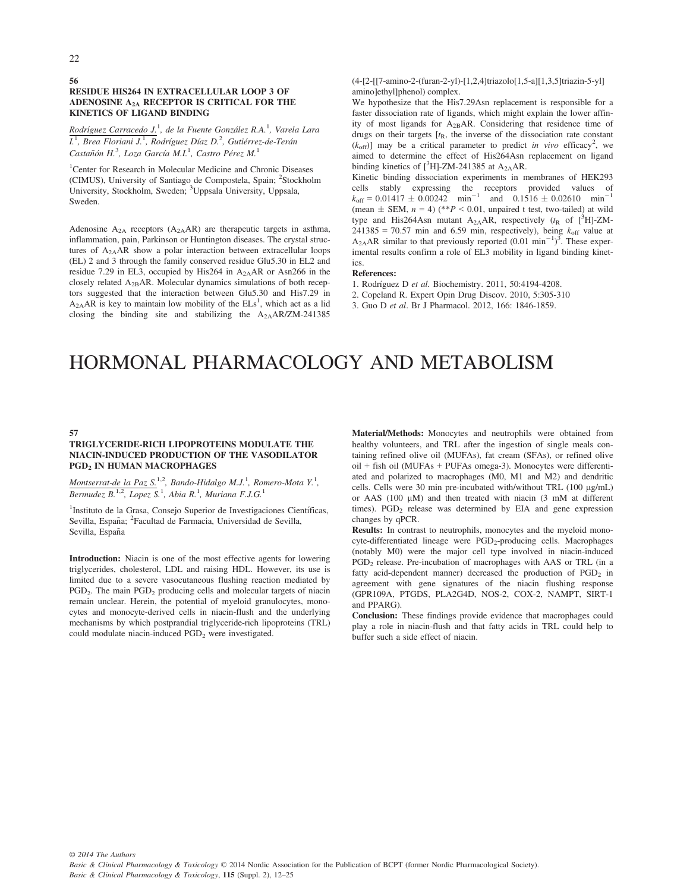## 56

### RESIDUE HIS264 IN EXTRACELLULAR LOOP 3 OF ADENOSINE $A_{2A}$ RECEPTOR IS CRITICAL FOR THE KINETICS OF LIGAND BINDING

Rodríguez Carracedo J.[1], de la Fuente González R.A.[1], Varela Lara I.[1], Brea Floriani J.[1], Rodríguez Díaz D.[2], Gutiérrez-de-Terán Castañón H.[3], Loza García M.I.[1], Castro Pérez M.[1]

[1]Center for Research in Molecular Medicine and Chronic Diseases (CIMUS), University of Santiago de Compostela, Spain; [2]Stockholm University, Stockholm, Sweden; [3]Uppsala University, Uppsala, Sweden.

Adenosine $A_{2A}$ receptors ($A_{2A}$AR) are therapeutic targets in asthma, inflammation, pain, Parkinson or Huntington diseases. The crystal structures of $A_{2A}$AR show a polar interaction between extracellular loops (EL) 2 and 3 through the family conserved residue Glu5.30 in EL2 and residue 7.29 in EL3, occupied by His264 in $A_{2A}$AR or Asn266 in the closely related $A_{2B}$AR. Molecular dynamics simulations of both receptors suggested that the interaction between Glu5.30 and His7.29 in $A_{2A}$AR is key to maintain low mobility of the ELs[1], which act as a lid closing the binding site and stabilizing the $A_{2A}$AR/ZM-241385 (4-[2-[[7-amino-2-(furan-2-yl)-[1,2,4]triazolo[1,5-a][1,3,5]triazin-5-yl]amino]ethyl]phenol) complex.

We hypothesize that the His7.29Asn replacement is responsible for a faster dissociation rate of ligands, which might explain the lower affinity of most ligands for $A_{2B}$AR. Considering that residence time of drugs on their targets [$t_R$, the inverse of the dissociation rate constant ($k_{off}$)] may be a critical parameter to predict *in vivo* efficacy[2], we aimed to determine the effect of His264Asn replacement on ligand binding kinetics of [$^3$H]-ZM-241385 at $A_{2A}$AR.

Kinetic binding dissociation experiments in membranes of HEK293 cells stably expressing the receptors provided values of $k_{off} = 0.01417 \pm 0.00242$ $min^{-1}$ and $0.1516 \pm 0.02610$ $min^{-1}$ (mean ± SEM, $n = 4$) (**$P < 0.01$, unpaired t test, two-tailed) at wild type and His264Asn mutant $A_{2A}$AR, respectively ($t_R$ of [$^3$H]-ZM-241385 = 70.57 min and 6.59 min, respectively), being $k_{off}$ value at $A_{2A}$AR similar to that previously reported (0.01 $min^{-1}$)[3]. These experimental results confirm a role of EL3 mobility in ligand binding kinetics.

**References:**

1. Rodríguez D *et al.* Biochemistry. 2011, 50:4194-4208.
2. Copeland R. Expert Opin Drug Discov. 2010, 5:305-310
3. Guo D *et al*. Br J Pharmacol. 2012, 166: 1846-1859.

# HORMONAL PHARMACOLOGY AND METABOLISM

## 57

### TRIGLYCERIDE-RICH LIPOPROTEINS MODULATE THE NIACIN-INDUCED PRODUCTION OF THE VASODILATOR $PGD_2$ IN HUMAN MACROPHAGES

Montserrat-de la Paz S.[1,2], Bando-Hidalgo M.J.[1], Romero-Mota Y.[1], Bermudez B.[1,2], Lopez S.[1], Abia R.[1], Muriana F.J.G.[1]

[1]Instituto de la Grasa, Consejo Superior de Investigaciones Científicas, Sevilla, España; [2]Facultad de Farmacia, Universidad de Sevilla, Sevilla, España

**Introduction:** Niacin is one of the most effective agents for lowering triglycerides, cholesterol, LDL and raising HDL. However, its use is limited due to a severe vasocutaneous flushing reaction mediated by $PGD_2$. The main $PGD_2$ producing cells and molecular targets of niacin remain unclear. Herein, the potential of myeloid granulocytes, monocytes and monocyte-derived cells in niacin-flush and the underlying mechanisms by which postprandial triglyceride-rich lipoproteins (TRL) could modulate niacin-induced $PGD_2$ were investigated.

**Material/Methods:** Monocytes and neutrophils were obtained from healthy volunteers, and TRL after the ingestion of single meals containing refined olive oil (MUFAs), fat cream (SFAs), or refined olive oil + fish oil (MUFAs + PUFAs omega-3). Monocytes were differentiated and polarized to macrophages (M0, M1 and M2) and dendritic cells. Cells were 30 min pre-incubated with/without TRL (100 μg/mL) or AAS (100 μM) and then treated with niacin (3 mM at different times). $PGD_2$ release was determined by EIA and gene expression changes by qPCR.

**Results:** In contrast to neutrophils, monocytes and the myeloid monocyte-differentiated lineage were $PGD_2$-producing cells. Macrophages (notably M0) were the major cell type involved in niacin-induced $PGD_2$ release. Pre-incubation of macrophages with AAS or TRL (in a fatty acid-dependent manner) decreased the production of $PGD_2$ in agreement with gene signatures of the niacin flushing response (GPR109A, PTGDS, PLA2G4D, NOS-2, COX-2, NAMPT, SIRT-1 and PPARG).

**Conclusion:** These findings provide evidence that macrophages could play a role in niacin-flush and that fatty acids in TRL could help to buffer such a side effect of niacin.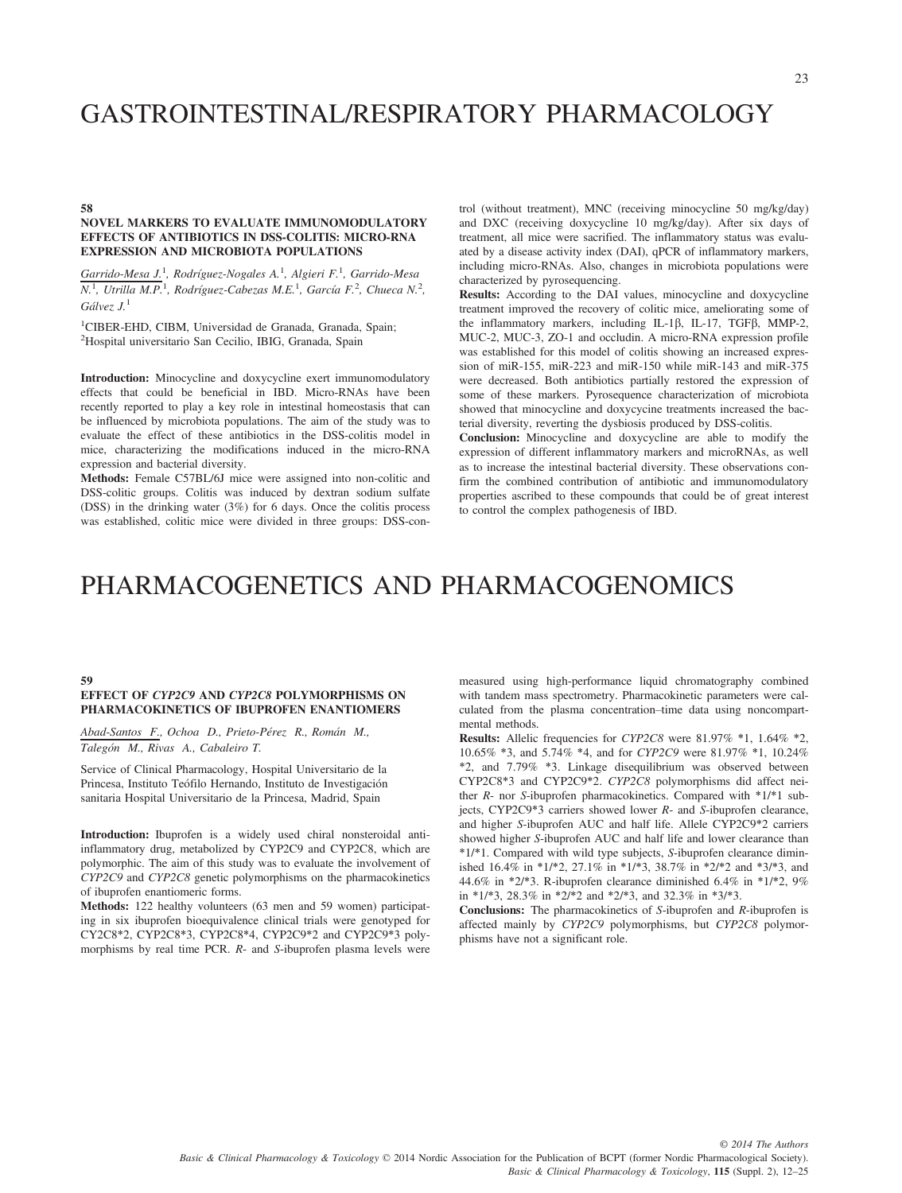# GASTROINTESTINAL/RESPIRATORY PHARMACOLOGY

**58**

### NOVEL MARKERS TO EVALUATE IMMUNOMODULATORY EFFECTS OF ANTIBIOTICS IN DSS-COLITIS: MICRO-RNA EXPRESSION AND MICROBIOTA POPULATIONS

*Garrido-Mesa J.*[1], *Rodríguez-Nogales A.*[1], *Algieri F.*[1], *Garrido-Mesa N.*[1], *Utrilla M.P.*[1], *Rodríguez-Cabezas M.E.*[1], *García F.*[2], *Chueca N.*[2], *Gálvez J.*[1]

[1]CIBER-EHD, CIBM, Universidad de Granada, Granada, Spain; [2]Hospital universitario San Cecilio, IBIG, Granada, Spain

**Introduction:** Minocycline and doxycycline exert immunomodulatory effects that could be beneficial in IBD. Micro-RNAs have been recently reported to play a key role in intestinal homeostasis that can be influenced by microbiota populations. The aim of the study was to evaluate the effect of these antibiotics in the DSS-colitis model in mice, characterizing the modifications induced in the micro-RNA expression and bacterial diversity.

**Methods:** Female C57BL/6J mice were assigned into non-colitic and DSS-colitic groups. Colitis was induced by dextran sodium sulfate (DSS) in the drinking water (3%) for 6 days. Once the colitis process was established, colitic mice were divided in three groups: DSS-control (without treatment), MNC (receiving minocycline 50 mg/kg/day) and DXC (receiving doxycycline 10 mg/kg/day). After six days of treatment, all mice were sacrificed. The inflammatory status was evaluated by a disease activity index (DAI), qPCR of inflammatory markers, including micro-RNAs. Also, changes in microbiota populations were characterized by pyrosequencing.

**Results:** According to the DAI values, minocycline and doxycycline treatment improved the recovery of colitic mice, ameliorating some of the inflammatory markers, including IL-1β, IL-17, TGFβ, MMP-2, MUC-2, MUC-3, ZO-1 and occludin. A micro-RNA expression profile was established for this model of colitis showing an increased expression of miR-155, miR-223 and miR-150 while miR-143 and miR-375 were decreased. Both antibiotics partially restored the expression of some of these markers. Pyrosequence characterization of microbiota showed that minocycline and doxycycine treatments increased the bacterial diversity, reverting the dysbiosis produced by DSS-colitis.

**Conclusion:** Minocycline and doxycycline are able to modify the expression of different inflammatory markers and microRNAs, as well as to increase the intestinal bacterial diversity. These observations confirm the combined contribution of antibiotic and immunomodulatory properties ascribed to these compounds that could be of great interest to control the complex pathogenesis of IBD.

# PHARMACOGENETICS AND PHARMACOGENOMICS

**59**

### EFFECT OF *CYP2C9* AND *CYP2C8* POLYMORPHISMS ON PHARMACOKINETICS OF IBUPROFEN ENANTIOMERS

*Abad-Santos F.*, *Ochoa D.*, *Prieto-Pérez R.*, *Román M.*, *Talegón M.*, *Rivas A.*, *Cabaleiro T.*

Service of Clinical Pharmacology, Hospital Universitario de la Princesa, Instituto Teófilo Hernando, Instituto de Investigación sanitaria Hospital Universitario de la Princesa, Madrid, Spain

**Introduction:** Ibuprofen is a widely used chiral nonsteroidal anti-inflammatory drug, metabolized by CYP2C9 and CYP2C8, which are polymorphic. The aim of this study was to evaluate the involvement of *CYP2C9* and *CYP2C8* genetic polymorphisms on the pharmacokinetics of ibuprofen enantiomeric forms.

**Methods:** 122 healthy volunteers (63 men and 59 women) participating in six ibuprofen bioequivalence clinical trials were genotyped for CY2C8*2, CYP2C8*3, CYP2C8*4, CYP2C9*2 and CYP2C9*3 polymorphisms by real time PCR. *R*- and *S*-ibuprofen plasma levels were measured using high-performance liquid chromatography combined with tandem mass spectrometry. Pharmacokinetic parameters were calculated from the plasma concentration–time data using noncompartmental methods.

**Results:** Allelic frequencies for *CYP2C8* were 81.97% *1, 1.64% *2, 10.65% *3, and 5.74% *4, and for *CYP2C9* were 81.97% *1, 10.24% *2, and 7.79% *3. Linkage disequilibrium was observed between CYP2C8*3 and CYP2C9*2. *CYP2C8* polymorphisms did affect neither *R*- nor *S*-ibuprofen pharmacokinetics. Compared with *1/*1 subjects, CYP2C9*3 carriers showed lower *R*- and *S*-ibuprofen clearance, and higher *S*-ibuprofen AUC and half life. Allele CYP2C9*2 carriers showed higher *S*-ibuprofen AUC and half life and lower clearance than *1/*1. Compared with wild type subjects, *S*-ibuprofen clearance diminished 16.4% in *1/*2, 27.1% in *1/*3, 38.7% in *2/*2 and *3/*3, and 44.6% in *2/*3. R-ibuprofen clearance diminished 6.4% in *1/*2, 9% in *1/*3, 28.3% in *2/*2 and *2/*3, and 32.3% in *3/*3.

**Conclusions:** The pharmacokinetics of *S*-ibuprofen and *R*-ibuprofen is affected mainly by *CYP2C9* polymorphisms, but *CYP2C8* polymorphisms have not a significant role.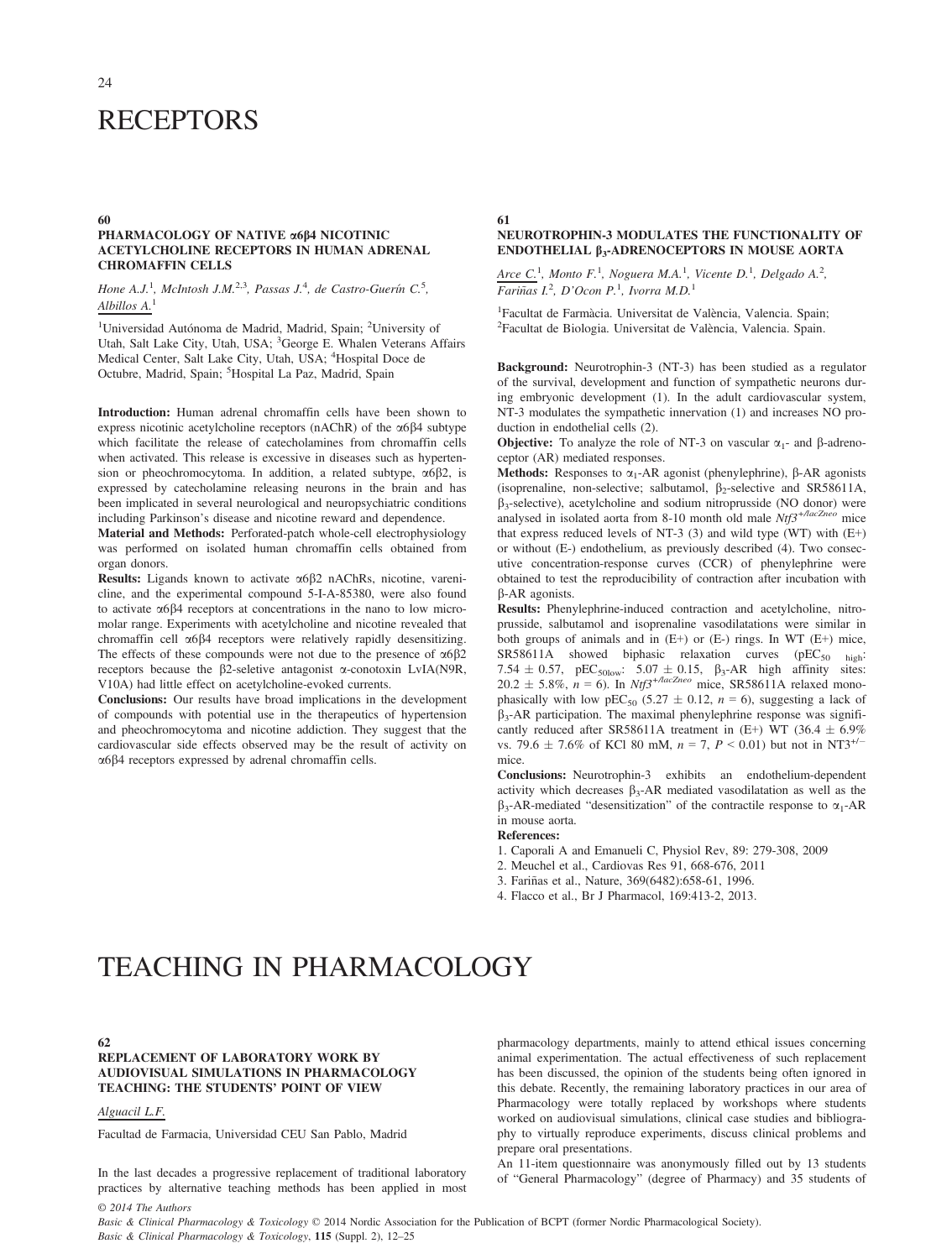# RECEPTORS

## 60

### PHARMACOLOGY OF NATIVE α6β4 NICOTINIC ACETYLCHOLINE RECEPTORS IN HUMAN ADRENAL CHROMAFFIN CELLS

*Hone A.J.*[1], *McIntosh J.M.*[2,3], *Passas J.*[4], *de Castro-Guerín C.*[5], *Albillos A.*[1]

[1]Universidad Autónoma de Madrid, Madrid, Spain; [2]University of Utah, Salt Lake City, Utah, USA; [3]George E. Whalen Veterans Affairs Medical Center, Salt Lake City, Utah, USA; [4]Hospital Doce de Octubre, Madrid, Spain; [5]Hospital La Paz, Madrid, Spain

**Introduction:** Human adrenal chromaffin cells have been shown to express nicotinic acetylcholine receptors (nAChR) of the α6β4 subtype which facilitate the release of catecholamines from chromaffin cells when activated. This release is excessive in diseases such as hypertension or pheochromocytoma. In addition, a related subtype, α6β2, is expressed by catecholamine releasing neurons in the brain and has been implicated in several neurological and neuropsychiatric conditions including Parkinson's disease and nicotine reward and dependence.

**Material and Methods:** Perforated-patch whole-cell electrophysiology was performed on isolated human chromaffin cells obtained from organ donors.

**Results:** Ligands known to activate α6β2 nAChRs, nicotine, varenicline, and the experimental compound 5-I-A-85380, were also found to activate α6β4 receptors at concentrations in the nano to low micromolar range. Experiments with acetylcholine and nicotine revealed that chromaffin cell α6β4 receptors were relatively rapidly desensitizing. The effects of these compounds were not due to the presence of α6β2 receptors because the β2-seletive antagonist α-conotoxin LvIA(N9R, V10A) had little effect on acetylcholine-evoked currents.

**Conclusions:** Our results have broad implications in the development of compounds with potential use in the therapeutics of hypertension and pheochromocytoma and nicotine addiction. They suggest that the cardiovascular side effects observed may be the result of activity on α6β4 receptors expressed by adrenal chromaffin cells.

## 61

### NEUROTROPHIN-3 MODULATES THE FUNCTIONALITY OF ENDOTHELIAL $\beta_3$-ADRENOCEPTORS IN MOUSE AORTA

*Arce C.*[1], *Monto F.*[1], *Noguera M.A.*[1], *Vicente D.*[1], *Delgado A.*[2], *Fariñas I.*[2], *D'Ocon P.*[1], *Ivorra M.D.*[1]

[1]Facultat de Farmàcia. Universitat de València, Valencia. Spain; [2]Facultat de Biologia. Universitat de València, Valencia. Spain.

**Background:** Neurotrophin-3 (NT-3) has been studied as a regulator of the survival, development and function of sympathetic neurons during embryonic development (1). In the adult cardiovascular system, NT-3 modulates the sympathetic innervation (1) and increases NO production in endothelial cells (2).

**Objective:** To analyze the role of NT-3 on vascular $\alpha_1$- and β-adrenoceptor (AR) mediated responses.

**Methods:** Responses to $\alpha_1$-AR agonist (phenylephrine), β-AR agonists (isoprenaline, non-selective; salbutamol, $\beta_2$-selective and SR58611A, $\beta_3$-selective), acetylcholine and sodium nitroprusside (NO donor) were analysed in isolated aorta from 8-10 month old male *Ntf3*$^{+/lacZneo}$ mice that express reduced levels of NT-3 (3) and wild type (WT) with (E+) or without (E-) endothelium, as previously described (4). Two consecutive concentration-response curves (CCR) of phenylephrine were obtained to test the reproducibility of contraction after incubation with β-AR agonists.

**Results:** Phenylephrine-induced contraction and acetylcholine, nitroprusside, salbutamol and isoprenaline vasodilatations were similar in both groups of animals and in (E+) or (E-) rings. In WT (E+) mice, SR58611A showed biphasic relaxation curves ($pEC_{50\ high}$: 7.54 ± 0.57, $pEC_{50low}$: 5.07 ± 0.15, $\beta_3$-AR high affinity sites: 20.2 ± 5.8%, $n = 6$). In *Ntf3*$^{+/lacZneo}$ mice, SR58611A relaxed monophasically with low $pEC_{50}$ (5.27 ± 0.12, $n = 6$), suggesting a lack of $\beta_3$-AR participation. The maximal phenylephrine response was significantly reduced after SR58611A treatment in (E+) WT (36.4 ± 6.9% vs. 79.6 ± 7.6% of KCl 80 mM, $n = 7$, $P < 0.01$) but not in NT3$^{+/-}$ mice.

**Conclusions:** Neurotrophin-3 exhibits an endothelium-dependent activity which decreases $\beta_3$-AR mediated vasodilatation as well as the $\beta_3$-AR-mediated "desensitization" of the contractile response to $\alpha_1$-AR in mouse aorta.

**References:**

1. Caporali A and Emanueli C, Physiol Rev, 89: 279-308, 2009
2. Meuchel et al., Cardiovas Res 91, 668-676, 2011
3. Fariñas et al., Nature, 369(6482):658-61, 1996.
4. Flacco et al., Br J Pharmacol, 169:413-2, 2013.

# TEACHING IN PHARMACOLOGY

## 62

### REPLACEMENT OF LABORATORY WORK BY AUDIOVISUAL SIMULATIONS IN PHARMACOLOGY TEACHING: THE STUDENTS' POINT OF VIEW

*Alguacil L.F.*

Facultad de Farmacia, Universidad CEU San Pablo, Madrid

In the last decades a progressive replacement of traditional laboratory practices by alternative teaching methods has been applied in most pharmacology departments, mainly to attend ethical issues concerning animal experimentation. The actual effectiveness of such replacement has been discussed, the opinion of the students being often ignored in this debate. Recently, the remaining laboratory practices in our area of Pharmacology were totally replaced by workshops where students worked on audiovisual simulations, clinical case studies and bibliography to virtually reproduce experiments, discuss clinical problems and prepare oral presentations.

An 11-item questionnaire was anonymously filled out by 13 students of "General Pharmacology" (degree of Pharmacy) and 35 students of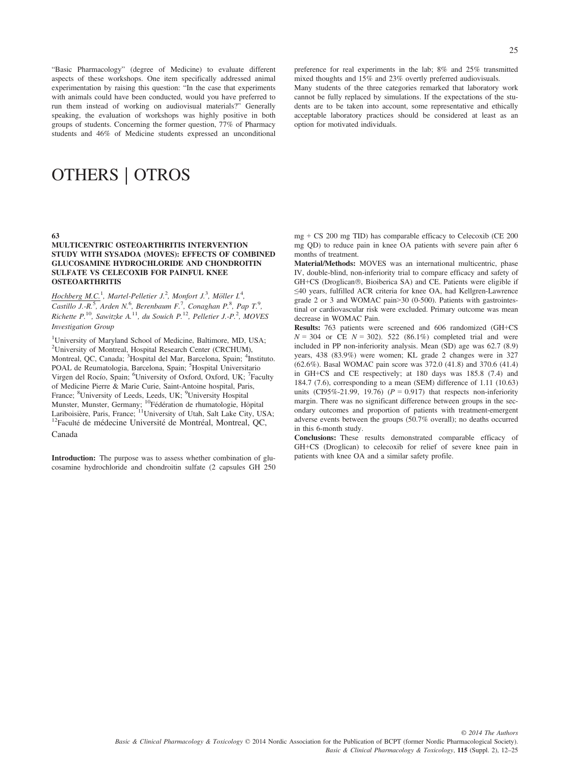"Basic Pharmacology" (degree of Medicine) to evaluate different aspects of these workshops. One item specifically addressed animal experimentation by raising this question: "In the case that experiments with animals could have been conducted, would you have preferred to run them instead of working on audiovisual materials?" Generally speaking, the evaluation of workshops was highly positive in both groups of students. Concerning the former question, 77% of Pharmacy students and 46% of Medicine students expressed an unconditional preference for real experiments in the lab; 8% and 25% transmitted mixed thoughts and 15% and 23% overtly preferred audiovisuals.

Many students of the three categories remarked that laboratory work cannot be fully replaced by simulations. If the expectations of the students are to be taken into account, some representative and ethically acceptable laboratory practices should be considered at least as an option for motivated individuals.

# OTHERS | OTROS

**63**

### MULTICENTRIC OSTEOARTHRITIS INTERVENTION STUDY WITH SYSADOA (MOVES): EFFECTS OF COMBINED GLUCOSAMINE HYDROCHLORIDE AND CHONDROITIN SULFATE VS CELECOXIB FOR PAINFUL KNEE OSTEOARTHRITIS

Hochberg M.C.[1], Martel-Pelletier J.[2], Monfort J.[3], Möller I.[4], Castillo J.-R.[5], Arden N.[6], Berenbaum F.[7], Conaghan P.[8], Pap T.[9], Richette P.[10], Sawitzke A.[11], du Souich P.[12], Pelletier J.-P.[2], *MOVES Investigation Group*

[1]University of Maryland School of Medicine, Baltimore, MD, USA; [2]University of Montreal, Hospital Research Center (CRCHUM), Montreal, QC, Canada; [3]Hospital del Mar, Barcelona, Spain; [4]Instituto. POAL de Reumatologia, Barcelona, Spain; [5]Hospital Universitario Virgen del Rocío, Spain; [6]University of Oxford, Oxford, UK; [7]Faculty of Medicine Pierre & Marie Curie, Saint-Antoine hospital, Paris, France; [8]University of Leeds, Leeds, UK; [9]University Hospital Munster, Munster, Germany; [10]Fédération de rhumatologie, Hôpital Lariboisière, Paris, France; [11]University of Utah, Salt Lake City, USA; [12]Faculté de médecine Université de Montréal, Montreal, QC, Canada

**Introduction:** The purpose was to assess whether combination of glucosamine hydrochloride and chondroitin sulfate (2 capsules GH 250 mg + CS 200 mg TID) has comparable efficacy to Celecoxib (CE 200 mg QD) to reduce pain in knee OA patients with severe pain after 6 months of treatment.

**Material/Methods:** MOVES was an international multicentric, phase IV, double-blind, non-inferiority trial to compare efficacy and safety of GH+CS (Droglican®, Bioiberica SA) and CE. Patients were eligible if ≤40 years, fulfilled ACR criteria for knee OA, had Kellgren-Lawrence grade 2 or 3 and WOMAC pain>30 (0-500). Patients with gastrointestinal or cardiovascular risk were excluded. Primary outcome was mean decrease in WOMAC Pain.

**Results:** 763 patients were screened and 606 randomized (GH+CS $N = 304$ or CE $N = 302$). 522 (86.1%) completed trial and were included in PP non-inferiority analysis. Mean (SD) age was 62.7 (8.9) years, 438 (83.9%) were women; KL grade 2 changes were in 327 (62.6%). Basal WOMAC pain score was 372.0 (41.8) and 370.6 (41.4) in GH+CS and CE respectively; at 180 days was 185.8 (7.4) and 184.7 (7.6), corresponding to a mean (SEM) difference of 1.11 (10.63) units (CI95%-21.99, 19.76) ($P = 0.917$) that respects non-inferiority margin. There was no significant difference between groups in the secondary outcomes and proportion of patients with treatment-emergent adverse events between the groups (50.7% overall); no deaths occurred in this 6-month study.

**Conclusions:** These results demonstrated comparable efficacy of GH+CS (Droglican) to celecoxib for relief of severe knee pain in patients with knee OA and a similar safety profile.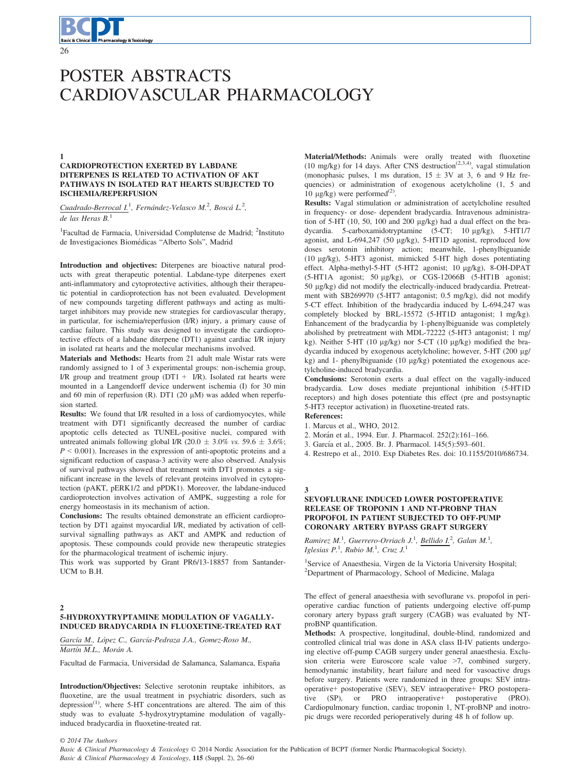# POSTER ABSTRACTS CARDIOVASCULAR PHARMACOLOGY

### 1

### CARDIOPROTECTION EXERTED BY LABDANE DITERPENES IS RELATED TO ACTIVATION OF AKT PATHWAYS IN ISOLATED RAT HEARTS SUBJECTED TO ISCHEMIA/REPERFUSION

Cuadrado-Berrocal I.[1], Fernández-Velasco M.[2], Boscá L.[2], de las Heras B.[1]

[1]Facultad de Farmacia, Universidad Complutense de Madrid; [2]Instituto de Investigaciones Biomédicas "Alberto Sols", Madrid

**Introduction and objectives:** Diterpenes are bioactive natural products with great therapeutic potential. Labdane-type diterpenes exert anti-inflammatory and cytoprotective activities, although their therapeutic potential in cardioprotection has not been evaluated. Development of new compounds targeting different pathways and acting as multitarget inhibitors may provide new strategies for cardiovascular therapy, in particular, for ischemia/reperfusion (I/R) injury, a primary cause of cardiac failure. This study was designed to investigate the cardioprotective effects of a labdane diterpene (DT1) against cardiac I/R injury in isolated rat hearts and the molecular mechanisms involved.

**Materials and Methods:** Hearts from 21 adult male Wistar rats were randomly assigned to 1 of 3 experimental groups: non-ischemia group, I/R group and treatment group (DT1 + I/R). Isolated rat hearts were mounted in a Langendorff device underwent ischemia (I) for 30 min and 60 min of reperfusion (R). DT1 (20 μM) was added when reperfusion started.

**Results:** We found that I/R resulted in a loss of cardiomyocytes, while treatment with DT1 significantly decreased the number of cardiac apoptotic cells detected as TUNEL-positive nuclei, compared with untreated animals following global I/R ($20.0 \pm 3.0\%$ *vs.* $59.6 \pm 3.6\%$; $P < 0.001$). Increases in the expression of anti-apoptotic proteins and a significant reduction of caspase-3 activity were also observed. Analysis of survival pathways showed that treatment with DT1 promotes a significant increase in the levels of relevant proteins involved in cytoprotection (pAKT, pERK1/2 and pPDK1). Moreover, the labdane-induced cardioprotection involves activation of AMPK, suggesting a role for energy homeostasis in its mechanism of action.

**Conclusions:** The results obtained demonstrate an efficient cardioprotection by DT1 against myocardial I/R, mediated by activation of cell-survival signalling pathways as AKT and AMPK and reduction of apoptosis. These compounds could provide new therapeutic strategies for the pharmacological treatment of ischemic injury.

This work was supported by Grant PR6/13-18857 from Santander-UCM to B.H.

### 2

### 5-HYDROXYTRYPTAMINE MODULATION OF VAGALLY-INDUCED BRADYCARDIA IN FLUOXETINE-TREATED RAT

García M., López C., García-Pedraza J.A., Gomez-Roso M., Martín M.L., Morán A.

Facultad de Farmacia, Universidad de Salamanca, Salamanca, España

**Introduction/Objectives:** Selective serotonin reuptake inhibitors, as fluoxetine, are the usual treatment in psychiatric disorders, such as depression[1], where 5-HT concentrations are altered. The aim of this study was to evaluate 5-hydroxytryptamine modulation of vagally-induced bradycardia in fluoxetine-treated rat.

**Material/Methods:** Animals were orally treated with fluoxetine (10 mg/kg) for 14 days. After CNS destruction[2,3,4], vagal stimulation (monophasic pulses, 1 ms duration, $15 \pm 3$V at 3, 6 and 9 Hz frequencies) or administration of exogenous acetylcholine (1, 5 and 10 μg/kg) were performed[2].

**Results:** Vagal stimulation or administration of acetylcholine resulted in frequency- or dose- dependent bradycardia. Intravenous administration of 5-HT (10, 50, 100 and 200 μg/kg) had a dual effect on the bradycardia. 5-carboxamidotryptamine (5-CT; 10 μg/kg), 5-HT1/7 agonist, and L-694,247 (50 μg/kg), 5-HT1D agonist, reproduced low doses serotonin inhibitory action; meanwhile, 1-phenylbiguanide (10 μg/kg), 5-HT3 agonist, mimicked 5-HT high doses potentiating effect. Alpha-methyl-5-HT (5-HT2 agonist; 10 μg/kg), 8-OH-DPAT (5-HT1A agonist; 50 μg/kg), or CGS-12066B (5-HT1B agonist; 50 μg/kg) did not modify the electrically-induced bradycardia. Pretreatment with SB269970 (5-HT7 antagonist; 0.5 mg/kg), did not modify 5-CT effect. Inhibition of the bradycardia induced by L-694,247 was completely blocked by BRL-15572 (5-HT1D antagonist; 1 mg/kg). Enhancement of the bradycardia by 1-phenylbiguanide was completely abolished by pretreatment with MDL-72222 (5-HT3 antagonist; 1 mg/kg). Neither 5-HT (10 μg/kg) nor 5-CT (10 μg/kg) modified the bradycardia induced by exogenous acetylcholine; however, 5-HT (200 μg/kg) and 1- phenylbiguanide (10 μg/kg) potentiated the exogenous acetylcholine-induced bradycardia.

**Conclusions:** Serotonin exerts a dual effect on the vagally-induced bradycardia. Low doses mediate prejuntional inhibition (5-HT1D receptors) and high doses potentiate this effect (pre and postsynaptic 5-HT3 receptor activation) in fluoxetine-treated rats.

**References:**

1. Marcus et al., WHO, 2012.
2. Morán et al., 1994. Eur. J. Pharmacol. 252(2):161–166.
3. García et al., 2005. Br. J. Pharmacol. 145(5):593–601.
4. Restrepo et al., 2010. Exp Diabetes Res. doi: 10.1155/2010/686734.

### 3

### SEVOFLURANE INDUCED LOWER POSTOPERATIVE RELEASE OF TROPONIN 1 AND NT-PROBNP THAN PROPOFOL IN PATIENT SUBJECTED TO OFF-PUMP CORONARY ARTERY BYPASS GRAFT SURGERY

Ramirez M.[1], Guerrero-Orriach J.[1], Bellido I.[2], Galan M.[1], Iglesias P.[1], Rubio M.[1], Cruz J.[1]

[1]Service of Anaesthesia, Virgen de la Victoria University Hospital; [2]Department of Pharmacology, School of Medicine, Malaga

The effect of general anaesthesia with sevoflurane vs. propofol in perioperative cardiac function of patients undergoing elective off-pump coronary artery bypass graft surgery (CAGB) was evaluated by NT-proBNP quantification.

**Methods:** A prospective, longitudinal, double-blind, randomized and controlled clinical trial was done in ASA class II-IV patients undergoing elective off-pump CAGB surgery under general anaesthesia. Exclusion criteria were Euroscore scale value >7, combined surgery, hemodynamic instability, heart failure and need for vasoactive drugs before surgery. Patients were randomized in three groups: SEV intraoperative+ postoperative (SEV), SEV intraoperative+ PRO postoperative (SP), or PRO intraoperative+ postoperative (PRO). Cardiopulmonary function, cardiac troponin 1, NT-proBNP and inotropic drugs were recorded perioperatively during 48 h of follow up.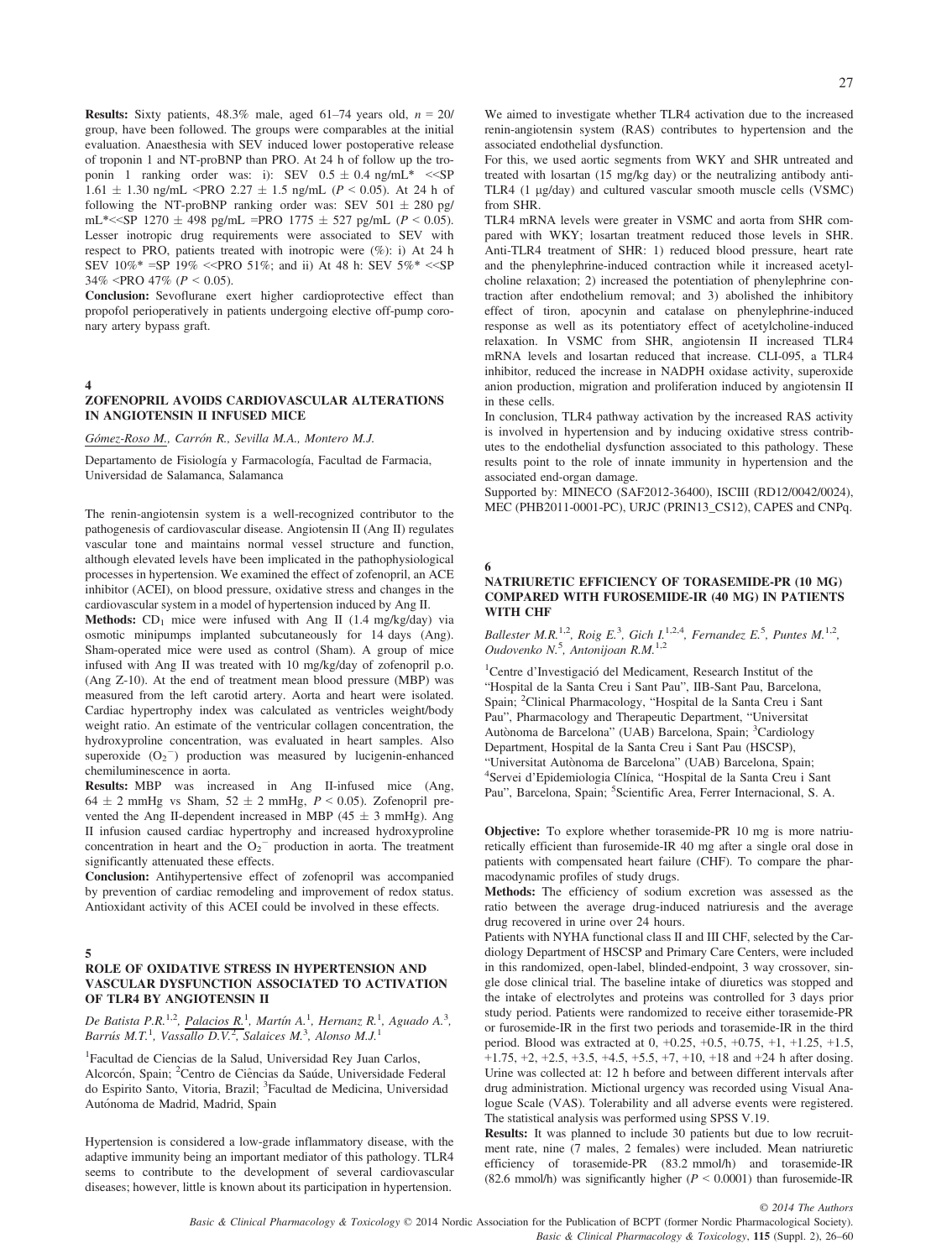**Results:** Sixty patients, 48.3% male, aged 61–74 years old, $n = 20$/group, have been followed. The groups were comparables at the initial evaluation. Anaesthesia with SEV induced lower postoperative release of troponin 1 and NT-proBNP than PRO. At 24 h of follow up the troponin 1 ranking order was: i): SEV $0.5 \pm 0.4$ ng/mL* <<SP $1.61 \pm 1.30$ ng/mL <PRO $2.27 \pm 1.5$ ng/mL ($P < 0.05$). At 24 h of following the NT-proBNP ranking order was: SEV $501 \pm 280$ pg/mL*<<SP $1270 \pm 498$ pg/mL =PRO $1775 \pm 527$ pg/mL ($P < 0.05$). Lesser inotropic drug requirements were associated to SEV with respect to PRO, patients treated with inotropic were (%): i) At 24 h SEV 10%* =SP 19% <<PRO 51%; and ii) At 48 h: SEV 5%* <<SP 34% <PRO 47% ($P < 0.05$).

**Conclusion:** Sevoflurane exert higher cardioprotective effect than propofol perioperatively in patients undergoing elective off-pump coronary artery bypass graft.

## 4

### ZOFENOPRIL AVOIDS CARDIOVASCULAR ALTERATIONS IN ANGIOTENSIN II INFUSED MICE

*Gómez-Roso M., Carrón R., Sevilla M.A., Montero M.J.*

Departamento de Fisiología y Farmacología, Facultad de Farmacia, Universidad de Salamanca, Salamanca

The renin-angiotensin system is a well-recognized contributor to the pathogenesis of cardiovascular disease. Angiotensin II (Ang II) regulates vascular tone and maintains normal vessel structure and function, although elevated levels have been implicated in the pathophysiological processes in hypertension. We examined the effect of zofenopril, an ACE inhibitor (ACEI), on blood pressure, oxidative stress and changes in the cardiovascular system in a model of hypertension induced by Ang II.

**Methods:** $CD_1$ mice were infused with Ang II (1.4 mg/kg/day) via osmotic minipumps implanted subcutaneously for 14 days (Ang). Sham-operated mice were used as control (Sham). A group of mice infused with Ang II was treated with 10 mg/kg/day of zofenopril p.o. (Ang Z-10). At the end of treatment mean blood pressure (MBP) was measured from the left carotid artery. Aorta and heart were isolated. Cardiac hypertrophy index was calculated as ventricles weight/body weight ratio. An estimate of the ventricular collagen concentration, the hydroxyproline concentration, was evaluated in heart samples. Also superoxide ($O_2^-$) production was measured by lucigenin-enhanced chemiluminescence in aorta.

**Results:** MBP was increased in Ang II-infused mice (Ang, $64 \pm 2$ mmHg vs Sham, $52 \pm 2$ mmHg, $P < 0.05$). Zofenopril prevented the Ang II-dependent increased in MBP ($45 \pm 3$ mmHg). Ang II infusion caused cardiac hypertrophy and increased hydroxyproline concentration in heart and the $O_2^-$ production in aorta. The treatment significantly attenuated these effects.

**Conclusion:** Antihypertensive effect of zofenopril was accompanied by prevention of cardiac remodeling and improvement of redox status. Antioxidant activity of this ACEI could be involved in these effects.

## 5

### ROLE OF OXIDATIVE STRESS IN HYPERTENSION AND VASCULAR DYSFUNCTION ASSOCIATED TO ACTIVATION OF TLR4 BY ANGIOTENSIN II

*De Batista P.R.[1,2], Palacios R.[1], Martín A.[1], Hernanz R.[1], Aguado A.[3], Barrús M.T.[1], Vassallo D.V.[2], Salaices M.[3], Alonso M.J.[1]*

[1]Facultad de Ciencias de la Salud, Universidad Rey Juan Carlos, Alcorcón, Spain; [2]Centro de Ciências da Saúde, Universidade Federal do Espirito Santo, Vitoria, Brazil; [3]Facultad de Medicina, Universidad Autónoma de Madrid, Madrid, Spain

Hypertension is considered a low-grade inflammatory disease, with the adaptive immunity being an important mediator of this pathology. TLR4 seems to contribute to the development of several cardiovascular diseases; however, little is known about its participation in hypertension. We aimed to investigate whether TLR4 activation due to the increased renin-angiotensin system (RAS) contributes to hypertension and the associated endothelial dysfunction.

For this, we used aortic segments from WKY and SHR untreated and treated with losartan (15 mg/kg day) or the neutralizing antibody anti-TLR4 (1 µg/day) and cultured vascular smooth muscle cells (VSMC) from SHR.

TLR4 mRNA levels were greater in VSMC and aorta from SHR compared with WKY; losartan treatment reduced those levels in SHR. Anti-TLR4 treatment of SHR: 1) reduced blood pressure, heart rate and the phenylephrine-induced contraction while it increased acetylcholine relaxation; 2) increased the potentiation of phenylephrine contraction after endothelium removal; and 3) abolished the inhibitory effect of tiron, apocynin and catalase on phenylephrine-induced response as well as its potentiatory effect of acetylcholine-induced relaxation. In VSMC from SHR, angiotensin II increased TLR4 mRNA levels and losartan reduced that increase. CLI-095, a TLR4 inhibitor, reduced the increase in NADPH oxidase activity, superoxide anion production, migration and proliferation induced by angiotensin II in these cells.

In conclusion, TLR4 pathway activation by the increased RAS activity is involved in hypertension and by inducing oxidative stress contributes to the endothelial dysfunction associated to this pathology. These results point to the role of innate immunity in hypertension and the associated end-organ damage.

Supported by: MINECO (SAF2012-36400), ISCIII (RD12/0042/0024), MEC (PHB2011-0001-PC), URJC (PRIN13_CS12), CAPES and CNPq.

## 6

### NATRIURETIC EFFICIENCY OF TORASEMIDE-PR (10 MG) COMPARED WITH FUROSEMIDE-IR (40 MG) IN PATIENTS WITH CHF

*Ballester M.R.[1,2], Roig E.[3], Gich I.[1,2,4], Fernandez E.[5], Puntes M.[1,2], Oudovenko N.[5], Antonijoan R.M.[1,2]*

[1]Centre d'Investigació del Medicament, Research Institut of the "Hospital de la Santa Creu i Sant Pau", IIB-Sant Pau, Barcelona, Spain; [2]Clinical Pharmacology, "Hospital de la Santa Creu i Sant Pau", Pharmacology and Therapeutic Department, "Universitat Autònoma de Barcelona" (UAB) Barcelona, Spain; [3]Cardiology Department, Hospital de la Santa Creu i Sant Pau (HSCSP), "Universitat Autònoma de Barcelona" (UAB) Barcelona, Spain; [4]Servei d'Epidemiologia Clínica, "Hospital de la Santa Creu i Sant Pau", Barcelona, Spain; [5]Scientific Area, Ferrer Internacional, S. A.

**Objective:** To explore whether torasemide-PR 10 mg is more natriuretically efficient than furosemide-IR 40 mg after a single oral dose in patients with compensated heart failure (CHF). To compare the pharmacodynamic profiles of study drugs.

**Methods:** The efficiency of sodium excretion was assessed as the ratio between the average drug-induced natriuresis and the average drug recovered in urine over 24 hours.

Patients with NYHA functional class II and III CHF, selected by the Cardiology Department of HSCSP and Primary Care Centers, were included in this randomized, open-label, blinded-endpoint, 3 way crossover, single dose clinical trial. The baseline intake of diuretics was stopped and the intake of electrolytes and proteins was controlled for 3 days prior study period. Patients were randomized to receive either torasemide-PR or furosemide-IR in the first two periods and torasemide-IR in the third period. Blood was extracted at 0, +0.25, +0.5, +0.75, +1, +1.25, +1.5, +1.75, +2, +2.5, +3.5, +4.5, +5.5, +7, +10, +18 and +24 h after dosing. Urine was collected at: 12 h before and between different intervals after drug administration. Mictional urgency was recorded using Visual Analogue Scale (VAS). Tolerability and all adverse events were registered. The statistical analysis was performed using SPSS V.19.

**Results:** It was planned to include 30 patients but due to low recruitment rate, nine (7 males, 2 females) were included. Mean natriuretic efficiency of torasemide-PR (83.2 mmol/h) and torasemide-IR (82.6 mmol/h) was significantly higher ($P < 0.0001$) than furosemide-IR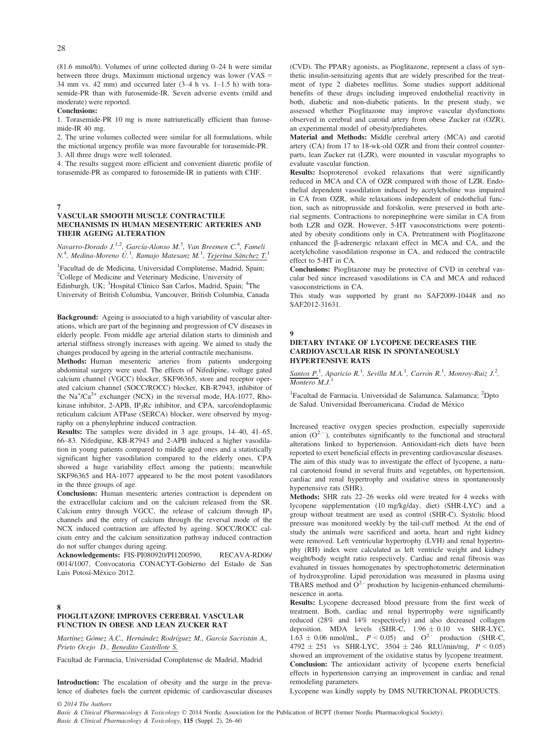(81.6 mmol/h). Volumes of urine collected during 0–24 h were similar between three drugs. Maximum mictional urgency was lower (VAS = 34 mm vs. 42 mm) and occurred later (3–4 h vs. 1–1.5 h) with torasemide-PR than with furosemide-IR. Seven adverse events (mild and moderate) were reported.

**Conclusions:**

1. Torasemide-PR 10 mg is more natriuretically efficient than furosemide-IR 40 mg.
2. The urine volumes collected were similar for all formulations, while the mictional urgency profile was more favourable for torasemide-PR.
3. All three drugs were well tolerated.
4. The results suggest more efficient and convenient diuretic profile of torasemide-PR as compared to furosemide-IR in patients with CHF.

## 7

### VASCULAR SMOOTH MUSCLE CONTRACTILE MECHANISMS IN HUMAN MESENTERIC ARTERIES AND THEIR AGEING ALTERATION

*Navarro-Dorado J.*[1,2], *García-Alonso M.*[3], *Van Breemen C.*[4], *Fameli N.*[4], *Medina-Moreno Ú.*[1], *Ramajo Matesanz M.*[1], *Tejerina Sánchez T.*[1]

[1]Facultad de de Medicina, Universidad Complutense, Madrid, Spain; [2]College of Medicine and Veterinary Medicine, University of Edinburgh, UK; [3]Hospital Clínico San Carlos, Madrid, Spain; [4]The University of British Columbia, Vancouver, British Columbia, Canada

**Background:** Ageing is associated to a high variability of vascular alterations, which are part of the beginning and progression of CV diseases in elderly people. From middle age arterial dilation starts to diminish and arterial stiffness strongly increases with ageing. We aimed to study the changes produced by ageing in the arterial contractile mechanisms.

**Methods:** Human mesenteric arteries from patients undergoing abdominal surgery were used. The effects of Nifedipine, voltage gated calcium channel (VGCC) blocker, SKF96365, store and receptor operated calcium channel (SOCC/ROCC) blocker, KB-R7943, inhibitor of the $Na^+/Ca^{2+}$ exchanger (NCX) in the reversal mode, HA-1077, Rho-kinase inhibitor, 2-APB, $IP_3Rc$ inhibitor, and CPA, sarco/endoplasmic reticulum calcium ATPase (SERCA) blocker, were observed by myography on a phenylephrine induced contraction.

**Results:** The samples were divided in 3 age groups, 14–40, 41–65, 66–83. Nifedipine, KB-R7943 and 2-APB induced a higher vasodilation in young patients compared to middle aged ones and a statistically significant higher vasodilation compared to the elderly ones. CPA showed a huge variability effect among the patients; meanwhile SKF96365 and HA-1077 appeared to be the most potent vasodilators in the three groups of age.

**Conclusions:** Human mesenteric arteries contraction is dependent on the extracellular calcium and on the calcium released from the SR. Calcium entry through VGCC, the release of calcium through $IP_3$ channels and the entry of calcium through the reversal mode of the NCX induced contraction are affected by ageing. SOCC/ROCC calcium entry and the calcium sensitization pathway induced contraction do not suffer changes during ageing.

**Acknowledgements:** FIS-PI080920/PI1200590, RECAVA-RD06/0014/1007, Convocatoria CONACYT-Gobierno del Estado de San Luis Potosí-México 2012.

## 8

### PIOGLITAZONE IMPROVES CEREBRAL VASCULAR FUNCTION IN OBESE AND LEAN ZUCKER RAT

*Martínez Gómez A.C., Hernández Rodríguez M., García Sacristán A., Prieto Ocejo D., Benedito Castellote S.*

Facultad de Farmacia, Universidad Complutense de Madrid, Madrid

**Introduction:** The escalation of obesity and the surge in the prevalence of diabetes fuels the current epidemic of cardiovascular diseases (CVD). The PPAR$\gamma$ agonists, as Pioglitazone, represent a class of synthetic insulin-sensitizing agents that are widely prescribed for the treatment of type 2 diabetes mellitus. Some studies support additional benefits of these drugs including improved endothelial reactivity in both, diabetic and non-diabetic patients. In the present stusdy, we assessed whether Pioglitazone may improve vascular dysfunctions observed in cerebral and carotid artery from obese Zucker rat (OZR), an experimental model of obesity/prediabetes.

**Material and Methods:** Middle cerebral artery (MCA) and carotid artery (CA) from 17 to 18-wk-old OZR and from their control counterparts, lean Zucker rat (LZR), were mounted in vascular myographs to evaluate vascular function.

**Results:** Isoproterenol evoked relaxations that were significantly reduced in MCA and CA of OZR compared with those of LZR. Endothelial dependent vasodilation induced by acetylcholine was impaired in CA from OZR, while relaxations independent of endothelial function, such as nitroprusside and forskolin, were preserved in both arterial segments. Contractions to norepinephrine were similar in CA from both LZR and OZR. However, 5-HT vasoconstrictions were potentiated by obesity conditions only in CA. Pretreatment with Pioglitazone enhanced the $\beta$-adrenergic relaxant effect in MCA and CA, and the acetylcholine vasodilation response in CA, and reduced the contractile effect to 5-HT in CA.

**Conclusions:** Pioglitazone may be protective of CVD in cerebral vascular bed since increased vasodilations in CA and MCA and reduced vasoconstrictions in CA.

This study was supported by grant no SAF2009-10448 and no SAF2012-31631.

## 9

### DIETARY INTAKE OF LYCOPENE DECREASES THE CARDIOVASCULAR RISK IN SPONTANEOUSLY HYPERTENSIVE RATS

*Santos P.*[1], *Aparicio R.*[1], *Sevilla M.A.*[1], *Carrón R.*[1], *Monroy-Ruiz J.*[2], *Montero M.J.*[1]

[1]Facultad de Farmacia. Universidad de Salamanca. Salamanca; [2]Dpto de Salud. Universidad Iberoamericana. Ciudad de México

Increased reactive oxygen species production, especially superoxide anion ($O^{2\cdot-}$), contributes significantly to the functional and structural alterations linked to hypertension. Antioxidant-rich diets have been reported to exert beneficial effects in preventing cardiovascular diseases. The aim of this study was to investigate the effect of lycopene, a natural carotenoid found in several fruits and vegetables, on hypertension, cardiac and renal hypertrophy and oxidative stress in spontaneously hypertensive rats (SHR).

**Methods:** SHR rats 22–26 weeks old were treated for 4 weeks with lycopene supplementation (10 mg/kg/day, diet) (SHR-LYC) and a group without treatment are used as control (SHR-C). Systolic blood pressure was monitored weekly by the tail-cuff method. At the end of study the animals were sacrificed and aorta, heart and right kidney were removed. Left ventricular hypertrophy (LVH) and renal hypertrophy (RH) index were calculated as left ventricle weight and kidney weight/body weight ratio respectively. Cardiac and renal fibrosis was evaluated in tissues homogenates by spectrophotometric determination of hydroxyproline. Lipid peroxidation was measured in plasma using TBARS method and $O^{2\cdot-}$ production by lucigenin-enhanced chemiluminescence in aorta.

**Results:** Lycopene decreased blood pressure from the first week of treatment. Both, cardiac and renal hypertrophy were significantly reduced (28% and 14% respectively) and also decreased collagen deposition. MDA levels (SHR-C, $1.96 \pm 0.10$ vs SHR-LYC, $1.63 \pm 0.06$ nmol/mL, $P < 0.05$) and $O^{2\cdot-}$ production (SHR-C, $4792 \pm 251$ vs SHR-LYC, $3504 \pm 246$ RLU/min/mg, $P < 0.05$) showed an improvement of the oxidative status by lycopene treatment.

**Conclusion:** The antioxidant activity of lycopene exerts beneficial effects in hypertension carrying an improvement in cardiac and renal remodeling parameters.

Lycopene was kindly supply by DMS NUTRICIONAL PRODUCTS.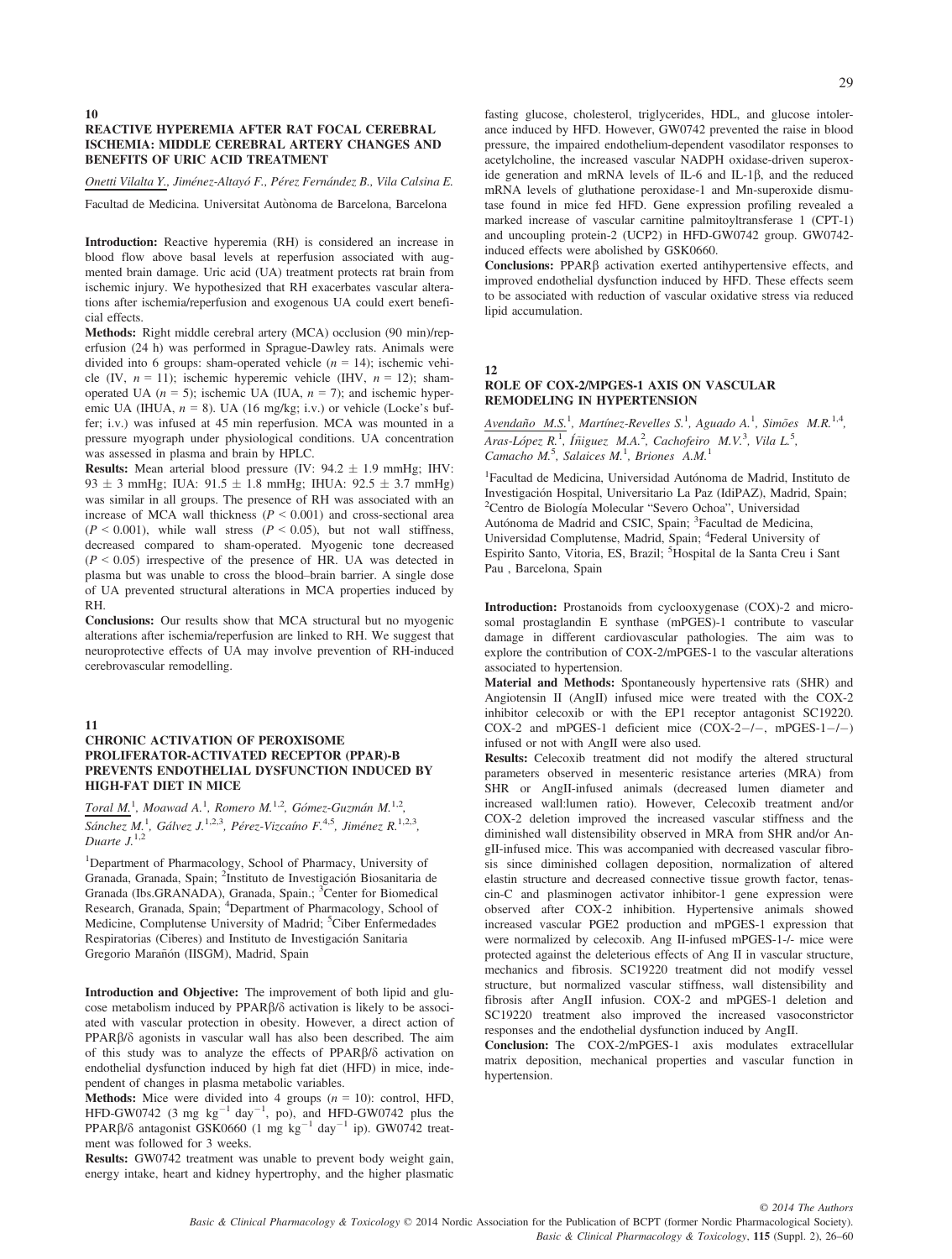## 10

### REACTIVE HYPEREMIA AFTER RAT FOCAL CEREBRAL ISCHEMIA: MIDDLE CEREBRAL ARTERY CHANGES AND BENEFITS OF URIC ACID TREATMENT

*Onetti Vilalta Y.*, Jiménez-Altayó F., Pérez Fernández B., Vila Calsina E.

Facultad de Medicina. Universitat Autònoma de Barcelona, Barcelona

**Introduction:** Reactive hyperemia (RH) is considered an increase in blood flow above basal levels at reperfusion associated with augmented brain damage. Uric acid (UA) treatment protects rat brain from ischemic injury. We hypothesized that RH exacerbates vascular alterations after ischemia/reperfusion and exogenous UA could exert beneficial effects.

**Methods:** Right middle cerebral artery (MCA) occlusion (90 min)/reperfusion (24 h) was performed in Sprague-Dawley rats. Animals were divided into 6 groups: sham-operated vehicle ($n = 14$); ischemic vehicle (IV, $n = 11$); ischemic hyperemic vehicle (IHV, $n = 12$); sham-operated UA ($n = 5$); ischemic UA (IUA, $n = 7$); and ischemic hyperemic UA (IHUA, $n = 8$). UA (16 mg/kg; i.v.) or vehicle (Locke's buffer; i.v.) was infused at 45 min reperfusion. MCA was mounted in a pressure myograph under physiological conditions. UA concentration was assessed in plasma and brain by HPLC.

**Results:** Mean arterial blood pressure (IV: $94.2 \pm 1.9$ mmHg; IHV: $93 \pm 3$ mmHg; IUA: $91.5 \pm 1.8$ mmHg; IHUA: $92.5 \pm 3.7$ mmHg) was similar in all groups. The presence of RH was associated with an increase of MCA wall thickness ($P < 0.001$) and cross-sectional area ($P < 0.001$), while wall stress ($P < 0.05$), but not wall stiffness, decreased compared to sham-operated. Myogenic tone decreased ($P < 0.05$) irrespective of the presence of HR. UA was detected in plasma but was unable to cross the blood–brain barrier. A single dose of UA prevented structural alterations in MCA properties induced by RH.

**Conclusions:** Our results show that MCA structural but no myogenic alterations after ischemia/reperfusion are linked to RH. We suggest that neuroprotective effects of UA may involve prevention of RH-induced cerebrovascular remodelling.

## 11

### CHRONIC ACTIVATION OF PEROXISOME PROLIFERATOR-ACTIVATED RECEPTOR (PPAR)-B PREVENTS ENDOTHELIAL DYSFUNCTION INDUCED BY HIGH-FAT DIET IN MICE

*Toral M.*[1], Moawad A.[1], Romero M.[1,2], Gómez-Guzmán M.[1,2], Sánchez M.[1], Gálvez J.[1,2,3], Pérez-Vizcaíno F.[4,5], Jiménez R.[1,2,3], Duarte J.[1,2]

[1]Department of Pharmacology, School of Pharmacy, University of Granada, Granada, Spain; [2]Instituto de Investigación Biosanitaria de Granada (Ibs.GRANADA), Granada, Spain.; [3]Center for Biomedical Research, Granada, Spain; [4]Department of Pharmacology, School of Medicine, Complutense University of Madrid; [5]Ciber Enfermedades Respiratorias (Ciberes) and Instituto de Investigación Sanitaria Gregorio Marañón (IISGM), Madrid, Spain

**Introduction and Objective:** The improvement of both lipid and glucose metabolism induced by PPARβ/δ activation is likely to be associated with vascular protection in obesity. However, a direct action of PPARβ/δ agonists in vascular wall has also been described. The aim of this study was to analyze the effects of PPARβ/δ activation on endothelial dysfunction induced by high fat diet (HFD) in mice, independent of changes in plasma metabolic variables.

**Methods:** Mice were divided into 4 groups ($n = 10$): control, HFD, HFD-GW0742 (3 mg $kg^{-1}$ $day^{-1}$, po), and HFD-GW0742 plus the PPARβ/δ antagonist GSK0660 (1 mg $kg^{-1}$ $day^{-1}$ ip). GW0742 treatment was followed for 3 weeks.

**Results:** GW0742 treatment was unable to prevent body weight gain, energy intake, heart and kidney hypertrophy, and the higher plasmatic fasting glucose, cholesterol, triglycerides, HDL, and glucose intolerance induced by HFD. However, GW0742 prevented the raise in blood pressure, the impaired endothelium-dependent vasodilator responses to acetylcholine, the increased vascular NADPH oxidase-driven superoxide generation and mRNA levels of IL-6 and IL-1β, and the reduced mRNA levels of gluthatione peroxidase-1 and Mn-superoxide dismutase found in mice fed HFD. Gene expression profiling revealed a marked increase of vascular carnitine palmitoyltransferase 1 (CPT-1) and uncoupling protein-2 (UCP2) in HFD-GW0742 group. GW0742-induced effects were abolished by GSK0660.

**Conclusions:** PPARβ activation exerted antihypertensive effects, and improved endothelial dysfunction induced by HFD. These effects seem to be associated with reduction of vascular oxidative stress via reduced lipid accumulation.

## 12

### ROLE OF COX-2/MPGES-1 AXIS ON VASCULAR REMODELING IN HYPERTENSION

*Avendaño M.S.*[1], Martínez-Revelles S.[1], Aguado A.[1], Simões M.R.[1,4], Aras-López R.[1], Íñiguez M.A.[2], Cachofeiro M.V.[3], Vila L.[5], Camacho M.[5], Salaices M.[1], Briones A.M.[1]

[1]Facultad de Medicina, Universidad Autónoma de Madrid, Instituto de Investigación Hospital, Universitario La Paz (IdiPAZ), Madrid, Spain; [2]Centro de Biología Molecular "Severo Ochoa", Universidad Autónoma de Madrid and CSIC, Spain; [3]Facultad de Medicina, Universidad Complutense, Madrid, Spain; [4]Federal University of Espirito Santo, Vitoria, ES, Brazil; [5]Hospital de la Santa Creu i Sant Pau , Barcelona, Spain

**Introduction:** Prostanoids from cyclooxygenase (COX)-2 and microsomal prostaglandin E synthase (mPGES)-1 contribute to vascular damage in different cardiovascular pathologies. The aim was to explore the contribution of COX-2/mPGES-1 to the vascular alterations associated to hypertension.

**Material and Methods:** Spontaneously hypertensive rats (SHR) and Angiotensin II (AngII) infused mice were treated with the COX-2 inhibitor celecoxib or with the EP1 receptor antagonist SC19220. COX-2 and mPGES-1 deficient mice (COX-2−/−, mPGES-1−/−) infused or not with AngII were also used.

**Results:** Celecoxib treatment did not modify the altered structural parameters observed in mesenteric resistance arteries (MRA) from SHR or AngII-infused animals (decreased lumen diameter and increased wall:lumen ratio). However, Celecoxib treatment and/or COX-2 deletion improved the increased vascular stiffness and the diminished wall distensibility observed in MRA from SHR and/or AngII-infused mice. This was accompanied with decreased vascular fibrosis since diminished collagen deposition, normalization of altered elastin structure and decreased connective tissue growth factor, tenascin-C and plasminogen activator inhibitor-1 gene expression were observed after COX-2 inhibition. Hypertensive animals showed increased vascular PGE2 production and mPGES-1 expression that were normalized by celecoxib. Ang II-infused mPGES-1-/- mice were protected against the deleterious effects of Ang II in vascular structure, mechanics and fibrosis. SC19220 treatment did not modify vessel structure, but normalized vascular stiffness, wall distensibility and fibrosis after AngII infusion. COX-2 and mPGES-1 deletion and SC19220 treatment also improved the increased vasoconstrictor responses and the endothelial dysfunction induced by AngII.

**Conclusion:** The COX-2/mPGES-1 axis modulates extracellular matrix deposition, mechanical properties and vascular function in hypertension.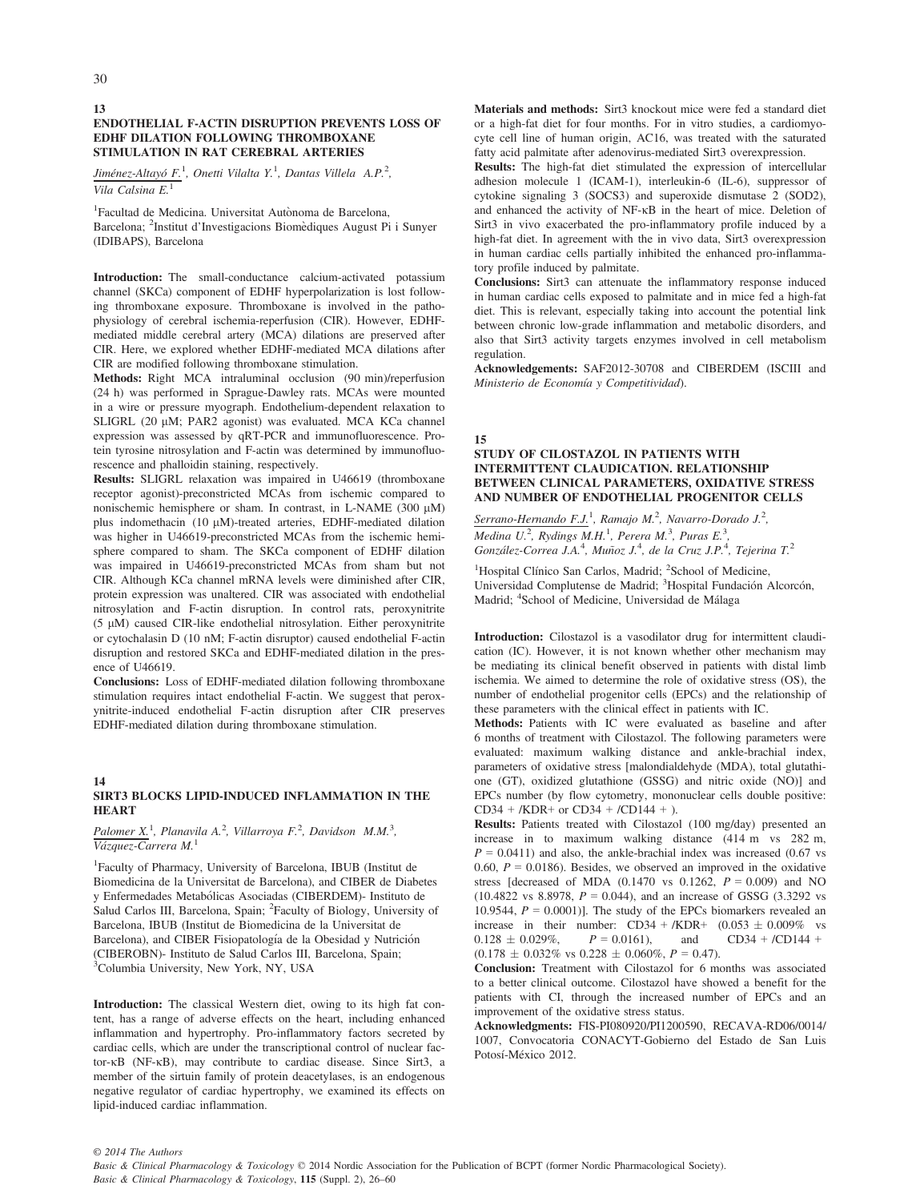## 13

### ENDOTHELIAL F-ACTIN DISRUPTION PREVENTS LOSS OF EDHF DILATION FOLLOWING THROMBOXANE STIMULATION IN RAT CEREBRAL ARTERIES

Jiménez-Altayó F.[1], Onetti Vilalta Y.[1], Dantas Villela A.P.[2], Vila Calsina E.[1]

[1]Facultad de Medicina. Universitat Autònoma de Barcelona, Barcelona; [2]Institut d'Investigacions Biomèdiques August Pi i Sunyer (IDIBAPS), Barcelona

**Introduction:** The small-conductance calcium-activated potassium channel (SKCa) component of EDHF hyperpolarization is lost following thromboxane exposure. Thromboxane is involved in the pathophysiology of cerebral ischemia-reperfusion (CIR). However, EDHF-mediated middle cerebral artery (MCA) dilations are preserved after CIR. Here, we explored whether EDHF-mediated MCA dilations after CIR are modified following thromboxane stimulation.

**Methods:** Right MCA intraluminal occlusion (90 min)/reperfusion (24 h) was performed in Sprague-Dawley rats. MCAs were mounted in a wire or pressure myograph. Endothelium-dependent relaxation to SLIGRL (20 μM; PAR2 agonist) was evaluated. MCA KCa channel expression was assessed by qRT-PCR and immunofluorescence. Protein tyrosine nitrosylation and F-actin was determined by immunofluorescence and phalloidin staining, respectively.

**Results:** SLIGRL relaxation was impaired in U46619 (thromboxane receptor agonist)-preconstricted MCAs from ischemic compared to nonischemic hemisphere or sham. In contrast, in L-NAME (300 μM) plus indomethacin (10 μM)-treated arteries, EDHF-mediated dilation was higher in U46619-preconstricted MCAs from the ischemic hemisphere compared to sham. The SKCa component of EDHF dilation was impaired in U46619-preconstricted MCAs from sham but not CIR. Although KCa channel mRNA levels were diminished after CIR, protein expression was unaltered. CIR was associated with endothelial nitrosylation and F-actin disruption. In control rats, peroxynitrite (5 μM) caused CIR-like endothelial nitrosylation. Either peroxynitrite or cytochalasin D (10 nM; F-actin disruptor) caused endothelial F-actin disruption and restored SKCa and EDHF-mediated dilation in the presence of U46619.

**Conclusions:** Loss of EDHF-mediated dilation following thromboxane stimulation requires intact endothelial F-actin. We suggest that peroxynitrite-induced endothelial F-actin disruption after CIR preserves EDHF-mediated dilation during thromboxane stimulation.

## 14

### SIRT3 BLOCKS LIPID-INDUCED INFLAMMATION IN THE HEART

Palomer X.[1], Planavila A.[2], Villarroya F.[2], Davidson M.M.[3], Vázquez-Carrera M.[1]

[1]Faculty of Pharmacy, University of Barcelona, IBUB (Institut de Biomedicina de la Universitat de Barcelona), and CIBER de Diabetes y Enfermedades Metabólicas Asociadas (CIBERDEM)- Instituto de Salud Carlos III, Barcelona, Spain; [2]Faculty of Biology, University of Barcelona, IBUB (Institut de Biomedicina de la Universitat de Barcelona), and CIBER Fisiopatología de la Obesidad y Nutrición (CIBEROBN)- Instituto de Salud Carlos III, Barcelona, Spain; [3]Columbia University, New York, NY, USA

**Introduction:** The classical Western diet, owing to its high fat content, has a range of adverse effects on the heart, including enhanced inflammation and hypertrophy. Pro-inflammatory factors secreted by cardiac cells, which are under the transcriptional control of nuclear factor-κB (NF-κB), may contribute to cardiac disease. Since Sirt3, a member of the sirtuin family of protein deacetylases, is an endogenous negative regulator of cardiac hypertrophy, we examined its effects on lipid-induced cardiac inflammation.

**Materials and methods:** Sirt3 knockout mice were fed a standard diet or a high-fat diet for four months. For in vitro studies, a cardiomyocyte cell line of human origin, AC16, was treated with the saturated fatty acid palmitate after adenovirus-mediated Sirt3 overexpression.

**Results:** The high-fat diet stimulated the expression of intercellular adhesion molecule 1 (ICAM-1), interleukin-6 (IL-6), suppressor of cytokine signaling 3 (SOCS3) and superoxide dismutase 2 (SOD2), and enhanced the activity of NF-κB in the heart of mice. Deletion of Sirt3 in vivo exacerbated the pro-inflammatory profile induced by a high-fat diet. In agreement with the in vivo data, Sirt3 overexpression in human cardiac cells partially inhibited the enhanced pro-inflammatory profile induced by palmitate.

**Conclusions:** Sirt3 can attenuate the inflammatory response induced in human cardiac cells exposed to palmitate and in mice fed a high-fat diet. This is relevant, especially taking into account the potential link between chronic low-grade inflammation and metabolic disorders, and also that Sirt3 activity targets enzymes involved in cell metabolism regulation.

**Acknowledgements:** SAF2012-30708 and CIBERDEM (ISCIII and *Ministerio de Economía y Competitividad*).

## 15

### STUDY OF CILOSTAZOL IN PATIENTS WITH INTERMITTENT CLAUDICATION. RELATIONSHIP BETWEEN CLINICAL PARAMETERS, OXIDATIVE STRESS AND NUMBER OF ENDOTHELIAL PROGENITOR CELLS

Serrano-Hernando F.J.[1], Ramajo M.[2], Navarro-Dorado J.[2], Medina U.[2], Rydings M.H.[1], Perera M.[3], Puras E.[3], González-Correa J.A.[4], Muñoz J.[4], de la Cruz J.P.[4], Tejerina T.[2]

[1]Hospital Clínico San Carlos, Madrid; [2]School of Medicine, Universidad Complutense de Madrid; [3]Hospital Fundación Alcorcón, Madrid; [4]School of Medicine, Universidad de Málaga

**Introduction:** Cilostazol is a vasodilator drug for intermittent claudication (IC). However, it is not known whether other mechanism may be mediating its clinical benefit observed in patients with distal limb ischemia. We aimed to determine the role of oxidative stress (OS), the number of endothelial progenitor cells (EPCs) and the relationship of these parameters with the clinical effect in patients with IC.

**Methods:** Patients with IC were evaluated as baseline and after 6 months of treatment with Cilostazol. The following parameters were evaluated: maximum walking distance and ankle-brachial index, parameters of oxidative stress [malondialdehyde (MDA), total glutathione (GT), oxidized glutathione (GSSG) and nitric oxide (NO)] and EPCs number (by flow cytometry, mononuclear cells double positive: CD34 + /KDR+ or CD34 + /CD144 + ).

**Results:** Patients treated with Cilostazol (100 mg/day) presented an increase in to maximum walking distance (414 m vs 282 m, $P = 0.0411$) and also, the ankle-brachial index was increased (0.67 vs 0.60, $P = 0.0186$). Besides, we observed an improved in the oxidative stress [decreased of MDA (0.1470 vs 0.1262, $P = 0.009$) and NO (10.4822 vs 8.8978, $P = 0.044$), and an increase of GSSG (3.3292 vs 10.9544, $P = 0.0001$)]. The study of the EPCs biomarkers revealed an increase in their number: CD34 + /KDR+ ($0.053 \pm 0.009\%$ vs $0.128 \pm 0.029\%$, $P = 0.0161$), and CD34 + /CD144 + ($0.178 \pm 0.032\%$ vs $0.228 \pm 0.060\%$, $P = 0.47$).

**Conclusion:** Treatment with Cilostazol for 6 months was associated to a better clinical outcome. Cilostazol have showed a benefit for the patients with CI, through the increased number of EPCs and an improvement of the oxidative stress status.

**Acknowledgments:** FIS-PI080920/PI1200590, RECAVA-RD06/0014/1007, Convocatoria CONACYT-Gobierno del Estado de San Luis Potosí-México 2012.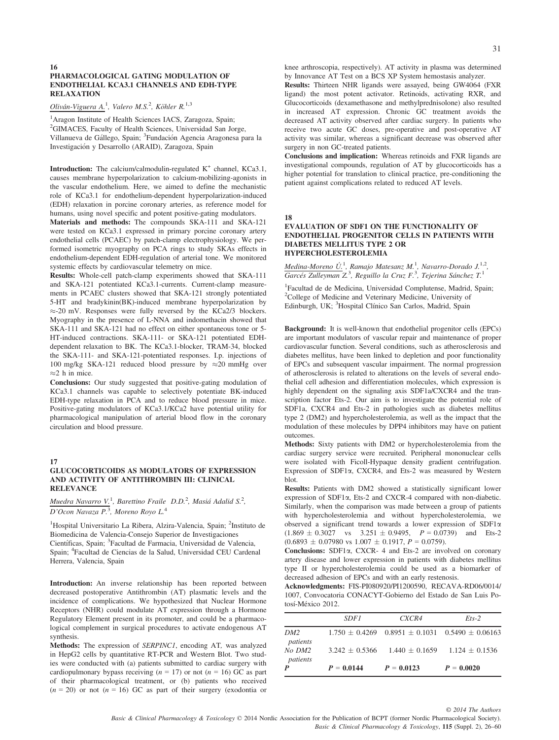## 16
### PHARMACOLOGICAL GATING MODULATION OF ENDOTHELIAL KCA3.1 CHANNELS AND EDH-TYPE RELAXATION

Oliván-Viguera A.[1], Valero M.S.[2], Köhler R.[1,3]

[1]Aragon Institute of Health Sciences IACS, Zaragoza, Spain; [2]GIMACES, Faculty of Health Sciences, Universidad San Jorge, Villanueva de Gállego, Spain; [3]Fundación Agencia Aragonesa para la Investigación y Desarrollo (ARAID), Zaragoza, Spain

**Introduction:** The calcium/calmodulin-regulated $K^+$ channel, KCa3.1, causes membrane hyperpolarization to calcium-mobilizing-agonists in the vascular endothelium. Here, we aimed to define the mechanistic role of KCa3.1 for endothelium-dependent hyperpolarization-induced (EDH) relaxation in porcine coronary arteries, as reference model for humans, using novel specific and potent positive-gating modulators.

**Materials and methods:** The compounds SKA-111 and SKA-121 were tested on KCa3.1 expressed in primary porcine coronary artery endothelial cells (PCAEC) by patch-clamp electrophysiology. We performed isometric myography on PCA rings to study SKAs effects in endothelium-dependent EDH-regulation of arterial tone. We monitored systemic effects by cardiovascular telemetry on mice.

**Results:** Whole-cell patch-clamp experiments showed that SKA-111 and SKA-121 potentiated KCa3.1-currents. Current-clamp measurements in PCAEC clusters showed that SKA-121 strongly potentiated 5-HT and bradykinin(BK)-induced membrane hyperpolarization by ≈-20 mV. Responses were fully reversed by the KCa2/3 blockers. Myography in the presence of L-NNA and indomethacin showed that SKA-111 and SKA-121 had no effect on either spontaneous tone or 5-HT-induced contractions. SKA-111- or SKA-121 potentiated EDH-dependent relaxation to BK. The KCa3.1-blocker, TRAM-34, blocked the SKA-111- and SKA-121-potentiated responses. I.p. injections of 100 mg/kg SKA-121 reduced blood pressure by ≈20 mmHg over ≈2 h in mice.

**Conclusions:** Our study suggested that positive-gating modulation of KCa3.1 channels was capable to selectively potentiate BK-induced EDH-type relaxation in PCA and to reduce blood pressure in mice. Positive-gating modulators of KCa3.1/KCa2 have potential utility for pharmacological manipulation of arterial blood flow in the coronary circulation and blood pressure.

## 17
### GLUCOCORTICOIDS AS MODULATORS OF EXPRESSION AND ACTIVITY OF ANTITHROMBIN III: CLINICAL RELEVANCE

Muedra Navarro V.[1], Barettino Fraile D.D.[2], Masiá Adalid S.[2], D'Ocon Navaza P.[3], Moreno Royo L.[4]

[1]Hospital Universitario La Ribera, Alzira-Valencia, Spain; [2]Instituto de Biomedicina de Valencia-Consejo Superior de Investigaciones Científicas, Spain; [3]Facultad de Farmacia, Universidad de Valencia, Spain; [4]Facultad de Ciencias de la Salud, Universidad CEU Cardenal Herrera, Valencia, Spain

**Introduction:** An inverse relationship has been reported between decreased postoperative Antithrombin (AT) plasmatic levels and the incidence of complications. We hypothesized that Nuclear Hormone Receptors (NHR) could modulate AT expression through a Hormone Regulatory Element present in its promoter, and could be a pharmacological complement in surgical procedures to activate endogenous AT synthesis.

**Methods:** The expression of *SERPINC1*, encoding AT, was analyzed in HepG2 cells by quantitative RT-PCR and Western Blot. Two studies were conducted with (a) patients submitted to cardiac surgery with cardiopulmonary bypass receiving ($n$ = 17) or not ($n$ = 16) GC as part of their pharmacological treatment, or (b) patients who received ($n$ = 20) or not ($n$ = 16) GC as part of their surgery (exodontia or knee arthroscopia, respectively). AT activity in plasma was determined by Innovance AT Test on a BCS XP System hemostasis analyzer.

**Results:** Thirteen NHR ligands were assayed, being GW4064 (FXR ligand) the most potent activator. Retinoids, activating RXR, and Glucocorticoids (dexamethasone and methylprednisolone) also resulted in increased AT expression. Chronic GC treatment avoids the decreased AT activity observed after cardiac surgery. In patients who receive two acute GC doses, pre-operative and post-operative AT activity was similar, whereas a significant decrease was observed after surgery in non GC-treated patients.

**Conclusions and implication:** Whereas retinoids and FXR ligands are investigational compounds, regulation of AT by glucocorticoids has a higher potential for translation to clinical practice, pre-conditioning the patient against complications related to reduced AT levels.

## 18
### EVALUATION OF SDF1 ON THE FUNCTIONALITY OF ENDOTHELIAL PROGENITOR CELLS IN PATIENTS WITH DIABETES MELLITUS TYPE 2 OR HYPERCHOLESTEROLEMIA

Medina-Moreno Ú.[1], Ramajo Matesanz M.[1], Navarro-Dorado J.[1,2], Garcés Zulleyman Z.[3], Reguillo la Cruz F.[3], Tejerina Sánchez T.[1]

[1]Facultad de de Medicina, Universidad Complutense, Madrid, Spain; [2]College of Medicine and Veterinary Medicine, University of Edinburgh, UK; [3]Hospital Clínico San Carlos, Madrid, Spain

**Background:** It is well-known that endothelial progenitor cells (EPCs) are important modulators of vascular repair and maintenance of proper cardiovascular function. Several conditions, such as atherosclerosis and diabetes mellitus, have been linked to depletion and poor functionality of EPCs and subsequent vascular impairment. The normal progression of atherosclerosis is related to alterations on the levels of several endothelial cell adhesion and differentiation molecules, which expression is highly dependent on the signaling axis SDF1a/CXCR4 and the transcription factor Ets-2. Our aim is to investigate the potential role of SDF1a, CXCR4 and Ets-2 in pathologies such as diabetes mellitus type 2 (DM2) and hypercholesterolemia, as well as the impact that the modulation of these molecules by DPP4 inhibitors may have on patient outcomes.

**Methods:** Sixty patients with DM2 or hypercholesterolemia from the cardiac surgery service were recruited. Peripheral mononuclear cells were isolated with Ficoll-Hypaque density gradient centrifugation. Expression of SDF1α, CXCR4, and Ets-2 was measured by Western blot.

**Results:** Patients with DM2 showed a statistically significant lower expression of SDF1α, Ets-2 and CXCR-4 compared with non-diabetic. Similarly, when the comparison was made between a group of patients with hypercholesterolemia and without hypercholesterolemia, we observed a significant trend towards a lower expression of SDF1α (1.869 ± 0.3027 vs 3.251 ± 0.9495, $P$ = 0.0739) and Ets-2 (0.6893 ± 0.07980 vs 1.007 ± 0.1917, $P$ = 0.0759).

**Conclusions:** SDF1α, CXCR- 4 and Ets-2 are involved on coronary artery disease and lower expression in patients with diabetes mellitus type II or hypercholesterolemia could be used as a biomarker of decreased adhesion of EPCs and with an early restenosis.

**Acknowledgments:** FIS-PI080920/PI1200590, RECAVA-RD06/0014/1007, Convocatoria CONACYT-Gobierno del Estado de San Luis Potosí-México 2012.

| | *SDF1* | *CXCR4* | *Ets-2* |
|---|---|---|---|
| *DM2 patients* | 1.750 ± 0.4269 | 0.8951 ± 0.1031 | 0.5490 ± 0.06163 |
| *No DM2 patients* | 3.242 ± 0.5366 | 1.440 ± 0.1659 | 1.124 ± 0.1536 |
| ***P*** | ***P* = 0.0144** | ***P* = 0.0123** | ***P* = 0.0020** |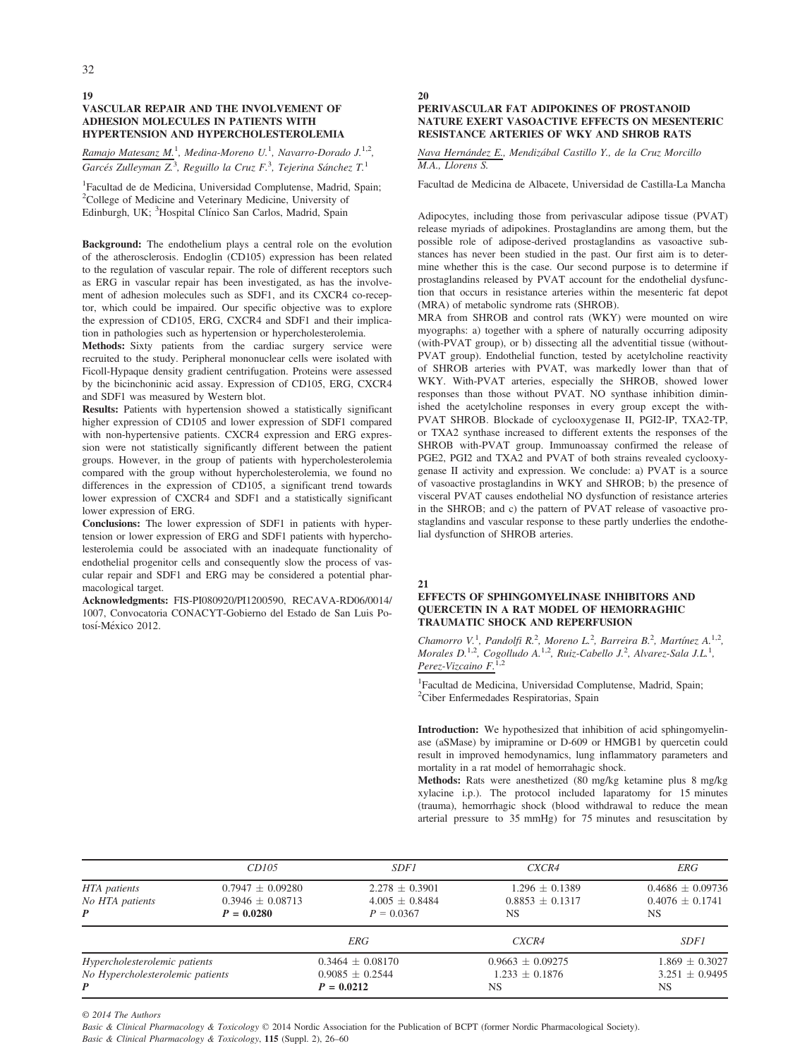## 19

### VASCULAR REPAIR AND THE INVOLVEMENT OF ADHESION MOLECULES IN PATIENTS WITH HYPERTENSION AND HYPERCHOLESTEROLEMIA

Ramajo Matesanz M.[1], Medina-Moreno U.[1], Navarro-Dorado J.[1,2], Garcés Zulleyman Z.[3], Reguillo la Cruz F.[3], Tejerina Sánchez T.[1]

[1]Facultad de de Medicina, Universidad Complutense, Madrid, Spain; [2]College of Medicine and Veterinary Medicine, University of Edinburgh, UK; [3]Hospital Clínico San Carlos, Madrid, Spain

**Background:** The endothelium plays a central role on the evolution of the atherosclerosis. Endoglin (CD105) expression has been related to the regulation of vascular repair. The role of different receptors such as ERG in vascular repair has been investigated, as has the involvement of adhesion molecules such as SDF1, and its CXCR4 co-receptor, which could be impaired. Our specific objective was to explore the expression of CD105, ERG, CXCR4 and SDF1 and their implication in pathologies such as hypertension or hypercholesterolemia.

**Methods:** Sixty patients from the cardiac surgery service were recruited to the study. Peripheral mononuclear cells were isolated with Ficoll-Hypaque density gradient centrifugation. Proteins were assessed by the bicinchoninic acid assay. Expression of CD105, ERG, CXCR4 and SDF1 was measured by Western blot.

**Results:** Patients with hypertension showed a statistically significant higher expression of CD105 and lower expression of SDF1 compared with non-hypertensive patients. CXCR4 expression and ERG expression were not statistically significantly different between the patient groups. However, in the group of patients with hypercholesterolemia compared with the group without hypercholesterolemia, we found no differences in the expression of CD105, a significant trend towards lower expression of CXCR4 and SDF1 and a statistically significant lower expression of ERG.

**Conclusions:** The lower expression of SDF1 in patients with hypertension or lower expression of ERG and SDF1 patients with hypercholesterolemia could be associated with an inadequate functionality of endothelial progenitor cells and consequently slow the process of vascular repair and SDF1 and ERG may be considered a potential pharmacological target.

**Acknowledgments:** FIS-PI080920/PI1200590, RECAVA-RD06/0014/1007, Convocatoria CONACYT-Gobierno del Estado de San Luis Potosí-México 2012.

| | *CD105* | *SDF1* | *CXCR4* | *ERG* |
|---|---|---|---|---|
| *HTA patients* | 0.7947 ± 0.09280 | 2.278 ± 0.3901 | 1.296 ± 0.1389 | 0.4686 ± 0.09736 |
| *No HTA patients* | 0.3946 ± 0.08713 | 4.005 ± 0.8484 | 0.8853 ± 0.1317 | 0.4076 ± 0.1741 |
| ***P*** | ***P* = 0.0280** | *P* = 0.0367 | NS | NS |

| | *ERG* | *CXCR4* | *SDF1* |
|---|---|---|---|
| *Hypercholesterolemic patients* | 0.3464 ± 0.08170 | 0.9663 ± 0.09275 | 1.869 ± 0.3027 |
| *No Hypercholesterolemic patients* | 0.9085 ± 0.2544 | 1.233 ± 0.1876 | 3.251 ± 0.9495 |
| ***P*** | ***P* = 0.0212** | NS | NS |

## 20

### PERIVASCULAR FAT ADIPOKINES OF PROSTANOID NATURE EXERT VASOACTIVE EFFECTS ON MESENTERIC RESISTANCE ARTERIES OF WKY AND SHROB RATS

Nava Hernández E., Mendizábal Castillo Y., de la Cruz Morcillo M.A., Llorens S.

Facultad de Medicina de Albacete, Universidad de Castilla-La Mancha

Adipocytes, including those from perivascular adipose tissue (PVAT) release myriads of adipokines. Prostaglandins are among them, but the possible role of adipose-derived prostaglandins as vasoactive substances has never been studied in the past. Our first aim is to determine whether this is the case. Our second purpose is to determine if prostaglandins released by PVAT account for the endothelial dysfunction that occurs in resistance arteries within the mesenteric fat depot (MRA) of metabolic syndrome rats (SHROB).

MRA from SHROB and control rats (WKY) were mounted on wire myographs: a) together with a sphere of naturally occurring adiposity (with-PVAT group), or b) dissecting all the adventitial tissue (without-PVAT group). Endothelial function, tested by acetylcholine reactivity of SHROB arteries with PVAT, was markedly lower than that of WKY. With-PVAT arteries, especially the SHROB, showed lower responses than those without PVAT. NO synthase inhibition diminished the acetylcholine responses in every group except the with-PVAT SHROB. Blockade of cyclooxygenase II, PGI2-IP, TXA2-TP, or TXA2 synthase increased to different extents the responses of the SHROB with-PVAT group. Immunoassay confirmed the release of PGE2, PGI2 and TXA2 and PVAT of both strains revealed cyclooxygenase II activity and expression. We conclude: a) PVAT is a source of vasoactive prostaglandins in WKY and SHROB; b) the presence of visceral PVAT causes endothelial NO dysfunction of resistance arteries in the SHROB; and c) the pattern of PVAT release of vasoactive prostaglandins and vascular response to these partly underlies the endothelial dysfunction of SHROB arteries.

## 21

### EFFECTS OF SPHINGOMYELINASE INHIBITORS AND QUERCETIN IN A RAT MODEL OF HEMORRAGHIC TRAUMATIC SHOCK AND REPERFUSION

Chamorro V.[1], Pandolfi R.[2], Moreno L.[2], Barreira B.[2], Martínez A.[1,2], Morales D.[1,2], Cogolludo A.[1,2], Ruiz-Cabello J.[2], Alvarez-Sala J.L.[1], Perez-Vizcaino F.[1,2]

[1]Facultad de Medicina, Universidad Complutense, Madrid, Spain; [2]Ciber Enfermedades Respiratorias, Spain

**Introduction:** We hypothesized that inhibition of acid sphingomyelinase (aSMase) by imipramine or D-609 or HMGB1 by quercetin could result in improved hemodynamics, lung inflammatory parameters and mortality in a rat model of hemorrahagic shock.

**Methods:** Rats were anesthetized (80 mg/kg ketamine plus 8 mg/kg xylacine i.p.). The protocol included laparatomy for 15 minutes (trauma), hemorrhagic shock (blood withdrawal to reduce the mean arterial pressure to 35 mmHg) for 75 minutes and resuscitation by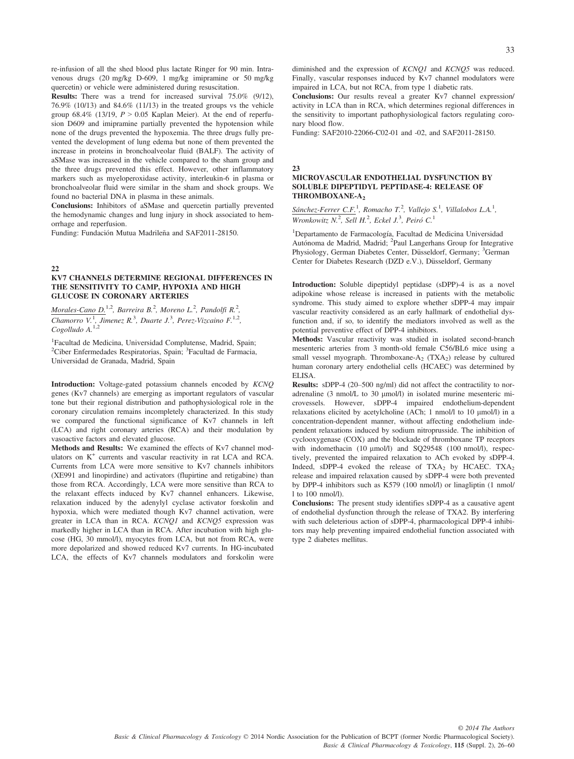re-infusion of all the shed blood plus lactate Ringer for 90 min. Intravenous drugs (20 mg/kg D-609, 1 mg/kg imipramine or 50 mg/kg quercetin) or vehicle were administered during resuscitation.

**Results:** There was a trend for increased survival 75.0% (9/12), 76.9% (10/13) and 84.6% (11/13) in the treated groups vs the vehicle group 68.4% (13/19, $P > 0.05$ Kaplan Meier). At the end of reperfusion D609 and imipramine partially prevented the hypotension while none of the drugs prevented the hypoxemia. The three drugs fully prevented the development of lung edema but none of them prevented the increase in proteins in bronchoalveolar fluid (BALF). The activity of aSMase was increased in the vehicle compared to the sham group and the three drugs prevented this effect. However, other inflammatory markers such as myeloperoxidase activity, interleukin-6 in plasma or bronchoalveolar fluid were similar in the sham and shock groups. We found no bacterial DNA in plasma in these animals.

**Conclusions:** Inhibitors of aSMase and quercetin partially prevented the hemodynamic changes and lung injury in shock associated to hemorrhage and reperfusion.

Funding: Fundación Mutua Madrileña and SAF2011-28150.

## 22

### KV7 CHANNELS DETERMINE REGIONAL DIFFERENCES IN THE SENSITIVITY TO CAMP, HYPOXIA AND HIGH GLUCOSE IN CORONARY ARTERIES

Morales-Cano D.[1,2], Barreira B.[2], Moreno L.[2], Pandolfi R.[2], Chamorro V.[1], Jimenez R.[3], Duarte J.[3], Perez-Vizcaino F.[1,2], Cogolludo A.[1,2]

[1]Facultad de Medicina, Universidad Complutense, Madrid, Spain; [2]Ciber Enfermedades Respiratorias, Spain; [3]Facultad de Farmacia, Universidad de Granada, Madrid, Spain

**Introduction:** Voltage-gated potassium channels encoded by *KCNQ* genes (Kv7 channels) are emerging as important regulators of vascular tone but their regional distribution and pathophysiological role in the coronary circulation remains incompletely characterized. In this study we compared the functional significance of Kv7 channels in left (LCA) and right coronary arteries (RCA) and their modulation by vasoactive factors and elevated glucose.

**Methods and Results:** We examined the effects of Kv7 channel modulators on $K^+$ currents and vascular reactivity in rat LCA and RCA. Currents from LCA were more sensitive to Kv7 channels inhibitors (XE991 and linopirdine) and activators (flupirtine and retigabine) than those from RCA. Accordingly, LCA were more sensitive than RCA to the relaxant effects induced by Kv7 channel enhancers. Likewise, relaxation induced by the adenylyl cyclase activator forskolin and hypoxia, which were mediated though Kv7 channel activation, were greater in LCA than in RCA. *KCNQ1* and *KCNQ5* expression was markedly higher in LCA than in RCA. After incubation with high glucose (HG, 30 mmol/l), myocytes from LCA, but not from RCA, were more depolarized and showed reduced Kv7 currents. In HG-incubated LCA, the effects of Kv7 channels modulators and forskolin were diminished and the expression of *KCNQ1* and *KCNQ5* was reduced. Finally, vascular responses induced by Kv7 channel modulators were impaired in LCA, but not RCA, from type 1 diabetic rats.

**Conclusions:** Our results reveal a greater Kv7 channel expression/activity in LCA than in RCA, which determines regional differences in the sensitivity to important pathophysiological factors regulating coronary blood flow.

Funding: SAF2010-22066-C02-01 and -02, and SAF2011-28150.

## 23

### MICROVASCULAR ENDOTHELIAL DYSFUNCTION BY SOLUBLE DIPEPTIDYL PEPTIDASE-4: RELEASE OF THROMBOXANE-$A_2$

Sánchez-Ferrer C.F.[1], Romacho T.[2], Vallejo S.[1], Villalobos L.A.[1], Wronkowitz N.[2], Sell H.[2], Eckel J.[3], Peiró C.[1]

[1]Departamento de Farmacología, Facultad de Medicina Universidad Autónoma de Madrid, Madrid; [2]Paul Langerhans Group for Integrative Physiology, German Diabetes Center, Düsseldorf, Germany; [3]German Center for Diabetes Research (DZD e.V.), Düsseldorf, Germany

**Introduction:** Soluble dipeptidyl peptidase (sDPP)-4 is as a novel adipokine whose release is increased in patients with the metabolic syndrome. This study aimed to explore whether sDPP-4 may impair vascular reactivity considered as an early hallmark of endothelial dysfunction and, if so, to identify the mediators involved as well as the potential preventive effect of DPP-4 inhibitors.

**Methods:** Vascular reactivity was studied in isolated second-branch mesenteric arteries from 3 month-old female C56/BL6 mice using a small vessel myograph. Thromboxane-$A_2$ ($TXA_2$) release by cultured human coronary artery endothelial cells (HCAEC) was determined by ELISA.

**Results:** sDPP-4 (20–500 ng/ml) did not affect the contractility to noradrenaline (3 nmol/L to 30 μmol/l) in isolated murine mesenteric microvessels. However, sDPP-4 impaired endothelium-dependent relaxations elicited by acetylcholine (ACh; 1 nmol/l to 10 μmol/l) in a concentration-dependent manner, without affecting endothelium independent relaxations induced by sodium nitroprusside. The inhibition of cyclooxygenase (COX) and the blockade of thromboxane TP receptors with indomethacin (10 μmol/l) and SQ29548 (100 nmol/l), respectively, prevented the impaired relaxation to ACh evoked by sDPP-4. Indeed, sDPP-4 evoked the release of $TXA_2$ by HCAEC. $TXA_2$ release and impaired relaxation caused by sDPP-4 were both prevented by DPP-4 inhibitors such as K579 (100 nmol/l) or linagliptin (1 nmol/l to 100 nmol/l).

**Conclusions:** The present study identifies sDPP-4 as a causative agent of endothelial dysfunction through the release of TXA2. By interfering with such deleterious action of sDPP-4, pharmacological DPP-4 inhibitors may help preventing impaired endothelial function associated with type 2 diabetes mellitus.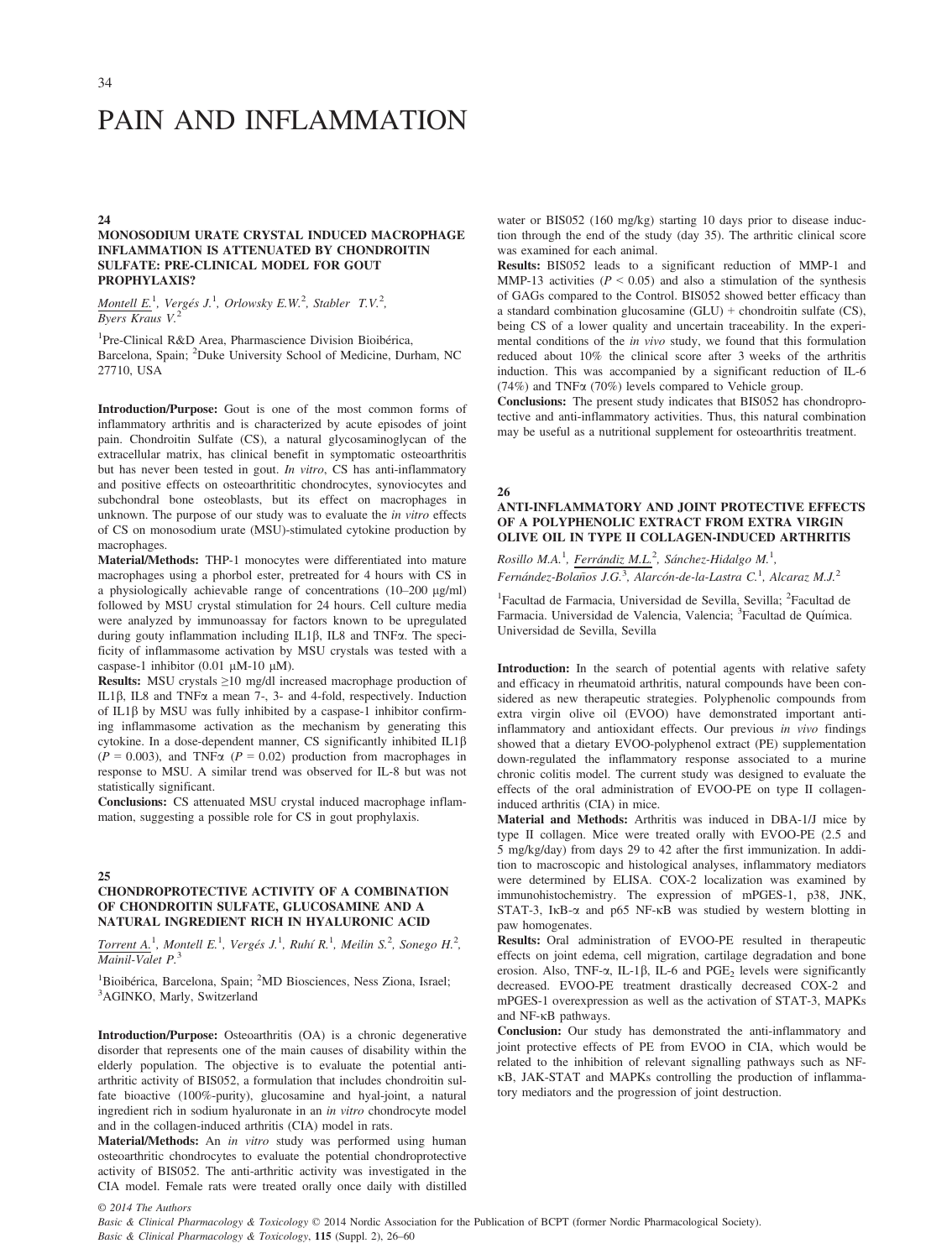// PAIN AND INFLAMMATION

## 24

### MONOSODIUM URATE CRYSTAL INDUCED MACROPHAGE INFLAMMATION IS ATTENUATED BY CHONDROITIN SULFATE: PRE-CLINICAL MODEL FOR GOUT PROPHYLAXIS?

Montell E.[1], Vergés J.[1], Orlowsky E.W.[2], Stabler T.V.[2], Byers Kraus V.[2]

[1]Pre-Clinical R&D Area, Pharmascience Division Bioibérica, Barcelona, Spain; [2]Duke University School of Medicine, Durham, NC 27710, USA

**Introduction/Purpose:** Gout is one of the most common forms of inflammatory arthritis and is characterized by acute episodes of joint pain. Chondroitin Sulfate (CS), a natural glycosaminoglycan of the extracellular matrix, has clinical benefit in symptomatic osteoarthritis but has never been tested in gout. *In vitro*, CS has anti-inflammatory and positive effects on osteoarthrititic chondrocytes, synoviocytes and subchondral bone osteoblasts, but its effect on macrophages in unknown. The purpose of our study was to evaluate the *in vitro* effects of CS on monosodium urate (MSU)-stimulated cytokine production by macrophages.

**Material/Methods:** THP-1 monocytes were differentiated into mature macrophages using a phorbol ester, pretreated for 4 hours with CS in a physiologically achievable range of concentrations (10–200 μg/ml) followed by MSU crystal stimulation for 24 hours. Cell culture media were analyzed by immunoassay for factors known to be upregulated during gouty inflammation including IL1β, IL8 and TNFα. The specificity of inflammasome activation by MSU crystals was tested with a caspase-1 inhibitor (0.01 μM-10 μM).

**Results:** MSU crystals ≥10 mg/dl increased macrophage production of IL1β, IL8 and TNFα a mean 7-, 3- and 4-fold, respectively. Induction of IL1β by MSU was fully inhibited by a caspase-1 inhibitor confirming inflammasome activation as the mechanism by generating this cytokine. In a dose-dependent manner, CS significantly inhibited IL1β ($P = 0.003$), and TNFα ($P = 0.02$) production from macrophages in response to MSU. A similar trend was observed for IL-8 but was not statistically significant.

**Conclusions:** CS attenuated MSU crystal induced macrophage inflammation, suggesting a possible role for CS in gout prophylaxis.

## 25

### CHONDROPROTECTIVE ACTIVITY OF A COMBINATION OF CHONDROITIN SULFATE, GLUCOSAMINE AND A NATURAL INGREDIENT RICH IN HYALURONIC ACID

Torrent A.[1], Montell E.[1], Vergés J.[1], Ruhí R.[1], Meilin S.[2], Sonego H.[2], Mainil-Valet P.[3]

[1]Bioibérica, Barcelona, Spain; [2]MD Biosciences, Ness Ziona, Israel; [3]AGINKO, Marly, Switzerland

**Introduction/Purpose:** Osteoarthritis (OA) is a chronic degenerative disorder that represents one of the main causes of disability within the elderly population. The objective is to evaluate the potential antiarthritic activity of BIS052, a formulation that includes chondroitin sulfate bioactive (100%-purity), glucosamine and hyal-joint, a natural ingredient rich in sodium hyaluronate in an *in vitro* chondrocyte model and in the collagen-induced arthritis (CIA) model in rats.

**Material/Methods:** An *in vitro* study was performed using human osteoarthritic chondrocytes to evaluate the potential chondroprotective activity of BIS052. The anti-arthritic activity was investigated in the CIA model. Female rats were treated orally once daily with distilled water or BIS052 (160 mg/kg) starting 10 days prior to disease induction through the end of the study (day 35). The arthritic clinical score was examined for each animal.

**Results:** BIS052 leads to a significant reduction of MMP-1 and MMP-13 activities ($P < 0.05$) and also a stimulation of the synthesis of GAGs compared to the Control. BIS052 showed better efficacy than a standard combination glucosamine (GLU) + chondroitin sulfate (CS), being CS of a lower quality and uncertain traceability. In the experimental conditions of the *in vivo* study, we found that this formulation reduced about 10% the clinical score after 3 weeks of the arthritis induction. This was accompanied by a significant reduction of IL-6 (74%) and TNFα (70%) levels compared to Vehicle group.

**Conclusions:** The present study indicates that BIS052 has chondroprotective and anti-inflammatory activities. Thus, this natural combination may be useful as a nutritional supplement for osteoarthritis treatment.

## 26

### ANTI-INFLAMMATORY AND JOINT PROTECTIVE EFFECTS OF A POLYPHENOLIC EXTRACT FROM EXTRA VIRGIN OLIVE OIL IN TYPE II COLLAGEN-INDUCED ARTHRITIS

Rosillo M.A.[1], Ferrándiz M.L.[2], Sánchez-Hidalgo M.[1], Fernández-Bolaños J.G.[3], Alarcón-de-la-Lastra C.[1], Alcaraz M.J.[2]

[1]Facultad de Farmacia, Universidad de Sevilla, Sevilla; [2]Facultad de Farmacia. Universidad de Valencia, Valencia; [3]Facultad de Química. Universidad de Sevilla, Sevilla

**Introduction:** In the search of potential agents with relative safety and efficacy in rheumatoid arthritis, natural compounds have been considered as new therapeutic strategies. Polyphenolic compounds from extra virgin olive oil (EVOO) have demonstrated important anti-inflammatory and antioxidant effects. Our previous *in vivo* findings showed that a dietary EVOO-polyphenol extract (PE) supplementation down-regulated the inflammatory response associated to a murine chronic colitis model. The current study was designed to evaluate the effects of the oral administration of EVOO-PE on type II collagen-induced arthritis (CIA) in mice.

**Material and Methods:** Arthritis was induced in DBA-1/J mice by type II collagen. Mice were treated orally with EVOO-PE (2.5 and 5 mg/kg/day) from days 29 to 42 after the first immunization. In addition to macroscopic and histological analyses, inflammatory mediators were determined by ELISA. COX-2 localization was examined by immunohistochemistry. The expression of mPGES-1, p38, JNK, STAT-3, IκB-α and p65 NF-κB was studied by western blotting in paw homogenates.

**Results:** Oral administration of EVOO-PE resulted in therapeutic effects on joint edema, cell migration, cartilage degradation and bone erosion. Also, TNF-α, IL-1β, IL-6 and $PGE_2$ levels were significantly decreased. EVOO-PE treatment drastically decreased COX-2 and mPGES-1 overexpression as well as the activation of STAT-3, MAPKs and NF-κB pathways.

**Conclusion:** Our study has demonstrated the anti-inflammatory and joint protective effects of PE from EVOO in CIA, which would be related to the inhibition of relevant signalling pathways such as NF-κB, JAK-STAT and MAPKs controlling the production of inflammatory mediators and the progression of joint destruction.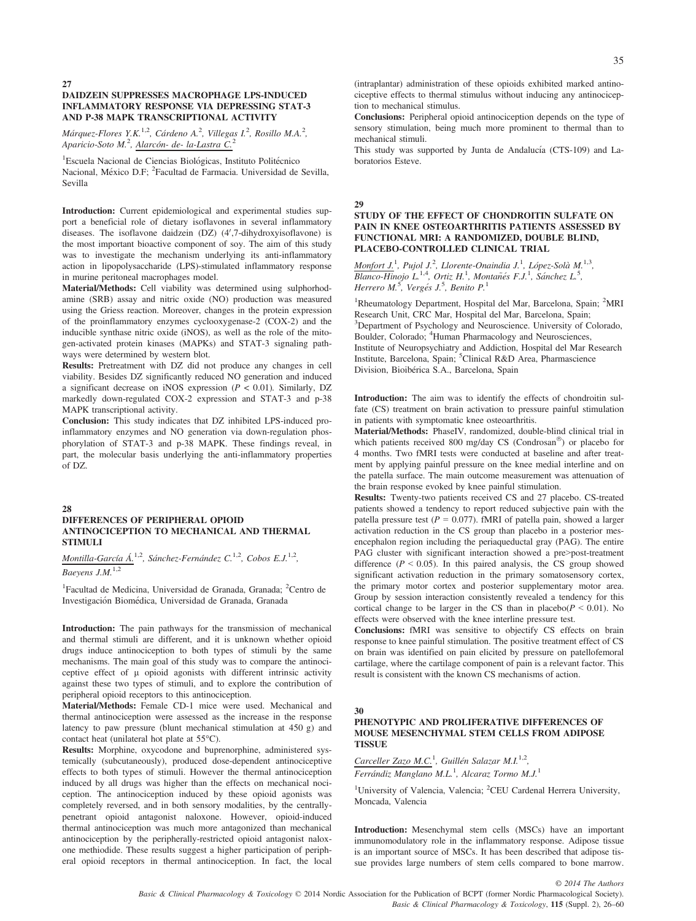## 27

### DAIDZEIN SUPPRESSES MACROPHAGE LPS-INDUCED INFLAMMATORY RESPONSE VIA DEPRESSING STAT-3 AND P-38 MAPK TRANSCRIPTIONAL ACTIVITY

*Márquez-Flores Y.K.*[1,2], *Cárdeno A.*[2], *Villegas I.*[2], *Rosillo M.A.*[2], *Aparicio-Soto M.*[2], *Alarcón- de- la-Lastra C.*[2]

[1]Escuela Nacional de Ciencias Biológicas, Instituto Politécnico Nacional, México D.F; [2]Facultad de Farmacia. Universidad de Sevilla, Sevilla

**Introduction:** Current epidemiological and experimental studies support a beneficial role of dietary isoflavones in several inflammatory diseases. The isoflavone daidzein (DZ) (4′,7-dihydroxyisoflavone) is the most important bioactive component of soy. The aim of this study was to investigate the mechanism underlying its anti-inflammatory action in lipopolysaccharide (LPS)-stimulated inflammatory response in murine peritoneal macrophages model.

**Material/Methods:** Cell viability was determined using sulphorhodamine (SRB) assay and nitric oxide (NO) production was measured using the Griess reaction. Moreover, changes in the protein expression of the proinflammatory enzymes cyclooxygenase-2 (COX-2) and the inducible synthase nitric oxide (iNOS), as well as the role of the mitogen-activated protein kinases (MAPKs) and STAT-3 signaling pathways were determined by western blot.

**Results:** Pretreatment with DZ did not produce any changes in cell viability. Besides DZ significantly reduced NO generation and induced a significant decrease on iNOS expression ($P < 0.01$). Similarly, DZ markedly down-regulated COX-2 expression and STAT-3 and p-38 MAPK transcriptional activity.

**Conclusion:** This study indicates that DZ inhibited LPS-induced proinflammatory enzymes and NO generation via down-regulation phosphorylation of STAT-3 and p-38 MAPK. These findings reveal, in part, the molecular basis underlying the anti-inflammatory properties of DZ.

## 28

### DIFFERENCES OF PERIPHERAL OPIOID ANTINOCICEPTION TO MECHANICAL AND THERMAL STIMULI

*Montilla-García Á.*[1,2], *Sánchez-Fernández C.*[1,2], *Cobos E.J.*[1,2], *Baeyens J.M.*[1,2]

[1]Facultad de Medicina, Universidad de Granada, Granada; [2]Centro de Investigación Biomédica, Universidad de Granada, Granada

**Introduction:** The pain pathways for the transmission of mechanical and thermal stimuli are different, and it is unknown whether opioid drugs induce antinociception to both types of stimuli by the same mechanisms. The main goal of this study was to compare the antinociceptive effect of μ opioid agonists with different intrinsic activity against these two types of stimuli, and to explore the contribution of peripheral opioid receptors to this antinociception.

**Material/Methods:** Female CD-1 mice were used. Mechanical and thermal antinociception were assessed as the increase in the response latency to paw pressure (blunt mechanical stimulation at 450 g) and contact heat (unilateral hot plate at 55°C).

**Results:** Morphine, oxycodone and buprenorphine, administered systemically (subcutaneously), produced dose-dependent antinociceptive effects to both types of stimuli. However the thermal antinociception induced by all drugs was higher than the effects on mechanical nociception. The antinociception induced by these opioid agonists was completely reversed, and in both sensory modalities, by the centrally-penetrant opioid antagonist naloxone. However, opioid-induced thermal antinociception was much more antagonized than mechanical antinociception by the peripherally-restricted opioid antagonist naloxone methiodide. These results suggest a higher participation of peripheral opioid receptors in thermal antinociception. In fact, the local (intraplantar) administration of these opioids exhibited marked antinociceptive effects to thermal stimulus without inducing any antinociception to mechanical stimulus.

**Conclusions:** Peripheral opioid antinociception depends on the type of sensory stimulation, being much more prominent to thermal than to mechanical stimuli.

This study was supported by Junta de Andalucía (CTS-109) and Laboratorios Esteve.

## 29

### STUDY OF THE EFFECT OF CHONDROITIN SULFATE ON PAIN IN KNEE OSTEOARTHRITIS PATIENTS ASSESSED BY FUNCTIONAL MRI: A RANDOMIZED, DOUBLE BLIND, PLACEBO-CONTROLLED CLINICAL TRIAL

*Monfort J.*[1], *Pujol J.*[2], *Llorente-Onaindia J.*[1], *López-Solà M.*[1,3], *Blanco-Hinojo L.*[1,4], *Ortiz H.*[1], *Montañés F.J.*[1], *Sánchez L.*[5], *Herrero M.*[5], *Vergés J.*[5], *Benito P.*[1]

[1]Rheumatology Department, Hospital del Mar, Barcelona, Spain; [2]MRI Research Unit, CRC Mar, Hospital del Mar, Barcelona, Spain; [3]Department of Psychology and Neuroscience. University of Colorado, Boulder, Colorado; [4]Human Pharmacology and Neurosciences, Institute of Neuropsychiatry and Addiction, Hospital del Mar Research Institute, Barcelona, Spain; [5]Clinical R&D Area, Pharmascience Division, Bioibérica S.A., Barcelona, Spain

**Introduction:** The aim was to identify the effects of chondroitin sulfate (CS) treatment on brain activation to pressure painful stimulation in patients with symptomatic knee osteoarthritis.

**Material/Methods:** PhaseIV, randomized, double-blind clinical trial in which patients received 800 mg/day CS (Condrosan®) or placebo for 4 months. Two fMRI tests were conducted at baseline and after treatment by applying painful pressure on the knee medial interline and on the patella surface. The main outcome measurement was attenuation of the brain response evoked by knee painful stimulation.

**Results:** Twenty-two patients received CS and 27 placebo. CS-treated patients showed a tendency to report reduced subjective pain with the patella pressure test ($P = 0.077$). fMRI of patella pain, showed a larger activation reduction in the CS group than placebo in a posterior mesencephalon region including the periaqueductal gray (PAG). The entire PAG cluster with significant interaction showed a pre>post-treatment difference ($P < 0.05$). In this paired analysis, the CS group showed significant activation reduction in the primary somatosensory cortex, the primary motor cortex and posterior supplementary motor area. Group by session interaction consistently revealed a tendency for this cortical change to be larger in the CS than in placebo($P < 0.01$). No effects were observed with the knee interline pressure test.

**Conclusions:** fMRI was sensitive to objectify CS effects on brain response to knee painful stimulation. The positive treatment effect of CS on brain was identified on pain elicited by pressure on patellofemoral cartilage, where the cartilage component of pain is a relevant factor. This result is consistent with the known CS mechanisms of action.

## 30

### PHENOTYPIC AND PROLIFERATIVE DIFFERENCES OF MOUSE MESENCHYMAL STEM CELLS FROM ADIPOSE TISSUE

*Carceller Zazo M.C.*[1], *Guillén Salazar M.I.*[1,2], *Ferrándiz Manglano M.L.*[1], *Alcaraz Tormo M.J.*[1]

[1]University of Valencia, Valencia; [2]CEU Cardenal Herrera University, Moncada, Valencia

**Introduction:** Mesenchymal stem cells (MSCs) have an important immunomodulatory role in the inflammatory response. Adipose tissue is an important source of MSCs. It has been described that adipose tissue provides large numbers of stem cells compared to bone marrow.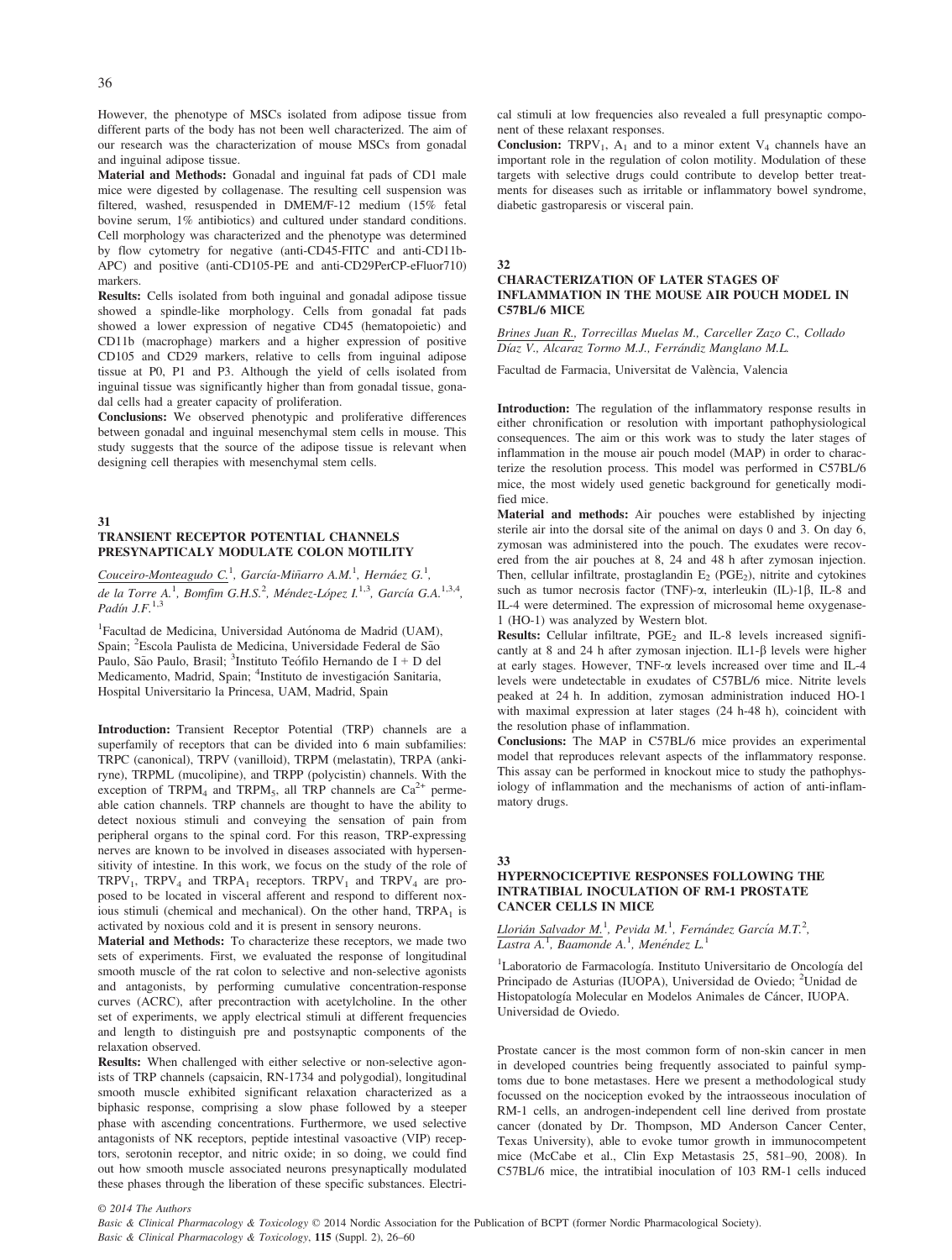However, the phenotype of MSCs isolated from adipose tissue from different parts of the body has not been well characterized. The aim of our research was the characterization of mouse MSCs from gonadal and inguinal adipose tissue.

**Material and Methods:** Gonadal and inguinal fat pads of CD1 male mice were digested by collagenase. The resulting cell suspension was filtered, washed, resuspended in DMEM/F-12 medium (15% fetal bovine serum, 1% antibiotics) and cultured under standard conditions. Cell morphology was characterized and the phenotype was determined by flow cytometry for negative (anti-CD45-FITC and anti-CD11b-APC) and positive (anti-CD105-PE and anti-CD29PerCP-eFluor710) markers.

**Results:** Cells isolated from both inguinal and gonadal adipose tissue showed a spindle-like morphology. Cells from gonadal fat pads showed a lower expression of negative CD45 (hematopoietic) and CD11b (macrophage) markers and a higher expression of positive CD105 and CD29 markers, relative to cells from inguinal adipose tissue at P0, P1 and P3. Although the yield of cells isolated from inguinal tissue was significantly higher than from gonadal tissue, gonadal cells had a greater capacity of proliferation.

**Conclusions:** We observed phenotypic and proliferative differences between gonadal and inguinal mesenchymal stem cells in mouse. This study suggests that the source of the adipose tissue is relevant when designing cell therapies with mesenchymal stem cells.

### 31
### TRANSIENT RECEPTOR POTENTIAL CHANNELS PRESYNAPTICALY MODULATE COLON MOTILITY

Couceiro-Monteagudo C.[1], García-Miñarro A.M.[1], Hernáez G.[1], de la Torre A.[1], Bomfim G.H.S.[2], Méndez-López I.[1,3], García G.A.[1,3,4], Padín J.F.[1,3]

[1]Facultad de Medicina, Universidad Autónoma de Madrid (UAM), Spain; [2]Escola Paulista de Medicina, Universidade Federal de São Paulo, São Paulo, Brasil; [3]Instituto Teófilo Hernando de I + D del Medicamento, Madrid, Spain; [4]Instituto de investigación Sanitaria, Hospital Universitario la Princesa, UAM, Madrid, Spain

**Introduction:** Transient Receptor Potential (TRP) channels are a superfamily of receptors that can be divided into 6 main subfamilies: TRPC (canonical), TRPV (vanilloid), TRPM (melastatin), TRPA (ankiryne), TRPML (mucolipine), and TRPP (polycistin) channels. With the exception of $TRPM_4$ and $TRPM_5$, all TRP channels are $Ca^{2+}$ permeable cation channels. TRP channels are thought to have the ability to detect noxious stimuli and conveying the sensation of pain from peripheral organs to the spinal cord. For this reason, TRP-expressing nerves are known to be involved in diseases associated with hypersensitivity of intestine. In this work, we focus on the study of the role of $TRPV_1$, $TRPV_4$ and $TRPA_1$ receptors. $TRPV_1$ and $TRPV_4$ are proposed to be located in visceral afferent and respond to different noxious stimuli (chemical and mechanical). On the other hand, $TRPA_1$ is activated by noxious cold and it is present in sensory neurons.

**Material and Methods:** To characterize these receptors, we made two sets of experiments. First, we evaluated the response of longitudinal smooth muscle of the rat colon to selective and non-selective agonists and antagonists, by performing cumulative concentration-response curves (ACRC), after precontraction with acetylcholine. In the other set of experiments, we apply electrical stimuli at different frequencies and length to distinguish pre and postsynaptic components of the relaxation observed.

**Results:** When challenged with either selective or non-selective agonists of TRP channels (capsaicin, RN-1734 and polygodial), longitudinal smooth muscle exhibited significant relaxation characterized as a biphasic response, comprising a slow phase followed by a steeper phase with ascending concentrations. Furthermore, we used selective antagonists of NK receptors, peptide intestinal vasoactive (VIP) receptors, serotonin receptor, and nitric oxide; in so doing, we could find out how smooth muscle associated neurons presynaptically modulated these phases through the liberation of these specific substances. Electrical stimuli at low frequencies also revealed a full presynaptic component of these relaxant responses.

**Conclusion:** $TRPV_1$, $A_1$ and to a minor extent $V_4$ channels have an important role in the regulation of colon motility. Modulation of these targets with selective drugs could contribute to develop better treatments for diseases such as irritable or inflammatory bowel syndrome, diabetic gastroparesis or visceral pain.

### 32
### CHARACTERIZATION OF LATER STAGES OF INFLAMMATION IN THE MOUSE AIR POUCH MODEL IN C57BL/6 MICE

Brines Juan R., Torrecillas Muelas M., Carceller Zazo C., Collado Díaz V., Alcaraz Tormo M.J., Ferrándiz Manglano M.L.

Facultad de Farmacia, Universitat de València, Valencia

**Introduction:** The regulation of the inflammatory response results in either chronification or resolution with important pathophysiological consequences. The aim or this work was to study the later stages of inflammation in the mouse air pouch model (MAP) in order to characterize the resolution process. This model was performed in C57BL/6 mice, the most widely used genetic background for genetically modified mice.

**Material and methods:** Air pouches were established by injecting sterile air into the dorsal site of the animal on days 0 and 3. On day 6, zymosan was administered into the pouch. The exudates were recovered from the air pouches at 8, 24 and 48 h after zymosan injection. Then, cellular infiltrate, prostaglandin $E_2$ ($PGE_2$), nitrite and cytokines such as tumor necrosis factor (TNF)-α, interleukin (IL)-1β, IL-8 and IL-4 were determined. The expression of microsomal heme oxygenase-1 (HO-1) was analyzed by Western blot.

**Results:** Cellular infiltrate, $PGE_2$ and IL-8 levels increased significantly at 8 and 24 h after zymosan injection. IL1-β levels were higher at early stages. However, TNF-α levels increased over time and IL-4 levels were undetectable in exudates of C57BL/6 mice. Nitrite levels peaked at 24 h. In addition, zymosan administration induced HO-1 with maximal expression at later stages (24 h-48 h), coincident with the resolution phase of inflammation.

**Conclusions:** The MAP in C57BL/6 mice provides an experimental model that reproduces relevant aspects of the inflammatory response. This assay can be performed in knockout mice to study the pathophysiology of inflammation and the mechanisms of action of anti-inflammatory drugs.

### 33
### HYPERNOCICEPTIVE RESPONSES FOLLOWING THE INTRATIBIAL INOCULATION OF RM-1 PROSTATE CANCER CELLS IN MICE

Llorián Salvador M.[1], Pevida M.[1], Fernández García M.T.[2], Lastra A.[1], Baamonde A.[1], Menéndez L.[1]

[1]Laboratorio de Farmacología. Instituto Universitario de Oncología del Principado de Asturias (IUOPA), Universidad de Oviedo; [2]Unidad de Histopatología Molecular en Modelos Animales de Cáncer, IUOPA. Universidad de Oviedo.

Prostate cancer is the most common form of non-skin cancer in men in developed countries being frequently associated to painful symptoms due to bone metastases. Here we present a methodological study focussed on the nociception evoked by the intraosseous inoculation of RM-1 cells, an androgen-independent cell line derived from prostate cancer (donated by Dr. Thompson, MD Anderson Cancer Center, Texas University), able to evoke tumor growth in immunocompetent mice (McCabe et al., Clin Exp Metastasis 25, 581–90, 2008). In C57BL/6 mice, the intratibial inoculation of 103 RM-1 cells induced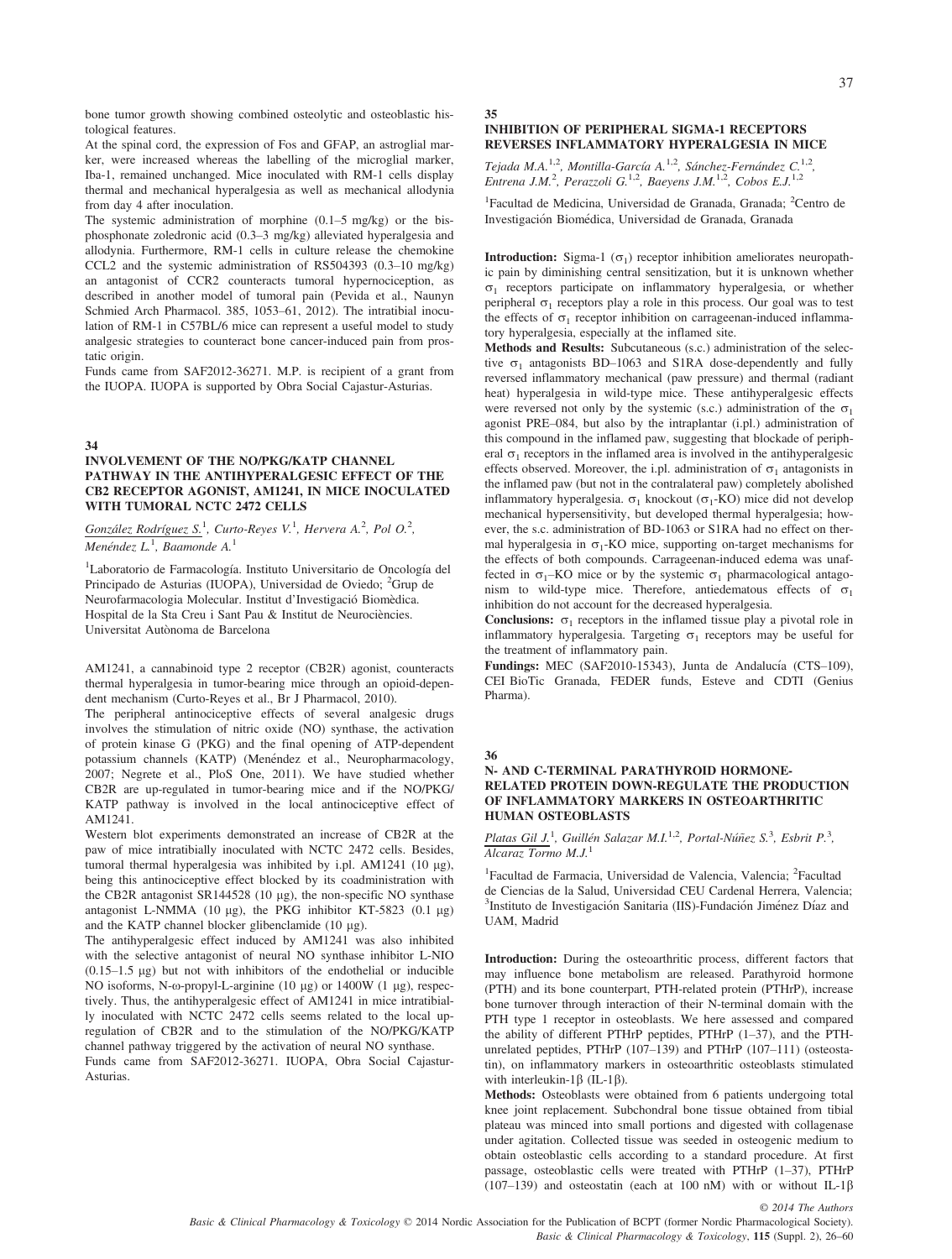bone tumor growth showing combined osteolytic and osteoblastic histological features.

At the spinal cord, the expression of Fos and GFAP, an astroglial marker, were increased whereas the labelling of the microglial marker, Iba-1, remained unchanged. Mice inoculated with RM-1 cells display thermal and mechanical hyperalgesia as well as mechanical allodynia from day 4 after inoculation.

The systemic administration of morphine (0.1–5 mg/kg) or the bisphosphonate zoledronic acid (0.3–3 mg/kg) alleviated hyperalgesia and allodynia. Furthermore, RM-1 cells in culture release the chemokine CCL2 and the systemic administration of RS504393 (0.3–10 mg/kg) an antagonist of CCR2 counteracts tumoral hypernociception, as described in another model of tumoral pain (Pevida et al., Naunyn Schmied Arch Pharmacol. 385, 1053–61, 2012). The intratibial inoculation of RM-1 in C57BL/6 mice can represent a useful model to study analgesic strategies to counteract bone cancer-induced pain from prostatic origin.

Funds came from SAF2012-36271. M.P. is recipient of a grant from the IUOPA. IUOPA is supported by Obra Social Cajastur-Asturias.

## 34

### INVOLVEMENT OF THE NO/PKG/KATP CHANNEL PATHWAY IN THE ANTIHYPERALGESIC EFFECT OF THE CB2 RECEPTOR AGONIST, AM1241, IN MICE INOCULATED WITH TUMORAL NCTC 2472 CELLS

*González Rodríguez S.*[1], *Curto-Reyes V.*[1], *Hervera A.*[2], *Pol O.*[2], *Menéndez L.*[1], *Baamonde A.*[1]

[1]Laboratorio de Farmacología. Instituto Universitario de Oncología del Principado de Asturias (IUOPA), Universidad de Oviedo; [2]Grup de Neurofarmacologia Molecular. Institut d'Investigació Biomèdica. Hospital de la Sta Creu i Sant Pau & Institut de Neurociències. Universitat Autònoma de Barcelona

AM1241, a cannabinoid type 2 receptor (CB2R) agonist, counteracts thermal hyperalgesia in tumor-bearing mice through an opioid-dependent mechanism (Curto-Reyes et al., Br J Pharmacol, 2010).

The peripheral antinociceptive effects of several analgesic drugs involves the stimulation of nitric oxide (NO) synthase, the activation of protein kinase G (PKG) and the final opening of ATP-dependent potassium channels (KATP) (Menéndez et al., Neuropharmacology, 2007; Negrete et al., PloS One, 2011). We have studied whether CB2R are up-regulated in tumor-bearing mice and if the NO/PKG/KATP pathway is involved in the local antinociceptive effect of AM1241.

Western blot experiments demonstrated an increase of CB2R at the paw of mice intratibially inoculated with NCTC 2472 cells. Besides, tumoral thermal hyperalgesia was inhibited by i.pl. AM1241 (10 μg), being this antinociceptive effect blocked by its coadministration with the CB2R antagonist SR144528 (10 μg), the non-specific NO synthase antagonist L-NMMA (10 μg), the PKG inhibitor KT-5823 (0.1 μg) and the KATP channel blocker glibenclamide (10 μg).

The antihyperalgesic effect induced by AM1241 was also inhibited with the selective antagonist of neural NO synthase inhibitor L-NIO (0.15–1.5 μg) but not with inhibitors of the endothelial or inducible NO isoforms, N-ω-propyl-L-arginine (10 μg) or 1400W (1 μg), respectively. Thus, the antihyperalgesic effect of AM1241 in mice intratibially inoculated with NCTC 2472 cells seems related to the local upregulation of CB2R and to the stimulation of the NO/PKG/KATP channel pathway triggered by the activation of neural NO synthase.

Funds came from SAF2012-36271. IUOPA, Obra Social Cajastur-Asturias.

## 35

### INHIBITION OF PERIPHERAL SIGMA-1 RECEPTORS REVERSES INFLAMMATORY HYPERALGESIA IN MICE

*Tejada M.A.*[1,2], *Montilla-García A.*[1,2], *Sánchez-Fernández C.*[1,2], *Entrena J.M.*[2], *Perazzoli G.*[1,2], *Baeyens J.M.*[1,2], *Cobos E.J.*[1,2]

[1]Facultad de Medicina, Universidad de Granada, Granada; [2]Centro de Investigación Biomédica, Universidad de Granada, Granada

**Introduction:** Sigma-1 ($\sigma_1$) receptor inhibition ameliorates neuropathic pain by diminishing central sensitization, but it is unknown whether $\sigma_1$ receptors participate on inflammatory hyperalgesia, or whether peripheral $\sigma_1$ receptors play a role in this process. Our goal was to test the effects of $\sigma_1$ receptor inhibition on carrageenan-induced inflammatory hyperalgesia, especially at the inflamed site.

**Methods and Results:** Subcutaneous (s.c.) administration of the selective $\sigma_1$ antagonists BD–1063 and S1RA dose-dependently and fully reversed inflammatory mechanical (paw pressure) and thermal (radiant heat) hyperalgesia in wild-type mice. These antihyperalgesic effects were reversed not only by the systemic (s.c.) administration of the $\sigma_1$ agonist PRE–084, but also by the intraplantar (i.pl.) administration of this compound in the inflamed paw, suggesting that blockade of peripheral $\sigma_1$ receptors in the inflamed area is involved in the antihyperalgesic effects observed. Moreover, the i.pl. administration of $\sigma_1$ antagonists in the inflamed paw (but not in the contralateral paw) completely abolished inflammatory hyperalgesia. $\sigma_1$ knockout ($\sigma_1$-KO) mice did not develop mechanical hypersensitivity, but developed thermal hyperalgesia; however, the s.c. administration of BD-1063 or S1RA had no effect on thermal hyperalgesia in $\sigma_1$-KO mice, supporting on-target mechanisms for the effects of both compounds. Carrageenan-induced edema was unaffected in $\sigma_1$–KO mice or by the systemic $\sigma_1$ pharmacological antagonism to wild-type mice. Therefore, antiedematous effects of $\sigma_1$ inhibition do not account for the decreased hyperalgesia.

**Conclusions:** $\sigma_1$ receptors in the inflamed tissue play a pivotal role in inflammatory hyperalgesia. Targeting $\sigma_1$ receptors may be useful for the treatment of inflammatory pain.

**Fundings:** MEC (SAF2010-15343), Junta de Andalucía (CTS–109), CEI BioTic Granada, FEDER funds, Esteve and CDTI (Genius Pharma).

## 36

### N- AND C-TERMINAL PARATHYROID HORMONE-RELATED PROTEIN DOWN-REGULATE THE PRODUCTION OF INFLAMMATORY MARKERS IN OSTEOARTHRITIC HUMAN OSTEOBLASTS

*Platas Gil J.*[1], *Guillén Salazar M.I.*[1,2], *Portal-Núñez S.*[3], *Esbrit P.*[3], *Alcaraz Tormo M.J.*[1]

[1]Facultad de Farmacia, Universidad de Valencia, Valencia; [2]Facultad de Ciencias de la Salud, Universidad CEU Cardenal Herrera, Valencia; [3]Instituto de Investigación Sanitaria (IIS)-Fundación Jiménez Díaz and UAM, Madrid

**Introduction:** During the osteoarthritic process, different factors that may influence bone metabolism are released. Parathyroid hormone (PTH) and its bone counterpart, PTH-related protein (PTHrP), increase bone turnover through interaction of their N-terminal domain with the PTH type 1 receptor in osteoblasts. We here assessed and compared the ability of different PTHrP peptides, PTHrP (1–37), and the PTH-unrelated peptides, PTHrP (107–139) and PTHrP (107–111) (osteostatin), on inflammatory markers in osteoarthritic osteoblasts stimulated with interleukin-1β (IL-1β).

**Methods:** Osteoblasts were obtained from 6 patients undergoing total knee joint replacement. Subchondral bone tissue obtained from tibial plateau was minced into small portions and digested with collagenase under agitation. Collected tissue was seeded in osteogenic medium to obtain osteoblastic cells according to a standard procedure. At first passage, osteoblastic cells were treated with PTHrP (1–37), PTHrP (107–139) and osteostatin (each at 100 nM) with or without IL-1β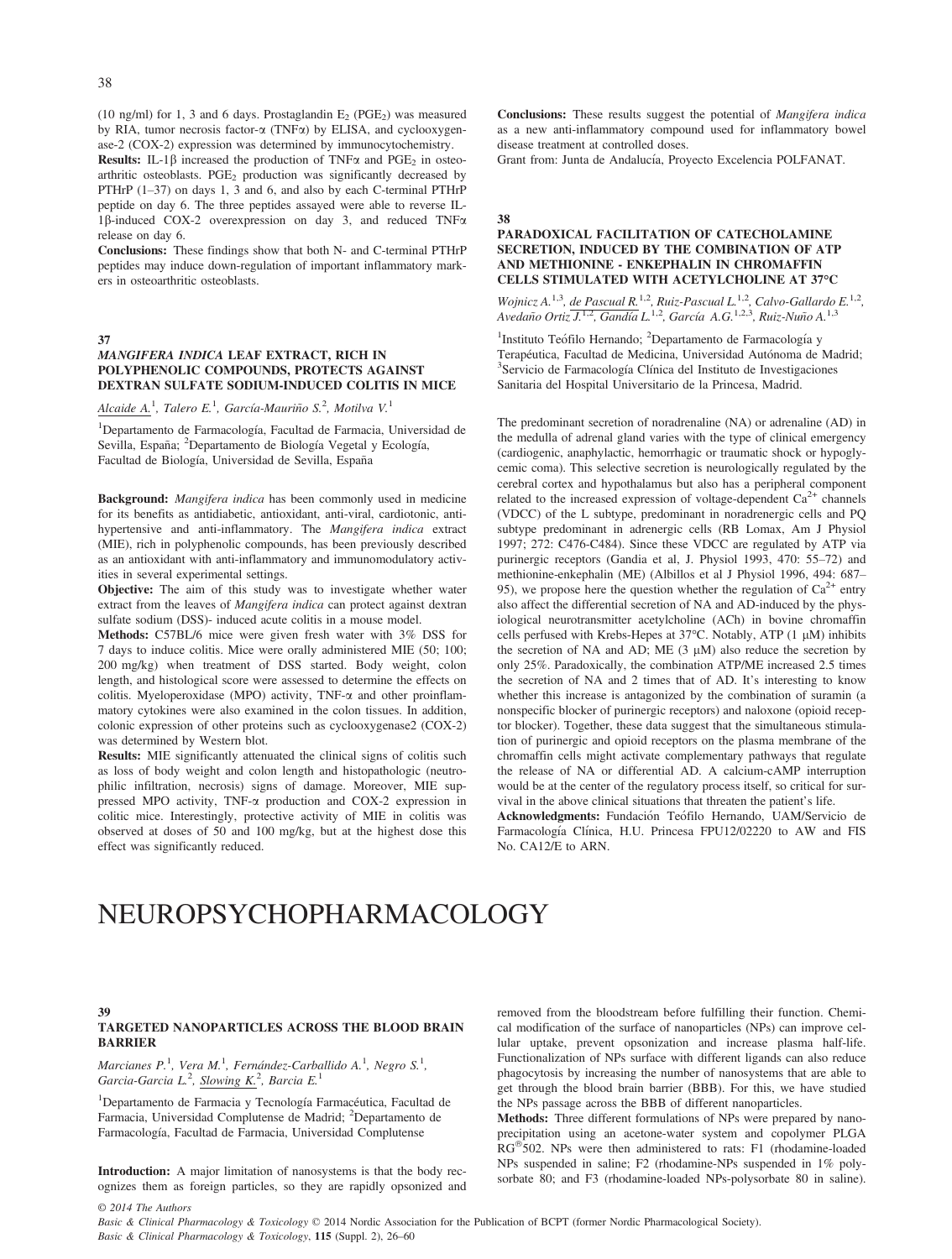(10 ng/ml) for 1, 3 and 6 days. Prostaglandin $E_2$ ($PGE_2$) was measured by RIA, tumor necrosis factor-α (TNFα) by ELISA, and cyclooxygenase-2 (COX-2) expression was determined by immunocytochemistry.

**Results:** IL-1β increased the production of TNFα and $PGE_2$ in osteoarthritic osteoblasts. $PGE_2$ production was significantly decreased by PTHrP (1–37) on days 1, 3 and 6, and also by each C-terminal PTHrP peptide on day 6. The three peptides assayed were able to reverse IL-1β-induced COX-2 overexpression on day 3, and reduced TNFα release on day 6.

**Conclusions:** These findings show that both N- and C-terminal PTHrP peptides may induce down-regulation of important inflammatory markers in osteoarthritic osteoblasts.

### 37

### *MANGIFERA INDICA* LEAF EXTRACT, RICH IN POLYPHENOLIC COMPOUNDS, PROTECTS AGAINST DEXTRAN SULFATE SODIUM-INDUCED COLITIS IN MICE

*Alcaide A.*[1], *Talero E.*[1], *García-Mauriño S.*[2], *Motilva V.*[1]

[1]Departamento de Farmacología, Facultad de Farmacia, Universidad de Sevilla, España; [2]Departamento de Biología Vegetal y Ecología, Facultad de Biología, Universidad de Sevilla, España

**Background:** *Mangifera indica* has been commonly used in medicine for its benefits as antidiabetic, antioxidant, anti-viral, cardiotonic, antihypertensive and anti-inflammatory. The *Mangifera indica* extract (MIE), rich in polyphenolic compounds, has been previously described as an antioxidant with anti-inflammatory and immunomodulatory activities in several experimental settings.

**Objective:** The aim of this study was to investigate whether water extract from the leaves of *Mangifera indica* can protect against dextran sulfate sodium (DSS)- induced acute colitis in a mouse model.

**Methods:** C57BL/6 mice were given fresh water with 3% DSS for 7 days to induce colitis. Mice were orally administered MIE (50; 100; 200 mg/kg) when treatment of DSS started. Body weight, colon length, and histological score were assessed to determine the effects on colitis. Myeloperoxidase (MPO) activity, TNF-α and other proinflammatory cytokines were also examined in the colon tissues. In addition, colonic expression of other proteins such as cyclooxygenase2 (COX-2) was determined by Western blot.

**Results:** MIE significantly attenuated the clinical signs of colitis such as loss of body weight and colon length and histopathologic (neutrophilic infiltration, necrosis) signs of damage. Moreover, MIE suppressed MPO activity, TNF-α production and COX-2 expression in colitic mice. Interestingly, protective activity of MIE in colitis was observed at doses of 50 and 100 mg/kg, but at the highest dose this effect was significantly reduced.

**Conclusions:** These results suggest the potential of *Mangifera indica* as a new anti-inflammatory compound used for inflammatory bowel disease treatment at controlled doses.

Grant from: Junta de Andalucía, Proyecto Excelencia POLFANAT.

### 38

### PARADOXICAL FACILITATION OF CATECHOLAMINE SECRETION, INDUCED BY THE COMBINATION OF ATP AND METHIONINE - ENKEPHALIN IN CHROMAFFIN CELLS STIMULATED WITH ACETYLCHOLINE AT 37°C

*Wojnicz A.*[1,3], *de Pascual R.*[1,2], *Ruiz-Pascual L.*[1,2], *Calvo-Gallardo E.*[1,2], *Avedaño Ortiz J.*[1,2], *Gandía L.*[1,2], *García A.G.*[1,2,3], *Ruiz-Nuño A.*[1,3]

[1]Instituto Teófilo Hernando; [2]Departamento de Farmacología y Terapéutica, Facultad de Medicina, Universidad Autónoma de Madrid; [3]Servicio de Farmacología Clínica del Instituto de Investigaciones Sanitaria del Hospital Universitario de la Princesa, Madrid.

The predominant secretion of noradrenaline (NA) or adrenaline (AD) in the medulla of adrenal gland varies with the type of clinical emergency (cardiogenic, anaphylactic, hemorrhagic or traumatic shock or hypoglycemic coma). This selective secretion is neurologically regulated by the cerebral cortex and hypothalamus but also has a peripheral component related to the increased expression of voltage-dependent $Ca^{2+}$ channels (VDCC) of the L subtype, predominant in noradrenergic cells and PQ subtype predominant in adrenergic cells (RB Lomax, Am J Physiol 1997; 272: C476-C484). Since these VDCC are regulated by ATP via purinergic receptors (Gandia et al, J. Physiol 1993, 470: 55–72) and methionine-enkephalin (ME) (Albillos et al J Physiol 1996, 494: 687–95), we propose here the question whether the regulation of $Ca^{2+}$ entry also affect the differential secretion of NA and AD-induced by the physiological neurotransmitter acetylcholine (ACh) in bovine chromaffin cells perfused with Krebs-Hepes at 37°C. Notably, ATP (1 μM) inhibits the secretion of NA and AD; ME (3 μM) also reduce the secretion by only 25%. Paradoxically, the combination ATP/ME increased 2.5 times the secretion of NA and 2 times that of AD. It's interesting to know whether this increase is antagonized by the combination of suramin (a nonspecific blocker of purinergic receptors) and naloxone (opioid receptor blocker). Together, these data suggest that the simultaneous stimulation of purinergic and opioid receptors on the plasma membrane of the chromaffin cells might activate complementary pathways that regulate the release of NA or differential AD. A calcium-cAMP interruption would be at the center of the regulatory process itself, so critical for survival in the above clinical situations that threaten the patient's life.

**Acknowledgments:** Fundación Teófilo Hernando, UAM/Servicio de Farmacología Clínica, H.U. Princesa FPU12/02220 to AW and FIS No. CA12/E to ARN.

# NEUROPSYCHOPHARMACOLOGY

### 39

### TARGETED NANOPARTICLES ACROSS THE BLOOD BRAIN BARRIER

*Marcianes P.*[1], *Vera M.*[1], *Fernández-Carballido A.*[1], *Negro S.*[1], *Garcia-Garcia L.*[2], *Slowing K.*[2], *Barcia E.*[1]

[1]Departamento de Farmacia y Tecnología Farmacéutica, Facultad de Farmacia, Universidad Complutense de Madrid; [2]Departamento de Farmacología, Facultad de Farmacia, Universidad Complutense

**Introduction:** A major limitation of nanosystems is that the body recognizes them as foreign particles, so they are rapidly opsonized and removed from the bloodstream before fulfilling their function. Chemical modification of the surface of nanoparticles (NPs) can improve cellular uptake, prevent opsonization and increase plasma half-life. Functionalization of NPs surface with different ligands can also reduce phagocytosis by increasing the number of nanosystems that are able to get through the blood brain barrier (BBB). For this, we have studied the NPs passage across the BBB of different nanoparticles.

**Methods:** Three different formulations of NPs were prepared by nanoprecipitation using an acetone-water system and copolymer PLGA RG®502. NPs were then administered to rats: F1 (rhodamine-loaded NPs suspended in saline; F2 (rhodamine-NPs suspended in 1% polysorbate 80; and F3 (rhodamine-loaded NPs-polysorbate 80 in saline).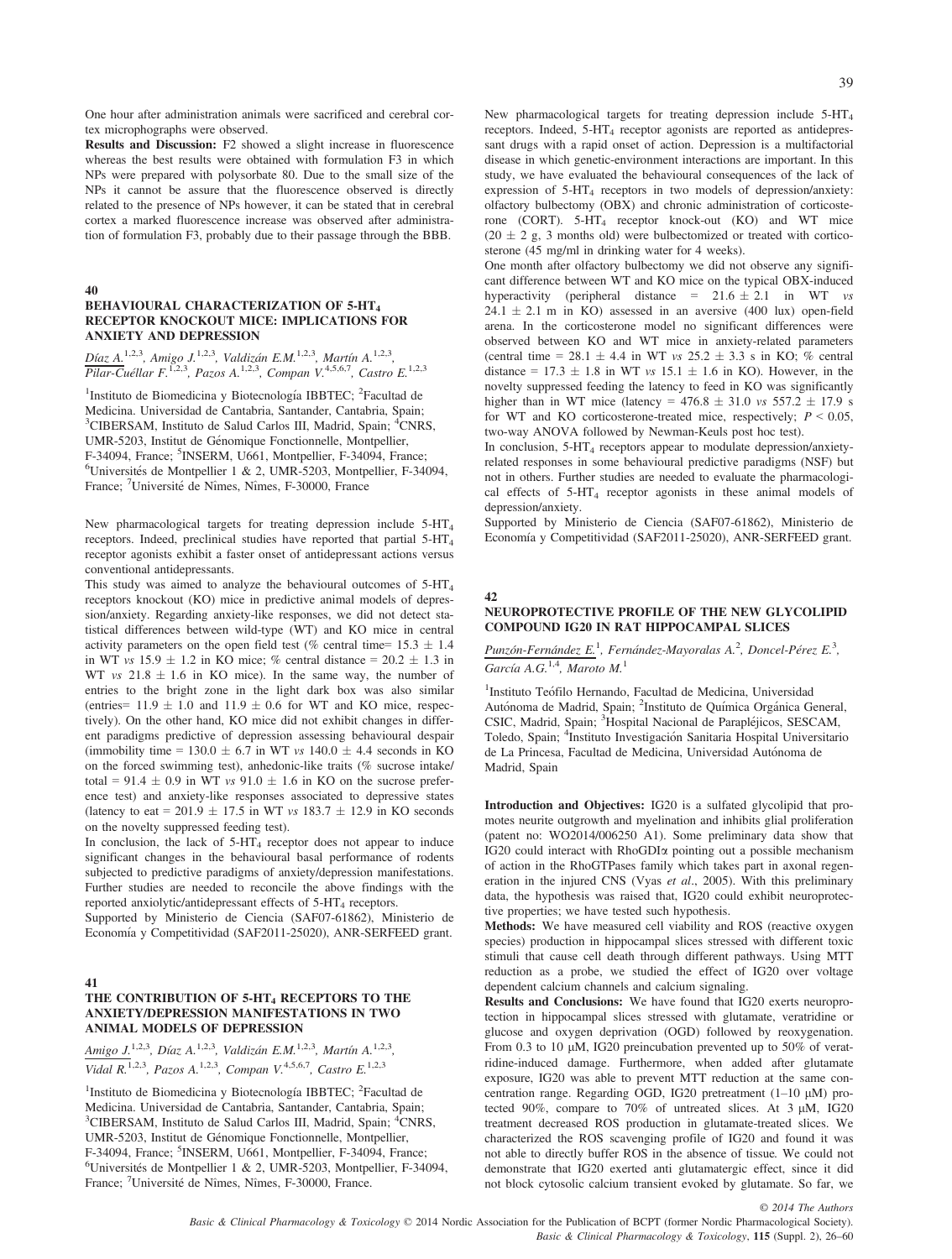One hour after administration animals were sacrificed and cerebral cortex microphographs were observed.

**Results and Discussion:** F2 showed a slight increase in fluorescence whereas the best results were obtained with formulation F3 in which NPs were prepared with polysorbate 80. Due to the small size of the NPs it cannot be assure that the fluorescence observed is directly related to the presence of NPs however, it can be stated that in cerebral cortex a marked fluorescence increase was observed after administration of formulation F3, probably due to their passage through the BBB.

## 40

### BEHAVIOURAL CHARACTERIZATION OF 5-HT$_4$ RECEPTOR KNOCKOUT MICE: IMPLICATIONS FOR ANXIETY AND DEPRESSION

*Díaz A.*[1,2,3], Amigo J.[1,2,3], Valdizán E.M.[1,2,3], Martín A.[1,2,3], Pilar-Cuéllar F.[1,2,3], Pazos A.[1,2,3], Compan V.[4,5,6,7], Castro E.[1,2,3]

[1]Instituto de Biomedicina y Biotecnología IBBTEC; [2]Facultad de Medicina. Universidad de Cantabria, Santander, Cantabria, Spain; [3]CIBERSAM, Instituto de Salud Carlos III, Madrid, Spain; [4]CNRS, UMR-5203, Institut de Génomique Fonctionnelle, Montpellier, F-34094, France; [5]INSERM, U661, Montpellier, F-34094, France; [6]Universités de Montpellier 1 & 2, UMR-5203, Montpellier, F-34094, France; [7]Université de Nîmes, Nîmes, F-30000, France

New pharmacological targets for treating depression include 5-HT$_4$ receptors. Indeed, preclinical studies have reported that partial 5-HT$_4$ receptor agonists exhibit a faster onset of antidepressant actions versus conventional antidepressants.

This study was aimed to analyze the behavioural outcomes of 5-HT$_4$ receptors knockout (KO) mice in predictive animal models of depression/anxiety. Regarding anxiety-like responses, we did not detect statistical differences between wild-type (WT) and KO mice in central activity parameters on the open field test (% central time= 15.3 ± 1.4 in WT *vs* 15.9 ± 1.2 in KO mice; % central distance = 20.2 ± 1.3 in WT *vs* 21.8 ± 1.6 in KO mice). In the same way, the number of entries to the bright zone in the light dark box was also similar (entries= 11.9 ± 1.0 and 11.9 ± 0.6 for WT and KO mice, respectively). On the other hand, KO mice did not exhibit changes in different paradigms predictive of depression assessing behavioural despair (immobility time = 130.0 ± 6.7 in WT *vs* 140.0 ± 4.4 seconds in KO on the forced swimming test), anhedonic-like traits (% sucrose intake/total = 91.4 ± 0.9 in WT *vs* 91.0 ± 1.6 in KO on the sucrose preference test) and anxiety-like responses associated to depressive states (latency to eat = 201.9 ± 17.5 in WT *vs* 183.7 ± 12.9 in KO seconds on the novelty suppressed feeding test).

In conclusion, the lack of 5-HT$_4$ receptor does not appear to induce significant changes in the behavioural basal performance of rodents subjected to predictive paradigms of anxiety/depression manifestations. Further studies are needed to reconcile the above findings with the reported anxiolytic/antidepressant effects of 5-HT$_4$ receptors.

Supported by Ministerio de Ciencia (SAF07-61862), Ministerio de Economía y Competitividad (SAF2011-25020), ANR-SERFEED grant.

## 41

### THE CONTRIBUTION OF 5-HT$_4$ RECEPTORS TO THE ANXIETY/DEPRESSION MANIFESTATIONS IN TWO ANIMAL MODELS OF DEPRESSION

*Amigo J.*[1,2,3], Díaz A.[1,2,3], Valdizán E.M.[1,2,3], Martín A.[1,2,3], Vidal R.[1,2,3], Pazos A.[1,2,3], Compan V.[4,5,6,7], Castro E.[1,2,3]

[1]Instituto de Biomedicina y Biotecnología IBBTEC; [2]Facultad de Medicina. Universidad de Cantabria, Santander, Cantabria, Spain; [3]CIBERSAM, Instituto de Salud Carlos III, Madrid, Spain; [4]CNRS, UMR-5203, Institut de Génomique Fonctionnelle, Montpellier, F-34094, France; [5]INSERM, U661, Montpellier, F-34094, France; [6]Universités de Montpellier 1 & 2, UMR-5203, Montpellier, F-34094, France; [7]Université de Nîmes, Nîmes, F-30000, France.

New pharmacological targets for treating depression include 5-HT$_4$ receptors. Indeed, 5-HT$_4$ receptor agonists are reported as antidepressant drugs with a rapid onset of action. Depression is a multifactorial disease in which genetic-environment interactions are important. In this study, we have evaluated the behavioural consequences of the lack of expression of 5-HT$_4$ receptors in two models of depression/anxiety: olfactory bulbectomy (OBX) and chronic administration of corticosterone (CORT). 5-HT$_4$ receptor knock-out (KO) and WT mice (20 ± 2 g, 3 months old) were bulbectomized or treated with corticosterone (45 mg/ml in drinking water for 4 weeks).

One month after olfactory bulbectomy we did not observe any significant difference between WT and KO mice on the typical OBX-induced hyperactivity (peripheral distance = 21.6 ± 2.1 in WT *vs* 24.1 ± 2.1 m in KO) assessed in an aversive (400 lux) open-field arena. In the corticosterone model no significant differences were observed between KO and WT mice in anxiety-related parameters (central time = 28.1 ± 4.4 in WT *vs* 25.2 ± 3.3 s in KO; % central distance = 17.3 ± 1.8 in WT *vs* 15.1 ± 1.6 in KO). However, in the novelty suppressed feeding the latency to feed in KO was significantly higher than in WT mice (latency = 476.8 ± 31.0 *vs* 557.2 ± 17.9 s for WT and KO corticosterone-treated mice, respectively; $P < 0.05$, two-way ANOVA followed by Newman-Keuls post hoc test).

In conclusion, 5-HT$_4$ receptors appear to modulate depression/anxiety-related responses in some behavioural predictive paradigms (NSF) but not in others. Further studies are needed to evaluate the pharmacological effects of 5-HT$_4$ receptor agonists in these animal models of depression/anxiety.

Supported by Ministerio de Ciencia (SAF07-61862), Ministerio de Economía y Competitividad (SAF2011-25020), ANR-SERFEED grant.

## 42

### NEUROPROTECTIVE PROFILE OF THE NEW GLYCOLIPID COMPOUND IG20 IN RAT HIPPOCAMPAL SLICES

*Punzón-Fernández E.*[1], Fernández-Mayoralas A.[2], Doncel-Pérez E.[3], García A.G.[1,4], Maroto M.[1]

[1]Instituto Teófilo Hernando, Facultad de Medicina, Universidad Autónoma de Madrid, Spain; [2]Instituto de Química Orgánica General, CSIC, Madrid, Spain; [3]Hospital Nacional de Parapléjicos, SESCAM, Toledo, Spain; [4]Instituto Investigación Sanitaria Hospital Universitario de La Princesa, Facultad de Medicina, Universidad Autónoma de Madrid, Spain

**Introduction and Objectives:** IG20 is a sulfated glycolipid that promotes neurite outgrowth and myelination and inhibits glial proliferation (patent no: WO2014/006250 A1). Some preliminary data show that IG20 could interact with RhoGDI$\alpha$ pointing out a possible mechanism of action in the RhoGTPases family which takes part in axonal regeneration in the injured CNS (Vyas *et al*., 2005). With this preliminary data, the hypothesis was raised that, IG20 could exhibit neuroprotective properties; we have tested such hypothesis.

**Methods:** We have measured cell viability and ROS (reactive oxygen species) production in hippocampal slices stressed with different toxic stimuli that cause cell death through different pathways. Using MTT reduction as a probe, we studied the effect of IG20 over voltage dependent calcium channels and calcium signaling.

**Results and Conclusions:** We have found that IG20 exerts neuroprotection in hippocampal slices stressed with glutamate, veratridine or glucose and oxygen deprivation (OGD) followed by reoxygenation. From 0.3 to 10 μM, IG20 preincubation prevented up to 50% of veratridine-induced damage. Furthermore, when added after glutamate exposure, IG20 was able to prevent MTT reduction at the same concentration range. Regarding OGD, IG20 pretreatment (1–10 μM) protected 90%, compare to 70% of untreated slices. At 3 μM, IG20 treatment decreased ROS production in glutamate-treated slices. We characterized the ROS scavenging profile of IG20 and found it was not able to directly buffer ROS in the absence of tissue. We could not demonstrate that IG20 exerted anti glutamatergic effect, since it did not block cytosolic calcium transient evoked by glutamate. So far, we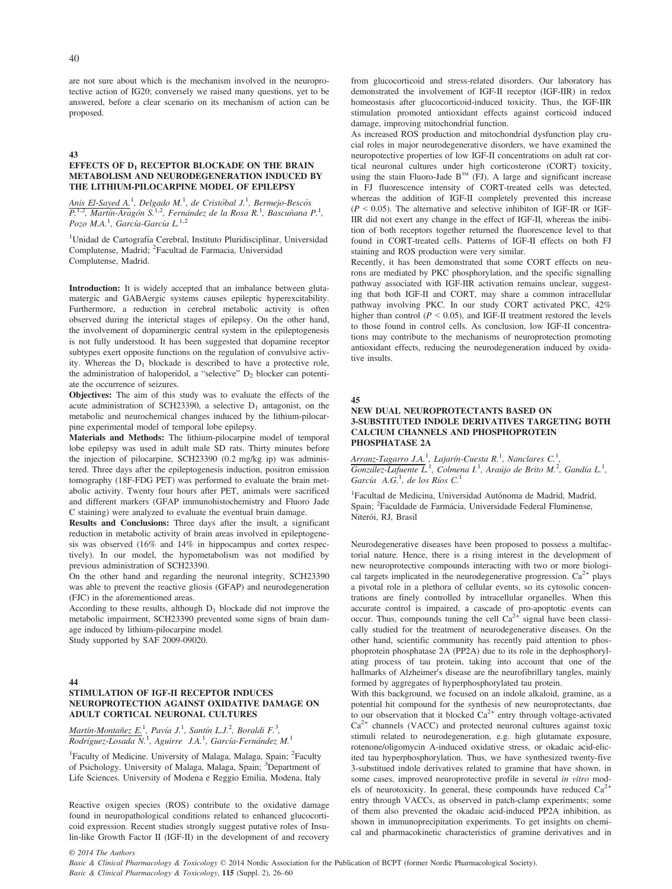are not sure about which is the mechanism involved in the neuroprotective action of IG20; conversely we raised many questions, yet to be answered, before a clear scenario on its mechanism of action can be proposed.

## 43

### EFFECTS OF $D_1$ RECEPTOR BLOCKADE ON THE BRAIN METABOLISM AND NEURODEGENERATION INDUCED BY THE LITHIUM-PILOCARPINE MODEL OF EPILEPSY

Anis El-Sayed A.[1], Delgado M.[1], de Cristóbal J.[1], Bermejo-Bescós P.[1,2], Martín-Aragón S.[1,2], Fernández de la Rosa R.[1], Bascuñana P.[1], Pozo M.A.[1], García-García L.[1,2]

[1]Unidad de Cartografía Cerebral, Instituto Pluridisciplinar, Universidad Complutense, Madrid; [2]Facultad de Farmacia, Universidad Complutense, Madrid.

**Introduction:** It is widely accepted that an imbalance between glutamatergic and GABAergic systems causes epileptic hyperexcitability. Furthermore, a reduction in cerebral metabolic activity is often observed during the interictal stages of epilepsy. On the other hand, the involvement of dopaminergic central system in the epileptogenesis is not fully understood. It has been suggested that dopamine receptor subtypes exert opposite functions on the regulation of convulsive activity. Whereas the $D_1$ blockade is described to have a protective role, the administration of haloperidol, a "selective" $D_2$ blocker can potentiate the occurrence of seizures.

**Objectives:** The aim of this study was to evaluate the effects of the acute administration of SCH23390, a selective $D_1$ antagonist, on the metabolic and neurochemical changes induced by the lithium-pilocarpine experimental model of temporal lobe epilepsy.

**Materials and Methods:** The lithium-pilocarpine model of temporal lobe epilepsy was used in adult male SD rats. Thirty minutes before the injection of pilocarpine, SCH23390 (0.2 mg/kg ip) was administered. Three days after the epileptogenesis induction, positron emission tomography (18F-FDG PET) was performed to evaluate the brain metabolic activity. Twenty four hours after PET, animals were sacrificed and different markers (GFAP immunohistochemistry and Fluoro Jade C staining) were analyzed to evaluate the eventual brain damage.

**Results and Conclusions:** Three days after the insult, a significant reduction in metabolic activity of brain areas involved in epileptogenesis was observed (16% and 14% in hippocampus and cortex respectively). In our model, the hypometabolism was not modified by previous administration of SCH23390.

On the other hand and regarding the neuronal integrity, SCH23390 was able to prevent the reactive gliosis (GFAP) and neurodegeneration (FJC) in the aforementioned areas.

According to these results, although $D_1$ blockade did not improve the metabolic impairment, SCH23390 prevented some signs of brain damage induced by lithium-pilocarpine model.

Study supported by SAF 2009-09020.

## 44

### STIMULATION OF IGF-II RECEPTOR INDUCES NEUROPROTECTION AGAINST OXIDATIVE DAMAGE ON ADULT CORTICAL NEURONAL CULTURES

Martín-Montañez E.[1], Pavía J.[1], Santín L.J.[2], Boraldi F.[3], Rodríguez-Losada N.[1], Aguirre J.A.[1], García-Fernández M.[1]

[1]Faculty of Medicine. University of Malaga, Malaga, Spain; [2]Faculty of Psichology. University of Malaga, Malaga, Spain; [3]Department of Life Sciences. University of Modena e Reggio Emilia, Modena, Italy

Reactive oxigen species (ROS) contribute to the oxidative damage found in neuropathological conditions related to enhanced glucocorticoid expression. Recent studies strongly suggest putative roles of Insulin-like Growth Factor II (IGF-II) in the development of and recovery from glucocorticoid and stress-related disorders. Our laboratory has demonstrated the involvement of IGF-II receptor (IGF-IIR) in redox homeostasis after glucocorticoid-induced toxicity. Thus, the IGF-IIR stimulation promoted antioxidant effects against corticoid induced damage, improving mitochondrial function.

As increased ROS production and mitochondrial dysfunction play crucial roles in major neurodegenerative disorders, we have examined the neuroprotective properties of low IGF-II concentrations on adult rat cortical neuronal cultures under high corticosterone (CORT) toxicity, using the stain Fluoro-Jade B™ (FJ). A large and significant increase in FJ fluorescence intensity of CORT-treated cells was detected, whereas the addition of IGF-II completely prevented this increase ($P < 0.05$). The alternative and selective inhibiton of IGF-IR or IGF-IIR did not exert any change in the effect of IGF-II, whereas the inibition of both receptors together returned the fluorescence level to that found in CORT-treated cells. Patterns of IGF-II effects on both FJ staining and ROS production were very similar.

Recently, it has been demonstrated that some CORT effects on neurons are mediated by PKC phosphorylation, and the specific signalling pathway associated with IGF-IIR activation remains unclear, suggesting that both IGF-II and CORT, may share a common intracellular pathway involving PKC. In our study CORT activated PKC, 42% higher than control ($P < 0.05$), and IGF-II treatment restored the levels to those found in control cells. As conclusion, low IGF-II concentrations may contribute to the mechanisms of neuroprotection promoting antioxidant effects, reducing the neurodegeneration induced by oxidative insults.

## 45

### NEW DUAL NEUROPROTECTANTS BASED ON 3-SUBSTITUTED INDOLE DERIVATIVES TARGETING BOTH CALCIUM CHANNELS AND PHOSPHOPROTEIN PHOSPHATASE 2A

Arranz-Tagarro J.A.[1], Lajarín-Cuesta R.[1], Nanclares C.[1], González-Lafuente L.[1], Colmena I.[1], Araújo de Brito M.[2], Gandía L.[1], García A.G.[1], de los Ríos C.[1]

[1]Facultad de Medicina, Universidad Autónoma de Madrid, Madrid, Spain; [2]Faculdade de Farmácia, Universidade Federal Fluminense, Niterói, RJ, Brasil

Neurodegenerative diseases have been proposed to possess a multifactorial nature. Hence, there is a rising interest in the development of new neuroprotective compounds interacting with two or more biological targets implicated in the neurodegenerative progression. $Ca^{2+}$ plays a pivotal role in a plethora of cellular events, so its cytosolic concentrations are finely controlled by intracellular organelles. When this accurate control is impaired, a cascade of pro-apoptotic events can occur. Thus, compounds tuning the cell $Ca^{2+}$ signal have been classically studied for the treatment of neurodegenerative diseases. On the other hand, scientific community has recently paid attention to phosphoprotein phosphatase 2A (PP2A) due to its role in the dephosphorylating process of tau protein, taking into account that one of the hallmarks of Alzheimer's disease are the neurofibrillary tangles, mainly formed by aggregates of hyperphosphorylated tau protein.

With this background, we focused on an indole alkaloid, gramine, as a potential hit compound for the synthesis of new neuroprotectants, due to our observation that it blocked $Ca^{2+}$ entry through voltage-activated $Ca^{2+}$ channels (VACC) and protected neuronal cultures against toxic stimuli related to neurodegeneration, e.g. high glutamate exposure, rotenone/oligomycin A-induced oxidative stress, or okadaic acid-elicited tau hyperphosphorylation. Thus, we have synthesized twenty-five 3-substitued indole derivatives related to gramine that have shown, in some cases, improved neuroprotective profile in several *in vitro* models of neurotoxicity. In general, these compounds have reduced $Ca^{2+}$ entry through VACCs, as observed in patch-clamp experiments; some of them also prevented the okadaic acid-induced PP2A inhibition, as shown in immunoprecipitation experiments. To get insights on chemical and pharmacokinetic characteristics of gramine derivatives and in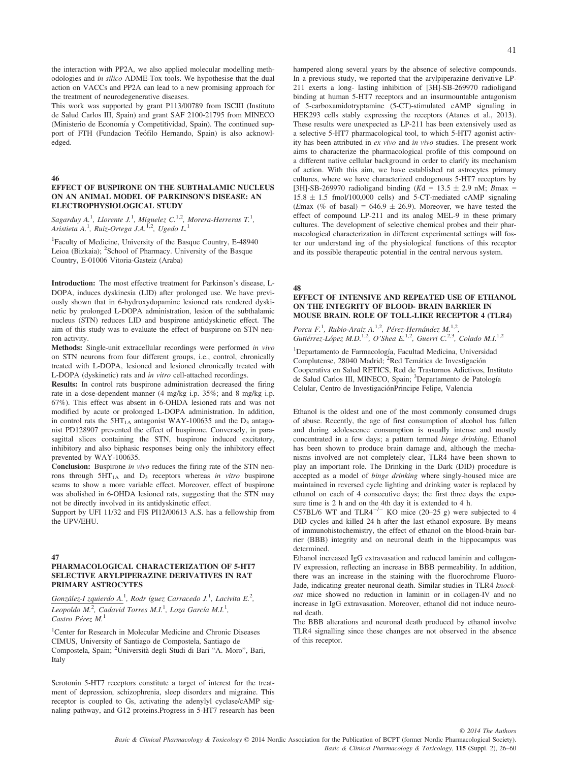the interaction with PP2A, we also applied molecular modelling methodologies and *in silico* ADME-Tox tools. We hypothesise that the dual action on VACCs and PP2A can lead to a new promising approach for the treatment of neurodegenerative diseases.

This work was supported by grant P113/00789 from ISCIII (Instituto de Salud Carlos III, Spain) and grant SAF 2100-21795 from MINECO (Ministerio de Economía y Competitividad, Spain). The continued support of FTH (Fundacion Teófilo Hernando, Spain) is also acknowledged.

### 46

### EFFECT OF BUSPIRONE ON THE SUBTHALAMIC NUCLEUS ON AN ANIMAL MODEL OF PARKINSON'S DISEASE: AN ELECTROPHYSIOLOGICAL STUDY

*Sagarduy A.*[1], *Llorente J.*[1], *Miguelez C.*[1,2], *Morera-Herreras T.*[1], *Aristieta A.*[1], *Ruiz-Ortega J.A.*[1,2], *Ugedo L.*[1]

[1]Faculty of Medicine, University of the Basque Country, E-48940 Leioa (Bizkaia); [2]School of Pharmacy. University of the Basque Country, E-01006 Vitoria-Gasteiz (Araba)

**Introduction:** The most effective treatment for Parkinson's disease, L-DOPA, induces dyskinesia (LID) after prolonged use. We have previously shown that in 6-hydroxydopamine lesioned rats rendered dyskinetic by prolonged L-DOPA administration, lesion of the subthalamic nucleus (STN) reduces LID and buspirone antidyskinetic effect. The aim of this study was to evaluate the effect of buspirone on STN neuron activity.

**Methods:** Single-unit extracellular recordings were performed *in vivo* on STN neurons from four different groups, i.e., control, chronically treated with L-DOPA, lesioned and lesioned chronically treated with L-DOPA (dyskinetic) rats and *in vitro* cell-attached recordings.

**Results:** In control rats buspirone administration decreased the firing rate in a dose-dependent manner (4 mg/kg i.p. 35%; and 8 mg/kg i.p. 67%). This effect was absent in 6-OHDA lesioned rats and was not modified by acute or prolonged L-DOPA administration. In addition, in control rats the $5HT_{1A}$ antagonist WAY-100635 and the $D_3$ antagonist PD128907 prevented the effect of buspirone. Conversely, in parasagittal slices containing the STN, buspirone induced excitatory, inhibitory and also biphasic responses being only the inhibitory effect prevented by WAY-100635.

**Conclusion:** Buspirone *in vivo* reduces the firing rate of the STN neurons through $5HT_{1A}$ and $D_3$ receptors whereas *in vitro* buspirone seams to show a more variable effect. Moreover, effect of buspirone was abolished in 6-OHDA lesioned rats, suggesting that the STN may not be directly involved in its antidyskinetic effect.

Support by UFI 11/32 and FIS PI12/00613 A.S. has a fellowship from the UPV/EHU.

### 47

### PHARMACOLOGICAL CHARACTERIZATION OF 5-HT7 SELECTIVE ARYLPIPERAZINE DERIVATIVES IN RAT PRIMARY ASTROCYTES

*González-I zquierdo A.*[1], *Rodr íguez Carracedo J.*[1], *Lacivita E.*[2], *Leopoldo M.*[2], *Cadavid Torres M.I.*[1], *Loza García M.I.*[1], *Castro Pérez M.*[1]

[1]Center for Research in Molecular Medicine and Chronic Diseases CIMUS, University of Santiago de Compostela, Santiago de Compostela, Spain; [2]Università degli Studi di Bari "A. Moro", Bari, Italy

Serotonin 5-HT7 receptors constitute a target of interest for the treatment of depression, schizophrenia, sleep disorders and migraine. This receptor is coupled to Gs, activating the adenylyl cyclase/cAMP signaling pathway, and G12 proteins.Progress in 5-HT7 research has been hampered along several years by the absence of selective compounds. In a previous study, we reported that the arylpiperazine derivative LP-211 exerts a long- lasting inhibition of [3H]-SB-269970 radioligand binding at human 5-HT7 receptors and an insurmountable antagonism of 5-carboxamidotryptamine (5-CT)-stimulated cAMP signaling in HEK293 cells stably expressing the receptors (Atanes et al., 2013). These results were unexpected as LP-211 has been extensively used as a selective 5-HT7 pharmacological tool, to which 5-HT7 agonist activity has been attributed in *ex vivo* and *in vivo* studies. The present work aims to characterize the pharmacological profile of this compound on a different native cellular background in order to clarify its mechanism of action. With this aim, we have established rat astrocytes primary cultures, where we have characterized endogenous 5-HT7 receptors by [3H]-SB-269970 radioligand binding ($K$d = 13.5 ± 2.9 nM; $B$max = 15.8 ± 1.5 fmol/100,000 cells) and 5-CT-mediated cAMP signaling ($E$max (% of basal) = 646.9 ± 26.9). Moreover, we have tested the effect of compound LP-211 and its analog MEL-9 in these primary cultures. The development of selective chemical probes and their pharmacological characterization in different experimental settings will foster our understand ing of the physiological functions of this receptor and its possible therapeutic potential in the central nervous system.

### 48

### EFFECT OF INTENSIVE AND REPEATED USE OF ETHANOL ON THE INTEGRITY OF BLOOD- BRAIN BARRIER IN MOUSE BRAIN. ROLE OF TOLL-LIKE RECEPTOR 4 (TLR4)

*Porcu F.*[1], *Rubio-Araiz A.*[1,2], *Pérez-Hernández M.*[1,2], *Gutiérrez-López M.D.*[1,2], *O'Shea E.*[1,2], *Guerri C.*[2,3], *Colado M.I.*[1,2]

[1]Departamento de Farmacología, Facultad Medicina, Universidad Complutense, 28040 Madrid; [2]Red Temática de Investigación Cooperativa en Salud RETICS, Red de Trastornos Adictivos, Instituto de Salud Carlos III, MINECO, Spain; [3]Departamento de Patología Celular, Centro de InvestigaciónPrincipe Felipe, Valencia

Ethanol is the oldest and one of the most commonly consumed drugs of abuse. Recently, the age of first consumption of alcohol has fallen and during adolescence consumption is usually intense and mostly concentrated in a few days; a pattern termed *binge drinking*. Ethanol has been shown to produce brain damage and, although the mechanisms involved are not completely clear, TLR4 have been shown to play an important role. The Drinking in the Dark (DID) procedure is accepted as a model of *binge drinking* where singly-housed mice are maintained in reversed cycle lighting and drinking water is replaced by ethanol on each of 4 consecutive days; the first three days the exposure time is 2 h and on the 4th day it is extended to 4 h.

C57BL/6 WT and $TLR4^{-/-}$ KO mice (20–25 g) were subjected to 4 DID cycles and killed 24 h after the last ethanol exposure. By means of immunohistochemistry, the effect of ethanol on the blood-brain barrier (BBB) integrity and on neuronal death in the hippocampus was determined.

Ethanol increased IgG extravasation and reduced laminin and collagen-IV expression, reflecting an increase in BBB permeability. In addition, there was an increase in the staining with the fluorochrome Fluoro-Jade, indicating greater neuronal death. Similar studies in TLR4 *knockout* mice showed no reduction in laminin or in collagen-IV and no increase in IgG extravasation. Moreover, ethanol did not induce neuronal death.

The BBB alterations and neuronal death produced by ethanol involve TLR4 signalling since these changes are not observed in the absence of this receptor.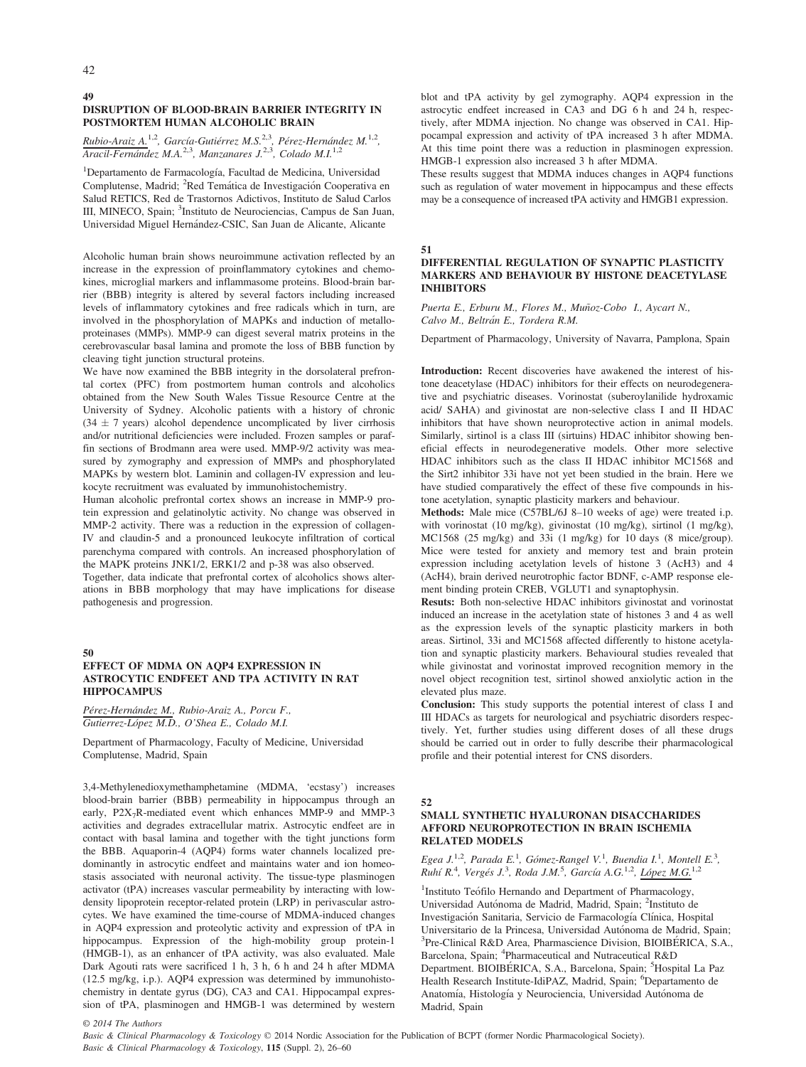## 49

### DISRUPTION OF BLOOD-BRAIN BARRIER INTEGRITY IN POSTMORTEM HUMAN ALCOHOLIC BRAIN

*Rubio-Araiz A.*[1,2], *García-Gutiérrez M.S.*[2,3], *Pérez-Hernández M.*[1,2], *Aracil-Fernández M.A.*[2,3], *Manzanares J.*[2,3], *Colado M.I.*[1,2]

[1]Departamento de Farmacología, Facultad de Medicina, Universidad Complutense, Madrid; [2]Red Temática de Investigación Cooperativa en Salud RETICS, Red de Trastornos Adictivos, Instituto de Salud Carlos III, MINECO, Spain; [3]Instituto de Neurociencias, Campus de San Juan, Universidad Miguel Hernández-CSIC, San Juan de Alicante, Alicante

Alcoholic human brain shows neuroimmune activation reflected by an increase in the expression of proinflammatory cytokines and chemokines, microglial markers and inflammasome proteins. Blood-brain barrier (BBB) integrity is altered by several factors including increased levels of inflammatory cytokines and free radicals which in turn, are involved in the phosphorylation of MAPKs and induction of metalloproteinases (MMPs). MMP-9 can digest several matrix proteins in the cerebrovascular basal lamina and promote the loss of BBB function by cleaving tight junction structural proteins.

We have now examined the BBB integrity in the dorsolateral prefrontal cortex (PFC) from postmortem human controls and alcoholics obtained from the New South Wales Tissue Resource Centre at the University of Sydney. Alcoholic patients with a history of chronic ($34 \pm 7$ years) alcohol dependence uncomplicated by liver cirrhosis and/or nutritional deficiencies were included. Frozen samples or paraffin sections of Brodmann area were used. MMP-9/2 activity was measured by zymography and expression of MMPs and phosphorylated MAPKs by western blot. Laminin and collagen-IV expression and leukocyte recruitment was evaluated by immunohistochemistry.

Human alcoholic prefrontal cortex shows an increase in MMP-9 protein expression and gelatinolytic activity. No change was observed in MMP-2 activity. There was a reduction in the expression of collagen-IV and claudin-5 and a pronounced leukocyte infiltration of cortical parenchyma compared with controls. An increased phosphorylation of the MAPK proteins JNK1/2, ERK1/2 and p-38 was also observed.

Together, data indicate that prefrontal cortex of alcoholics shows alterations in BBB morphology that may have implications for disease pathogenesis and progression.

## 50

### EFFECT OF MDMA ON AQP4 EXPRESSION IN ASTROCYTIC ENDFEET AND TPA ACTIVITY IN RAT HIPPOCAMPUS

*Pérez-Hernández M.*, *Rubio-Araiz A.*, *Porcu F.*, *Gutierrez-López M.D.*, *O'Shea E.*, *Colado M.I.*

Department of Pharmacology, Faculty of Medicine, Universidad Complutense, Madrid, Spain

3,4-Methylenedioxymethamphetamine (MDMA, 'ecstasy') increases blood-brain barrier (BBB) permeability in hippocampus through an early, $P2X_7R$-mediated event which enhances MMP-9 and MMP-3 activities and degrades extracellular matrix. Astrocytic endfeet are in contact with basal lamina and together with the tight junctions form the BBB. Aquaporin-4 (AQP4) forms water channels localized predominantly in astrocytic endfeet and maintains water and ion homeostasis associated with neuronal activity. The tissue-type plasminogen activator (tPA) increases vascular permeability by interacting with low-density lipoprotein receptor-related protein (LRP) in perivascular astrocytes. We have examined the time-course of MDMA-induced changes in AQP4 expression and proteolytic activity and expression of tPA in hippocampus. Expression of the high-mobility group protein-1 (HMGB-1), as an enhancer of tPA activity, was also evaluated. Male Dark Agouti rats were sacrificed 1 h, 3 h, 6 h and 24 h after MDMA (12.5 mg/kg, i.p.). AQP4 expression was determined by immunohistochemistry in dentate gyrus (DG), CA3 and CA1. Hippocampal expression of tPA, plasminogen and HMGB-1 was determined by western blot and tPA activity by gel zymography. AQP4 expression in the astrocytic endfeet increased in CA3 and DG 6 h and 24 h, respectively, after MDMA injection. No change was observed in CA1. Hippocampal expression and activity of tPA increased 3 h after MDMA. At this time point there was a reduction in plasminogen expression. HMGB-1 expression also increased 3 h after MDMA.

These results suggest that MDMA induces changes in AQP4 functions such as regulation of water movement in hippocampus and these effects may be a consequence of increased tPA activity and HMGB1 expression.

## 51

### DIFFERENTIAL REGULATION OF SYNAPTIC PLASTICITY MARKERS AND BEHAVIOUR BY HISTONE DEACETYLASE INHIBITORS

*Puerta E.*, *Erburu M.*, *Flores M.*, *Muñoz-Cobo I.*, *Aycart N.*, *Calvo M.*, *Beltrán E.*, *Tordera R.M.*

Department of Pharmacology, University of Navarra, Pamplona, Spain

**Introduction:** Recent discoveries have awakened the interest of histone deacetylase (HDAC) inhibitors for their effects on neurodegenerative and psychiatric diseases. Vorinostat (suberoylanilide hydroxamic acid/ SAHA) and givinostat are non-selective class I and II HDAC inhibitors that have shown neuroprotective action in animal models. Similarly, sirtinol is a class III (sirtuins) HDAC inhibitor showing beneficial effects in neurodegenerative models. Other more selective HDAC inhibitors such as the class II HDAC inhibitor MC1568 and the Sirt2 inhibitor 33i have not yet been studied in the brain. Here we have studied comparatively the effect of these five compounds in histone acetylation, synaptic plasticity markers and behaviour.

**Methods:** Male mice (C57BL/6J 8–10 weeks of age) were treated i.p. with vorinostat (10 mg/kg), givinostat (10 mg/kg), sirtinol (1 mg/kg), MC1568 (25 mg/kg) and 33i (1 mg/kg) for 10 days (8 mice/group). Mice were tested for anxiety and memory test and brain protein expression including acetylation levels of histone 3 (AcH3) and 4 (AcH4), brain derived neurotrophic factor BDNF, c-AMP response element binding protein CREB, VGLUT1 and synaptophysin.

**Results:** Both non-selective HDAC inhibitors givinostat and vorinostat induced an increase in the acetylation state of histones 3 and 4 as well as the expression levels of the synaptic plasticity markers in both areas. Sirtinol, 33i and MC1568 affected differently to histone acetylation and synaptic plasticity markers. Behavioural studies revealed that while givinostat and vorinostat improved recognition memory in the novel object recognition test, sirtinol showed anxiolytic action in the elevated plus maze.

**Conclusion:** This study supports the potential interest of class I and III HDACs as targets for neurological and psychiatric disorders respectively. Yet, further studies using different doses of all these drugs should be carried out in order to fully describe their pharmacological profile and their potential interest for CNS disorders.

## 52

### SMALL SYNTHETIC HYALURONAN DISACCHARIDES AFFORD NEUROPROTECTION IN BRAIN ISCHEMIA RELATED MODELS

*Egea J.*[1,2], *Parada E.*[1], *Gómez-Rangel V.*[1], *Buendia I.*[1], *Montell E.*[3], *Ruhí R.*[4], *Vergés J.*[3], *Roda J.M.*[5], *García A.G.*[1,2], *López M.G.*[1,2]

[1]Instituto Teófilo Hernando and Department of Pharmacology, Universidad Autónoma de Madrid, Madrid, Spain; [2]Instituto de Investigación Sanitaria, Servicio de Farmacología Clínica, Hospital Universitario de la Princesa, Universidad Autónoma de Madrid, Spain; [3]Pre-Clinical R&D Area, Pharmascience Division, BIOIBÉRICA, S.A., Barcelona, Spain; [4]Pharmaceutical and Nutraceutical R&D Department. BIOIBÉRICA, S.A., Barcelona, Spain; [5]Hospital La Paz Health Research Institute-IdiPAZ, Madrid, Spain; [6]Departamento de Anatomía, Histología y Neurociencia, Universidad Autónoma de Madrid, Spain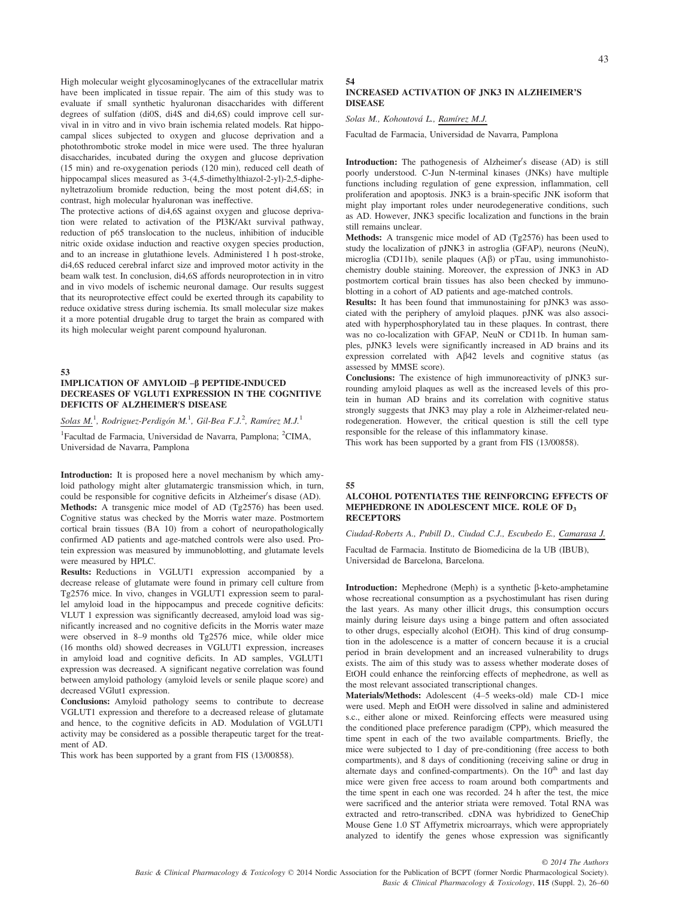High molecular weight glycosaminoglycanes of the extracellular matrix have been implicated in tissue repair. The aim of this study was to evaluate if small synthetic hyaluronan disaccharides with different degrees of sulfation (di0S, di4S and di4,6S) could improve cell survival in in vitro and in vivo brain ischemia related models. Rat hippocampal slices subjected to oxygen and glucose deprivation and a photothrombotic stroke model in mice were used. The three hyaluran disaccharides, incubated during the oxygen and glucose deprivation (15 min) and re-oxygenation periods (120 min), reduced cell death of hippocampal slices measured as 3-(4,5-dimethylthiazol-2-yl)-2,5-diphenyltetrazolium bromide reduction, being the most potent di4,6S; in contrast, high molecular hyaluronan was ineffective.

The protective actions of di4,6S against oxygen and glucose deprivation were related to activation of the PI3K/Akt survival pathway, reduction of p65 translocation to the nucleus, inhibition of inducible nitric oxide oxidase induction and reactive oxygen species production, and to an increase in glutathione levels. Administered 1 h post-stroke, di4,6S reduced cerebral infarct size and improved motor activity in the beam walk test. In conclusion, di4,6S affords neuroprotection in in vitro and in vivo models of ischemic neuronal damage. Our results suggest that its neuroprotective effect could be exerted through its capability to reduce oxidative stress during ischemia. Its small molecular size makes it a more potential drugable drug to target the brain as compared with its high molecular weight parent compound hyaluronan.

## 53

### IMPLICATION OF AMYLOID –β PEPTIDE-INDUCED DECREASES OF VGLUT1 EXPRESSION IN THE COGNITIVE DEFICITS OF ALZHEIMER′S DISEASE

*Solas M.*[1], *Rodriguez-Perdigón M.*[1], *Gil-Bea F.J.*[2], *Ramírez M.J.*[1]

[1]Facultad de Farmacia, Universidad de Navarra, Pamplona; [2]CIMA, Universidad de Navarra, Pamplona

**Introduction:** It is proposed here a novel mechanism by which amyloid pathology might alter glutamatergic transmission which, in turn, could be responsible for cognitive deficits in Alzheimer′s disease (AD).

**Methods:** A transgenic mice model of AD (Tg2576) has been used. Cognitive status was checked by the Morris water maze. Postmortem cortical brain tissues (BA 10) from a cohort of neuropathologically confirmed AD patients and age-matched controls were also used. Protein expression was measured by immunoblotting, and glutamate levels were measured by HPLC.

**Results:** Reductions in VGLUT1 expression accompanied by a decrease release of glutamate were found in primary cell culture from Tg2576 mice. In vivo, changes in VGLUT1 expression seem to parallel amyloid load in the hippocampus and precede cognitive deficits: VLUT 1 expression was significantly decreased, amyloid load was significantly increased and no cognitive deficits in the Morris water maze were observed in 8–9 months old Tg2576 mice, while older mice (16 months old) showed decreases in VGLUT1 expression, increases in amyloid load and cognitive deficits. In AD samples, VGLUT1 expression was decreased. A significant negative correlation was found between amyloid pathology (amyloid levels or senile plaque score) and decreased VGlut1 expression.

**Conclusions:** Amyloid pathology seems to contribute to decrease VGLUT1 expression and therefore to a decreased release of glutamate and hence, to the cognitive deficits in AD. Modulation of VGLUT1 activity may be considered as a possible therapeutic target for the treatment of AD.

This work has been supported by a grant from FIS (13/00858).

## 54

### INCREASED ACTIVATION OF JNK3 IN ALZHEIMER′S DISEASE

*Solas M., Kohoutová L., Ramírez M.J.*

Facultad de Farmacia, Universidad de Navarra, Pamplona

**Introduction:** The pathogenesis of Alzheimer′s disease (AD) is still poorly understood. C-Jun N-terminal kinases (JNKs) have multiple functions including regulation of gene expression, inflammation, cell proliferation and apoptosis. JNK3 is a brain-specific JNK isoform that might play important roles under neurodegenerative conditions, such as AD. However, JNK3 specific localization and functions in the brain still remains unclear.

**Methods:** A transgenic mice model of AD (Tg2576) has been used to study the localization of pJNK3 in astroglia (GFAP), neurons (NeuN), microglia (CD11b), senile plaques (Aβ) or pTau, using immunohistochemistry double staining. Moreover, the expression of JNK3 in AD postmortem cortical brain tissues has also been checked by immunoblotting in a cohort of AD patients and age-matched controls.

**Results:** It has been found that immunostaining for pJNK3 was associated with the periphery of amyloid plaques. pJNK was also associated with hyperphosphorylated tau in these plaques. In contrast, there was no co-localization with GFAP, NeuN or CD11b. In human samples, pJNK3 levels were significantly increased in AD brains and its expression correlated with Aβ42 levels and cognitive status (as assessed by MMSE score).

**Conclusions:** The existence of high immunoreactivity of pJNK3 surrounding amyloid plaques as well as the increased levels of this protein in human AD brains and its correlation with cognitive status strongly suggests that JNK3 may play a role in Alzheimer-related neurodegeneration. However, the critical question is still the cell type responsible for the release of this inflammatory kinase.

This work has been supported by a grant from FIS (13/00858).

## 55

### ALCOHOL POTENTIATES THE REINFORCING EFFECTS OF MEPHEDRONE IN ADOLESCENT MICE. ROLE OF $D_3$ RECEPTORS

*Ciudad-Roberts A., Pubill D., Ciudad C.J., Escubedo E., Camarasa J.*

Facultad de Farmacia. Instituto de Biomedicina de la UB (IBUB), Universidad de Barcelona, Barcelona.

**Introduction:** Mephedrone (Meph) is a synthetic β-keto-amphetamine whose recreational consumption as a psychostimulant has risen during the last years. As many other illicit drugs, this consumption occurs mainly during leisure days using a binge pattern and often associated to other drugs, especially alcohol (EtOH). This kind of drug consumption in the adolescence is a matter of concern because it is a crucial period in brain development and an increased vulnerability to drugs exists. The aim of this study was to assess whether moderate doses of EtOH could enhance the reinforcing effects of mephedrone, as well as the most relevant associated transcriptional changes.

**Materials/Methods:** Adolescent (4–5 weeks-old) male CD-1 mice were used. Meph and EtOH were dissolved in saline and administered s.c., either alone or mixed. Reinforcing effects were measured using the conditioned place preference paradigm (CPP), which measured the time spent in each of the two available compartments. Briefly, the mice were subjected to 1 day of pre-conditioning (free access to both compartments), and 8 days of conditioning (receiving saline or drug in alternate days and confined-compartments). On the 10$^{th}$ and last day mice were given free access to roam around both compartments and the time spent in each one was recorded. 24 h after the test, the mice were sacrificed and the anterior striata were removed. Total RNA was extracted and retro-transcribed. cDNA was hybridized to GeneChip Mouse Gene 1.0 ST Affymetrix microarrays, which were appropriately analyzed to identify the genes whose expression was significantly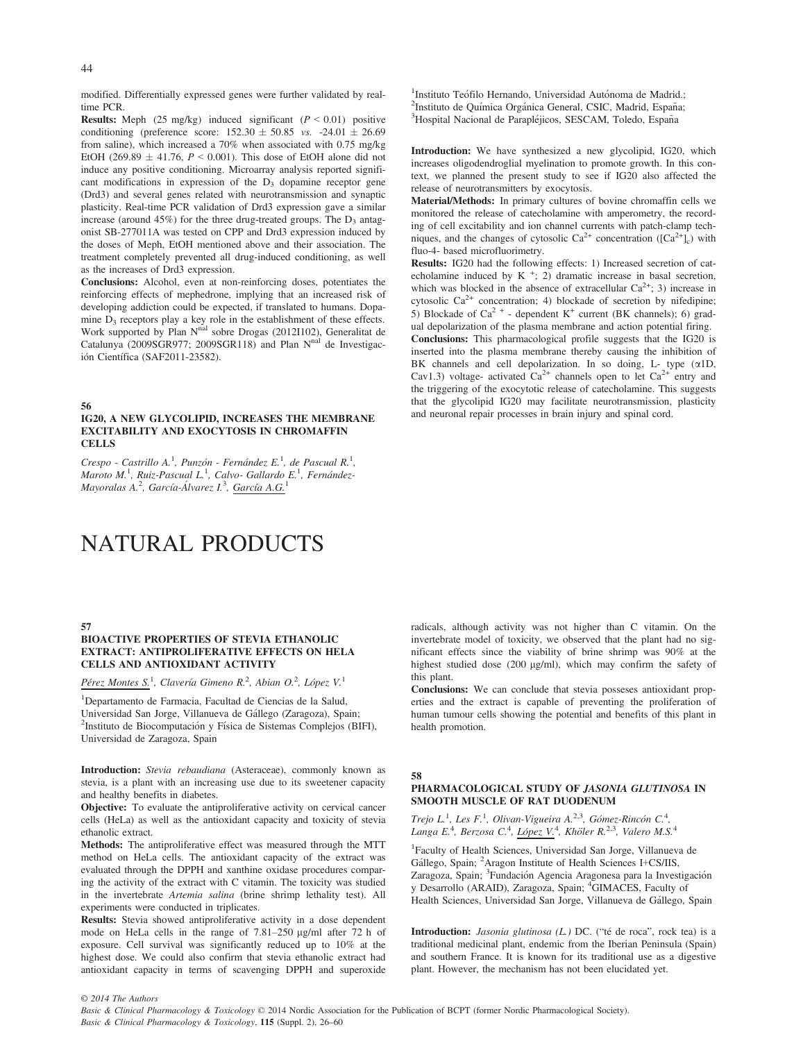modified. Differentially expressed genes were further validated by real-time PCR.

**Results:** Meph (25 mg/kg) induced significant ($P < 0.01$) positive conditioning (preference score: $152.30 \pm 50.85$ *vs.* $-24.01 \pm 26.69$ from saline), which increased a 70% when associated with 0.75 mg/kg EtOH ($269.89 \pm 41.76$, $P < 0.001$). This dose of EtOH alone did not induce any positive conditioning. Microarray analysis reported significant modifications in expression of the $D_3$ dopamine receptor gene (Drd3) and several genes related with neurotransmission and synaptic plasticity. Real-time PCR validation of Drd3 expression gave a similar increase (around 45%) for the three drug-treated groups. The $D_3$ antagonist SB-277011A was tested on CPP and Drd3 expression induced by the doses of Meph, EtOH mentioned above and their association. The treatment completely prevented all drug-induced conditioning, as well as the increases of Drd3 expression.

**Conclusions:** Alcohol, even at non-reinforcing doses, potentiates the reinforcing effects of mephedrone, implying that an increased risk of developing addiction could be expected, if translated to humans. Dopamine $D_3$ receptors play a key role in the establishment of these effects. Work supported by Plan N$^{nal}$ sobre Drogas (2012I102), Generalitat de Catalunya (2009SGR977; 2009SGR118) and Plan N$^{nal}$ de Investigación Científica (SAF2011-23582).

### 56

### IG20, A NEW GLYCOLIPID, INCREASES THE MEMBRANE EXCITABILITY AND EXOCYTOSIS IN CHROMAFFIN CELLS

*Crespo - Castrillo A.*[1], *Punzón - Fernández E.*[1], *de Pascual R.*[1], *Maroto M.*[1], *Ruiz-Pascual L.*[1], *Calvo- Gallardo E.*[1], *Fernández-Mayoralas A.*[2], *García-Álvarez I.*[3], *García A.G.*[1]

[1]Instituto Teófilo Hernando, Universidad Autónoma de Madrid.; [2]Instituto de Química Orgánica General, CSIC, Madrid, España; [3]Hospital Nacional de Parapléjicos, SESCAM, Toledo, España

**Introduction:** We have synthesized a new glycolipid, IG20, which increases oligodendroglial myelination to promote growth. In this context, we planned the present study to see if IG20 also affected the release of neurotransmitters by exocytosis.

**Material/Methods:** In primary cultures of bovine chromaffin cells we monitored the release of catecholamine with amperometry, the recording of cell excitability and ion channel currents with patch-clamp techniques, and the changes of cytosolic $Ca^{2+}$ concentration ($[Ca^{2+}]_c$) with fluo-4- based microfluorimetry.

**Results:** IG20 had the following effects: 1) Increased secretion of catecholamine induced by $K^+$; 2) dramatic increase in basal secretion, which was blocked in the absence of extracellular $Ca^{2+}$; 3) increase in cytosolic $Ca^{2+}$ concentration; 4) blockade of secretion by nifedipine; 5) Blockade of $Ca^{2+}$ - dependent $K^+$ current (BK channels); 6) gradual depolarization of the plasma membrane and action potential firing.

**Conclusions:** This pharmacological profile suggests that the IG20 is inserted into the plasma membrane thereby causing the inhibition of BK channels and cell depolarization. In so doing, L- type (α1D, Cav1.3) voltage- activated $Ca^{2+}$ channels open to let $Ca^{2+}$ entry and the triggering of the exocytotic release of catecholamine. This suggests that the glycolipid IG20 may facilitate neurotransmission, plasticity and neuronal repair processes in brain injury and spinal cord.

# NATURAL PRODUCTS

### 57

### BIOACTIVE PROPERTIES OF STEVIA ETHANOLIC EXTRACT: ANTIPROLIFERATIVE EFFECTS ON HELA CELLS AND ANTIOXIDANT ACTIVITY

*Pérez Montes S.*[1], *Clavería Gimeno R.*[2], *Abian O.*[2], *López V.*[1]

[1]Departamento de Farmacia, Facultad de Ciencias de la Salud, Universidad San Jorge, Villanueva de Gállego (Zaragoza), Spain; [2]Instituto de Biocomputación y Física de Sistemas Complejos (BIFI), Universidad de Zaragoza, Spain

**Introduction:** *Stevia rebaudiana* (Asteraceae), commonly known as stevia, is a plant with an increasing use due to its sweetener capacity and healthy benefits in diabetes.

**Objective:** To evaluate the antiproliferative activity on cervical cancer cells (HeLa) as well as the antioxidant capacity and toxicity of stevia ethanolic extract.

**Methods:** The antiproliferative effect was measured through the MTT method on HeLa cells. The antioxidant capacity of the extract was evaluated through the DPPH and xanthine oxidase procedures comparing the activity of the extract with C vitamin. The toxicity was studied in the invertebrate *Artemia salina* (brine shrimp lethality test). All experiments were conducted in triplicates.

**Results:** Stevia showed antiproliferative activity in a dose dependent mode on HeLa cells in the range of 7.81–250 μg/ml after 72 h of exposure. Cell survival was significantly reduced up to 10% at the highest dose. We could also confirm that stevia ethanolic extract had antioxidant capacity in terms of scavenging DPPH and superoxide radicals, although activity was not higher than C vitamin. On the invertebrate model of toxicity, we observed that the plant had no significant effects since the viability of brine shrimp was 90% at the highest studied dose (200 μg/ml), which may confirm the safety of this plant.

**Conclusions:** We can conclude that stevia posseses antioxidant properties and the extract is capable of preventing the proliferation of human tumour cells showing the potential and benefits of this plant in health promotion.

### 58

### PHARMACOLOGICAL STUDY OF *JASONIA GLUTINOSA* IN SMOOTH MUSCLE OF RAT DUODENUM

*Trejo L.*[1], *Les F.*[1], *Olivan-Vigueira A.*[2,3], *Gómez-Rincón C.*[4], *Langa E.*[4], *Berzosa C.*[4], *López V.*[4], *Khöler R.*[2,3], *Valero M.S.*[4]

[1]Faculty of Health Sciences, Universidad San Jorge, Villanueva de Gállego, Spain; [2]Aragon Institute of Health Sciences I+CS/IIS, Zaragoza, Spain; [3]Fundación Agencia Aragonesa para la Investigación y Desarrollo (ARAID), Zaragoza, Spain; [4]GIMACES, Faculty of Health Sciences, Universidad San Jorge, Villanueva de Gállego, Spain

**Introduction:** *Jasonia glutinosa (L.)* DC. ("té de roca", rock tea) is a traditional medicinal plant, endemic from the Iberian Peninsula (Spain) and southern France. It is known for its traditional use as a digestive plant. However, the mechanism has not been elucidated yet.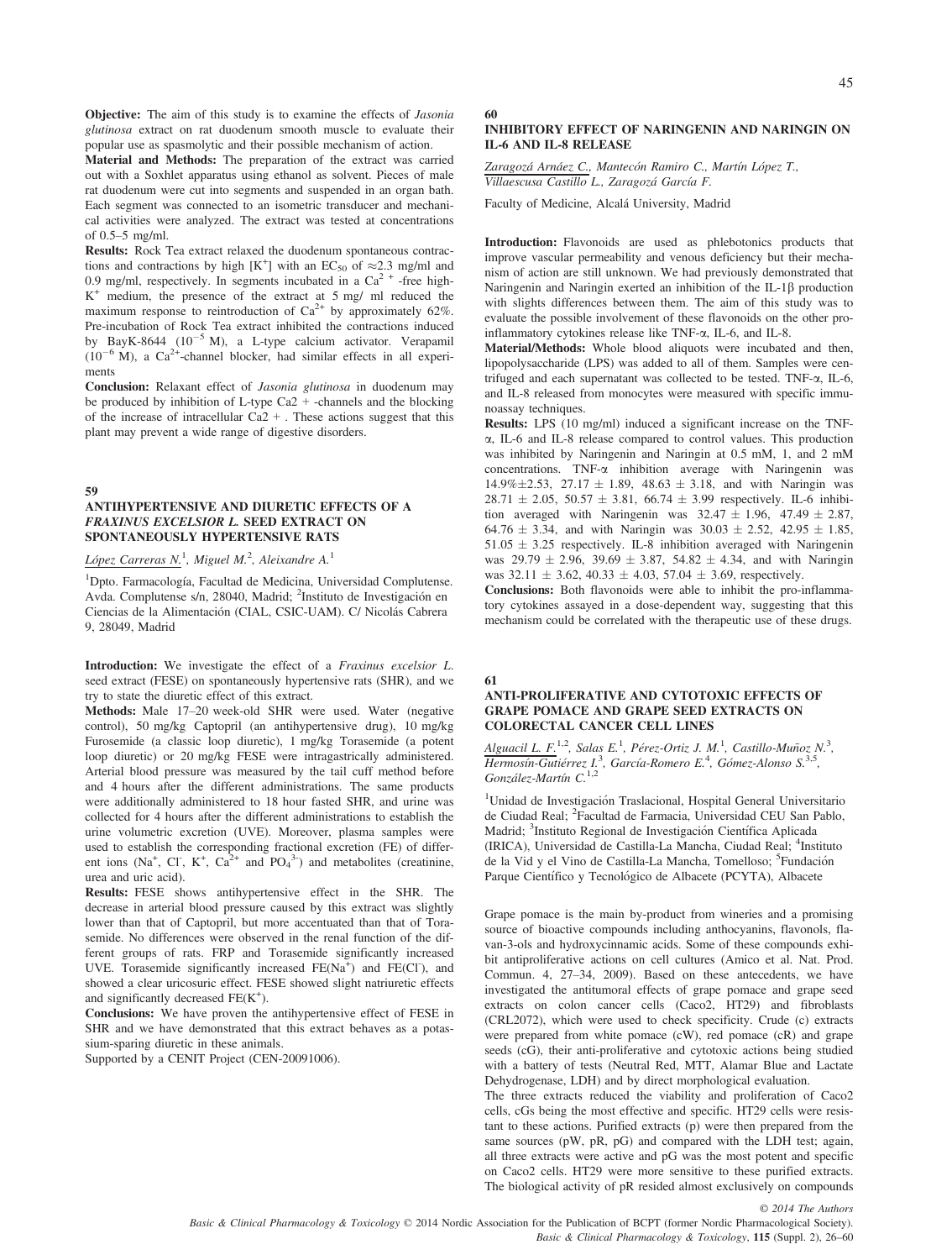**Objective:** The aim of this study is to examine the effects of *Jasonia glutinosa* extract on rat duodenum smooth muscle to evaluate their popular use as spasmolytic and their possible mechanism of action.

**Material and Methods:** The preparation of the extract was carried out with a Soxhlet apparatus using ethanol as solvent. Pieces of male rat duodenum were cut into segments and suspended in an organ bath. Each segment was connected to an isometric transducer and mechanical activities were analyzed. The extract was tested at concentrations of 0.5–5 mg/ml.

**Results:** Rock Tea extract relaxed the duodenum spontaneous contractions and contractions by high [$K^+$] with an $EC_{50}$ of ≈2.3 mg/ml and 0.9 mg/ml, respectively. In segments incubated in a $Ca^{2+}$-free high-$K^+$ medium, the presence of the extract at 5 mg/ ml reduced the maximum response to reintroduction of $Ca^{2+}$ by approximately 62%. Pre-incubation of Rock Tea extract inhibited the contractions induced by BayK-8644 ($10^{-5}$ M), a L-type calcium activator. Verapamil ($10^{-6}$ M), a $Ca^{2+}$-channel blocker, had similar effects in all experiments

**Conclusion:** Relaxant effect of *Jasonia glutinosa* in duodenum may be produced by inhibition of L-type Ca2 + -channels and the blocking of the increase of intracellular Ca2 + . These actions suggest that this plant may prevent a wide range of digestive disorders.

## 59

### ANTIHYPERTENSIVE AND DIURETIC EFFECTS OF A *FRAXINUS EXCELSIOR L.* SEED EXTRACT ON SPONTANEOUSLY HYPERTENSIVE RATS

López Carreras N.[1], Miguel M.[2], Aleixandre A.[1]

[1]Dpto. Farmacología, Facultad de Medicina, Universidad Complutense. Avda. Complutense s/n, 28040, Madrid; [2]Instituto de Investigación en Ciencias de la Alimentación (CIAL, CSIC-UAM). C/ Nicolás Cabrera 9, 28049, Madrid

**Introduction:** We investigate the effect of a *Fraxinus excelsior L.* seed extract (FESE) on spontaneously hypertensive rats (SHR), and we try to state the diuretic effect of this extract.

**Methods:** Male 17–20 week-old SHR were used. Water (negative control), 50 mg/kg Captopril (an antihypertensive drug), 10 mg/kg Furosemide (a classic loop diuretic), 1 mg/kg Torasemide (a potent loop diuretic) or 20 mg/kg FESE were intragastrically administered. Arterial blood pressure was measured by the tail cuff method before and 4 hours after the different administrations. The same products were additionally administered to 18 hour fasted SHR, and urine was collected for 4 hours after the different administrations to establish the urine volumetric excretion (UVE). Moreover, plasma samples were used to establish the corresponding fractional excretion (FE) of different ions ($Na^+$, $Cl^-$, $K^+$, $Ca^{2+}$ and $PO_4^{3-}$) and metabolites (creatinine, urea and uric acid).

**Results:** FESE shows antihypertensive effect in the SHR. The decrease in arterial blood pressure caused by this extract was slightly lower than that of Captopril, but more accentuated than that of Torasemide. No differences were observed in the renal function of the different groups of rats. FRP and Torasemide significantly increased UVE. Torasemide significantly increased FE($Na^+$) and FE($Cl^-$), and showed a clear uricosuric effect. FESE showed slight natriuretic effects and significantly decreased FE($K^+$).

**Conclusions:** We have proven the antihypertensive effect of FESE in SHR and we have demonstrated that this extract behaves as a potassium-sparing diuretic in these animals.

Supported by a CENIT Project (CEN-20091006).

## 60

### INHIBITORY EFFECT OF NARINGENIN AND NARINGIN ON IL-6 AND IL-8 RELEASE

Zaragozá Arnáez C., Mantecón Ramiro C., Martín López T., Villaescusa Castillo L., Zaragozá García F.

Faculty of Medicine, Alcalá University, Madrid

**Introduction:** Flavonoids are used as phlebotonics products that improve vascular permeability and venous deficiency but their mechanism of action are still unknown. We had previously demonstrated that Naringenin and Naringin exerted an inhibition of the IL-1β production with slights differences between them. The aim of this study was to evaluate the possible involvement of these flavonoids on the other proinflammatory cytokines release like TNF-α, IL-6, and IL-8.

**Material/Methods:** Whole blood aliquots were incubated and then, lipopolysaccharide (LPS) was added to all of them. Samples were centrifuged and each supernatant was collected to be tested. TNF-α, IL-6, and IL-8 released from monocytes were measured with specific immunoassay techniques.

**Results:** LPS (10 mg/ml) induced a significant increase on the TNF-α, IL-6 and IL-8 release compared to control values. This production was inhibited by Naringenin and Naringin at 0.5 mM, 1, and 2 mM concentrations. TNF-α inhibition average with Naringenin was 14.9%±2.53, 27.17 ± 1.89, 48.63 ± 3.18, and with Naringin was 28.71 ± 2.05, 50.57 ± 3.81, 66.74 ± 3.99 respectively. IL-6 inhibition averaged with Naringenin was 32.47 ± 1.96, 47.49 ± 2.87, 64.76 ± 3.34, and with Naringin was 30.03 ± 2.52, 42.95 ± 1.85, 51.05 ± 3.25 respectively. IL-8 inhibition averaged with Naringenin was 29.79 ± 2.96, 39.69 ± 3.87, 54.82 ± 4.34, and with Naringin was 32.11 ± 3.62, 40.33 ± 4.03, 57.04 ± 3.69, respectively.

**Conclusions:** Both flavonoids were able to inhibit the pro-inflammatory cytokines assayed in a dose-dependent way, suggesting that this mechanism could be correlated with the therapeutic use of these drugs.

## 61

### ANTI-PROLIFERATIVE AND CYTOTOXIC EFFECTS OF GRAPE POMACE AND GRAPE SEED EXTRACTS ON COLORECTAL CANCER CELL LINES

Alguacil L. F.[1,2], Salas E.[1], Pérez-Ortiz J. M.[1], Castillo-Muñoz N.[3], Hermosín-Gutiérrez I.[3], García-Romero E.[4], Gómez-Alonso S.[3,5], González-Martín C.[1,2]

[1]Unidad de Investigación Traslacional, Hospital General Universitario de Ciudad Real; [2]Facultad de Farmacia, Universidad CEU San Pablo, Madrid; [3]Instituto Regional de Investigación Científica Aplicada (IRICA), Universidad de Castilla-La Mancha, Ciudad Real; [4]Instituto de la Vid y el Vino de Castilla-La Mancha, Tomelloso; [5]Fundación Parque Científico y Tecnológico de Albacete (PCYTA), Albacete

Grape pomace is the main by-product from wineries and a promising source of bioactive compounds including anthocyanins, flavonols, flavan-3-ols and hydroxycinnamic acids. Some of these compounds exhibit antiproliferative actions on cell cultures (Amico et al. Nat. Prod. Commun. 4, 27–34, 2009). Based on these antecedents, we have investigated the antitumoral effects of grape pomace and grape seed extracts on colon cancer cells (Caco2, HT29) and fibroblasts (CRL2072), which were used to check specificity. Crude (c) extracts were prepared from white pomace (cW), red pomace (cR) and grape seeds (cG), their anti-proliferative and cytotoxic actions being studied with a battery of tests (Neutral Red, MTT, Alamar Blue and Lactate Dehydrogenase, LDH) and by direct morphological evaluation.

The three extracts reduced the viability and proliferation of Caco2 cells, cGs being the most effective and specific. HT29 cells were resistant to these actions. Purified extracts (p) were then prepared from the same sources (pW, pR, pG) and compared with the LDH test; again, all three extracts were active and pG was the most potent and specific on Caco2 cells. HT29 were more sensitive to these purified extracts. The biological activity of pR resided almost exclusively on compounds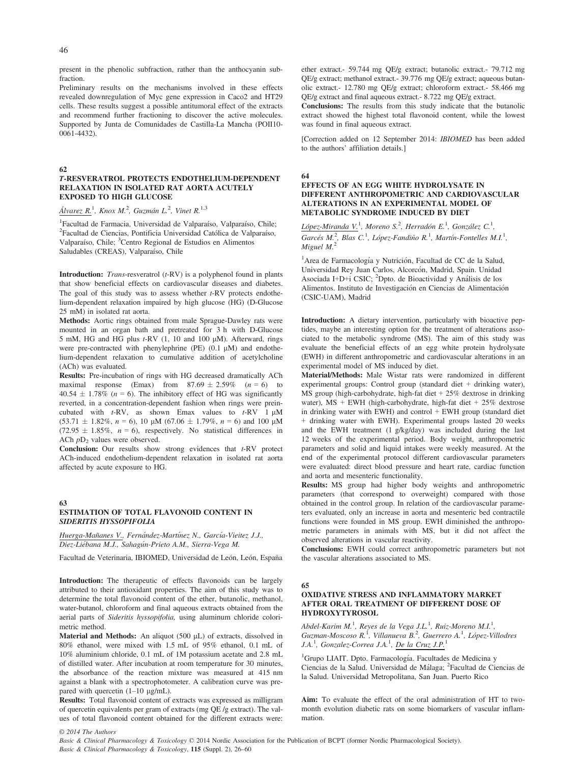present in the phenolic subfraction, rather than the anthocyanin subfraction.

Preliminary results on the mechanisms involved in these effects revealed downregulation of Myc gene expression in Caco2 and HT29 cells. These results suggest a possible antitumoral effect of the extracts and recommend further fractioning to discover the active molecules. Supported by Junta de Comunidades de Castilla-La Mancha (POII10-0061-4432).

## 62

### *T*-RESVERATROL PROTECTS ENDOTHELIUM-DEPENDENT RELAXATION IN ISOLATED RAT AORTA ACUTELY EXPOSED TO HIGH GLUCOSE

*Álvarez R.*[1], *Knox M.*[2], *Guzmán L.*[2], *Vinet R.*[1,3]

[1]Facultad de Farmacia, Universidad de Valparaíso, Valparaíso, Chile; [2]Facultad de Ciencias, Pontificia Universidad Católica de Valparaíso, Valparaíso, Chile; [3]Centro Regional de Estudios en Alimentos Saludables (CREAS), Valparaíso, Chile

**Introduction:** *Trans*-resveratrol (*t*-RV) is a polyphenol found in plants that show beneficial effects on cardiovascular diseases and diabetes. The goal of this study was to assess whether *t*-RV protects endothelium-dependent relaxation impaired by high glucose (HG) (D-Glucose 25 mM) in isolated rat aorta.

**Methods:** Aortic rings obtained from male Sprague-Dawley rats were mounted in an organ bath and pretreated for 3 h with D-Glucose 5 mM, HG and HG plus *t*-RV (1, 10 and 100 μM). Afterward, rings were pre-contracted with phenylephrine (PE) (0.1 μM) and endothelium-dependent relaxation to cumulative addition of acetylcholine (ACh) was evaluated.

**Results:** Pre-incubation of rings with HG decreased dramatically ACh maximal response (Emax) from 87.69 ± 2.59% ($n = 6$) to 40.54 ± 1.78% ($n = 6$). The inhibitory effect of HG was significantly reverted, in a concentration-dependent fashion when rings were preincubated with *t*-RV, as shown Emax values to *t*-RV 1 μM (53.71 ± 1.82%, $n = 6$), 10 μM (67.06 ± 1.79%, $n = 6$) and 100 μM (72.95 ± 1.85%, $n = 6$), respectively. No statistical differences in ACh $pD_2$ values were observed.

**Conclusion:** Our results show strong evidences that *t*-RV protect ACh-induced endothelium-dependent relaxation in isolated rat aorta affected by acute exposure to HG.

## 63

### ESTIMATION OF TOTAL FLAVONOID CONTENT IN *SIDERITIS HYSSOPIFOLIA*

*Huerga-Mañanes V., Fernández-Martínez N., García-Vieitez J.J., Diez-Liébana M.J., Sahagún-Prieto A.M., Sierra-Vega M.*

Facultad de Veterinaria, IBIOMED, Universidad de León, León, España

**Introduction:** The therapeutic of effects flavonoids can be largely attributed to their antioxidant properties. The aim of this study was to determine the total flavonoid content of the ether, butanolic, methanol, water-butanol, chloroform and final aqueous extracts obtained from the aerial parts of *Sideritis hyssopifolia,* using aluminum chloride colorimetric method.

**Material and Methods:** An aliquot (500 μL) of extracts, dissolved in 80% ethanol, were mixed with 1.5 mL of 95% ethanol, 0.1 mL of 10% aluminium chloride, 0.1 mL of 1M potassium acetate and 2.8 mL of distilled water. After incubation at room temperature for 30 minutes, the absorbance of the reaction mixture was measured at 415 nm against a blank with a spectrophotometer. A calibration curve was prepared with quercetin (1–10 μg/mL).

**Results:** Total flavonoid content of extracts was expressed as milligram of quercetin equivalents per gram of extracts (mg QE /g extract). The values of total flavonoid content obtained for the different extracts were: ether extract.- 59.744 mg QE/g extract; butanolic extract.- 79.712 mg QE/g extract; methanol extract.- 39.776 mg QE/g extract; aqueous butanolic extract.- 12.780 mg QE/g extract; chloroform extract.- 58.466 mg QE/g extract and final aqueous extract.- 8.722 mg QE/g extract.

**Conclusions:** The results from this study indicate that the butanolic extract showed the highest total flavonoid content, while the lowest was found in final aqueous extract.

[Correction added on 12 September 2014: *IBIOMED* has been added to the authors' affiliation details.]

## 64

### EFFECTS OF AN EGG WHITE HYDROLYSATE IN DIFFERENT ANTHROPOMETRIC AND CARDIOVASCULAR ALTERATIONS IN AN EXPERIMENTAL MODEL OF METABOLIC SYNDROME INDUCED BY DIET

*López-Miranda V.*[1], *Moreno S.*[2], *Herradón E.*[1], *González C.*[1], *Garcés M.*[2], *Blas C.*[1], *López-Fandiño R.*[1], *Martín-Fontelles M.I.*[1], *Miguel M.*[2]

[1]Area de Farmacología y Nutrición, Facultad de CC de la Salud, Universidad Rey Juan Carlos, Alcorcón, Madrid, Spain. Unidad Asociada I+D+i CSIC; [2]Dpto. de Bioactividad y Análisis de los Alimentos. Instituto de Investigación en Ciencias de Alimentación (CSIC-UAM), Madrid

**Introduction:** A dietary intervention, particularly with bioactive peptides, maybe an interesting option for the treatment of alterations associated to the metabolic syndrome (MS). The aim of this study was evaluate the beneficial effects of an egg white protein hydrolysate (EWH) in different anthropometric and cardiovascular alterations in an experimental model of MS induced by diet.

**Material/Methods:** Male Wistar rats were randomized in different experimental groups: Control group (standard diet + drinking water), MS group (high-carbohydrate, high-fat diet + 25% dextrose in drinking water), MS + EWH (high-carbohydrate, high-fat diet + 25% dextrose in drinking water with EWH) and control + EWH group (standard diet + drinking water with EWH). Experimental groups lasted 20 weeks and the EWH treatment (1 g/kg/day) was included during the last 12 weeks of the experimental period. Body weight, anthropometric parameters and solid and liquid intakes were weekly measured. At the end of the experimental protocol different cardiovascular parameters were evaluated: direct blood pressure and heart rate, cardiac function and aorta and mesenteric functionality.

**Results:** MS group had higher body weights and anthropometric parameters (that correspond to overweight) compared with those obtained in the control group. In relation of the cardiovascular parameters evaluated, only an increase in aorta and mesenteric bed contractile functions were founded in MS group. EWH diminished the anthropometric parameters in animals with MS, but it did not affect the observed alterations in vascular reactivity.

**Conclusions:** EWH could correct anthropometric parameters but not the vascular alterations associated to MS.

## 65

### OXIDATIVE STRESS AND INFLAMMATORY MARKET AFTER ORAL TREATMENT OF DIFFERENT DOSE OF HYDROXYTYROSOL

*Abdel-Karim M.*[1], *Reyes de la Vega J.L.*[1], *Ruiz-Moreno M.I.*[1], *Guzman-Moscoso R.*[1], *Villanueva B.*[2], *Guerrero A.*[1], *López-Villodres J.A.*[1], *Gonzalez-Correa J.A.*[1], *De la Cruz J.P.*[1]

[1]Grupo LIAIT. Dpto. Farmacología. Facultades de Medicina y Ciencias de la Salud. Universidad de Málaga; [2]Facultad de Ciencias de la Salud. Universidad Metropolitana, San Juan. Puerto Rico

**Aim:** To evaluate the effect of the oral administration of HT to two-month evolution diabetic rats on some biomarkers of vascular inflammation.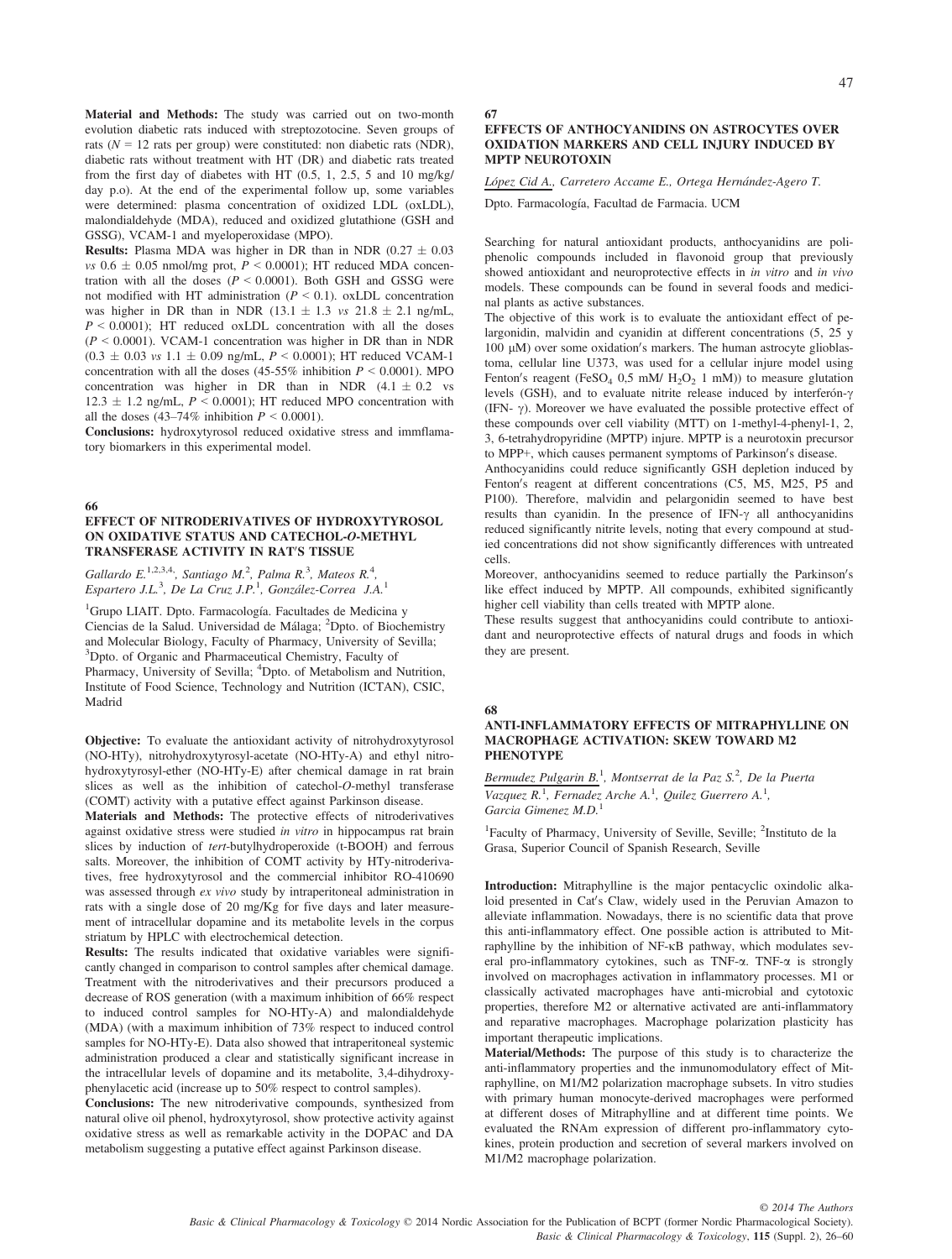**Material and Methods:** The study was carried out on two-month evolution diabetic rats induced with streptozotocine. Seven groups of rats ($N = 12$ rats per group) were constituted: non diabetic rats (NDR), diabetic rats without treatment with HT (DR) and diabetic rats treated from the first day of diabetes with HT (0.5, 1, 2.5, 5 and 10 mg/kg/day p.o). At the end of the experimental follow up, some variables were determined: plasma concentration of oxidized LDL (oxLDL), malondialdehyde (MDA), reduced and oxidized glutathione (GSH and GSSG), VCAM-1 and myeloperoxidase (MPO).

**Results:** Plasma MDA was higher in DR than in NDR ($0.27 \pm 0.03$ *vs* $0.6 \pm 0.05$ nmol/mg prot, $P < 0.0001$); HT reduced MDA concentration with all the doses ($P < 0.0001$). Both GSH and GSSG were not modified with HT administration ($P < 0.1$). oxLDL concentration was higher in DR than in NDR ($13.1 \pm 1.3$ *vs* $21.8 \pm 2.1$ ng/mL, $P < 0.0001$); HT reduced oxLDL concentration with all the doses ($P < 0.0001$). VCAM-1 concentration was higher in DR than in NDR ($0.3 \pm 0.03$ *vs* $1.1 \pm 0.09$ ng/mL, $P < 0.0001$); HT reduced VCAM-1 concentration with all the doses (45-55% inhibition $P < 0.0001$). MPO concentration was higher in DR than in NDR ($4.1 \pm 0.2$ vs $12.3 \pm 1.2$ ng/mL, $P < 0.0001$); HT reduced MPO concentration with all the doses (43–74% inhibition $P < 0.0001$).

**Conclusions:** hydroxytyrosol reduced oxidative stress and immflamatory biomarkers in this experimental model.

## 66

### EFFECT OF NITRODERIVATIVES OF HYDROXYTYROSOL ON OXIDATIVE STATUS AND CATECHOL-*O*-METHYL TRANSFERASE ACTIVITY IN RAT'S TISSUE

*Gallardo E.*[1,2,3,4], *Santiago M.*[2], *Palma R.*[3], *Mateos R.*[4], *Espartero J.L.*[3], *De La Cruz J.P.*[1], *González-Correa J.A.*[1]

[1]Grupo LIAIT. Dpto. Farmacología. Facultades de Medicina y Ciencias de la Salud. Universidad de Málaga; [2]Dpto. of Biochemistry and Molecular Biology, Faculty of Pharmacy, University of Sevilla; [3]Dpto. of Organic and Pharmaceutical Chemistry, Faculty of Pharmacy, University of Sevilla; [4]Dpto. of Metabolism and Nutrition, Institute of Food Science, Technology and Nutrition (ICTAN), CSIC, Madrid

**Objective:** To evaluate the antioxidant activity of nitrohydroxytyrosol (NO-HTy), nitrohydroxytyrosyl-acetate (NO-HTy-A) and ethyl nitrohydroxytyrosyl-ether (NO-HTy-E) after chemical damage in rat brain slices as well as the inhibition of catechol-*O*-methyl transferase (COMT) activity with a putative effect against Parkinson disease.

**Materials and Methods:** The protective effects of nitroderivatives against oxidative stress were studied *in vitro* in hippocampus rat brain slices by induction of *tert*-butylhydroperoxide (t-BOOH) and ferrous salts. Moreover, the inhibition of COMT activity by HTy-nitroderivatives, free hydroxytyrosol and the commercial inhibitor RO-410690 was assessed through *ex vivo* study by intraperitoneal administration in rats with a single dose of 20 mg/Kg for five days and later measurement of intracellular dopamine and its metabolite levels in the corpus striatum by HPLC with electrochemical detection.

**Results:** The results indicated that oxidative variables were significantly changed in comparison to control samples after chemical damage. Treatment with the nitroderivatives and their precursors produced a decrease of ROS generation (with a maximum inhibition of 66% respect to induced control samples for NO-HTy-A) and malondialdehyde (MDA) (with a maximum inhibition of 73% respect to induced control samples for NO-HTy-E). Data also showed that intraperitoneal systemic administration produced a clear and statistically significant increase in the intracellular levels of dopamine and its metabolite, 3,4-dihydroxyphenylacetic acid (increase up to 50% respect to control samples).

**Conclusions:** The new nitroderivative compounds, synthesized from natural olive oil phenol, hydroxytyrosol, show protective activity against oxidative stress as well as remarkable activity in the DOPAC and DA metabolism suggesting a putative effect against Parkinson disease.

## 67

### EFFECTS OF ANTHOCYANIDINS ON ASTROCYTES OVER OXIDATION MARKERS AND CELL INJURY INDUCED BY MPTP NEUROTOXIN

*López Cid A., Carretero Accame E., Ortega Hernández-Agero T.*

Dpto. Farmacología, Facultad de Farmacia. UCM

Searching for natural antioxidant products, anthocyanidins are poliphenolic compounds included in flavonoid group that previously showed antioxidant and neuroprotective effects in *in vitro* and *in vivo* models. These compounds can be found in several foods and medicinal plants as active substances.

The objective of this work is to evaluate the antioxidant effect of pelargonidin, malvidin and cyanidin at different concentrations (5, 25 y 100 μM) over some oxidation's markers. The human astrocyte glioblastoma, cellular line U373, was used for a cellular injure model using Fenton's reagent ($FeSO_4$ 0,5 mM/ $H_2O_2$ 1 mM)) to measure glutation levels (GSH), and to evaluate nitrite release induced by interferón-γ (IFN- γ). Moreover we have evaluated the possible protective effect of these compounds over cell viability (MTT) on 1-methyl-4-phenyl-1, 2, 3, 6-tetrahydropyridine (MPTP) injure. MPTP is a neurotoxin precursor to MPP+, which causes permanent symptoms of Parkinson's disease.

Anthocyanidins could reduce significantly GSH depletion induced by Fenton's reagent at different concentrations (C5, M5, M25, P5 and P100). Therefore, malvidin and pelargonidin seemed to have best results than cyanidin. In the presence of IFN-γ all anthocyanidins reduced significantly nitrite levels, noting that every compound at studied concentrations did not show significantly differences with untreated cells.

Moreover, anthocyanidins seemed to reduce partially the Parkinson's like effect induced by MPTP. All compounds, exhibited significantly higher cell viability than cells treated with MPTP alone.

These results suggest that anthocyanidins could contribute to antioxidant and neuroprotective effects of natural drugs and foods in which they are present.

## 68

### ANTI-INFLAMMATORY EFFECTS OF MITRAPHYLLINE ON MACROPHAGE ACTIVATION: SKEW TOWARD M2 PHENOTYPE

*Bermudez Pulgarin B.*[1], *Montserrat de la Paz S.*[2], *De la Puerta Vazquez R.*[1], *Fernadez Arche A.*[1], *Quilez Guerrero A.*[1], *Garcia Gimenez M.D.*[1]

[1]Faculty of Pharmacy, University of Seville, Seville; [2]Instituto de la Grasa, Superior Council of Spanish Research, Seville

**Introduction:** Mitraphylline is the major pentacyclic oxindolic alkaloid presented in Cat's Claw, widely used in the Peruvian Amazon to alleviate inflammation. Nowadays, there is no scientific data that prove this anti-inflammatory effect. One possible action is attributed to Mitraphylline by the inhibition of NF-κB pathway, which modulates several pro-inflammatory cytokines, such as TNF-α. TNF-α is strongly involved on macrophages activation in inflammatory processes. M1 or classically activated macrophages have anti-microbial and cytotoxic properties, therefore M2 or alternative activated are anti-inflammatory and reparative macrophages. Macrophage polarization plasticity has important therapeutic implications.

**Material/Methods:** The purpose of this study is to characterize the anti-inflammatory properties and the inmunomodulatory effect of Mitraphylline, on M1/M2 polarization macrophage subsets. In vitro studies with primary human monocyte-derived macrophages were performed at different doses of Mitraphylline and at different time points. We evaluated the RNAm expression of different pro-inflammatory cytokines, protein production and secretion of several markers involved on M1/M2 macrophage polarization.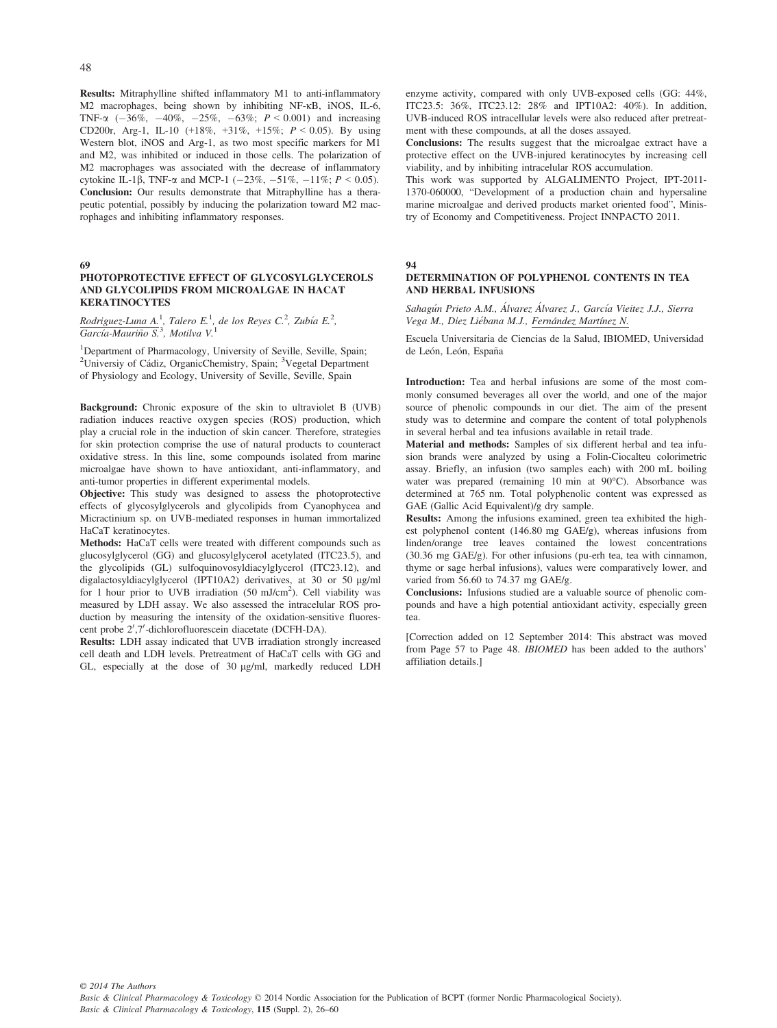**Results:** Mitraphylline shifted inflammatory M1 to anti-inflammatory M2 macrophages, being shown by inhibiting NF-κB, iNOS, IL-6, TNF-α (−36%, −40%, −25%, −63%; $P < 0.001$) and increasing CD200r, Arg-1, IL-10 (+18%, +31%, +15%; $P < 0.05$). By using Western blot, iNOS and Arg-1, as two most specific markers for M1 and M2, was inhibited or induced in those cells. The polarization of M2 macrophages was associated with the decrease of inflammatory cytokine IL-1β, TNF-α and MCP-1 (−23%, −51%, −11%; $P < 0.05$).

**Conclusion:** Our results demonstrate that Mitraphylline has a therapeutic potential, possibly by inducing the polarization toward M2 macrophages and inhibiting inflammatory responses.

## 69

### PHOTOPROTECTIVE EFFECT OF GLYCOSYLGLYCEROLS AND GLYCOLIPIDS FROM MICROALGAE IN HACAT KERATINOCYTES

*Rodriguez-Luna A.*[1], *Talero E.*[1], *de los Reyes C.*[2], *Zubía E.*[2], *García-Mauriño S.*[3], *Motilva V.*[1]

[1]Department of Pharmacology, University of Seville, Seville, Spain; [2]Universiy of Cádiz, OrganicChemistry, Spain; [3]Vegetal Department of Physiology and Ecology, University of Seville, Seville, Spain

**Background:** Chronic exposure of the skin to ultraviolet B (UVB) radiation induces reactive oxygen species (ROS) production, which play a crucial role in the induction of skin cancer. Therefore, strategies for skin protection comprise the use of natural products to counteract oxidative stress. In this line, some compounds isolated from marine microalgae have shown to have antioxidant, anti-inflammatory, and anti-tumor properties in different experimental models.

**Objective:** This study was designed to assess the photoprotective effects of glycosylglycerols and glycolipids from Cyanophycea and Micractinium sp. on UVB-mediated responses in human immortalized HaCaT keratinocytes.

**Methods:** HaCaT cells were treated with different compounds such as glucosylglycerol (GG) and glucosylglycerol acetylated (ITC23.5), and the glycolipids (GL) sulfoquinovosyldiacylglycerol (ITC23.12), and digalactosyldiacylglycerol (IPT10A2) derivatives, at 30 or 50 μg/ml for 1 hour prior to UVB irradiation (50 mJ/cm$^2$). Cell viability was measured by LDH assay. We also assessed the intracelular ROS production by measuring the intensity of the oxidation-sensitive fluorescent probe 2′,7′-dichlorofluorescein diacetate (DCFH-DA).

**Results:** LDH assay indicated that UVB irradiation strongly increased cell death and LDH levels. Pretreatment of HaCaT cells with GG and GL, especially at the dose of 30 μg/ml, markedly reduced LDH enzyme activity, compared with only UVB-exposed cells (GG: 44%, ITC23.5: 36%, ITC23.12: 28% and IPT10A2: 40%). In addition, UVB-induced ROS intracellular levels were also reduced after pretreatment with these compounds, at all the doses assayed.

**Conclusions:** The results suggest that the microalgae extract have a protective effect on the UVB-injured keratinocytes by increasing cell viability, and by inhibiting intracelular ROS accumulation.

This work was supported by ALGALIMENTO Project, IPT-2011-1370-060000, "Development of a production chain and hypersaline marine microalgae and derived products market oriented food", Ministry of Economy and Competitiveness. Project INNPACTO 2011.

## 94

### DETERMINATION OF POLYPHENOL CONTENTS IN TEA AND HERBAL INFUSIONS

*Sahagún Prieto A.M., Álvarez Álvarez J., García Vieitez J.J., Sierra Vega M., Diez Liébana M.J., Fernández Martínez N.*

Escuela Universitaria de Ciencias de la Salud, IBIOMED, Universidad de León, León, España

**Introduction:** Tea and herbal infusions are some of the most commonly consumed beverages all over the world, and one of the major source of phenolic compounds in our diet. The aim of the present study was to determine and compare the content of total polyphenols in several herbal and tea infusions available in retail trade.

**Material and methods:** Samples of six different herbal and tea infusion brands were analyzed by using a Folin-Ciocalteu colorimetric assay. Briefly, an infusion (two samples each) with 200 mL boiling water was prepared (remaining 10 min at 90°C). Absorbance was determined at 765 nm. Total polyphenolic content was expressed as GAE (Gallic Acid Equivalent)/g dry sample.

**Results:** Among the infusions examined, green tea exhibited the highest polyphenol content (146.80 mg GAE/g), whereas infusions from linden/orange tree leaves contained the lowest concentrations (30.36 mg GAE/g). For other infusions (pu-erh tea, tea with cinnamon, thyme or sage herbal infusions), values were comparatively lower, and varied from 56.60 to 74.37 mg GAE/g.

**Conclusions:** Infusions studied are a valuable source of phenolic compounds and have a high potential antioxidant activity, especially green tea.

[Correction added on 12 September 2014: This abstract was moved from Page 57 to Page 48. *IBIOMED* has been added to the authors' affiliation details.]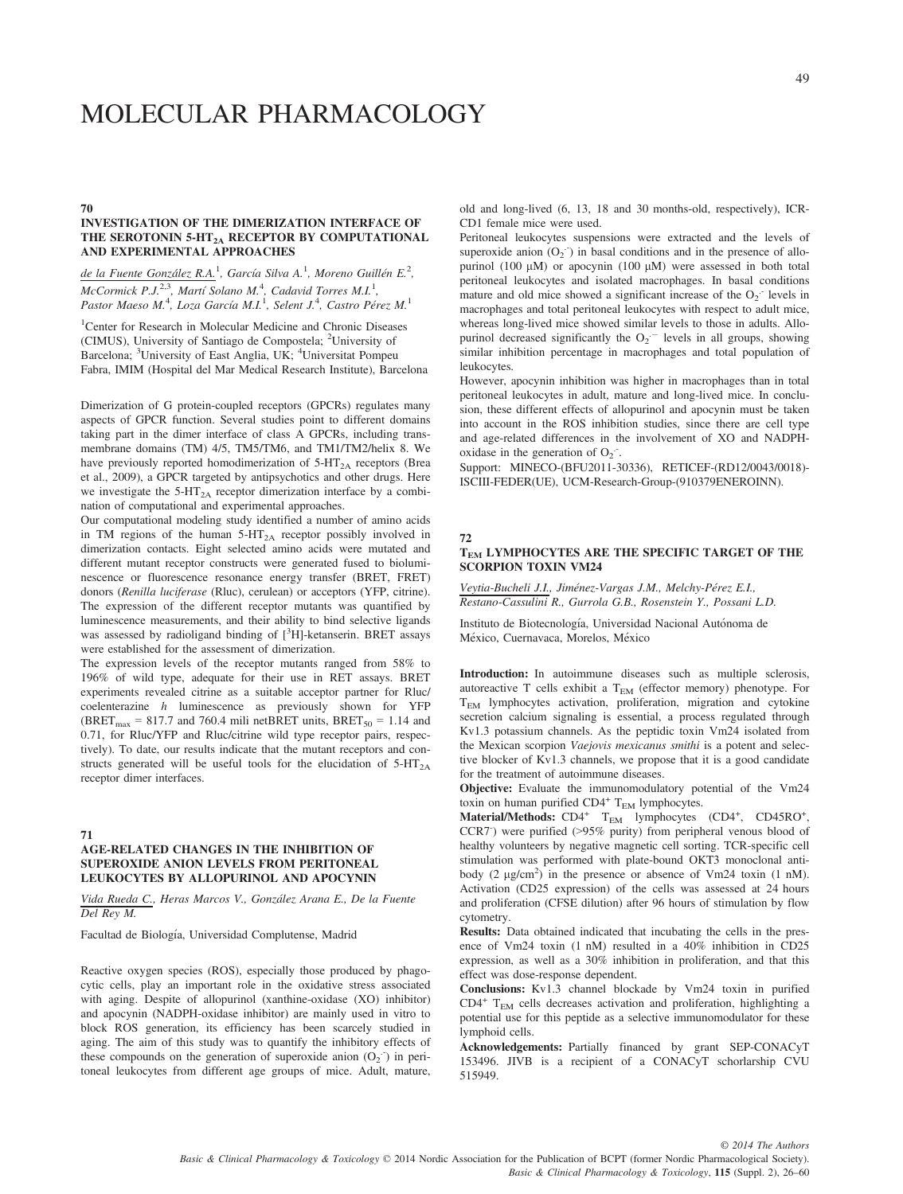# MOLECULAR PHARMACOLOGY

## 70

### INVESTIGATION OF THE DIMERIZATION INTERFACE OF THE SEROTONIN 5-$HT_{2A}$ RECEPTOR BY COMPUTATIONAL AND EXPERIMENTAL APPROACHES

de la Fuente González R.A.[1], García Silva A.[1], Moreno Guillén E.[2], McCormick P.J.[2,3], Martí Solano M.[4], Cadavid Torres M.I.[1], Pastor Maeso M.[4], Loza García M.I.[1], Selent J.[4], Castro Pérez M.[1]

[1]Center for Research in Molecular Medicine and Chronic Diseases (CIMUS), University of Santiago de Compostela; [2]University of Barcelona; [3]University of East Anglia, UK; [4]Universitat Pompeu Fabra, IMIM (Hospital del Mar Medical Research Institute), Barcelona

Dimerization of G protein-coupled receptors (GPCRs) regulates many aspects of GPCR function. Several studies point to different domains taking part in the dimer interface of class A GPCRs, including transmembrane domains (TM) 4/5, TM5/TM6, and TM1/TM2/helix 8. We have previously reported homodimerization of 5-$HT_{2A}$ receptors (Brea et al., 2009), a GPCR targeted by antipsychotics and other drugs. Here we investigate the 5-$HT_{2A}$ receptor dimerization interface by a combination of computational and experimental approaches.

Our computational modeling study identified a number of amino acids in TM regions of the human 5-$HT_{2A}$ receptor possibly involved in dimerization contacts. Eight selected amino acids were mutated and different mutant receptor constructs were generated fused to bioluminescence or fluorescence resonance energy transfer (BRET, FRET) donors (*Renilla luciferase* (Rluc), cerulean) or acceptors (YFP, citrine). The expression of the different receptor mutants was quantified by luminescence measurements, and their ability to bind selective ligands was assessed by radioligand binding of [$^3$H]-ketanserin. BRET assays were established for the assessment of dimerization.

The expression levels of the receptor mutants ranged from 58% to 196% of wild type, adequate for their use in RET assays. BRET experiments revealed citrine as a suitable acceptor partner for Rluc/coelenterazine *h* luminescence as previously shown for YFP ($BRET_{max}$ = 817.7 and 760.4 mili netBRET units, $BRET_{50}$ = 1.14 and 0.71, for Rluc/YFP and Rluc/citrine wild type receptor pairs, respectively). To date, our results indicate that the mutant receptors and constructs generated will be useful tools for the elucidation of 5-$HT_{2A}$ receptor dimer interfaces.

## 71

### AGE-RELATED CHANGES IN THE INHIBITION OF SUPEROXIDE ANION LEVELS FROM PERITONEAL LEUKOCYTES BY ALLOPURINOL AND APOCYNIN

Vida Rueda C., Heras Marcos V., González Arana E., De la Fuente Del Rey M.

Facultad de Biología, Universidad Complutense, Madrid

Reactive oxygen species (ROS), especially those produced by phagocytic cells, play an important role in the oxidative stress associated with aging. Despite of allopurinol (xanthine-oxidase (XO) inhibitor) and apocynin (NADPH-oxidase inhibitor) are mainly used in vitro to block ROS generation, its efficiency has been scarcely studied in aging. The aim of this study was to quantify the inhibitory effects of these compounds on the generation of superoxide anion ($O_2^{\cdot-}$) in peritoneal leukocytes from different age groups of mice. Adult, mature, old and long-lived (6, 13, 18 and 30 months-old, respectively), ICR-CD1 female mice were used.

Peritoneal leukocytes suspensions were extracted and the levels of superoxide anion ($O_2^{\cdot-}$) in basal conditions and in the presence of allopurinol (100 μM) or apocynin (100 μM) were assessed in both total peritoneal leukocytes and isolated macrophages. In basal conditions mature and old mice showed a significant increase of the $O_2^{\cdot-}$ levels in macrophages and total peritoneal leukocytes with respect to adult mice, whereas long-lived mice showed similar levels to those in adults. Allopurinol decreased significantly the $O_2^{\cdot-}$ levels in all groups, showing similar inhibition percentage in macrophages and total population of leukocytes.

However, apocynin inhibition was higher in macrophages than in total peritoneal leukocytes in adult, mature and long-lived mice. In conclusion, these different effects of allopurinol and apocynin must be taken into account in the ROS inhibition studies, since there are cell type and age-related differences in the involvement of XO and NADPH-oxidase in the generation of $O_2^{\cdot-}$.

Support: MINECO-(BFU2011-30336), RETICEF-(RD12/0043/0018)-ISCIII-FEDER(UE), UCM-Research-Group-(910379ENEROINN).

## 72

### $T_{EM}$ LYMPHOCYTES ARE THE SPECIFIC TARGET OF THE SCORPION TOXIN VM24

Veytia-Bucheli J.I., Jiménez-Vargas J.M., Melchy-Pérez E.I., Restano-Cassulini R., Gurrola G.B., Rosenstein Y., Possani L.D.

Instituto de Biotecnología, Universidad Nacional Autónoma de México, Cuernavaca, Morelos, México

**Introduction:** In autoimmune diseases such as multiple sclerosis, autoreactive T cells exhibit a $T_{EM}$ (effector memory) phenotype. For $T_{EM}$ lymphocytes activation, proliferation, migration and cytokine secretion calcium signaling is essential, a process regulated through Kv1.3 potassium channels. As the peptidic toxin Vm24 isolated from the Mexican scorpion *Vaejovis mexicanus smithi* is a potent and selective blocker of Kv1.3 channels, we propose that it is a good candidate for the treatment of autoimmune diseases.

**Objective:** Evaluate the immunomodulatory potential of the Vm24 toxin on human purified $CD4^+$ $T_{EM}$ lymphocytes.

**Material/Methods:** $CD4^+$ $T_{EM}$ lymphocytes ($CD4^+$, $CD45RO^+$, $CCR7^-$) were purified (>95% purity) from peripheral venous blood of healthy volunteers by negative magnetic cell sorting. TCR-specific cell stimulation was performed with plate-bound OKT3 monoclonal antibody (2 μg/cm$^2$) in the presence or absence of Vm24 toxin (1 nM). Activation (CD25 expression) of the cells was assessed at 24 hours and proliferation (CFSE dilution) after 96 hours of stimulation by flow cytometry.

**Results:** Data obtained indicated that incubating the cells in the presence of Vm24 toxin (1 nM) resulted in a 40% inhibition in CD25 expression, as well as a 30% inhibition in proliferation, and that this effect was dose-response dependent.

**Conclusions:** Kv1.3 channel blockade by Vm24 toxin in purified $CD4^+$ $T_{EM}$ cells decreases activation and proliferation, highlighting a potential use for this peptide as a selective immunomodulator for these lymphoid cells.

**Acknowledgements:** Partially financed by grant SEP-CONACyT 153496. JIVB is a recipient of a CONACyT schorlarship CVU 515949.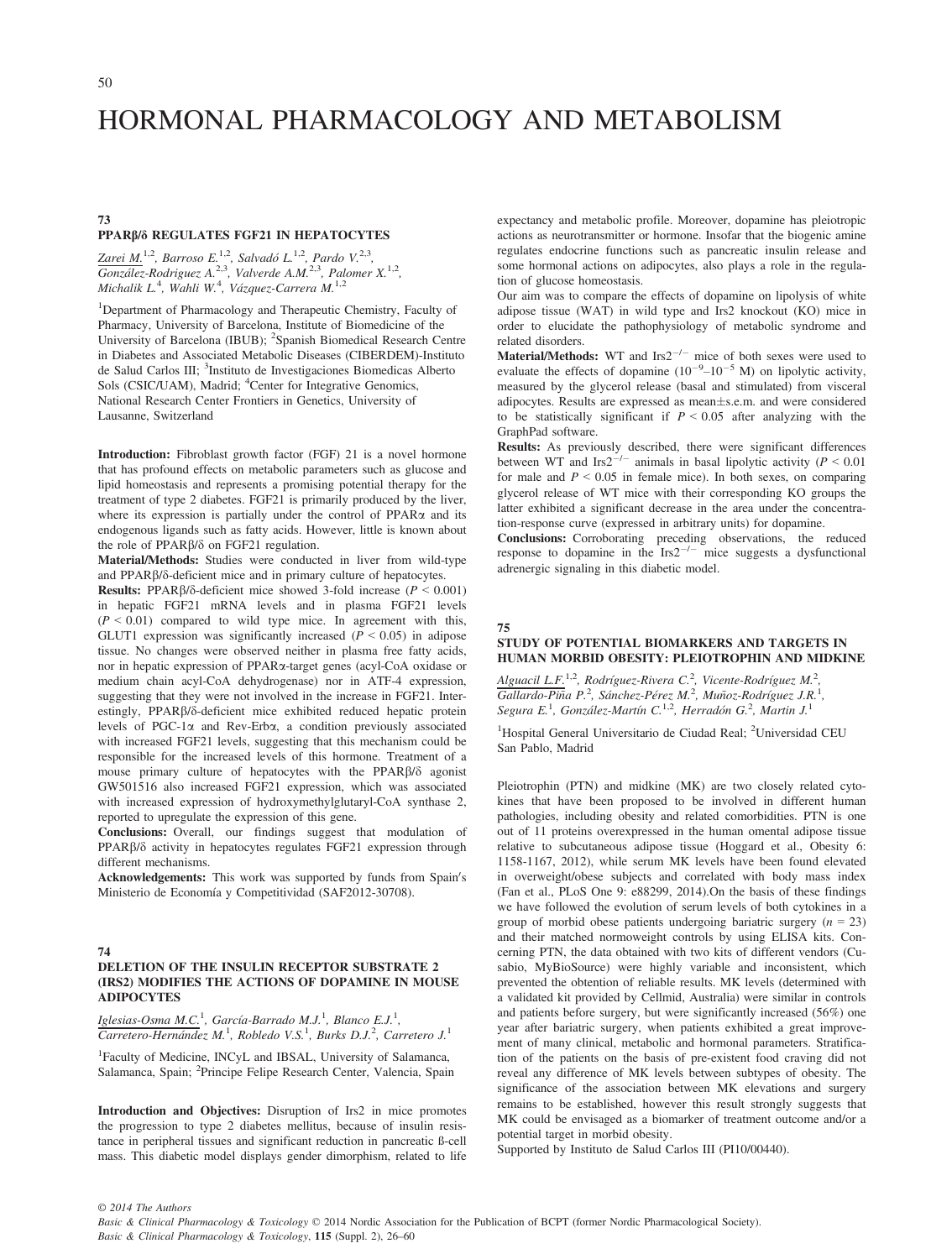# HORMONAL PHARMACOLOGY AND METABOLISM

## 73

### PPARβ/δ REGULATES FGF21 IN HEPATOCYTES

Zarei M.[1,2], Barroso E.[1,2], Salvadó L.[1,2], Pardo V.[2,3], González-Rodriguez A.[2,3], Valverde A.M.[2,3], Palomer X.[1,2], Michalik L.[4], Wahli W.[4], Vázquez-Carrera M.[1,2]

[1]Department of Pharmacology and Therapeutic Chemistry, Faculty of Pharmacy, University of Barcelona, Institute of Biomedicine of the University of Barcelona (IBUB); [2]Spanish Biomedical Research Centre in Diabetes and Associated Metabolic Diseases (CIBERDEM)-Instituto de Salud Carlos III; [3]Instituto de Investigaciones Biomedicas Alberto Sols (CSIC/UAM), Madrid; [4]Center for Integrative Genomics, National Research Center Frontiers in Genetics, University of Lausanne, Switzerland

**Introduction:** Fibroblast growth factor (FGF) 21 is a novel hormone that has profound effects on metabolic parameters such as glucose and lipid homeostasis and represents a promising potential therapy for the treatment of type 2 diabetes. FGF21 is primarily produced by the liver, where its expression is partially under the control of PPARα and its endogenous ligands such as fatty acids. However, little is known about the role of PPARβ/δ on FGF21 regulation.

**Material/Methods:** Studies were conducted in liver from wild-type and PPARβ/δ-deficient mice and in primary culture of hepatocytes.

**Results:** PPARβ/δ-deficient mice showed 3-fold increase ($P < 0.001$) in hepatic FGF21 mRNA levels and in plasma FGF21 levels ($P < 0.01$) compared to wild type mice. In agreement with this, GLUT1 expression was significantly increased ($P < 0.05$) in adipose tissue. No changes were observed neither in plasma free fatty acids, nor in hepatic expression of PPARα-target genes (acyl-CoA oxidase or medium chain acyl-CoA dehydrogenase) nor in ATF-4 expression, suggesting that they were not involved in the increase in FGF21. Interestingly, PPARβ/δ-deficient mice exhibited reduced hepatic protein levels of PGC-1α and Rev-Erbα, a condition previously associated with increased FGF21 levels, suggesting that this mechanism could be responsible for the increased levels of this hormone. Treatment of a mouse primary culture of hepatocytes with the PPARβ/δ agonist GW501516 also increased FGF21 expression, which was associated with increased expression of hydroxymethylglutaryl-CoA synthase 2, reported to upregulate the expression of this gene.

**Conclusions:** Overall, our findings suggest that modulation of PPARβ/δ activity in hepatocytes regulates FGF21 expression through different mechanisms.

**Acknowledgements:** This work was supported by funds from Spain′s Ministerio de Economía y Competitividad (SAF2012-30708).

## 74

### DELETION OF THE INSULIN RECEPTOR SUBSTRATE 2 (IRS2) MODIFIES THE ACTIONS OF DOPAMINE IN MOUSE ADIPOCYTES

Iglesias-Osma M.C.[1], García-Barrado M.J.[1], Blanco E.J.[1], Carretero-Hernández M.[1], Robledo V.S.[1], Burks D.J.[2], Carretero J.[1]

[1]Faculty of Medicine, INCyL and IBSAL, University of Salamanca, Salamanca, Spain; [2]Principe Felipe Research Center, Valencia, Spain

**Introduction and Objectives:** Disruption of Irs2 in mice promotes the progression to type 2 diabetes mellitus, because of insulin resistance in peripheral tissues and significant reduction in pancreatic ß-cell mass. This diabetic model displays gender dimorphism, related to life expectancy and metabolic profile. Moreover, dopamine has pleiotropic actions as neurotransmitter or hormone. Insofar that the biogenic amine regulates endocrine functions such as pancreatic insulin release and some hormonal actions on adipocytes, also plays a role in the regulation of glucose homeostasis.

Our aim was to compare the effects of dopamine on lipolysis of white adipose tissue (WAT) in wild type and Irs2 knockout (KO) mice in order to elucidate the pathophysiology of metabolic syndrome and related disorders.

**Material/Methods:** WT and $Irs2^{-/-}$ mice of both sexes were used to evaluate the effects of dopamine ($10^{-9}$–$10^{-5}$ M) on lipolytic activity, measured by the glycerol release (basal and stimulated) from visceral adipocytes. Results are expressed as mean±s.e.m. and were considered to be statistically significant if $P < 0.05$ after analyzing with the GraphPad software.

**Results:** As previously described, there were significant differences between WT and $Irs2^{-/-}$ animals in basal lipolytic activity ($P < 0.01$ for male and $P < 0.05$ in female mice). In both sexes, on comparing glycerol release of WT mice with their corresponding KO groups the latter exhibited a significant decrease in the area under the concentration-response curve (expressed in arbitrary units) for dopamine.

**Conclusions:** Corroborating preceding observations, the reduced response to dopamine in the $Irs2^{-/-}$ mice suggests a dysfunctional adrenergic signaling in this diabetic model.

## 75

### STUDY OF POTENTIAL BIOMARKERS AND TARGETS IN HUMAN MORBID OBESITY: PLEIOTROPHIN AND MIDKINE

Alguacil L.F.[1,2], Rodríguez-Rivera C.[2], Vicente-Rodríguez M.[2], Gallardo-Piña P.[2], Sánchez-Pérez M.[2], Muñoz-Rodríguez J.R.[1], Segura E.[1], González-Martín C.[1,2], Herradón G.[2], Martin J.[1]

[1]Hospital General Universitario de Ciudad Real; [2]Universidad CEU San Pablo, Madrid

Pleiotrophin (PTN) and midkine (MK) are two closely related cytokines that have been proposed to be involved in different human pathologies, including obesity and related comorbidities. PTN is one out of 11 proteins overexpressed in the human omental adipose tissue relative to subcutaneous adipose tissue (Hoggard et al., Obesity 6: 1158-1167, 2012), while serum MK levels have been found elevated in overweight/obese subjects and correlated with body mass index (Fan et al., PLoS One 9: e88299, 2014).On the basis of these findings we have followed the evolution of serum levels of both cytokines in a group of morbid obese patients undergoing bariatric surgery ($n = 23$) and their matched normoweight controls by using ELISA kits. Concerning PTN, the data obtained with two kits of different vendors (Cusabio, MyBioSource) were highly variable and inconsistent, which prevented the obtention of reliable results. MK levels (determined with a validated kit provided by Cellmid, Australia) were similar in controls and patients before surgery, but were significantly increased (56%) one year after bariatric surgery, when patients exhibited a great improvement of many clinical, metabolic and hormonal parameters. Stratification of the patients on the basis of pre-existent food craving did not reveal any difference of MK levels between subtypes of obesity. The significance of the association between MK elevations and surgery remains to be established, however this result strongly suggests that MK could be envisaged as a biomarker of treatment outcome and/or a potential target in morbid obesity.

Supported by Instituto de Salud Carlos III (PI10/00440).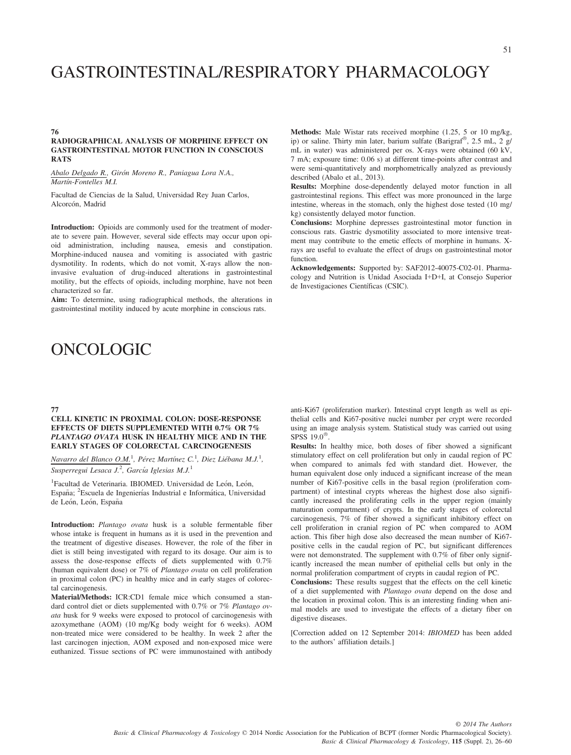# GASTROINTESTINAL/RESPIRATORY PHARMACOLOGY

**76**

**RADIOGRAPHICAL ANALYSIS OF MORPHINE EFFECT ON GASTROINTESTINAL MOTOR FUNCTION IN CONSCIOUS RATS**

Abalo Delgado R., Girón Moreno R., Paniagua Lora N.A., Martín-Fontelles M.I.

Facultad de Ciencias de la Salud, Universidad Rey Juan Carlos, Alcorcón, Madrid

**Introduction:** Opioids are commonly used for the treatment of moderate to severe pain. However, several side effects may occur upon opioid administration, including nausea, emesis and constipation. Morphine-induced nausea and vomiting is associated with gastric dysmotility. In rodents, which do not vomit, X-rays allow the non-invasive evaluation of drug-induced alterations in gastrointestinal motility, but the effects of opioids, including morphine, have not been characterized so far.

**Aim:** To determine, using radiographical methods, the alterations in gastrointestinal motility induced by acute morphine in conscious rats.

**Methods:** Male Wistar rats received morphine (1.25, 5 or 10 mg/kg, ip) or saline. Thirty min later, barium sulfate (Barigraf®, 2.5 mL, 2 g/mL in water) was administered per os. X-rays were obtained (60 kV, 7 mA; exposure time: 0.06 s) at different time-points after contrast and were semi-quantitatively and morphometrically analyzed as previously described (Abalo et al., 2013).

**Results:** Morphine dose-dependently delayed motor function in all gastrointestinal regions. This effect was more pronounced in the large intestine, whereas in the stomach, only the highest dose tested (10 mg/kg) consistently delayed motor function.

**Conclusions:** Morphine depresses gastrointestinal motor function in conscious rats. Gastric dysmotility associated to more intensive treatment may contribute to the emetic effects of morphine in humans. X-rays are useful to evaluate the effect of drugs on gastrointestinal motor function.

**Acknowledgements:** Supported by: SAF2012-40075-C02-01. Pharmacology and Nutrition is Unidad Asociada I+D+I, at Consejo Superior de Investigaciones Científicas (CSIC).

# ONCOLOGIC

**77**

**CELL KINETIC IN PROXIMAL COLON: DOSE-RESPONSE EFFECTS OF DIETS SUPPLEMENTED WITH 0.7% OR 7% *PLANTAGO OVATA* HUSK IN HEALTHY MICE AND IN THE EARLY STAGES OF COLORECTAL CARCINOGENESIS**

Navarro del Blanco O.M.[1], Pérez Martínez C.[1], Diez Liébana M.J.[1], Susperregui Lesaca J.[2], García Iglesias M.J.[1]

[1]Facultad de Veterinaria. IBIOMED. Universidad de León, León, España; [2]Escuela de Ingenierías Industrial e Informática, Universidad de León, León, España

**Introduction:** *Plantago ovata* husk is a soluble fermentable fiber whose intake is frequent in humans as it is used in the prevention and the treatment of digestive diseases. However, the role of the fiber in diet is still being investigated with regard to its dosage. Our aim is to assess the dose-response effects of diets supplemented with 0.7% (human equivalent dose) or 7% of *Plantago ovata* on cell proliferation in proximal colon (PC) in healthy mice and in early stages of colorectal carcinogenesis.

**Material/Methods:** ICR:CD1 female mice which consumed a standard control diet or diets supplemented with 0.7% or 7% *Plantago ovata* husk for 9 weeks were exposed to protocol of carcinogenesis with azoxymethane (AOM) (10 mg/Kg body weight for 6 weeks). AOM non-treated mice were considered to be healthy. In week 2 after the last carcinogen injection, AOM exposed and non-exposed mice were euthanized. Tissue sections of PC were immunostained with antibody anti-Ki67 (proliferation marker). Intestinal crypt length as well as epithelial cells and Ki67-positive nuclei number per crypt were recorded using an image analysis system. Statistical study was carried out using SPSS 19.0®.

**Results:** In healthy mice, both doses of fiber showed a significant stimulatory effect on cell proliferation but only in caudal region of PC when compared to animals fed with standard diet. However, the human equivalent dose only induced a significant increase of the mean number of Ki67-positive cells in the basal region (proliferation compartment) of intestinal crypts whereas the highest dose also significantly increased the proliferating cells in the upper region (mainly maturation compartment) of crypts. In the early stages of colorectal carcinogenesis, 7% of fiber showed a significant inhibitory effect on cell proliferation in cranial region of PC when compared to AOM action. This fiber high dose also decreased the mean number of Ki67-positive cells in the caudal region of PC, but significant differences were not demonstrated. The supplement with 0.7% of fiber only significantly increased the mean number of epithelial cells but only in the normal proliferation compartment of crypts in caudal region of PC.

**Conclusions:** These results suggest that the effects on the cell kinetic of a diet supplemented with *Plantago ovata* depend on the dose and the location in proximal colon. This is an interesting finding when animal models are used to investigate the effects of a dietary fiber on digestive diseases.

[Correction added on 12 September 2014: *IBIOMED* has been added to the authors' affiliation details.]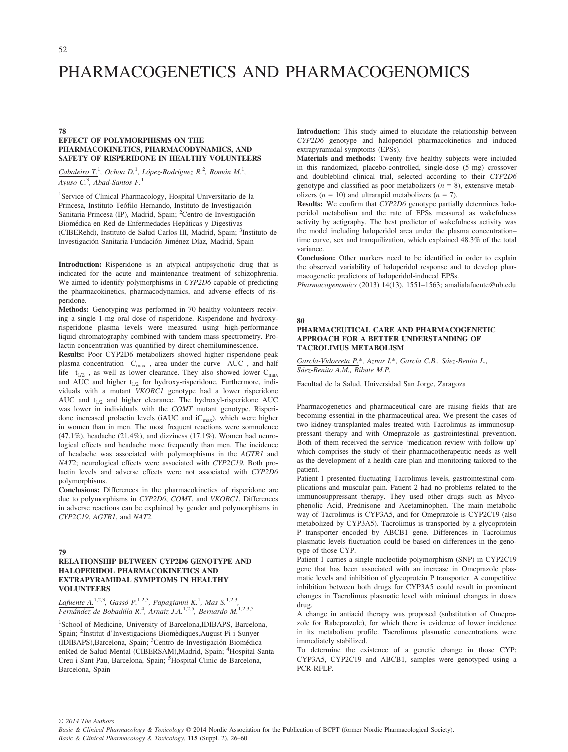# PHARMACOGENETICS AND PHARMACOGENOMICS

## 78

### EFFECT OF POLYMORPHISMS ON THE PHARMACOKINETICS, PHARMACODYNAMICS, AND SAFETY OF RISPERIDONE IN HEALTHY VOLUNTEERS

Cabaleiro T.[1], Ochoa D.[1], López-Rodríguez R.[2], Román M.[1], Ayuso C.[3], Abad-Santos F.[1]

[1]Service of Clinical Pharmacology, Hospital Universitario de la Princesa, Instituto Teófilo Hernando, Instituto de Investigación Sanitaria Princesa (IP), Madrid, Spain; [2]Centro de Investigación Biomédica en Red de Enfermedades Hepáticas y Digestivas (CIBERehd), Instituto de Salud Carlos III, Madrid, Spain; [3]Instituto de Investigación Sanitaria Fundación Jiménez Díaz, Madrid, Spain

**Introduction:** Risperidone is an atypical antipsychotic drug that is indicated for the acute and maintenance treatment of schizophrenia. We aimed to identify polymorphisms in *CYP2D6* capable of predicting the pharmacokinetics, pharmacodynamics, and adverse effects of risperidone.

**Methods:** Genotyping was performed in 70 healthy volunteers receiving a single 1-mg oral dose of risperidone. Risperidone and hydroxy-risperidone plasma levels were measured using high-performance liquid chromatography combined with tandem mass spectrometry. Prolactin concentration was quantified by direct chemiluminescence.

**Results:** Poor CYP2D6 metabolizers showed higher risperidone peak plasma concentration –$C_{max}$–, area under the curve –AUC–, and half life –$t_{1/2}$–, as well as lower clearance. They also showed lower $C_{max}$ and AUC and higher $t_{1/2}$ for hydroxy-risperidone. Furthermore, individuals with a mutant *VKORC1* genotype had a lower risperidone AUC and $t_{1/2}$ and higher clearance. The hydroxyl-risperidone AUC was lower in individuals with the *COMT* mutant genotype. Risperidone increased prolactin levels (iAUC and $iC_{max}$), which were higher in women than in men. The most frequent reactions were somnolence (47.1%), headache (21.4%), and dizziness (17.1%). Women had neurological effects and headache more frequently than men. The incidence of headache was associated with polymorphisms in the *AGTR1* and *NAT2*; neurological effects were associated with *CYP2C19*. Both prolactin levels and adverse effects were not associated with *CYP2D6* polymorphisms.

**Conclusions:** Differences in the pharmacokinetics of risperidone are due to polymorphisms in *CYP2D6*, *COMT*, and *VKORC1*. Differences in adverse reactions can be explained by gender and polymorphisms in *CYP2C19*, *AGTR1*, and *NAT2*.

## 79

### RELATIONSHIP BETWEEN CYP2D6 GENOTYPE AND HALOPERIDOL PHARMACOKINETICS AND EXTRAPYRAMIDAL SYMPTOMS IN HEALTHY VOLUNTEERS

Lafuente A.[1,2,3], Gassó P.[1,2,3], Papagianni K.[1], Mas S.[1,2,3], Fernández de Bobadilla R.[4], Arnaiz J.A.[1,2,5], Bernardo M.[1,2,3,5]

[1]School of Medicine, University of Barcelona,IDIBAPS, Barcelona, Spain; [2]Institut d'Investigacions Biomèdiques,August Pi i Sunyer (IDIBAPS),Barcelona, Spain; [3]Centro de Investigación Biomédica enRed de Salud Mental (CIBERSAM),Madrid, Spain; [4]Hospital Santa Creu i Sant Pau, Barcelona, Spain; [5]Hospital Clinic de Barcelona, Barcelona, Spain

**Introduction:** This study aimed to elucidate the relationship between *CYP2D6* genotype and haloperidol pharmacokinetics and induced extrapyramidal symptoms (EPSs).

**Materials and methods:** Twenty five healthy subjects were included in this randomized, placebo-controlled, single-dose (5 mg) crossover and doubleblind clinical trial, selected according to their *CYP2D6* genotype and classified as poor metabolizers ($n = 8$), extensive metabolizers ($n = 10$) and ultrarapid metabolizers ($n = 7$).

**Results:** We confirm that *CYP2D6* genotype partially determines haloperidol metabolism and the rate of EPSs measured as wakefulness activity by actigraphy. The best predictor of wakefulness activity was the model including haloperidol area under the plasma concentration–time curve, sex and tranquilization, which explained 48.3% of the total variance.

**Conclusion:** Other markers need to be identified in order to explain the observed variability of haloperidol response and to develop pharmacogenetic predictors of haloperidol-induced EPSs.

*Pharmacogenomics* (2013) 14(13), 1551–1563; amalialafuente@ub.edu

## 80

### PHARMACEUTICAL CARE AND PHARMACOGENETIC APPROACH FOR A BETTER UNDERSTANDING OF TACROLIMUS METABOLISM

García-Vidorreta P.*, Aznar I.*, García C.B., Sáez-Benito L., Sáez-Benito A.M., Ribate M.P.

Facultad de la Salud, Universidad San Jorge, Zaragoza

Pharmacogenetics and pharmaceutical care are raising fields that are becoming essential in the pharmaceutical area. We present the cases of two kidney-transplanted males treated with Tacrolimus as immunosuppressant therapy and with Omeprazole as gastrointestinal prevention. Both of them received the service 'medication review with follow up' which comprises the study of their pharmacotherapeutic needs as well as the development of a health care plan and monitoring tailored to the patient.

Patient 1 presented fluctuating Tacrolimus levels, gastrointestinal complications and muscular pain. Patient 2 had no problems related to the immunosuppressant therapy. They used other drugs such as Mycophenolic Acid, Prednisone and Acetaminophen. The main metabolic way of Tacrolimus is CYP3A5, and for Omeprazole is CYP2C19 (also metabolized by CYP3A5). Tacrolimus is transported by a glycoprotein P transporter encoded by ABCB1 gene. Differences in Tacrolimus plasmatic levels fluctuation could be based on differences in the genotype of those CYP.

Patient 1 carries a single nucleotide polymorphism (SNP) in CYP2C19 gene that has been associated with an increase in Omeprazole plasmatic levels and inhibition of glycoprotein P transporter. A competitive inhibition between both drugs for CYP3A5 could result in prominent changes in Tacrolimus plasmatic level with minimal changes in doses drug.

A change in antiacid therapy was proposed (substitution of Omeprazole for Rabeprazole), for which there is evidence of lower incidence in its metabolism profile. Tacrolimus plasmatic concentrations were immediately stabilized.

To determine the existence of a genetic change in those CYP; CYP3A5, CYP2C19 and ABCB1, samples were genotyped using a PCR-RFLP.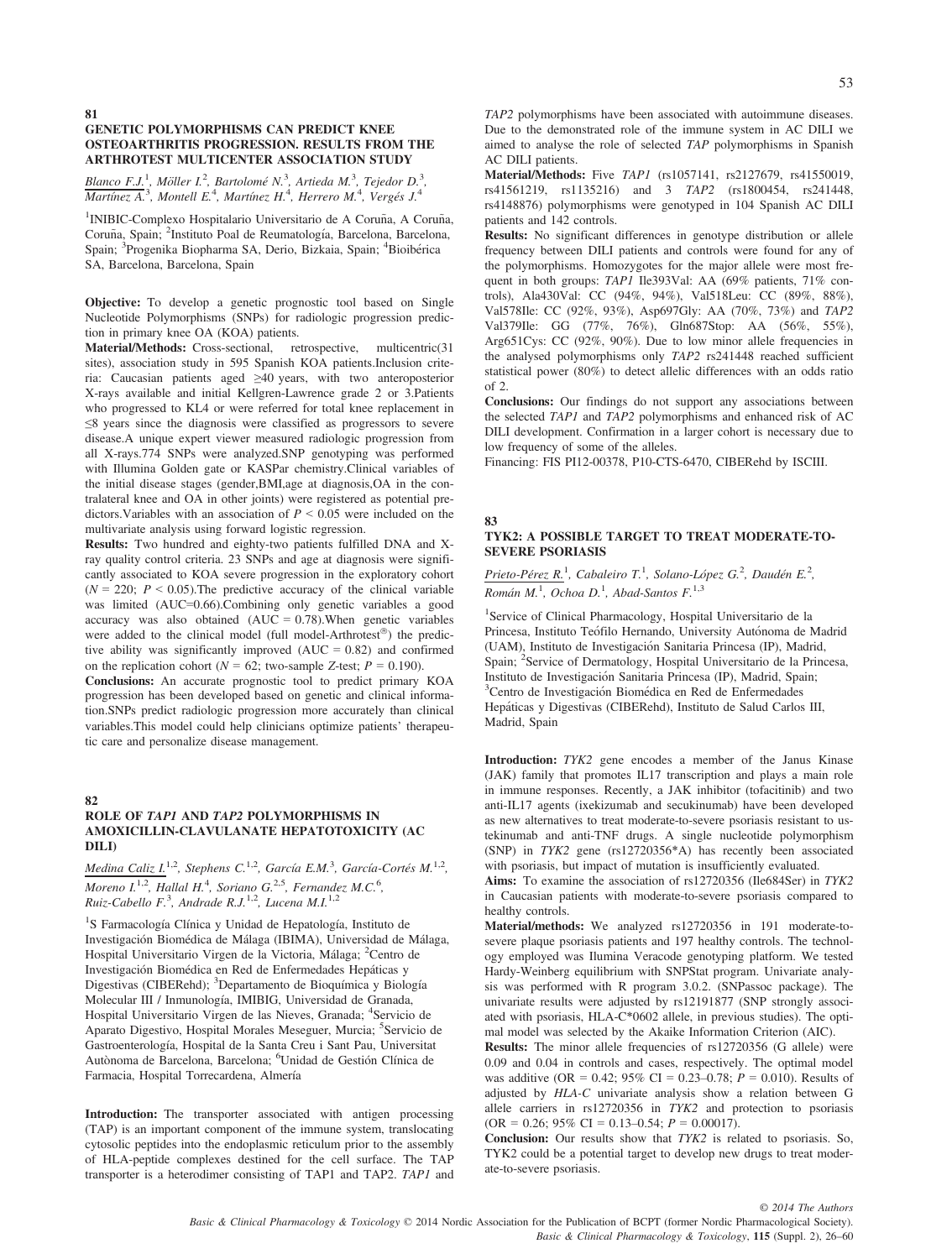## 81

### GENETIC POLYMORPHISMS CAN PREDICT KNEE OSTEOARTHRITIS PROGRESSION. RESULTS FROM THE ARTHROTEST MULTICENTER ASSOCIATION STUDY

Blanco F.J.[1], Möller I.[2], Bartolomé N.[3], Artieda M.[3], Tejedor D.[3], Martínez A.[3], Montell E.[4], Martínez H.[4], Herrero M.[4], Vergés J.[4]

[1]INIBIC-Complexo Hospitalario Universitario de A Coruña, A Coruña, Coruña, Spain; [2]Instituto Poal de Reumatología, Barcelona, Barcelona, Spain; [3]Progenika Biopharma SA, Derio, Bizkaia, Spain; [4]Bioibérica SA, Barcelona, Barcelona, Spain

**Objective:** To develop a genetic prognostic tool based on Single Nucleotide Polymorphisms (SNPs) for radiologic progression prediction in primary knee OA (KOA) patients.

**Material/Methods:** Cross-sectional, retrospective, multicentric(31 sites), association study in 595 Spanish KOA patients.Inclusion criteria: Caucasian patients aged ≥40 years, with two anteroposterior X-rays available and initial Kellgren-Lawrence grade 2 or 3.Patients who progressed to KL4 or were referred for total knee replacement in ≤8 years since the diagnosis were classified as progressors to severe disease.A unique expert viewer measured radiologic progression from all X-rays.774 SNPs were analyzed.SNP genotyping was performed with Illumina Golden gate or KASPar chemistry.Clinical variables of the initial disease stages (gender,BMI,age at diagnosis,OA in the contralateral knee and OA in other joints) were registered as potential predictors.Variables with an association of $P < 0.05$ were included on the multivariate analysis using forward logistic regression.

**Results:** Two hundred and eighty-two patients fulfilled DNA and X-ray quality control criteria. 23 SNPs and age at diagnosis were significantly associated to KOA severe progression in the exploratory cohort ($N = 220$; $P < 0.05$).The predictive accuracy of the clinical variable was limited (AUC=0.66).Combining only genetic variables a good accuracy was also obtained (AUC = 0.78).When genetic variables were added to the clinical model (full model-Arthrotest®) the predictive ability was significantly improved (AUC = 0.82) and confirmed on the replication cohort ($N = 62$; two-sample Z-test; $P = 0.190$).

**Conclusions:** An accurate prognostic tool to predict primary KOA progression has been developed based on genetic and clinical information.SNPs predict radiologic progression more accurately than clinical variables.This model could help clinicians optimize patients' therapeutic care and personalize disease management.

## 82

### ROLE OF *TAP1* AND *TAP2* POLYMORPHISMS IN AMOXICILLIN-CLAVULANATE HEPATOTOXICITY (AC DILI)

Medina Caliz I.[1,2], Stephens C.[1,2], García E.M.[3], García-Cortés M.[1,2], Moreno I.[1,2], Hallal H.[4], Soriano G.[2,5], Fernandez M.C.[6], Ruiz-Cabello F.[3], Andrade R.J.[1,2], Lucena M.I.[1,2]

[1]S Farmacología Clínica y Unidad de Hepatología, Instituto de Investigación Biomédica de Málaga (IBIMA), Universidad de Málaga, Hospital Universitario Virgen de la Victoria, Málaga; [2]Centro de Investigación Biomédica en Red de Enfermedades Hepáticas y Digestivas (CIBERehd); [3]Departamento de Bioquímica y Biología Molecular III / Inmunología, IMIBIG, Universidad de Granada, Hospital Universitario Virgen de las Nieves, Granada; [4]Servicio de Aparato Digestivo, Hospital Morales Meseguer, Murcia; [5]Servicio de Gastroenterología, Hospital de la Santa Creu i Sant Pau, Universitat Autònoma de Barcelona, Barcelona; [6]Unidad de Gestión Clínica de Farmacia, Hospital Torrecardena, Almería

**Introduction:** The transporter associated with antigen processing (TAP) is an important component of the immune system, translocating cytosolic peptides into the endoplasmic reticulum prior to the assembly of HLA-peptide complexes destined for the cell surface. The TAP transporter is a heterodimer consisting of TAP1 and TAP2. *TAP1* and *TAP2* polymorphisms have been associated with autoimmune diseases. Due to the demonstrated role of the immune system in AC DILI we aimed to analyse the role of selected *TAP* polymorphisms in Spanish AC DILI patients.

**Material/Methods:** Five *TAP1* (rs1057141, rs2127679, rs41550019, rs41561219, rs1135216) and 3 *TAP2* (rs1800454, rs241448, rs4148876) polymorphisms were genotyped in 104 Spanish AC DILI patients and 142 controls.

**Results:** No significant differences in genotype distribution or allele frequency between DILI patients and controls were found for any of the polymorphisms. Homozygotes for the major allele were most frequent in both groups: *TAP1* Ile393Val: AA (69% patients, 71% controls), Ala430Val: CC (94%, 94%), Val518Leu: CC (89%, 88%), Val578Ile: CC (92%, 93%), Asp697Gly: AA (70%, 73%) and *TAP2* Val379Ile: GG (77%, 76%), Gln687Stop: AA (56%, 55%), Arg651Cys: CC (92%, 90%). Due to low minor allele frequencies in the analysed polymorphisms only *TAP2* rs241448 reached sufficient statistical power (80%) to detect allelic differences with an odds ratio of 2.

**Conclusions:** Our findings do not support any associations between the selected *TAP1* and *TAP2* polymorphisms and enhanced risk of AC DILI development. Confirmation in a larger cohort is necessary due to low frequency of some of the alleles.

Financing: FIS PI12-00378, P10-CTS-6470, CIBERehd by ISCIII.

## 83

### TYK2: A POSSIBLE TARGET TO TREAT MODERATE-TO-SEVERE PSORIASIS

Prieto-Pérez R.[1], Cabaleiro T.[1], Solano-López G.[2], Daudén E.[2], Román M.[1], Ochoa D.[1], Abad-Santos F.[1,3]

[1]Service of Clinical Pharmacology, Hospital Universitario de la Princesa, Instituto Teófilo Hernando, University Autónoma de Madrid (UAM), Instituto de Investigación Sanitaria Princesa (IP), Madrid, Spain; [2]Service of Dermatology, Hospital Universitario de la Princesa, Instituto de Investigación Sanitaria Princesa (IP), Madrid, Spain; [3]Centro de Investigación Biomédica en Red de Enfermedades Hepáticas y Digestivas (CIBERehd), Instituto de Salud Carlos III, Madrid, Spain

**Introduction:** *TYK2* gene encodes a member of the Janus Kinase (JAK) family that promotes IL17 transcription and plays a main role in immune responses. Recently, a JAK inhibitor (tofacitinib) and two anti-IL17 agents (ixekizumab and secukinumab) have been developed as new alternatives to treat moderate-to-severe psoriasis resistant to ustekinumab and anti-TNF drugs. A single nucleotide polymorphism (SNP) in *TYK2* gene (rs12720356*A) has recently been associated with psoriasis, but impact of mutation is insufficiently evaluated.

**Aims:** To examine the association of rs12720356 (Ile684Ser) in *TYK2* in Caucasian patients with moderate-to-severe psoriasis compared to healthy controls.

**Material/methods:** We analyzed rs12720356 in 191 moderate-to-severe plaque psoriasis patients and 197 healthy controls. The technology employed was Ilumina Veracode genotyping platform. We tested Hardy-Weinberg equilibrium with SNPStat program. Univariate analysis was performed with R program 3.0.2. (SNPassoc package). The univariate results were adjusted by rs12191877 (SNP strongly associated with psoriasis, HLA-C*0602 allele, in previous studies). The optimal model was selected by the Akaike Information Criterion (AIC).

**Results:** The minor allele frequencies of rs12720356 (G allele) were 0.09 and 0.04 in controls and cases, respectively. The optimal model was additive (OR = 0.42; 95% CI = 0.23–0.78; $P = 0.010$). Results of adjusted by *HLA-C* univariate analysis show a relation between G allele carriers in rs12720356 in *TYK2* and protection to psoriasis (OR = 0.26; 95% CI = 0.13–0.54; $P = 0.00017$).

**Conclusion:** Our results show that *TYK2* is related to psoriasis. So, TYK2 could be a potential target to develop new drugs to treat moderate-to-severe psoriasis.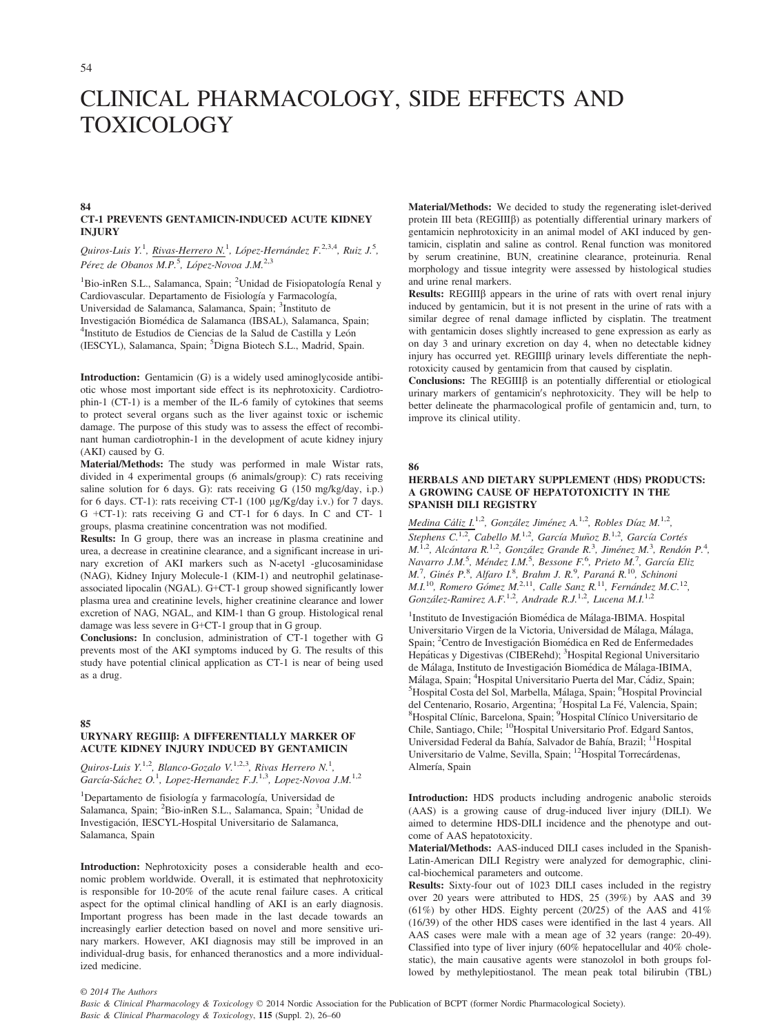# CLINICAL PHARMACOLOGY, SIDE EFFECTS AND TOXICOLOGY

### 84
### CT-1 PREVENTS GENTAMICIN-INDUCED ACUTE KIDNEY INJURY

*Quiros-Luis Y.*[1], *Rivas-Herrero N.*[1], *López-Hernández F.*[2,3,4], *Ruiz J.*[5], *Pérez de Obanos M.P.*[5], *López-Novoa J.M.*[2,3]

[1]Bio-inRen S.L., Salamanca, Spain; [2]Unidad de Fisiopatología Renal y Cardiovascular. Departamento de Fisiología y Farmacología, Universidad de Salamanca, Salamanca, Spain; [3]Instituto de Investigación Biomédica de Salamanca (IBSAL), Salamanca, Spain; [4]Instituto de Estudios de Ciencias de la Salud de Castilla y León (IESCYL), Salamanca, Spain; [5]Digna Biotech S.L., Madrid, Spain.

**Introduction:** Gentamicin (G) is a widely used aminoglycoside antibiotic whose most important side effect is its nephrotoxicity. Cardiotrophin-1 (CT-1) is a member of the IL-6 family of cytokines that seems to protect several organs such as the liver against toxic or ischemic damage. The purpose of this study was to assess the effect of recombinant human cardiotrophin-1 in the development of acute kidney injury (AKI) caused by G.

**Material/Methods:** The study was performed in male Wistar rats, divided in 4 experimental groups (6 animals/group): C) rats receiving saline solution for 6 days. G): rats receiving G (150 mg/kg/day, i.p.) for 6 days. CT-1): rats receiving CT-1 (100 μg/Kg/day i.v.) for 7 days. G +CT-1): rats receiving G and CT-1 for 6 days. In C and CT- 1 groups, plasma creatinine concentration was not modified.

**Results:** In G group, there was an increase in plasma creatinine and urea, a decrease in creatinine clearance, and a significant increase in urinary excretion of AKI markers such as N-acetyl -glucosaminidase (NAG), Kidney Injury Molecule-1 (KIM-1) and neutrophil gelatinase-associated lipocalin (NGAL). G+CT-1 group showed significantly lower plasma urea and creatinine levels, higher creatinine clearance and lower excretion of NAG, NGAL, and KIM-1 than G group. Histological renal damage was less severe in G+CT-1 group that in G group.

**Conclusions:** In conclusion, administration of CT-1 together with G prevents most of the AKI symptoms induced by G. The results of this study have potential clinical application as CT-1 is near of being used as a drug.

### 85
### URYNARY REGIIIβ: A DIFFERENTIALLY MARKER OF ACUTE KIDNEY INJURY INDUCED BY GENTAMICIN

*Quiros-Luis Y.*[1,2], *Blanco-Gozalo V.*[1,2,3], *Rivas Herrero N.*[1], *García-Sáchez O.*[1], *Lopez-Hernandez F.J.*[1,3], *Lopez-Novoa J.M.*[1,2]

[1]Departamento de fisiología y farmacología, Universidad de Salamanca, Spain; [2]Bio-inRen S.L., Salamanca, Spain; [3]Unidad de Investigación, IESCYL-Hospital Universitario de Salamanca, Salamanca, Spain

**Introduction:** Nephrotoxicity poses a considerable health and economic problem worldwide. Overall, it is estimated that nephrotoxicity is responsible for 10-20% of the acute renal failure cases. A critical aspect for the optimal clinical handling of AKI is an early diagnosis. Important progress has been made in the last decade towards an increasingly earlier detection based on novel and more sensitive urinary markers. However, AKI diagnosis may still be improved in an individual-drug basis, for enhanced theranostics and a more individualized medicine.

**Material/Methods:** We decided to study the regenerating islet-derived protein III beta (REGIIIβ) as potentially differential urinary markers of gentamicin nephrotoxicity in an animal model of AKI induced by gentamicin, cisplatin and saline as control. Renal function was monitored by serum creatinine, BUN, creatinine clearance, proteinuria. Renal morphology and tissue integrity were assessed by histological studies and urine renal markers.

**Results:** REGIIIβ appears in the urine of rats with overt renal injury induced by gentamicin, but it is not present in the urine of rats with a similar degree of renal damage inflicted by cisplatin. The treatment with gentamicin doses slightly increased to gene expression as early as on day 3 and urinary excretion on day 4, when no detectable kidney injury has occurred yet. REGIIIβ urinary levels differentiate the nephrotoxicity caused by gentamicin from that caused by cisplatin.

**Conclusions:** The REGIIIβ is an potentially differential or etiological urinary markers of gentamicin′s nephrotoxicity. They will be help to better delineate the pharmacological profile of gentamicin and, turn, to improve its clinical utility.

### 86
### HERBALS AND DIETARY SUPPLEMENT (HDS) PRODUCTS: A GROWING CAUSE OF HEPATOTOXICITY IN THE SPANISH DILI REGISTRY

*Medina Cáliz I.*[1,2], *González Jiménez A.*[1,2], *Robles Díaz M.*[1,2], *Stephens C.*[1,2], *Cabello M.*[1,2], *García Muñoz B.*[1,2], *García Cortés M.*[1,2], *Alcántara R.*[1,2], *González Grande R.*[3], *Jiménez M.*[3], *Rendón P.*[4], *Navarro J.M.*[5], *Méndez I.M.*[5], *Bessone F.*[6], *Prieto M.*[7], *García Eliz M.*[7], *Ginés P.*[8], *Alfaro I.*[8], *Brahm J. R.*[9], *Paraná R.*[10], *Schinoni M.I.*[10], *Romero Gómez M.*[2,11], *Calle Sanz R.*[11], *Fernández M.C.*[12], *González-Ramirez A.F.*[1,2], *Andrade R.J.*[1,2], *Lucena M.I.*[1,2]

[1]Instituto de Investigación Biomédica de Málaga-IBIMA. Hospital Universitario Virgen de la Victoria, Universidad de Málaga, Málaga, Spain; [2]Centro de Investigación Biomédica en Red de Enfermedades Hepáticas y Digestivas (CIBERehd); [3]Hospital Regional Universitario de Málaga, Instituto de Investigación Biomédica de Málaga-IBIMA, Málaga, Spain; [4]Hospital Universitario Puerta del Mar, Cádiz, Spain; [5]Hospital Costa del Sol, Marbella, Málaga, Spain; [6]Hospital Provincial del Centenario, Rosario, Argentina; [7]Hospital La Fé, Valencia, Spain; [8]Hospital Clínic, Barcelona, Spain; [9]Hospital Clínico Universitario de Chile, Santiago, Chile; [10]Hospital Universitario Prof. Edgard Santos, Universidad Federal da Bahía, Salvador de Bahía, Brazil; [11]Hospital Universitario de Valme, Sevilla, Spain; [12]Hospital Torrecárdenas, Almería, Spain

**Introduction:** HDS products including androgenic anabolic steroids (AAS) is a growing cause of drug-induced liver injury (DILI). We aimed to determine HDS-DILI incidence and the phenotype and outcome of AAS hepatotoxicity.

**Material/Methods:** AAS-induced DILI cases included in the Spanish-Latin-American DILI Registry were analyzed for demographic, clinical-biochemical parameters and outcome.

**Results:** Sixty-four out of 1023 DILI cases included in the registry over 20 years were attributed to HDS, 25 (39%) by AAS and 39 (61%) by other HDS. Eighty percent (20/25) of the AAS and 41% (16/39) of the other HDS cases were identified in the last 4 years. All AAS cases were male with a mean age of 32 years (range: 20-49). Classified into type of liver injury (60% hepatocellular and 40% cholestatic), the main causative agents were stanozolol in both groups followed by methylepitiostanol. The mean peak total bilirubin (TBL)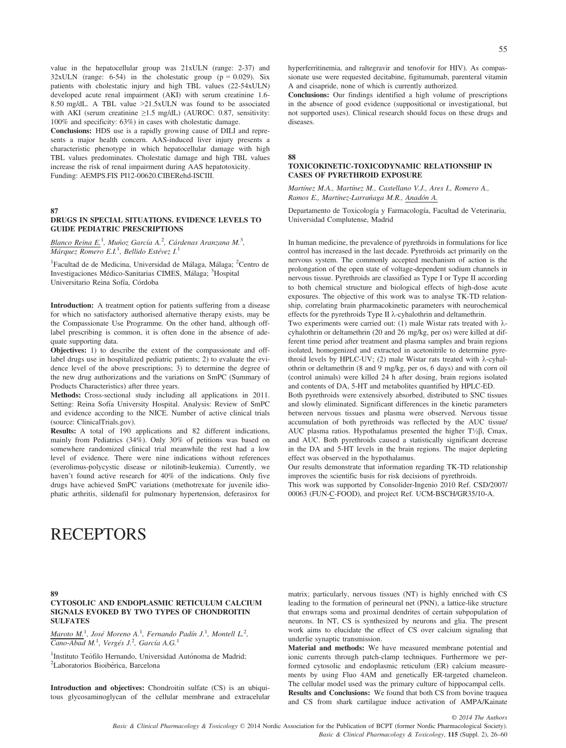value in the hepatocellular group was 21xULN (range: 2-37) and 32xULN (range: 6-54) in the cholestatic group (p = 0.029). Six patients with cholestatic injury and high TBL values (22-54xULN) developed acute renal impairment (AKI) with serum creatinine 1.6-8.50 mg/dL. A TBL value >21.5xULN was found to be associated with AKI (serum creatinine ≥1.5 mg/dL) (AUROC: 0.87, sensitivity: 100% and specificity: 63%) in cases with cholestatic damage.

**Conclusions:** HDS use is a rapidly growing cause of DILI and represents a major health concern. AAS-induced liver injury presents a characteristic phenotype in which hepatocellular damage with high TBL values predominates. Cholestatic damage and high TBL values increase the risk of renal impairment during AAS hepatotoxicity.

Funding: AEMPS.FIS PI12-00620.CIBERehd-ISCIII.

### 87
### DRUGS IN SPECIAL SITUATIONS. EVIDENCE LEVELS TO GUIDE PEDIATRIC PRESCRIPTIONS

*Blanco Reina E.*[1], *Muñoz García A.*[2], *Cárdenas Aranzana M.*[3], *Márquez Romero E.I.*[1], *Bellido Estévez I.*[1]

[1]Facultad de de Medicina, Universidad de Málaga, Málaga; [2]Centro de Investigaciones Médico-Sanitarias CIMES, Málaga; [3]Hospital Universitario Reina Sofía, Córdoba

**Introduction:** A treatment option for patients suffering from a disease for which no satisfactory authorised alternative therapy exists, may be the Compassionate Use Programme. On the other hand, although off-label prescribing is common, it is often done in the absence of adequate supporting data.

**Objectives:** 1) to describe the extent of the compassionate and off-label drugs use in hospitalized pediatric patients; 2) to evaluate the evidence level of the above prescriptions; 3) to determine the degree of the new drug authorizations and the variations on SmPC (Summary of Products Characteristics) after three years.

**Methods:** Cross-sectional study including all applications in 2011. Setting: Reina Sofía University Hospital. Analysis: Review of SmPC and evidence according to the NICE. Number of active clinical trials (source: ClinicalTrials.gov).

**Results:** A total of 190 applications and 82 different indications, mainly from Pediatrics (34%). Only 30% of petitions was based on somewhere randomized clinical trial meanwhile the rest had a low level of evidence. There were nine indications without references (everolimus-polycystic disease or nilotinib-leukemia). Currently, we haven't found active research for 40% of the indications. Only five drugs have achieved SmPC variations (methotrexate for juvenile idiophatic arthritis, sildenafil for pulmonary hypertension, deferasirox for hyperferritinemia, and raltegravir and tenofovir for HIV). As compassionate use were requested decitabine, figitumumab, parenteral vitamin A and cisapride, none of which is currently authorized.

**Conclusions:** Our findings identified a high volume of prescriptions in the absence of good evidence (suppositional or investigational, but not supported uses). Clinical research should focus on these drugs and diseases.

### 88
### TOXICOKINETIC-TOXICODYNAMIC RELATIONSHIP IN CASES OF PYRETHROID EXPOSURE

*Martínez M.A., Martínez M., Castellano V.J., Ares I., Romero A., Ramos E., Martínez-Larrañaga M.R., Anadón A.*

Departamento de Toxicología y Farmacología, Facultad de Veterinaria, Universidad Complutense, Madrid

In human medicine, the prevalence of pyrethroids in formulations for lice control has increased in the last decade. Pyrethroids act primarily on the nervous system. The commonly accepted mechanism of action is the prolongation of the open state of voltage-dependent sodium channels in nervous tissue. Pyrethroids are classified as Type I or Type II according to both chemical structure and biological effects of high-dose acute exposures. The objective of this work was to analyse TK-TD relationship, correlating brain pharmacokinetic parameters with neurochemical effects for the pyrethroids Type II λ-cyhalothrin and deltamethrin.

Two experiments were carried out: (1) male Wistar rats treated with λ-cyhalothrin or deltamethrin (20 and 26 mg/kg, per os) were killed at different time period after treatment and plasma samples and brain regions isolated, homogenized and extracted in acetonitrile to determine pyrethroid levels by HPLC-UV; (2) male Wistar rats treated with λ-cyhalothrin or deltamethrin (8 and 9 mg/kg, per os, 6 days) and with corn oil (control animals) were killed 24 h after dosing, brain regions isolated and contents of DA, 5-HT and metabolites quantified by HPLC-ED.

Both pyrethroids were extensively absorbed, distributed to SNC tissues and slowly eliminated. Significant differences in the kinetic parameters between nervous tissues and plasma were observed. Nervous tissue accumulation of both pyrethroids was reflected by the AUC tissue/AUC plasma ratios. Hypothalamus presented the higher $T_{1/2}\beta$, Cmax, and AUC. Both pyrethroids caused a statistically significant decrease in the DA and 5-HT levels in the brain regions. The major depleting effect was observed in the hypothalamus.

Our results demonstrate that information regarding TK-TD relationship improves the scientific basis for risk decisions of pyrethroids.

This work was supported by Consolider-Ingenio 2010 Ref. CSD/2007/00063 (FUN-C-FOOD), and project Ref. UCM-BSCH/GR35/10-A.

# RECEPTORS

### 89
### CYTOSOLIC AND ENDOPLASMIC RETICULUM CALCIUM SIGNALS EVOKED BY TWO TYPES OF CHONDROITIN SULFATES

*Maroto M.*[1], *José Moreno A.*[1], *Fernando Padín J.*[1], *Montell L.*[2], *Cano-Abad M.*[1], *Vergés J.*[2], *García A.G.*[1]

[1]Instituto Teófilo Hernando, Universidad Autónoma de Madrid; [2]Laboratorios Bioibérica, Barcelona

**Introduction and objectives:** Chondroitin sulfate (CS) is an ubiquitous glycosaminoglycan of the cellular membrane and extracelular matrix; particularly, nervous tissues (NT) is highly enriched with CS leading to the formation of perineural net (PNN), a lattice-like structure that enwraps soma and proximal dendrites of certain subpopulation of neurons. In NT, CS is synthesized by neurons and glia. The present work aims to elucidate the effect of CS over calcium signaling that underlie synaptic transmission.

**Material and methods:** We have measured membrane potential and ionic currents through patch-clamp techniques. Furthermore we performed cytosolic and endoplasmic reticulum (ER) calcium measurements by using Fluo 4AM and genetically ER-targeted chameleon. The cellular model used was the primary culture of hippocampal cells.

**Results and Conclusions:** We found that both CS from bovine traquea and CS from shark cartilague induce activation of AMPA/Kainate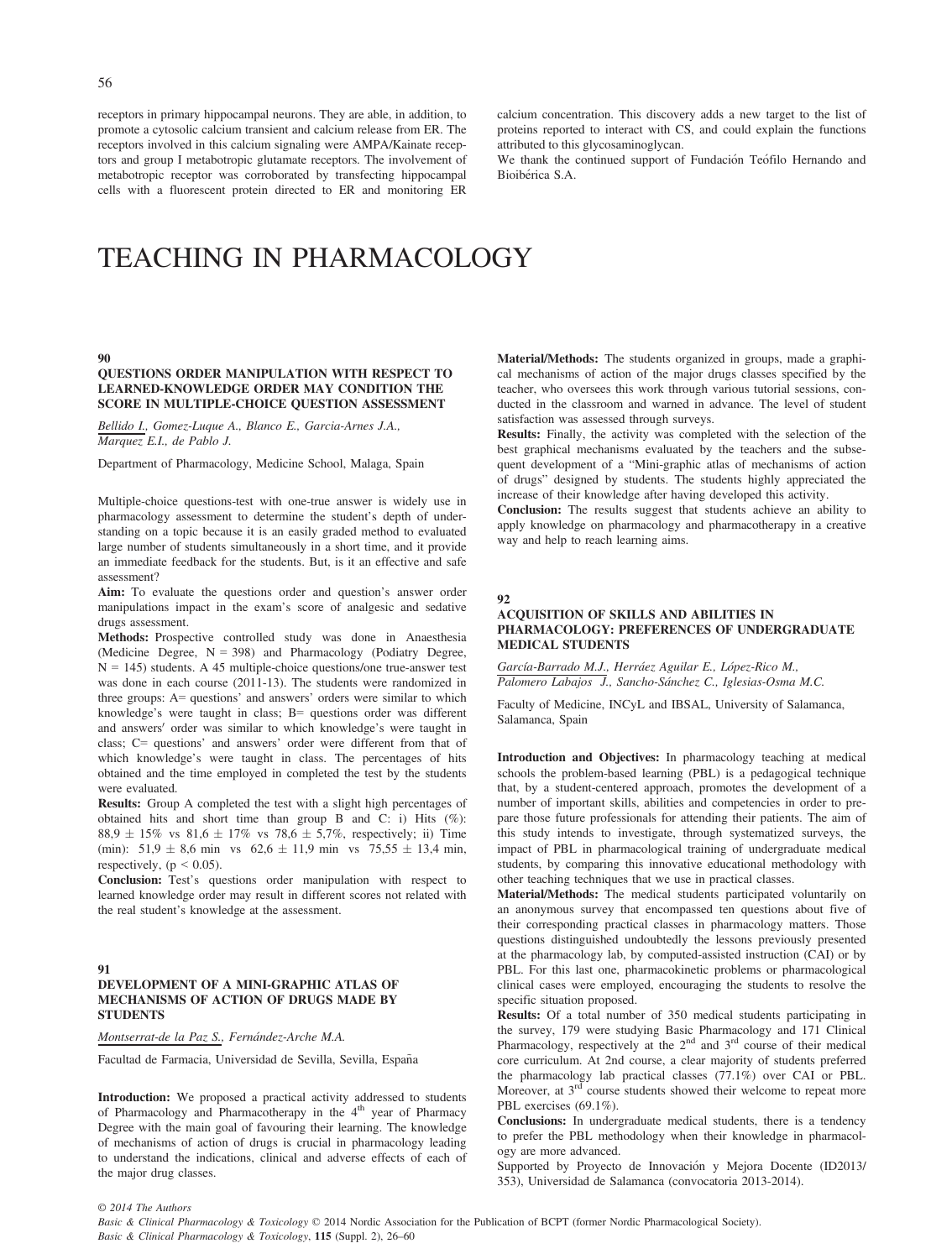receptors in primary hippocampal neurons. They are able, in addition, to promote a cytosolic calcium transient and calcium release from ER. The receptors involved in this calcium signaling were AMPA/Kainate receptors and group I metabotropic glutamate receptors. The involvement of metabotropic receptor was corroborated by transfecting hippocampal cells with a fluorescent protein directed to ER and monitoring ER calcium concentration. This discovery adds a new target to the list of proteins reported to interact with CS, and could explain the functions attributed to this glycosaminoglycan.

We thank the continued support of Fundación Teófilo Hernando and Bioibérica S.A.

# TEACHING IN PHARMACOLOGY

## 90

### QUESTIONS ORDER MANIPULATION WITH RESPECT TO LEARNED-KNOWLEDGE ORDER MAY CONDITION THE SCORE IN MULTIPLE-CHOICE QUESTION ASSESSMENT

Bellido I., Gomez-Luque A., Blanco E., Garcia-Arnes J.A., Marquez E.I., de Pablo J.

Department of Pharmacology, Medicine School, Malaga, Spain

Multiple-choice questions-test with one-true answer is widely use in pharmacology assessment to determine the student's depth of understanding on a topic because it is an easily graded method to evaluated large number of students simultaneously in a short time, and it provide an immediate feedback for the students. But, is it an effective and safe assessment?

**Aim:** To evaluate the questions order and question's answer order manipulations impact in the exam's score of analgesic and sedative drugs assessment.

**Methods:** Prospective controlled study was done in Anaesthesia (Medicine Degree, N = 398) and Pharmacology (Podiatry Degree, N = 145) students. A 45 multiple-choice questions/one true-answer test was done in each course (2011-13). The students were randomized in three groups: A= questions' and answers' orders were similar to which knowledge's were taught in class; B= questions order was different and answers′ order was similar to which knowledge's were taught in class; C= questions' and answers' order were different from that of which knowledge's were taught in class. The percentages of hits obtained and the time employed in completed the test by the students were evaluated.

**Results:** Group A completed the test with a slight high percentages of obtained hits and short time than group B and C: i) Hits (%): 88,9 ± 15% vs 81,6 ± 17% vs 78,6 ± 5,7%, respectively; ii) Time (min): 51,9 ± 8,6 min vs 62,6 ± 11,9 min vs 75,55 ± 13,4 min, respectively, ($p < 0.05$).

**Conclusion:** Test's questions order manipulation with respect to learned knowledge order may result in different scores not related with the real student's knowledge at the assessment.

## 91

### DEVELOPMENT OF A MINI-GRAPHIC ATLAS OF MECHANISMS OF ACTION OF DRUGS MADE BY STUDENTS

Montserrat-de la Paz S., Fernández-Arche M.A.

Facultad de Farmacia, Universidad de Sevilla, Sevilla, España

**Introduction:** We proposed a practical activity addressed to students of Pharmacology and Pharmacotherapy in the 4th year of Pharmacy Degree with the main goal of favouring their learning. The knowledge of mechanisms of action of drugs is crucial in pharmacology leading to understand the indications, clinical and adverse effects of each of the major drug classes.

**Material/Methods:** The students organized in groups, made a graphical mechanisms of action of the major drugs classes specified by the teacher, who oversees this work through various tutorial sessions, conducted in the classroom and warned in advance. The level of student satisfaction was assessed through surveys.

**Results:** Finally, the activity was completed with the selection of the best graphical mechanisms evaluated by the teachers and the subsequent development of a "Mini-graphic atlas of mechanisms of action of drugs" designed by students. The students highly appreciated the increase of their knowledge after having developed this activity.

**Conclusion:** The results suggest that students achieve an ability to apply knowledge on pharmacology and pharmacotherapy in a creative way and help to reach learning aims.

## 92

### ACQUISITION OF SKILLS AND ABILITIES IN PHARMACOLOGY: PREFERENCES OF UNDERGRADUATE MEDICAL STUDENTS

García-Barrado M.J., Herráez Aguilar E., López-Rico M., Palomero Labajos J., Sancho-Sánchez C., Iglesias-Osma M.C.

Faculty of Medicine, INCyL and IBSAL, University of Salamanca, Salamanca, Spain

**Introduction and Objectives:** In pharmacology teaching at medical schools the problem-based learning (PBL) is a pedagogical technique that, by a student-centered approach, promotes the development of a number of important skills, abilities and competencies in order to prepare those future professionals for attending their patients. The aim of this study intends to investigate, through systematized surveys, the impact of PBL in pharmacological training of undergraduate medical students, by comparing this innovative educational methodology with other teaching techniques that we use in practical classes.

**Material/Methods:** The medical students participated voluntarily on an anonymous survey that encompassed ten questions about five of their corresponding practical classes in pharmacology matters. Those questions distinguished undoubtedly the lessons previously presented at the pharmacology lab, by computed-assisted instruction (CAI) or by PBL. For this last one, pharmacokinetic problems or pharmacological clinical cases were employed, encouraging the students to resolve the specific situation proposed.

**Results:** Of a total number of 350 medical students participating in the survey, 179 were studying Basic Pharmacology and 171 Clinical Pharmacology, respectively at the 2nd and 3rd course of their medical core curriculum. At 2nd course, a clear majority of students preferred the pharmacology lab practical classes (77.1%) over CAI or PBL. Moreover, at 3rd course students showed their welcome to repeat more PBL exercises (69.1%).

**Conclusions:** In undergraduate medical students, there is a tendency to prefer the PBL methodology when their knowledge in pharmacology are more advanced.

Supported by Proyecto de Innovación y Mejora Docente (ID2013/353), Universidad de Salamanca (convocatoria 2013-2014).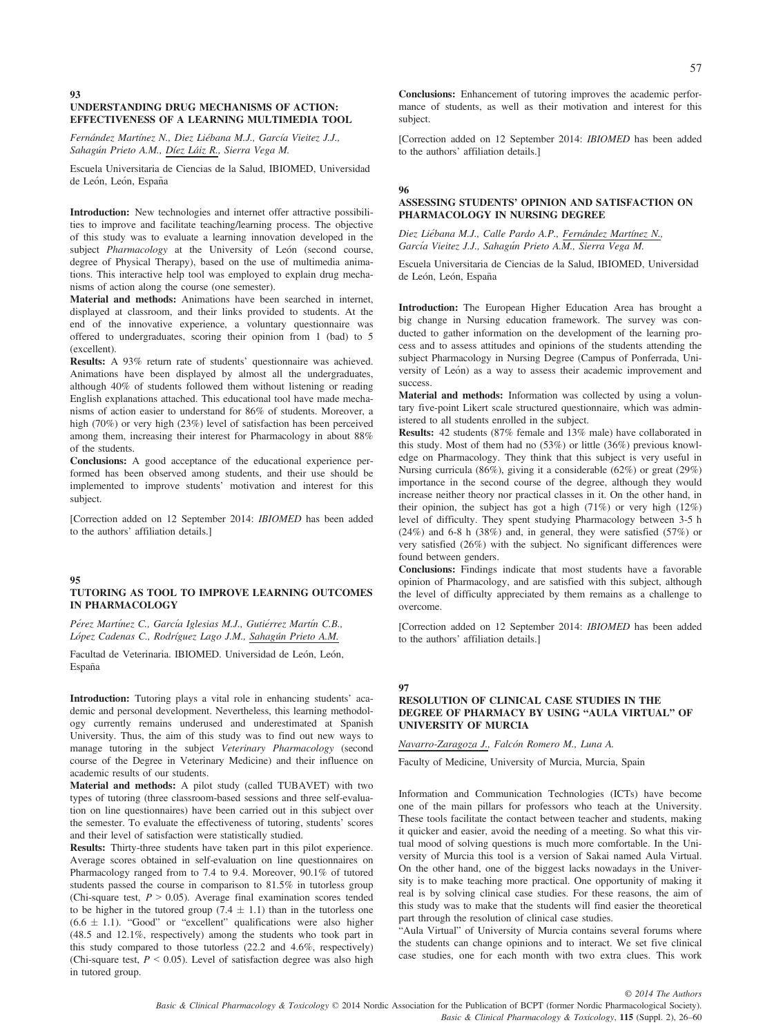### 93

### UNDERSTANDING DRUG MECHANISMS OF ACTION: EFFECTIVENESS OF A LEARNING MULTIMEDIA TOOL

*Fernández Martínez N., Diez Liébana M.J., García Vieitez J.J., Sahagún Prieto A.M., Díez Láiz R., Sierra Vega M.*

Escuela Universitaria de Ciencias de la Salud, IBIOMED, Universidad de León, León, España

**Introduction:** New technologies and internet offer attractive possibilities to improve and facilitate teaching/learning process. The objective of this study was to evaluate a learning innovation developed in the subject *Pharmacology* at the University of León (second course, degree of Physical Therapy), based on the use of multimedia animations. This interactive help tool was employed to explain drug mechanisms of action along the course (one semester).

**Material and methods:** Animations have been searched in internet, displayed at classroom, and their links provided to students. At the end of the innovative experience, a voluntary questionnaire was offered to undergraduates, scoring their opinion from 1 (bad) to 5 (excellent).

**Results:** A 93% return rate of students' questionnaire was achieved. Animations have been displayed by almost all the undergraduates, although 40% of students followed them without listening or reading English explanations attached. This educational tool have made mechanisms of action easier to understand for 86% of students. Moreover, a high (70%) or very high (23%) level of satisfaction has been perceived among them, increasing their interest for Pharmacology in about 88% of the students.

**Conclusions:** A good acceptance of the educational experience performed has been observed among students, and their use should be implemented to improve students' motivation and interest for this subject.

[Correction added on 12 September 2014: *IBIOMED* has been added to the authors' affiliation details.]

### 95

### TUTORING AS TOOL TO IMPROVE LEARNING OUTCOMES IN PHARMACOLOGY

*Pérez Martínez C., García Iglesias M.J., Gutiérrez Martín C.B., López Cadenas C., Rodríguez Lago J.M., Sahagún Prieto A.M.*

Facultad de Veterinaria. IBIOMED. Universidad de León, León, España

**Introduction:** Tutoring plays a vital role in enhancing students' academic and personal development. Nevertheless, this learning methodology currently remains underused and underestimated at Spanish University. Thus, the aim of this study was to find out new ways to manage tutoring in the subject *Veterinary Pharmacology* (second course of the Degree in Veterinary Medicine) and their influence on academic results of our students.

**Material and methods:** A pilot study (called TUBAVET) with two types of tutoring (three classroom-based sessions and three self-evaluation on line questionnaires) have been carried out in this subject over the semester. To evaluate the effectiveness of tutoring, students' scores and their level of satisfaction were statistically studied.

**Results:** Thirty-three students have taken part in this pilot experience. Average scores obtained in self-evaluation on line questionnaires on Pharmacology ranged from to 7.4 to 9.4. Moreover, 90.1% of tutored students passed the course in comparison to 81.5% in tutorless group (Chi-square test, $P > 0.05$). Average final examination scores tended to be higher in the tutored group ($7.4 \pm 1.1$) than in the tutorless one ($6.6 \pm 1.1$). "Good" or "excellent" qualifications were also higher (48.5 and 12.1%, respectively) among the students who took part in this study compared to those tutorless (22.2 and 4.6%, respectively) (Chi-square test, $P < 0.05$). Level of satisfaction degree was also high in tutored group.

**Conclusions:** Enhancement of tutoring improves the academic performance of students, as well as their motivation and interest for this subject.

[Correction added on 12 September 2014: *IBIOMED* has been added to the authors' affiliation details.]

### 96

### ASSESSING STUDENTS' OPINION AND SATISFACTION ON PHARMACOLOGY IN NURSING DEGREE

*Diez Liébana M.J., Calle Pardo A.P., Fernández Martínez N., García Vieitez J.J., Sahagún Prieto A.M., Sierra Vega M.*

Escuela Universitaria de Ciencias de la Salud, IBIOMED, Universidad de León, León, España

**Introduction:** The European Higher Education Area has brought a big change in Nursing education framework. The survey was conducted to gather information on the development of the learning process and to assess attitudes and opinions of the students attending the subject Pharmacology in Nursing Degree (Campus of Ponferrada, University of León) as a way to assess their academic improvement and success.

**Material and methods:** Information was collected by using a voluntary five-point Likert scale structured questionnaire, which was administered to all students enrolled in the subject.

**Results:** 42 students (87% female and 13% male) have collaborated in this study. Most of them had no (53%) or little (36%) previous knowledge on Pharmacology. They think that this subject is very useful in Nursing curricula (86%), giving it a considerable (62%) or great (29%) importance in the second course of the degree, although they would increase neither theory nor practical classes in it. On the other hand, in their opinion, the subject has got a high (71%) or very high (12%) level of difficulty. They spent studying Pharmacology between 3-5 h (24%) and 6-8 h (38%) and, in general, they were satisfied (57%) or very satisfied (26%) with the subject. No significant differences were found between genders.

**Conclusions:** Findings indicate that most students have a favorable opinion of Pharmacology, and are satisfied with this subject, although the level of difficulty appreciated by them remains as a challenge to overcome.

[Correction added on 12 September 2014: *IBIOMED* has been added to the authors' affiliation details.]

### 97

### RESOLUTION OF CLINICAL CASE STUDIES IN THE DEGREE OF PHARMACY BY USING "AULA VIRTUAL" OF UNIVERSITY OF MURCIA

*Navarro-Zaragoza J., Falcón Romero M., Luna A.*

Faculty of Medicine, University of Murcia, Murcia, Spain

Information and Communication Technologies (ICTs) have become one of the main pillars for professors who teach at the University. These tools facilitate the contact between teacher and students, making it quicker and easier, avoid the needing of a meeting. So what this virtual mood of solving questions is much more comfortable. In the University of Murcia this tool is a version of Sakai named Aula Virtual. On the other hand, one of the biggest lacks nowadays in the University is to make teaching more practical. One opportunity of making it real is by solving clinical case studies. For these reasons, the aim of this study was to make that the students will find easier the theoretical part through the resolution of clinical case studies.

"Aula Virtual" of University of Murcia contains several forums where the students can change opinions and to interact. We set five clinical case studies, one for each month with two extra clues. This work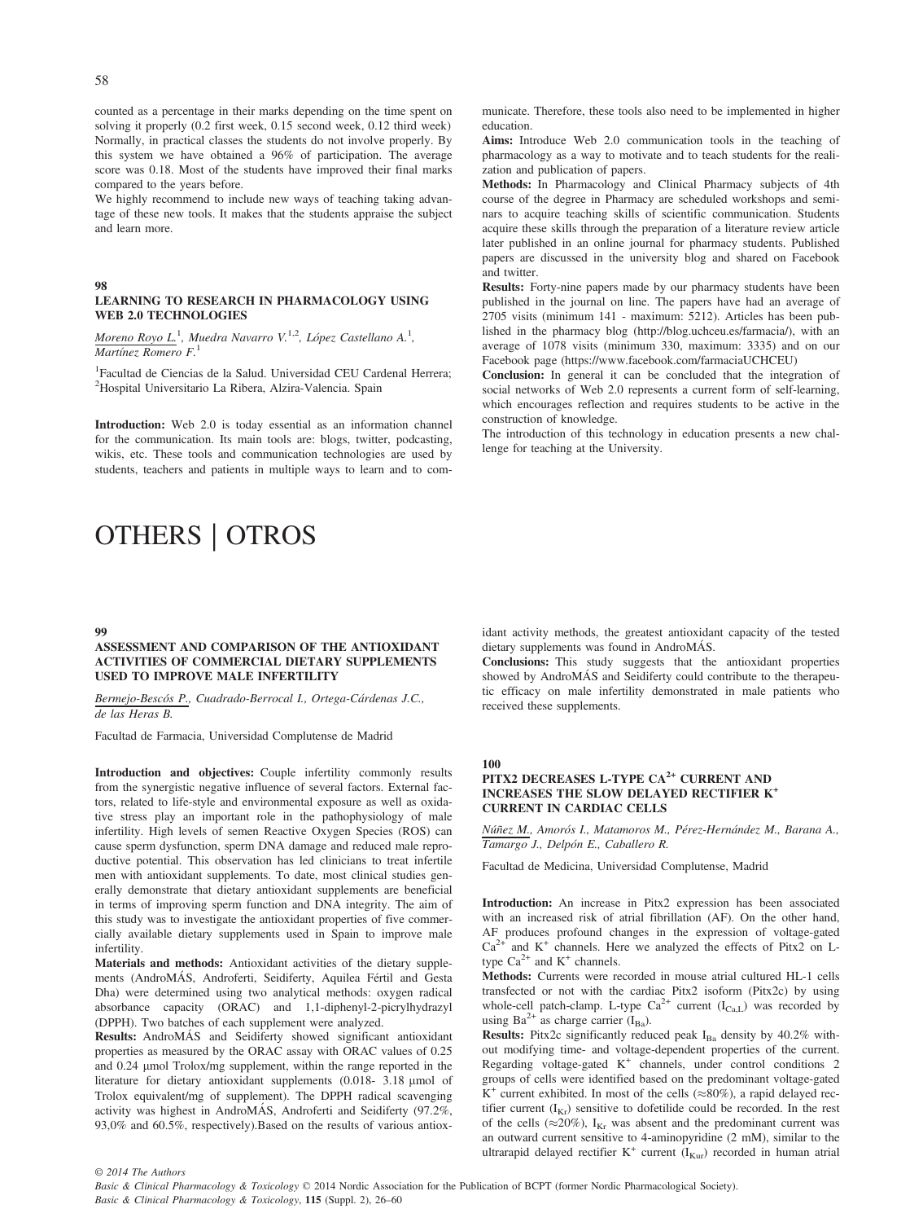counted as a percentage in their marks depending on the time spent on solving it properly (0.2 first week, 0.15 second week, 0.12 third week) Normally, in practical classes the students do not involve properly. By this system we have obtained a 96% of participation. The average score was 0.18. Most of the students have improved their final marks compared to the years before.

We highly recommend to include new ways of teaching taking advantage of these new tools. It makes that the students appraise the subject and learn more.

### 98

### LEARNING TO RESEARCH IN PHARMACOLOGY USING WEB 2.0 TECHNOLOGIES

*Moreno Royo L.*[1], *Muedra Navarro V.*[1,2], *López Castellano A.*[1], *Martínez Romero F.*[1]

[1]Facultad de Ciencias de la Salud. Universidad CEU Cardenal Herrera; [2]Hospital Universitario La Ribera, Alzira-Valencia. Spain

**Introduction:** Web 2.0 is today essential as an information channel for the communication. Its main tools are: blogs, twitter, podcasting, wikis, etc. These tools and communication technologies are used by students, teachers and patients in multiple ways to learn and to communicate. Therefore, these tools also need to be implemented in higher education.

**Aims:** Introduce Web 2.0 communication tools in the teaching of pharmacology as a way to motivate and to teach students for the realization and publication of papers.

**Methods:** In Pharmacology and Clinical Pharmacy subjects of 4th course of the degree in Pharmacy are scheduled workshops and seminars to acquire teaching skills of scientific communication. Students acquire these skills through the preparation of a literature review article later published in an online journal for pharmacy students. Published papers are discussed in the university blog and shared on Facebook and twitter.

**Results:** Forty-nine papers made by our pharmacy students have been published in the journal on line. The papers have had an average of 2705 visits (minimum 141 - maximum: 5212). Articles has been published in the pharmacy blog (http://blog.uchceu.es/farmacia/), with an average of 1078 visits (minimum 330, maximum: 3335) and on our Facebook page (https://www.facebook.com/farmaciaUCHCEU)

**Conclusion:** In general it can be concluded that the integration of social networks of Web 2.0 represents a current form of self-learning, which encourages reflection and requires students to be active in the construction of knowledge.

The introduction of this technology in education presents a new challenge for teaching at the University.

# OTHERS | OTROS

### 99

### ASSESSMENT AND COMPARISON OF THE ANTIOXIDANT ACTIVITIES OF COMMERCIAL DIETARY SUPPLEMENTS USED TO IMPROVE MALE INFERTILITY

*Bermejo-Bescós P.*, *Cuadrado-Berrocal I.*, *Ortega-Cárdenas J.C.*, *de las Heras B.*

Facultad de Farmacia, Universidad Complutense de Madrid

**Introduction and objectives:** Couple infertility commonly results from the synergistic negative influence of several factors. External factors, related to life-style and environmental exposure as well as oxidative stress play an important role in the pathophysiology of male infertility. High levels of semen Reactive Oxygen Species (ROS) can cause sperm dysfunction, sperm DNA damage and reduced male reproductive potential. This observation has led clinicians to treat infertile men with antioxidant supplements. To date, most clinical studies generally demonstrate that dietary antioxidant supplements are beneficial in terms of improving sperm function and DNA integrity. The aim of this study was to investigate the antioxidant properties of five commercially available dietary supplements used in Spain to improve male infertility.

**Materials and methods:** Antioxidant activities of the dietary supplements (AndroMÁS, Androferti, Seidiferty, Aquilea Fértil and Gesta Dha) were determined using two analytical methods: oxygen radical absorbance capacity (ORAC) and 1,1-diphenyl-2-picrylhydrazyl (DPPH). Two batches of each supplement were analyzed.

**Results:** AndroMÁS and Seidiferty showed significant antioxidant properties as measured by the ORAC assay with ORAC values of 0.25 and 0.24 µmol Trolox/mg supplement, within the range reported in the literature for dietary antioxidant supplements (0.018- 3.18 µmol of Trolox equivalent/mg of supplement). The DPPH radical scavenging activity was highest in AndroMÁS, Androferti and Seidiferty (97.2%, 93,0% and 60.5%, respectively).Based on the results of various antioxidant activity methods, the greatest antioxidant capacity of the tested dietary supplements was found in AndroMÁS.

**Conclusions:** This study suggests that the antioxidant properties showed by AndroMÁS and Seidiferty could contribute to the therapeutic efficacy on male infertility demonstrated in male patients who received these supplements.

### 100

### PITX2 DECREASES L-TYPE $CA^{2+}$ CURRENT AND INCREASES THE SLOW DELAYED RECTIFIER $K^{+}$ CURRENT IN CARDIAC CELLS

*Núñez M.*, *Amorós I.*, *Matamoros M.*, *Pérez-Hernández M.*, *Barana A.*, *Tamargo J.*, *Delpón E.*, *Caballero R.*

Facultad de Medicina, Universidad Complutense, Madrid

**Introduction:** An increase in Pitx2 expression has been associated with an increased risk of atrial fibrillation (AF). On the other hand, AF produces profound changes in the expression of voltage-gated $Ca^{2+}$ and $K^{+}$ channels. Here we analyzed the effects of Pitx2 on L-type $Ca^{2+}$ and $K^{+}$ channels.

**Methods:** Currents were recorded in mouse atrial cultured HL-1 cells transfected or not with the cardiac Pitx2 isoform (Pitx2c) by using whole-cell patch-clamp. L-type $Ca^{2+}$ current ($I_{Ca,L}$) was recorded by using $Ba^{2+}$ as charge carrier ($I_{Ba}$).

**Results:** Pitx2c significantly reduced peak $I_{Ba}$ density by 40.2% without modifying time- and voltage-dependent properties of the current. Regarding voltage-gated $K^{+}$ channels, under control conditions 2 groups of cells were identified based on the predominant voltage-gated $K^{+}$ current exhibited. In most of the cells (≈80%), a rapid delayed rectifier current ($I_{Kr}$) sensitive to dofetilide could be recorded. In the rest of the cells (≈20%), $I_{Kr}$ was absent and the predominant current was an outward current sensitive to 4-aminopyridine (2 mM), similar to the ultrarapid delayed rectifier $K^{+}$ current ($I_{Kur}$) recorded in human atrial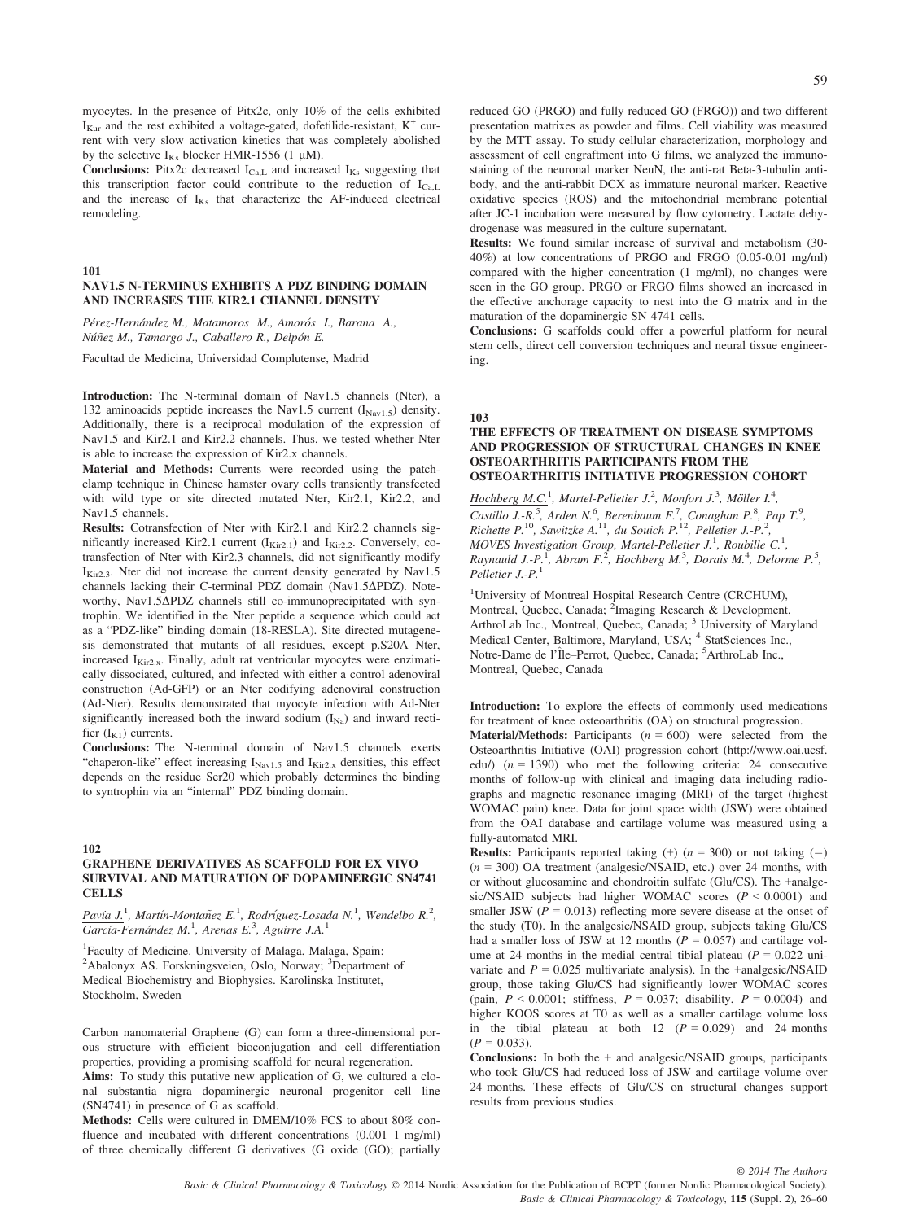myocytes. In the presence of Pitx2c, only 10% of the cells exhibited $I_{Kur}$ and the rest exhibited a voltage-gated, dofetilide-resistant, $K^+$ current with very slow activation kinetics that was completely abolished by the selective $I_{Ks}$ blocker HMR-1556 (1 μM).

**Conclusions:** Pitx2c decreased $I_{Ca,L}$ and increased $I_{Ks}$ suggesting that this transcription factor could contribute to the reduction of $I_{Ca,L}$ and the increase of $I_{Ks}$ that characterize the AF-induced electrical remodeling.

## 101

### NAV1.5 N-TERMINUS EXHIBITS A PDZ BINDING DOMAIN AND INCREASES THE KIR2.1 CHANNEL DENSITY

*Pérez-Hernández M.*, Matamoros M., Amorós I., Barana A., Núñez M., Tamargo J., Caballero R., Delpón E.

Facultad de Medicina, Universidad Complutense, Madrid

**Introduction:** The N-terminal domain of Nav1.5 channels (Nter), a 132 aminoacids peptide increases the Nav1.5 current ($I_{Nav1.5}$) density. Additionally, there is a reciprocal modulation of the expression of Nav1.5 and Kir2.1 and Kir2.2 channels. Thus, we tested whether Nter is able to increase the expression of Kir2.x channels.

**Material and Methods:** Currents were recorded using the patch-clamp technique in Chinese hamster ovary cells transiently transfected with wild type or site directed mutated Nter, Kir2.1, Kir2.2, and Nav1.5 channels.

**Results:** Cotransfection of Nter with Kir2.1 and Kir2.2 channels significantly increased Kir2.1 current ($I_{Kir2.1}$) and $I_{Kir2.2}$. Conversely, cotransfection of Nter with Kir2.3 channels, did not significantly modify $I_{Kir2.3}$. Nter did not increase the current density generated by Nav1.5 channels lacking their C-terminal PDZ domain (Nav1.5ΔPDZ). Noteworthy, Nav1.5ΔPDZ channels still co-immunoprecipitated with syntrophin. We identified in the Nter peptide a sequence which could act as a "PDZ-like" binding domain (18-RESLA). Site directed mutagenesis demonstrated that mutants of all residues, except p.S20A Nter, increased $I_{Kir2.x}$. Finally, adult rat ventricular myocytes were enzimatically dissociated, cultured, and infected with either a control adenoviral construction (Ad-GFP) or an Nter codifying adenoviral construction (Ad-Nter). Results demonstrated that myocyte infection with Ad-Nter significantly increased both the inward sodium ($I_{Na}$) and inward rectifier ($I_{K1}$) currents.

**Conclusions:** The N-terminal domain of Nav1.5 channels exerts "chaperon-like" effect increasing $I_{Nav1.5}$ and $I_{Kir2.x}$ densities, this effect depends on the residue Ser20 which probably determines the binding to syntrophin via an "internal" PDZ binding domain.

## 102

### GRAPHENE DERIVATIVES AS SCAFFOLD FOR EX VIVO SURVIVAL AND MATURATION OF DOPAMINERGIC SN4741 CELLS

*Pavía J.*[1], Martín-Montañez E.[1], Rodríguez-Losada N.[1], Wendelbo R.[2], García-Fernández M.[1], Arenas E.[3], Aguirre J.A.[1]

[1]Faculty of Medicine. University of Malaga, Malaga, Spain; [2]Abalonyx AS. Forskningsveien, Oslo, Norway; [3]Department of Medical Biochemistry and Biophysics. Karolinska Institutet, Stockholm, Sweden

Carbon nanomaterial Graphene (G) can form a three-dimensional porous structure with efficient bioconjugation and cell differentiation properties, providing a promising scaffold for neural regeneration.

**Aims:** To study this putative new application of G, we cultured a clonal substantia nigra dopaminergic neuronal progenitor cell line (SN4741) in presence of G as scaffold.

**Methods:** Cells were cultured in DMEM/10% FCS to about 80% confluence and incubated with different concentrations (0.001–1 mg/ml) of three chemically different G derivatives (G oxide (GO); partially reduced GO (PRGO) and fully reduced GO (FRGO)) and two different presentation matrixes as powder and films. Cell viability was measured by the MTT assay. To study cellular characterization, morphology and assessment of cell engraftment into G films, we analyzed the immunostaining of the neuronal marker NeuN, the anti-rat Beta-3-tubulin antibody, and the anti-rabbit DCX as immature neuronal marker. Reactive oxidative species (ROS) and the mitochondrial membrane potential after JC-1 incubation were measured by flow cytometry. Lactate dehydrogenase was measured in the culture supernatant.

**Results:** We found similar increase of survival and metabolism (30-40%) at low concentrations of PRGO and FRGO (0.05-0.01 mg/ml) compared with the higher concentration (1 mg/ml), no changes were seen in the GO group. PRGO or FRGO films showed an increased in the effective anchorage capacity to nest into the G matrix and in the maturation of the dopaminergic SN 4741 cells.

**Conclusions:** G scaffolds could offer a powerful platform for neural stem cells, direct cell conversion techniques and neural tissue engineering.

## 103

### THE EFFECTS OF TREATMENT ON DISEASE SYMPTOMS AND PROGRESSION OF STRUCTURAL CHANGES IN KNEE OSTEOARTHRITIS PARTICIPANTS FROM THE OSTEOARTHRITIS INITIATIVE PROGRESSION COHORT

*Hochberg M.C.*[1], Martel-Pelletier J.[2], Monfort J.[3], Möller I.[4], Castillo J.-R.[5], Arden N.[6], Berenbaum F.[7], Conaghan P.[8], Pap T.[9], Richette P.[10], Sawitzke A.[11], du Souich P.[12], Pelletier J.-P.[2], MOVES Investigation Group, Martel-Pelletier J.[1], Roubille C.[1], Raynauld J.-P.[1], Abram F.[2], Hochberg M.[3], Dorais M.[4], Delorme P.[5], Pelletier J.-P.[1]

[1]University of Montreal Hospital Research Centre (CRCHUM), Montreal, Quebec, Canada; [2]Imaging Research & Development, ArthroLab Inc., Montreal, Quebec, Canada; [3] University of Maryland Medical Center, Baltimore, Maryland, USA; [4] StatSciences Inc., Notre-Dame de l'Île–Perrot, Quebec, Canada; [5]ArthroLab Inc., Montreal, Quebec, Canada

**Introduction:** To explore the effects of commonly used medications for treatment of knee osteoarthritis (OA) on structural progression.

**Material/Methods:** Participants ($n = 600$) were selected from the Osteoarthritis Initiative (OAI) progression cohort (http://www.oai.ucsf.edu/) ($n = 1390$) who met the following criteria: 24 consecutive months of follow-up with clinical and imaging data including radiographs and magnetic resonance imaging (MRI) of the target (highest WOMAC pain) knee. Data for joint space width (JSW) were obtained from the OAI database and cartilage volume was measured using a fully-automated MRI.

**Results:** Participants reported taking (+) ($n = 300$) or not taking (−) ($n = 300$) OA treatment (analgesic/NSAID, etc.) over 24 months, with or without glucosamine and chondroitin sulfate (Glu/CS). The +analgesic/NSAID subjects had higher WOMAC scores ($P < 0.0001$) and smaller JSW ($P = 0.013$) reflecting more severe disease at the onset of the study (T0). In the analgesic/NSAID group, subjects taking Glu/CS had a smaller loss of JSW at 12 months ($P = 0.057$) and cartilage volume at 24 months in the medial central tibial plateau ($P = 0.022$ univariate and $P = 0.025$ multivariate analysis). In the +analgesic/NSAID group, those taking Glu/CS had significantly lower WOMAC scores (pain, $P < 0.0001$; stiffness, $P = 0.037$; disability, $P = 0.0004$) and higher KOOS scores at T0 as well as a smaller cartilage volume loss in the tibial plateau at both 12 ($P = 0.029$) and 24 months ($P = 0.033$).

**Conclusions:** In both the + and analgesic/NSAID groups, participants who took Glu/CS had reduced loss of JSW and cartilage volume over 24 months. These effects of Glu/CS on structural changes support results from previous studies.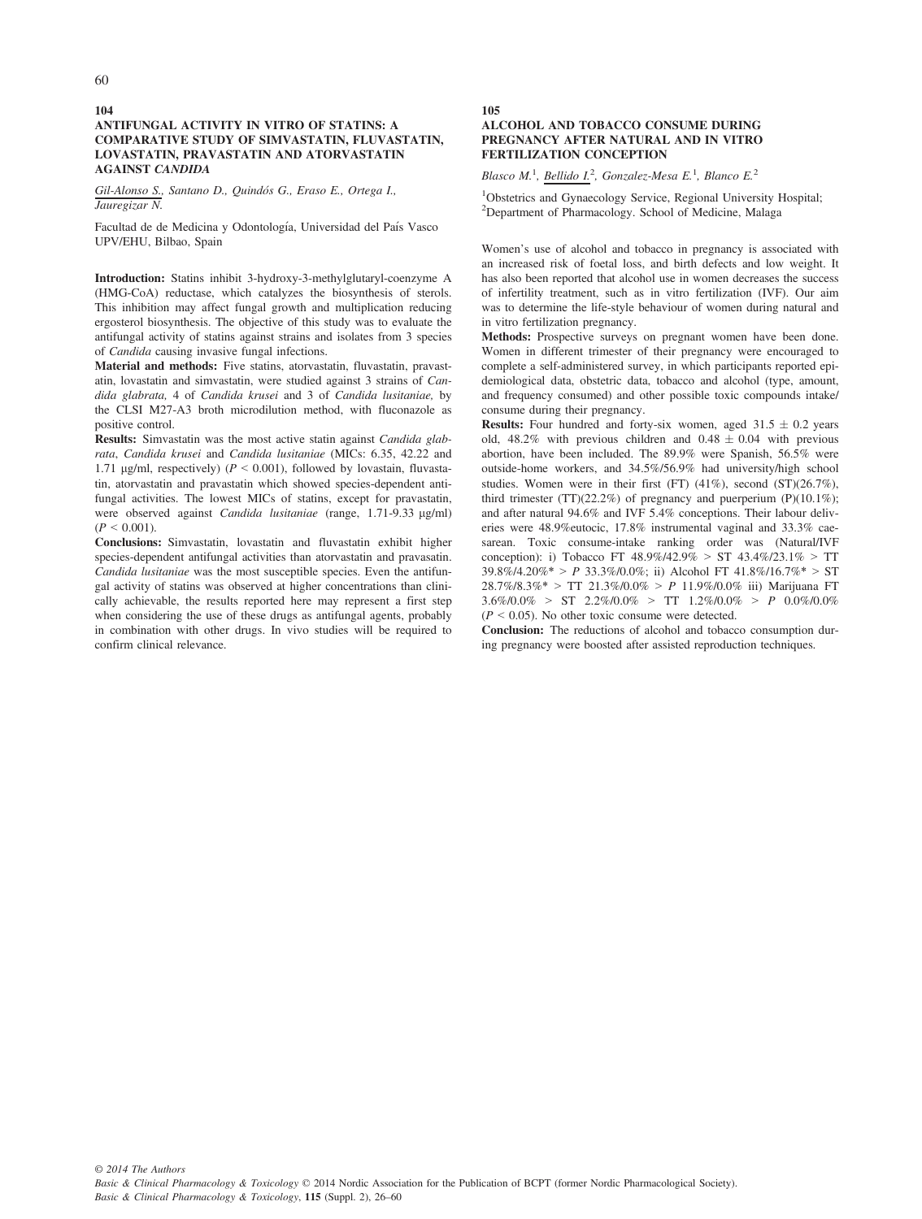## 104

### ANTIFUNGAL ACTIVITY IN VITRO OF STATINS: A COMPARATIVE STUDY OF SIMVASTATIN, FLUVASTATIN, LOVASTATIN, PRAVASTATIN AND ATORVASTATIN AGAINST *CANDIDA*

*Gil-Alonso S., Santano D., Quindós G., Eraso E., Ortega I., Jauregizar N.*

Facultad de de Medicina y Odontología, Universidad del País Vasco UPV/EHU, Bilbao, Spain

**Introduction:** Statins inhibit 3-hydroxy-3-methylglutaryl-coenzyme A (HMG-CoA) reductase, which catalyzes the biosynthesis of sterols. This inhibition may affect fungal growth and multiplication reducing ergosterol biosynthesis. The objective of this study was to evaluate the antifungal activity of statins against strains and isolates from 3 species of *Candida* causing invasive fungal infections.

**Material and methods:** Five statins, atorvastatin, fluvastatin, pravastatin, lovastatin and simvastatin, were studied against 3 strains of *Candida glabrata,* 4 of *Candida krusei* and 3 of *Candida lusitaniae,* by the CLSI M27-A3 broth microdilution method, with fluconazole as positive control.

**Results:** Simvastatin was the most active statin against *Candida glabrata*, *Candida krusei* and *Candida lusitaniae* (MICs: 6.35, 42.22 and 1.71 μg/ml, respectively) ($P < 0.001$), followed by lovastain, fluvastatin, atorvastatin and pravastatin which showed species-dependent antifungal activities. The lowest MICs of statins, except for pravastatin, were observed against *Candida lusitaniae* (range, 1.71-9.33 μg/ml) ($P < 0.001$).

**Conclusions:** Simvastatin, lovastatin and fluvastatin exhibit higher species-dependent antifungal activities than atorvastatin and pravasatin. *Candida lusitaniae* was the most susceptible species. Even the antifungal activity of statins was observed at higher concentrations than clinically achievable, the results reported here may represent a first step when considering the use of these drugs as antifungal agents, probably in combination with other drugs. In vivo studies will be required to confirm clinical relevance.

## 105

### ALCOHOL AND TOBACCO CONSUME DURING PREGNANCY AFTER NATURAL AND IN VITRO FERTILIZATION CONCEPTION

*Blasco M.*[1], *Bellido I.*[2], *Gonzalez-Mesa E.*[1], *Blanco E.*[2]

[1]Obstetrics and Gynaecology Service, Regional University Hospital; [2]Department of Pharmacology. School of Medicine, Malaga

Women's use of alcohol and tobacco in pregnancy is associated with an increased risk of foetal loss, and birth defects and low weight. It has also been reported that alcohol use in women decreases the success of infertility treatment, such as in vitro fertilization (IVF). Our aim was to determine the life-style behaviour of women during natural and in vitro fertilization pregnancy.

**Methods:** Prospective surveys on pregnant women have been done. Women in different trimester of their pregnancy were encouraged to complete a self-administered survey, in which participants reported epidemiological data, obstetric data, tobacco and alcohol (type, amount, and frequency consumed) and other possible toxic compounds intake/consume during their pregnancy.

**Results:** Four hundred and forty-six women, aged $31.5 \pm 0.2$ years old, 48.2% with previous children and $0.48 \pm 0.04$ with previous abortion, have been included. The 89.9% were Spanish, 56.5% were outside-home workers, and 34.5%/56.9% had university/high school studies. Women were in their first (FT) (41%), second (ST)(26.7%), third trimester (TT)(22.2%) of pregnancy and puerperium (P)(10.1%); and after natural 94.6% and IVF 5.4% conceptions. Their labour deliveries were 48.9%eutocic, 17.8% instrumental vaginal and 33.3% caesarean. Toxic consume-intake ranking order was (Natural/IVF conception): i) Tobacco FT 48.9%/42.9% > ST 43.4%/23.1% > TT 39.8%/4.20%* > *P* 33.3%/0.0%; ii) Alcohol FT 41.8%/16.7%* > ST 28.7%/8.3%* > TT 21.3%/0.0% > *P* 11.9%/0.0% iii) Marijuana FT 3.6%/0.0% > ST 2.2%/0.0% > TT 1.2%/0.0% > *P* 0.0%/0.0% ($P < 0.05$). No other toxic consume were detected.

**Conclusion:** The reductions of alcohol and tobacco consumption during pregnancy were boosted after assisted reproduction techniques.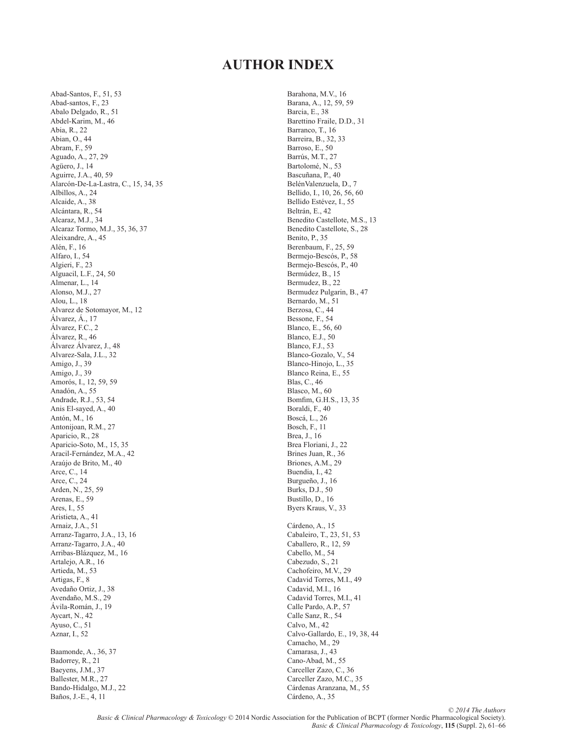# AUTHOR INDEX

Abad-Santos, F., 51, 53
Abad-santos, F., 23
Abalo Delgado, R., 51
Abdel-Karim, M., 46
Abia, R., 22
Abian, O., 44
Abram, F., 59
Aguado, A., 27, 29
Agüero, J., 14
Aguirre, J.A., 40, 59
Alarcón-De-La-Lastra, C., 15, 34, 35
Albillos, A., 24
Alcaide, A., 38
Alcántara, R., 54
Alcaraz, M.J., 34
Alcaraz Tormo, M.J., 35, 36, 37
Aleixandre, A., 45
Alén, F., 16
Alfaro, I., 54
Algieri, F., 23
Alguacil, L.F., 24, 50
Almenar, L., 14
Alonso, M.J., 27
Alou, L., 18
Alvarez de Sotomayor, M., 12
Álvarez, Á., 17
Álvarez, F.C., 2
Álvarez, R., 46
Álvarez Álvarez, J., 48
Alvarez-Sala, J.L., 32
Amigo, J., 39
Amigo, J., 39
Amorós, I., 12, 59, 59
Anadón, A., 55
Andrade, R.J., 53, 54
Anis El-sayed, A., 40
Antón, M., 16
Antonijoan, R.M., 27
Aparicio, R., 28
Aparicio-Soto, M., 15, 35
Aracil-Fernández, M.A., 42
Araújo de Brito, M., 40
Arce, C., 14
Arce, C., 24
Arden, N., 25, 59
Arenas, E., 59
Ares, I., 55
Aristieta, A., 41
Arnaiz, J.A., 51
Arranz-Tagarro, J.A., 13, 16
Arranz-Tagarro, J.A., 40
Arribas-Blázquez, M., 16
Artalejo, A.R., 16
Artieda, M., 53
Artigas, F., 8
Avedaño Ortiz, J., 38
Avendaño, M.S., 29
Ávila-Román, J., 19
Aycart, N., 42
Ayuso, C., 51
Aznar, I., 52

Baamonde, A., 36, 37
Badorrey, R., 21
Baeyens, J.M., 37
Ballester, M.R., 27
Bando-Hidalgo, M.J., 22
Baños, J.-E., 4, 11
Barahona, M.V., 16
Barana, A., 12, 59, 59
Barcia, E., 38
Barettino Fraile, D.D., 31
Barranco, T., 16
Barreira, B., 32, 33
Barroso, E., 50
Barrús, M.T., 27
Bartolomé, N., 53
Bascuñana, P., 40
BelénValenzuela, D., 7
Bellido, I., 10, 26, 56, 60
Bellido Estévez, I., 55
Beltrán, E., 42
Benedito Castellote, M.S., 13
Benedito Castellote, S., 28
Benito, P., 35
Berenbaum, F., 25, 59
Bermejo-Bescós, P., 58
Bermejo-Bescós, P., 40
Bermúdez, B., 15
Bermudez, B., 22
Bermudez Pulgarin, B., 47
Bernardo, M., 51
Berzosa, C., 44
Bessone, F., 54
Blanco, E., 56, 60
Blanco, E.J., 50
Blanco, F.J., 53
Blanco-Gozalo, V., 54
Blanco-Hinojo, L., 35
Blanco Reina, E., 55
Blas, C., 46
Blasco, M., 60
Bomfim, G.H.S., 13, 35
Boraldi, F., 40
Boscá, L., 26
Bosch, F., 11
Brea, J., 16
Brea Floriani, J., 22
Brines Juan, R., 36
Briones, A.M., 29
Buendia, I., 42
Burgueño, J., 16
Burks, D.J., 50
Bustillo, D., 16
Byers Kraus, V., 33

Cárdeno, A., 15
Cabaleiro, T., 23, 51, 53
Caballero, R., 12, 59
Cabello, M., 54
Cabezudo, S., 21
Cachofeiro, M.V., 29
Cadavid Torres, M.I., 49
Cadavid, M.I., 16
Cadavid Torres, M.I., 41
Calle Pardo, A.P., 57
Calle Sanz, R., 54
Calvo, M., 42
Calvo-Gallardo, E., 19, 38, 44
Camacho, M., 29
Camarasa, J., 43
Cano-Abad, M., 55
Carceller Zazo, C., 36
Carceller Zazo, M.C., 35
Cárdenas Aranzana, M., 55
Cárdeno, A., 35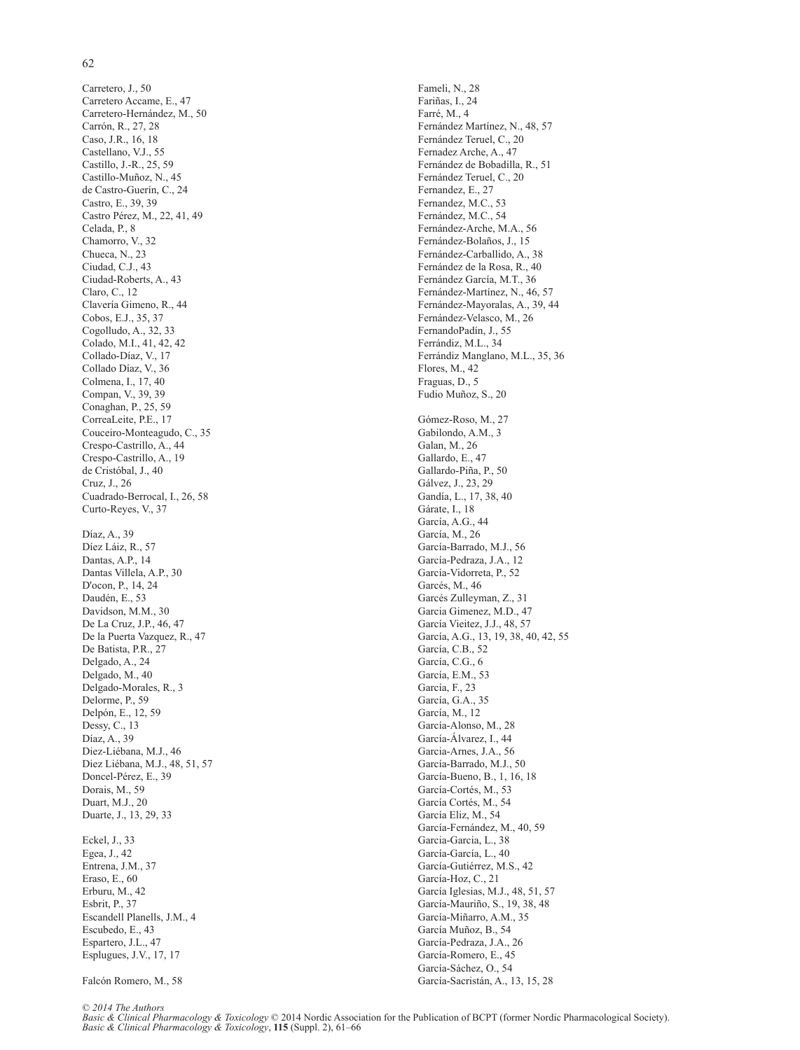Carretero, J., 50
Carretero Accame, E., 47
Carretero-Hernández, M., 50
Carrón, R., 27, 28
Caso, J.R., 16, 18
Castellano, V.J., 55
Castillo, J.-R., 25, 59
Castillo-Muñoz, N., 45
de Castro-Guerín, C., 24
Castro, E., 39, 39
Castro Pérez, M., 22, 41, 49
Celada, P., 8
Chamorro, V., 32
Chueca, N., 23
Ciudad, C.J., 43
Ciudad-Roberts, A., 43
Claro, C., 12
Clavería Gimeno, R., 44
Cobos, E.J., 35, 37
Cogolludo, A., 32, 33
Colado, M.I., 41, 42, 42
Collado-Díaz, V., 17
Collado Díaz, V., 36
Colmena, I., 17, 40
Compan, V., 39, 39
Conaghan, P., 25, 59
CorreaLeite, P.E., 17
Couceiro-Monteagudo, C., 35
Crespo-Castrillo, A., 44
Crespo-Castrillo, A., 19
de Cristóbal, J., 40
Cruz, J., 26
Cuadrado-Berrocal, I., 26, 58
Curto-Reyes, V., 37

Díaz, A., 39
Díez Láiz, R., 57
Dantas, A.P., 14
Dantas Villela, A.P., 30
D'ocon, P., 14, 24
Daudén, E., 53
Davidson, M.M., 30
De La Cruz, J.P., 46, 47
De la Puerta Vazquez, R., 47
De Batista, P.R., 27
Delgado, A., 24
Delgado, M., 40
Delgado-Morales, R., 3
Delorme, P., 59
Delpón, E., 12, 59
Dessy, C., 13
Díaz, A., 39
Diez-Liébana, M.J., 46
Diez Liébana, M.J., 48, 51, 57
Doncel-Pérez, E., 39
Dorais, M., 59
Duart, M.J., 20
Duarte, J., 13, 29, 33

Eckel, J., 33
Egea, J., 42
Entrena, J.M., 37
Eraso, E., 60
Erburu, M., 42
Esbrit, P., 37
Escandell Planells, J.M., 4
Escubedo, E., 43
Espartero, J.L., 47
Esplugues, J.V., 17, 17

Falcón Romero, M., 58
Fameli, N., 28
Fariñas, I., 24
Farré, M., 4
Fernández Martínez, N., 48, 57
Fernández Teruel, C., 20
Fernadez Arche, A., 47
Fernández de Bobadilla, R., 51
Fernández Teruel, C., 20
Fernandez, E., 27
Fernandez, M.C., 53
Fernández, M.C., 54
Fernández-Arche, M.A., 56
Fernández-Bolaños, J., 15
Fernández-Carballido, A., 38
Fernández de la Rosa, R., 40
Fernández García, M.T., 36
Fernández-Martínez, N., 46, 57
Fernández-Mayoralas, A., 39, 44
Fernández-Velasco, M., 26
FernandoPadín, J., 55
Ferrándiz, M.L., 34
Ferrándiz Manglano, M.L., 35, 36
Flores, M., 42
Fraguas, D., 5
Fudio Muñoz, S., 20

Gómez-Roso, M., 27
Gabilondo, A.M., 3
Galan, M., 26
Gallardo, E., 47
Gallardo-Piña, P., 50
Gálvez, J., 23, 29
Gandía, L., 17, 38, 40
Gárate, I., 18
García, A.G., 44
García, M., 26
García-Barrado, M.J., 56
García-Pedraza, J.A., 12
García-Vidorreta, P., 52
Garcés, M., 46
Garcés Zulleyman, Z., 31
Garcia Gimenez, M.D., 47
García Vieitez, J.J., 48, 57
García, A.G., 13, 19, 38, 40, 42, 55
García, C.B., 52
García, C.G., 6
García, E.M., 53
García, F., 23
García, G.A., 35
García, M., 12
García-Alonso, M., 28
García-Álvarez, I., 44
Garcia-Arnes, J.A., 56
García-Barrado, M.J., 50
García-Bueno, B., 1, 16, 18
García-Cortés, M., 53
García Cortés, M., 54
García Eliz, M., 54
García-Fernández, M., 40, 59
Garcia-Garcia, L., 38
García-García, L., 40
García-Gutiérrez, M.S., 42
García-Hoz, C., 21
García Iglesias, M.J., 48, 51, 57
García-Mauriño, S., 19, 38, 48
García-Miñarro, A.M., 35
García Muñoz, B., 54
García-Pedraza, J.A., 26
García-Romero, E., 45
García-Sáchez, O., 54
García-Sacristán, A., 13, 15, 28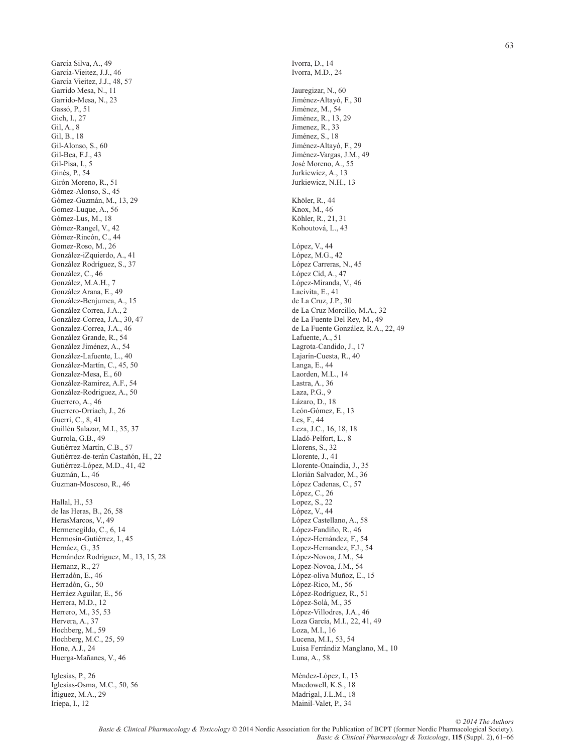García Silva, A., 49
García-Vieitez, J.J., 46
García Vieitez, J.J., 48, 57
Garrido Mesa, N., 11
Garrido-Mesa, N., 23
Gassó, P., 51
Gich, I., 27
Gil, A., 8
Gil, B., 18
Gil-Alonso, S., 60
Gil-Bea, F.J., 43
Gil-Pisa, I., 5
Ginés, P., 54
Girón Moreno, R., 51
Gómez-Alonso, S., 45
Gómez-Guzmán, M., 13, 29
Gomez-Luque, A., 56
Gómez-Lus, M., 18
Gómez-Rangel, V., 42
Gómez-Rincón, C., 44
Gomez-Roso, M., 26
González-iZquierdo, A., 41
González Rodríguez, S., 37
González, C., 46
González, M.A.H., 7
González Arana, E., 49
González-Benjumea, A., 15
González Correa, J.A., 2
González-Correa, J.A., 30, 47
Gonzalez-Correa, J.A., 46
González Grande, R., 54
González Jiménez, A., 54
González-Lafuente, L., 40
González-Martín, C., 45, 50
Gonzalez-Mesa, E., 60
González-Ramirez, A.F., 54
González-Rodriguez, A., 50
Guerrero, A., 46
Guerrero-Orriach, J., 26
Guerri, C., 8, 41
Guillén Salazar, M.I., 35, 37
Gurrola, G.B., 49
Gutiérrez Martín, C.B., 57
Gutiérrez-de-terán Castañón, H., 22
Gutiérrez-López, M.D., 41, 42
Guzmán, L., 46
Guzman-Moscoso, R., 46

Hallal, H., 53
de las Heras, B., 26, 58
HerasMarcos, V., 49
Hermenegildo, C., 6, 14
Hermosín-Gutiérrez, I., 45
Hernáez, G., 35
Hernández Rodriguez, M., 13, 15, 28
Hernanz, R., 27
Herradón, E., 46
Herradón, G., 50
Herráez Aguilar, E., 56
Herrera, M.D., 12
Herrero, M., 35, 53
Hervera, A., 37
Hochberg, M., 59
Hochberg, M.C., 25, 59
Hone, A.J., 24
Huerga-Mañanes, V., 46

Iglesias, P., 26
Iglesias-Osma, M.C., 50, 56
Íñiguez, M.A., 29
Iriepa, I., 12
Ivorra, D., 14
Ivorra, M.D., 24

Jauregizar, N., 60
Jiménez-Altayó, F., 30
Jiménez, M., 54
Jiménez, R., 13, 29
Jimenez, R., 33
Jiménez, S., 18
Jiménez-Altayó, F., 29
Jiménez-Vargas, J.M., 49
José Moreno, A., 55
Jurkiewicz, A., 13
Jurkiewicz, N.H., 13

Khöler, R., 44
Knox, M., 46
Köhler, R., 21, 31
Kohoutová, L., 43

López, V., 44
López, M.G., 42
López Carreras, N., 45
López Cid, A., 47
López-Miranda, V., 46
Lacivita, E., 41
de La Cruz, J.P., 30
de La Cruz Morcillo, M.A., 32
de La Fuente Del Rey, M., 49
de La Fuente González, R.A., 22, 49
Lafuente, A., 51
Lagrota-Candido, J., 17
Lajarín-Cuesta, R., 40
Langa, E., 44
Laorden, M.L., 14
Lastra, A., 36
Laza, P.G., 9
Lázaro, D., 18
León-Gómez, E., 13
Les, F., 44
Leza, J.C., 16, 18, 18
Lladó-Pelfort, L., 8
Llorens, S., 32
Llorente, J., 41
Llorente-Onaindia, J., 35
Llorián Salvador, M., 36
López Cadenas, C., 57
López, C., 26
Lopez, S., 22
López, V., 44
López Castellano, A., 58
López-Fandiño, R., 46
López-Hernández, F., 54
Lopez-Hernandez, F.J., 54
López-Novoa, J.M., 54
Lopez-Novoa, J.M., 54
López-oliva Muñoz, E., 15
López-Rico, M., 56
López-Rodríguez, R., 51
López-Solà, M., 35
López-Villodres, J.A., 46
Loza García, M.I., 22, 41, 49
Loza, M.I., 16
Lucena, M.I., 53, 54
Luisa Ferrándiz Manglano, M., 10
Luna, A., 58

Méndez-López, I., 13
Macdowell, K.S., 18
Madrigal, J.L.M., 18
Mainil-Valet, P., 34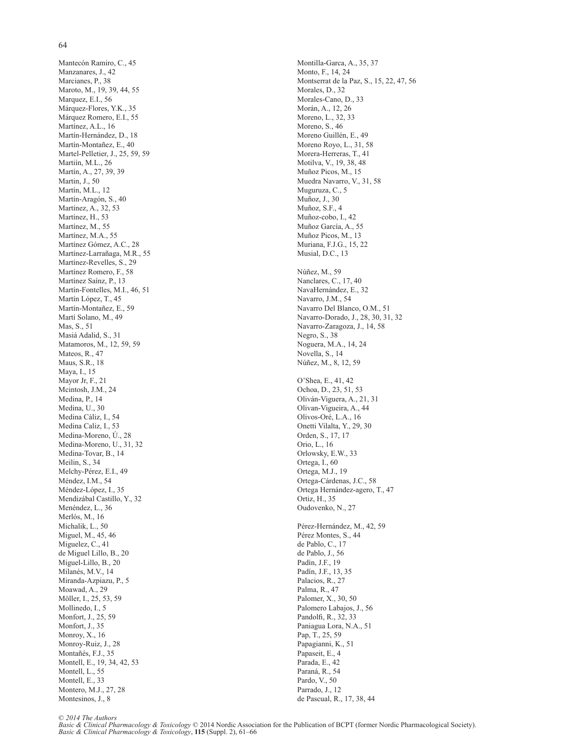Mantecón Ramiro, C., 45
Manzanares, J., 42
Marcianes, P., 38
Maroto, M., 19, 39, 44, 55
Marquez, E.I., 56
Márquez-Flores, Y.K., 35
Márquez Romero, E.I., 55
Martínez, A.L., 16
Martín-Hernández, D., 18
Martín-Montañez, E., 40
Martel-Pelletier, J., 25, 59, 59
Martiín, M.L., 26
Martín, A., 27, 39, 39
Martin, J., 50
Martín, M.L., 12
Martín-Aragón, S., 40
Martínez, A., 32, 53
Martínez, H., 53
Martínez, M., 55
Martínez, M.A., 55
Martínez Gómez, A.C., 28
Martínez-Larrañaga, M.R., 55
Martínez-Revelles, S., 29
Martínez Romero, F., 58
Martínez Saínz, P., 13
Martín-Fontelles, M.I., 46, 51
Martín López, T., 45
Martín-Montañez, E., 59
Martí Solano, M., 49
Mas, S., 51
Masiá Adalid, S., 31
Matamoros, M., 12, 59, 59
Mateos, R., 47
Maus, S.R., 18
Maya, I., 15
Mayor Jr, F., 21
Mcintosh, J.M., 24
Medina, P., 14
Medina, U., 30
Medina Cáliz, I., 54
Medina Caliz, I., 53
Medina-Moreno, Ú., 28
Medina-Moreno, U., 31, 32
Medina-Tovar, B., 14
Meilin, S., 34
Melchy-Pérez, E.I., 49
Méndez, I.M., 54
Méndez-López, I., 35
Mendizábal Castillo, Y., 32
Menéndez, L., 36
Merlós, M., 16
Michalik, L., 50
Miguel, M., 45, 46
Miguelez, C., 41
de Miguel Lillo, B., 20
Miguel-Lillo, B., 20
Milanés, M.V., 14
Miranda-Azpiazu, P., 5
Moawad, A., 29
Möller, I., 25, 53, 59
Mollinedo, I., 5
Monfort, J., 25, 59
Monfort, J., 35
Monroy, X., 16
Monroy-Ruiz, J., 28
Montañés, F.J., 35
Montell, E., 19, 34, 42, 53
Montell, L., 55
Montell, E., 33
Montero, M.J., 27, 28
Montesinos, J., 8
Montilla-Garca, A., 35, 37
Monto, F., 14, 24
Montserrat de la Paz, S., 15, 22, 47, 56
Morales, D., 32
Morales-Cano, D., 33
Morán, A., 12, 26
Moreno, L., 32, 33
Moreno, S., 46
Moreno Guillén, E., 49
Moreno Royo, L., 31, 58
Morera-Herreras, T., 41
Motilva, V., 19, 38, 48
Muñoz Picos, M., 15
Muedra Navarro, V., 31, 58
Muguruza, C., 5
Muñoz, J., 30
Muñoz, S.F., 4
Muñoz-cobo, I., 42
Muñoz García, A., 55
Muñoz Picos, M., 13
Muriana, F.J.G., 15, 22
Musial, D.C., 13

Núñez, M., 59
Nanclares, C., 17, 40
NavaHernández, E., 32
Navarro, J.M., 54
Navarro Del Blanco, O.M., 51
Navarro-Dorado, J., 28, 30, 31, 32
Navarro-Zaragoza, J., 14, 58
Negro, S., 38
Noguera, M.A., 14, 24
Novella, S., 14
Núñez, M., 8, 12, 59

O'Shea, E., 41, 42
Ochoa, D., 23, 51, 53
Oliván-Viguera, A., 21, 31
Olivan-Vigueira, A., 44
Olivos-Oré, L.A., 16
Onetti Vilalta, Y., 29, 30
Orden, S., 17, 17
Orio, L., 16
Orlowsky, E.W., 33
Ortega, I., 60
Ortega, M.J., 19
Ortega-Cárdenas, J.C., 58
Ortega Hernández-agero, T., 47
Ortiz, H., 35
Oudovenko, N., 27

Pérez-Hernández, M., 42, 59
Pérez Montes, S., 44
de Pablo, C., 17
de Pablo, J., 56
Padín, J.F., 19
Padín, J.F., 13, 35
Palacios, R., 27
Palma, R., 47
Palomer, X., 30, 50
Palomero Labajos, J., 56
Pandolfi, R., 32, 33
Paniagua Lora, N.A., 51
Pap, T., 25, 59
Papagianni, K., 51
Papaseit, E., 4
Parada, E., 42
Paraná, R., 54
Pardo, V., 50
Parrado, J., 12
de Pascual, R., 17, 38, 44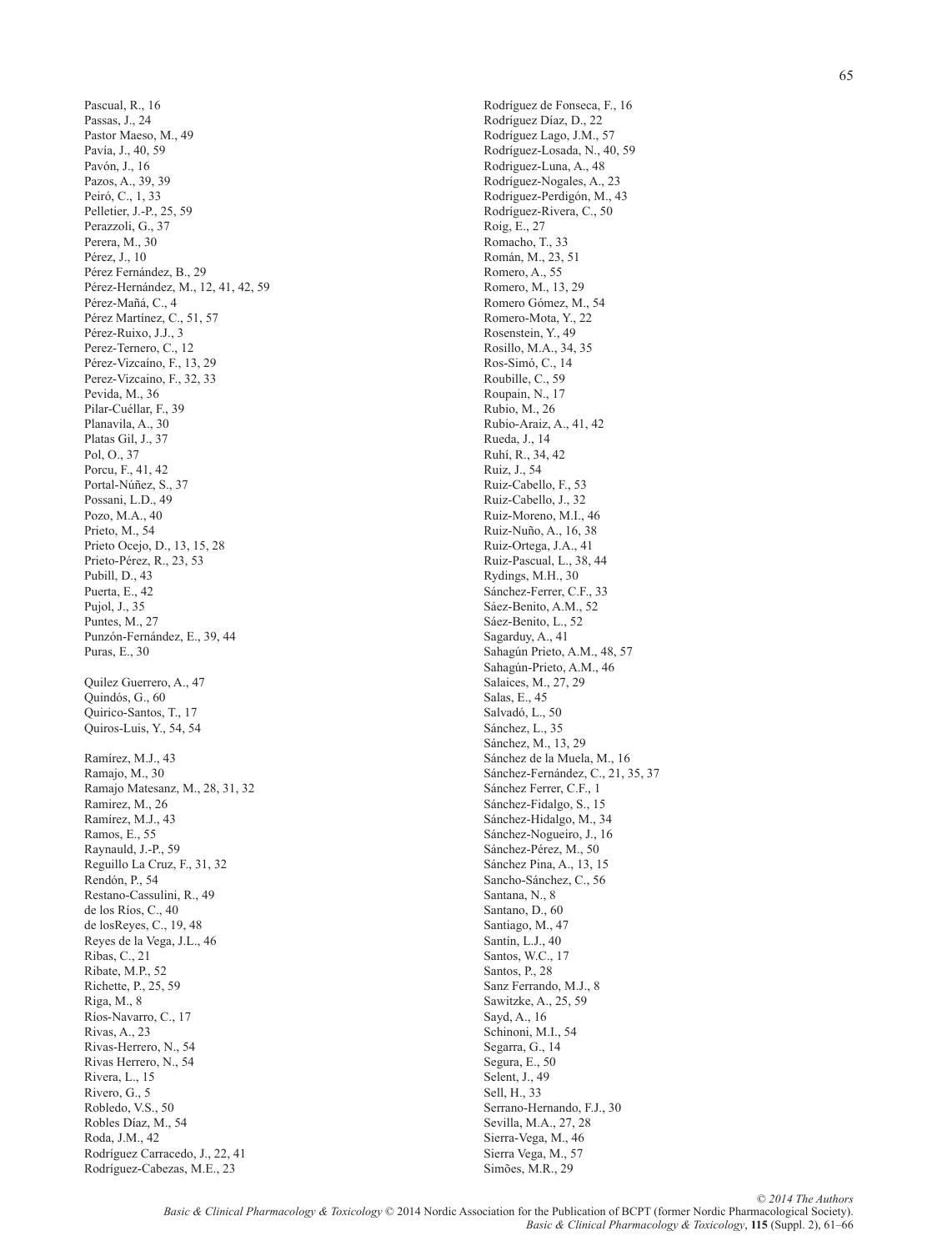Pascual, R., 16
Passas, J., 24
Pastor Maeso, M., 49
Pavía, J., 40, 59
Pavón, J., 16
Pazos, A., 39, 39
Peiró, C., 1, 33
Pelletier, J.-P., 25, 59
Perazzoli, G., 37
Perera, M., 30
Pérez, J., 10
Pérez Fernández, B., 29
Pérez-Hernández, M., 12, 41, 42, 59
Pérez-Mañá, C., 4
Pérez Martínez, C., 51, 57
Pérez-Ruixo, J.J., 3
Perez-Ternero, C., 12
Pérez-Vizcaíno, F., 13, 29
Perez-Vizcaino, F., 32, 33
Pevida, M., 36
Pilar-Cuéllar, F., 39
Planavila, A., 30
Platas Gil, J., 37
Pol, O., 37
Porcu, F., 41, 42
Portal-Núñez, S., 37
Possani, L.D., 49
Pozo, M.A., 40
Prieto, M., 54
Prieto Ocejo, D., 13, 15, 28
Prieto-Pérez, R., 23, 53
Pubill, D., 43
Puerta, E., 42
Pujol, J., 35
Puntes, M., 27
Punzón-Fernández, E., 39, 44
Puras, E., 30

Quilez Guerrero, A., 47
Quindós, G., 60
Quirico-Santos, T., 17
Quiros-Luis, Y., 54, 54

Ramírez, M.J., 43
Ramajo, M., 30
Ramajo Matesanz, M., 28, 31, 32
Ramirez, M., 26
Ramírez, M.J., 43
Ramos, E., 55
Raynauld, J.-P., 59
Reguillo La Cruz, F., 31, 32
Rendón, P., 54
Restano-Cassulini, R., 49
de los Ríos, C., 40
de losReyes, C., 19, 48
Reyes de la Vega, J.L., 46
Ribas, C., 21
Ribate, M.P., 52
Richette, P., 25, 59
Riga, M., 8
Ríos-Navarro, C., 17
Rivas, A., 23
Rivas-Herrero, N., 54
Rivas Herrero, N., 54
Rivera, L., 15
Rivero, G., 5
Robledo, V.S., 50
Robles Díaz, M., 54
Roda, J.M., 42
Rodríguez Carracedo, J., 22, 41
Rodríguez-Cabezas, M.E., 23
Rodríguez de Fonseca, F., 16
Rodríguez Díaz, D., 22
Rodríguez Lago, J.M., 57
Rodríguez-Losada, N., 40, 59
Rodriguez-Luna, A., 48
Rodríguez-Nogales, A., 23
Rodriguez-Perdigón, M., 43
Rodríguez-Rivera, C., 50
Roig, E., 27
Romacho, T., 33
Román, M., 23, 51
Romero, A., 55
Romero, M., 13, 29
Romero Gómez, M., 54
Romero-Mota, Y., 22
Rosenstein, Y., 49
Rosillo, M.A., 34, 35
Ros-Simó, C., 14
Roubille, C., 59
Roupain, N., 17
Rubio, M., 26
Rubio-Araiz, A., 41, 42
Rueda, J., 14
Ruhí, R., 34, 42
Ruiz, J., 54
Ruiz-Cabello, F., 53
Ruiz-Cabello, J., 32
Ruiz-Moreno, M.I., 46
Ruiz-Nuño, A., 16, 38
Ruiz-Ortega, J.A., 41
Ruiz-Pascual, L., 38, 44
Rydings, M.H., 30
Sánchez-Ferrer, C.F., 33
Sáez-Benito, A.M., 52
Sáez-Benito, L., 52
Sagarduy, A., 41
Sahagún Prieto, A.M., 48, 57
Sahagún-Prieto, A.M., 46
Salaices, M., 27, 29
Salas, E., 45
Salvadó, L., 50
Sánchez, L., 35
Sánchez, M., 13, 29
Sánchez de la Muela, M., 16
Sánchez-Fernández, C., 21, 35, 37
Sánchez Ferrer, C.F., 1
Sánchez-Fidalgo, S., 15
Sánchez-Hidalgo, M., 34
Sánchez-Nogueiro, J., 16
Sánchez-Pérez, M., 50
Sánchez Pina, A., 13, 15
Sancho-Sánchez, C., 56
Santana, N., 8
Santano, D., 60
Santiago, M., 47
Santín, L.J., 40
Santos, W.C., 17
Santos, P., 28
Sanz Ferrando, M.J., 8
Sawitzke, A., 25, 59
Sayd, A., 16
Schinoni, M.I., 54
Segarra, G., 14
Segura, E., 50
Selent, J., 49
Sell, H., 33
Serrano-Hernando, F.J., 30
Sevilla, M.A., 27, 28
Sierra-Vega, M., 46
Sierra Vega, M., 57
Simões, M.R., 29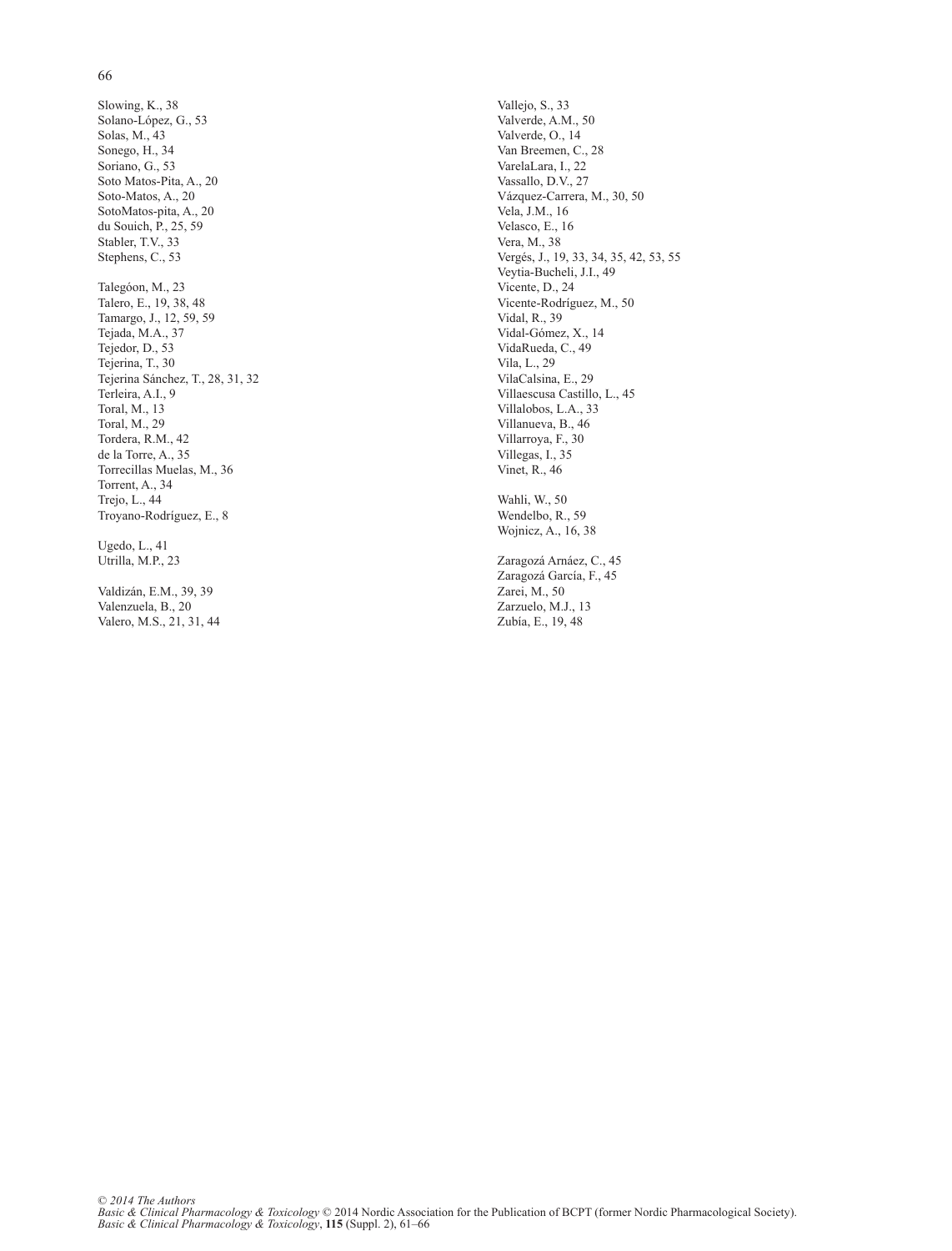Slowing, K., 38
Solano-López, G., 53
Solas, M., 43
Sonego, H., 34
Soriano, G., 53
Soto Matos-Pita, A., 20
Soto-Matos, A., 20
SotoMatos-pita, A., 20
du Souich, P., 25, 59
Stabler, T.V., 33
Stephens, C., 53

Talegóon, M., 23
Talero, E., 19, 38, 48
Tamargo, J., 12, 59, 59
Tejada, M.A., 37
Tejedor, D., 53
Tejerina, T., 30
Tejerina Sánchez, T., 28, 31, 32
Terleira, A.I., 9
Toral, M., 13
Toral, M., 29
Tordera, R.M., 42
de la Torre, A., 35
Torrecillas Muelas, M., 36
Torrent, A., 34
Trejo, L., 44
Troyano-Rodríguez, E., 8

Ugedo, L., 41
Utrilla, M.P., 23

Valdizán, E.M., 39, 39
Valenzuela, B., 20
Valero, M.S., 21, 31, 44

Vallejo, S., 33
Valverde, A.M., 50
Valverde, O., 14
Van Breemen, C., 28
VarelaLara, I., 22
Vassallo, D.V., 27
Vázquez-Carrera, M., 30, 50
Vela, J.M., 16
Velasco, E., 16
Vera, M., 38
Vergés, J., 19, 33, 34, 35, 42, 53, 55
Veytia-Bucheli, J.I., 49
Vicente, D., 24
Vicente-Rodríguez, M., 50
Vidal, R., 39
Vidal-Gómez, X., 14
VidaRueda, C., 49
Vila, L., 29
VilaCalsina, E., 29
Villaescusa Castillo, L., 45
Villalobos, L.A., 33
Villanueva, B., 46
Villarroya, F., 30
Villegas, I., 35
Vinet, R., 46

Wahli, W., 50
Wendelbo, R., 59
Wojnicz, A., 16, 38

Zaragozá Arnáez, C., 45
Zaragozá García, F., 45
Zarei, M., 50
Zarzuelo, M.J., 13
Zubía, E., 19, 48